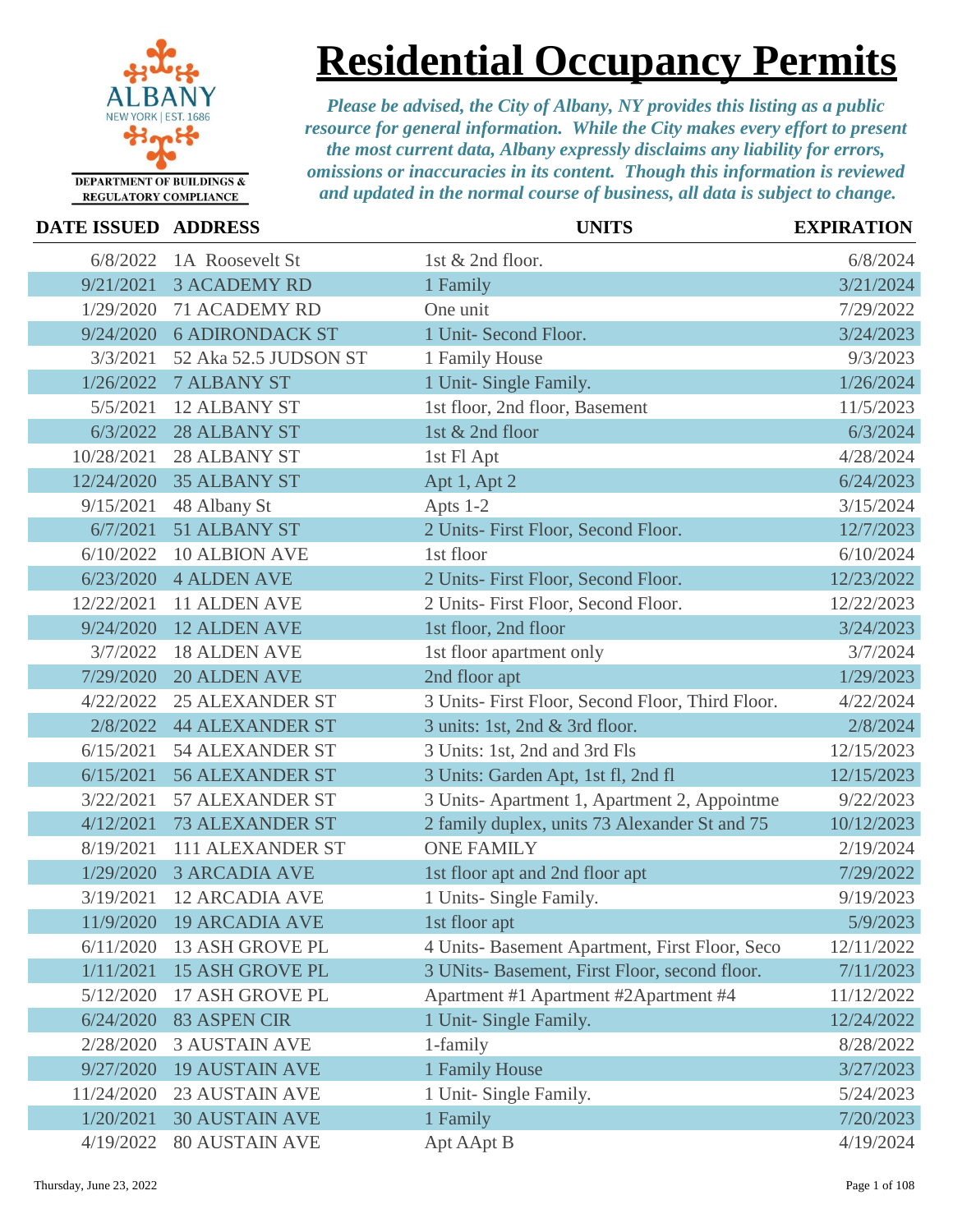ALBANY
NEW YORK | EST. 1686

DEPARTMENT OF BUILDINGS & REGULATORY COMPLIANCE

# Residential Occupancy Permits

*Please be advised, the City of Albany, NY provides this listing as a public resource for general information. While the City makes every effort to present the most current data, Albany expressly disclaims any liability for errors, omissions or inaccuracies in its content. Though this information is reviewed and updated in the normal course of business, all data is subject to change.*

| DATE ISSUED | ADDRESS | UNITS | EXPIRATION |
|---|---|---|---|
| 6/8/2022 | 1A Roosevelt St | 1st & 2nd floor. | 6/8/2024 |
| 9/21/2021 | 3 ACADEMY RD | 1 Family | 3/21/2024 |
| 1/29/2020 | 71 ACADEMY RD | One unit | 7/29/2022 |
| 9/24/2020 | 6 ADIRONDACK ST | 1 Unit- Second Floor. | 3/24/2023 |
| 3/3/2021 | 52 Aka 52.5 JUDSON ST | 1 Family House | 9/3/2023 |
| 1/26/2022 | 7 ALBANY ST | 1 Unit- Single Family. | 1/26/2024 |
| 5/5/2021 | 12 ALBANY ST | 1st floor, 2nd floor, Basement | 11/5/2023 |
| 6/3/2022 | 28 ALBANY ST | 1st & 2nd floor | 6/3/2024 |
| 10/28/2021 | 28 ALBANY ST | 1st Fl Apt | 4/28/2024 |
| 12/24/2020 | 35 ALBANY ST | Apt 1, Apt 2 | 6/24/2023 |
| 9/15/2021 | 48 Albany St | Apts 1-2 | 3/15/2024 |
| 6/7/2021 | 51 ALBANY ST | 2 Units- First Floor, Second Floor. | 12/7/2023 |
| 6/10/2022 | 10 ALBION AVE | 1st floor | 6/10/2024 |
| 6/23/2020 | 4 ALDEN AVE | 2 Units- First Floor, Second Floor. | 12/23/2022 |
| 12/22/2021 | 11 ALDEN AVE | 2 Units- First Floor, Second Floor. | 12/22/2023 |
| 9/24/2020 | 12 ALDEN AVE | 1st floor, 2nd floor | 3/24/2023 |
| 3/7/2022 | 18 ALDEN AVE | 1st floor apartment only | 3/7/2024 |
| 7/29/2020 | 20 ALDEN AVE | 2nd floor apt | 1/29/2023 |
| 4/22/2022 | 25 ALEXANDER ST | 3 Units- First Floor, Second Floor, Third Floor. | 4/22/2024 |
| 2/8/2022 | 44 ALEXANDER ST | 3 units: 1st, 2nd & 3rd floor. | 2/8/2024 |
| 6/15/2021 | 54 ALEXANDER ST | 3 Units: 1st, 2nd and 3rd Fls | 12/15/2023 |
| 6/15/2021 | 56 ALEXANDER ST | 3 Units: Garden Apt, 1st fl, 2nd fl | 12/15/2023 |
| 3/22/2021 | 57 ALEXANDER ST | 3 Units- Apartment 1, Apartment 2, Appointme | 9/22/2023 |
| 4/12/2021 | 73 ALEXANDER ST | 2 family duplex, units 73 Alexander St and 75 | 10/12/2023 |
| 8/19/2021 | 111 ALEXANDER ST | ONE FAMILY | 2/19/2024 |
| 1/29/2020 | 3 ARCADIA AVE | 1st floor apt and 2nd floor apt | 7/29/2022 |
| 3/19/2021 | 12 ARCADIA AVE | 1 Units- Single Family. | 9/19/2023 |
| 11/9/2020 | 19 ARCADIA AVE | 1st floor apt | 5/9/2023 |
| 6/11/2020 | 13 ASH GROVE PL | 4 Units- Basement Apartment, First Floor, Seco | 12/11/2022 |
| 1/11/2021 | 15 ASH GROVE PL | 3 UNits- Basement, First Floor, second floor. | 7/11/2023 |
| 5/12/2020 | 17 ASH GROVE PL | Apartment #1 Apartment #2Apartment #4 | 11/12/2022 |
| 6/24/2020 | 83 ASPEN CIR | 1 Unit- Single Family. | 12/24/2022 |
| 2/28/2020 | 3 AUSTAIN AVE | 1-family | 8/28/2022 |
| 9/27/2020 | 19 AUSTAIN AVE | 1 Family House | 3/27/2023 |
| 11/24/2020 | 23 AUSTAIN AVE | 1 Unit- Single Family. | 5/24/2023 |
| 1/20/2021 | 30 AUSTAIN AVE | 1 Family | 7/20/2023 |
| 4/19/2022 | 80 AUSTAIN AVE | Apt AApt B | 4/19/2024 |

Thursday, June 23, 2022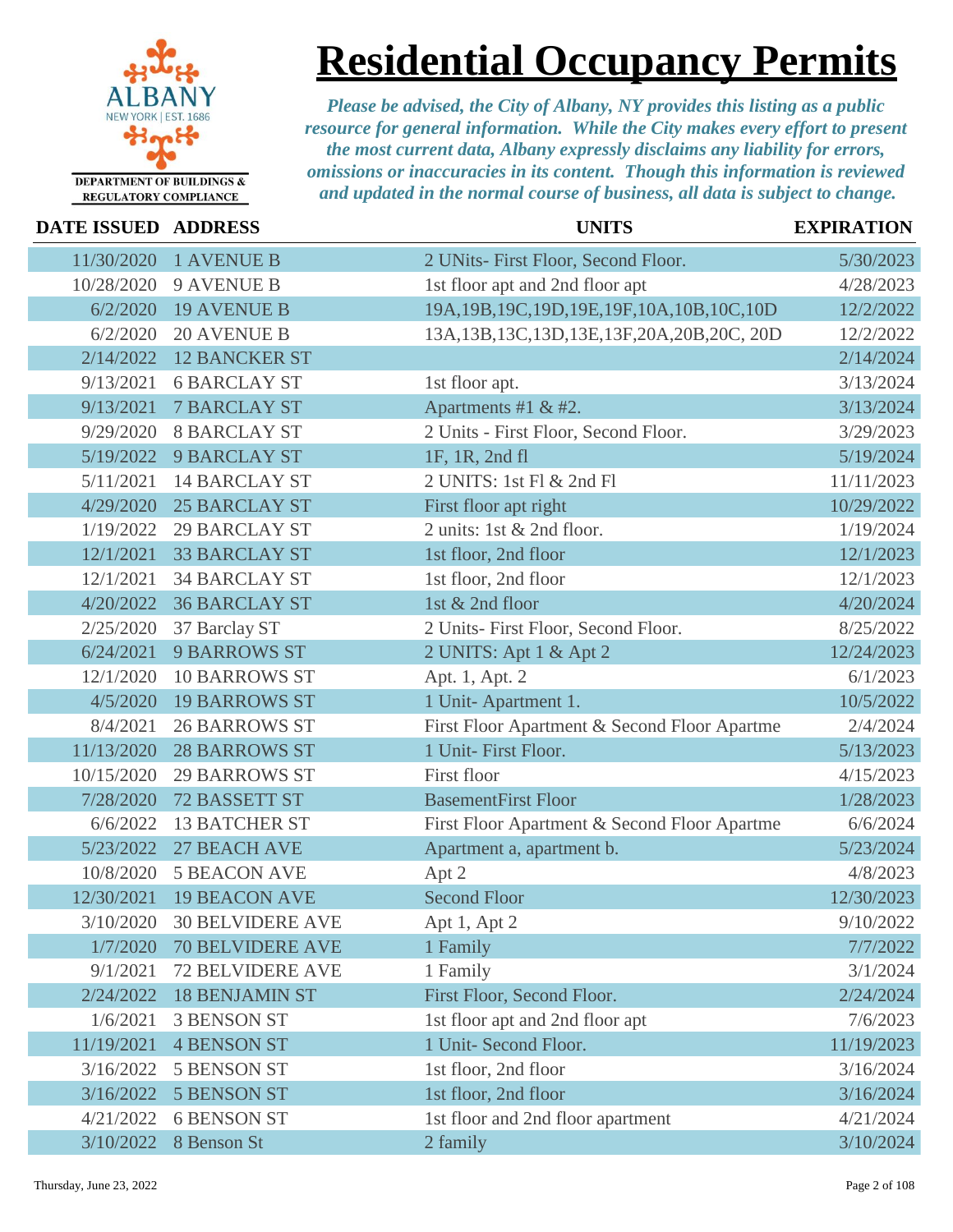# Residential Occupancy Permits

ALBANY
NEW YORK | EST. 1686

DEPARTMENT OF BUILDINGS & REGULATORY COMPLIANCE

*Please be advised, the City of Albany, NY provides this listing as a public resource for general information. While the City makes every effort to present the most current data, Albany expressly disclaims any liability for errors, omissions or inaccuracies in its content. Though this information is reviewed and updated in the normal course of business, all data is subject to change.*

| DATE ISSUED | ADDRESS | UNITS | EXPIRATION |
|---|---|---|---|
| 11/30/2020 | 1 AVENUE B | 2 UNits- First Floor, Second Floor. | 5/30/2023 |
| 10/28/2020 | 9 AVENUE B | 1st floor apt and 2nd floor apt | 4/28/2023 |
| 6/2/2020 | 19 AVENUE B | 19A,19B,19C,19D,19E,19F,10A,10B,10C,10D | 12/2/2022 |
| 6/2/2020 | 20 AVENUE B | 13A,13B,13C,13D,13E,13F,20A,20B,20C, 20D | 12/2/2022 |
| 2/14/2022 | 12 BANCKER ST | | 2/14/2024 |
| 9/13/2021 | 6 BARCLAY ST | 1st floor apt. | 3/13/2024 |
| 9/13/2021 | 7 BARCLAY ST | Apartments #1 & #2. | 3/13/2024 |
| 9/29/2020 | 8 BARCLAY ST | 2 Units - First Floor, Second Floor. | 3/29/2023 |
| 5/19/2022 | 9 BARCLAY ST | 1F, 1R, 2nd fl | 5/19/2024 |
| 5/11/2021 | 14 BARCLAY ST | 2 UNITS: 1st Fl & 2nd Fl | 11/11/2023 |
| 4/29/2020 | 25 BARCLAY ST | First floor apt right | 10/29/2022 |
| 1/19/2022 | 29 BARCLAY ST | 2 units: 1st & 2nd floor. | 1/19/2024 |
| 12/1/2021 | 33 BARCLAY ST | 1st floor, 2nd floor | 12/1/2023 |
| 12/1/2021 | 34 BARCLAY ST | 1st floor, 2nd floor | 12/1/2023 |
| 4/20/2022 | 36 BARCLAY ST | 1st & 2nd floor | 4/20/2024 |
| 2/25/2020 | 37 Barclay ST | 2 Units- First Floor, Second Floor. | 8/25/2022 |
| 6/24/2021 | 9 BARROWS ST | 2 UNITS: Apt 1 & Apt 2 | 12/24/2023 |
| 12/1/2020 | 10 BARROWS ST | Apt. 1, Apt. 2 | 6/1/2023 |
| 4/5/2020 | 19 BARROWS ST | 1 Unit- Apartment 1. | 10/5/2022 |
| 8/4/2021 | 26 BARROWS ST | First Floor Apartment & Second Floor Apartme | 2/4/2024 |
| 11/13/2020 | 28 BARROWS ST | 1 Unit- First Floor. | 5/13/2023 |
| 10/15/2020 | 29 BARROWS ST | First floor | 4/15/2023 |
| 7/28/2020 | 72 BASSETT ST | BasementFirst Floor | 1/28/2023 |
| 6/6/2022 | 13 BATCHER ST | First Floor Apartment & Second Floor Apartme | 6/6/2024 |
| 5/23/2022 | 27 BEACH AVE | Apartment a, apartment b. | 5/23/2024 |
| 10/8/2020 | 5 BEACON AVE | Apt 2 | 4/8/2023 |
| 12/30/2021 | 19 BEACON AVE | Second Floor | 12/30/2023 |
| 3/10/2020 | 30 BELVIDERE AVE | Apt 1, Apt 2 | 9/10/2022 |
| 1/7/2020 | 70 BELVIDERE AVE | 1 Family | 7/7/2022 |
| 9/1/2021 | 72 BELVIDERE AVE | 1 Family | 3/1/2024 |
| 2/24/2022 | 18 BENJAMIN ST | First Floor, Second Floor. | 2/24/2024 |
| 1/6/2021 | 3 BENSON ST | 1st floor apt and 2nd floor apt | 7/6/2023 |
| 11/19/2021 | 4 BENSON ST | 1 Unit- Second Floor. | 11/19/2023 |
| 3/16/2022 | 5 BENSON ST | 1st floor, 2nd floor | 3/16/2024 |
| 3/16/2022 | 5 BENSON ST | 1st floor, 2nd floor | 3/16/2024 |
| 4/21/2022 | 6 BENSON ST | 1st floor and 2nd floor apartment | 4/21/2024 |
| 3/10/2022 | 8 Benson St | 2 family | 3/10/2024 |

Thursday, June 23, 2022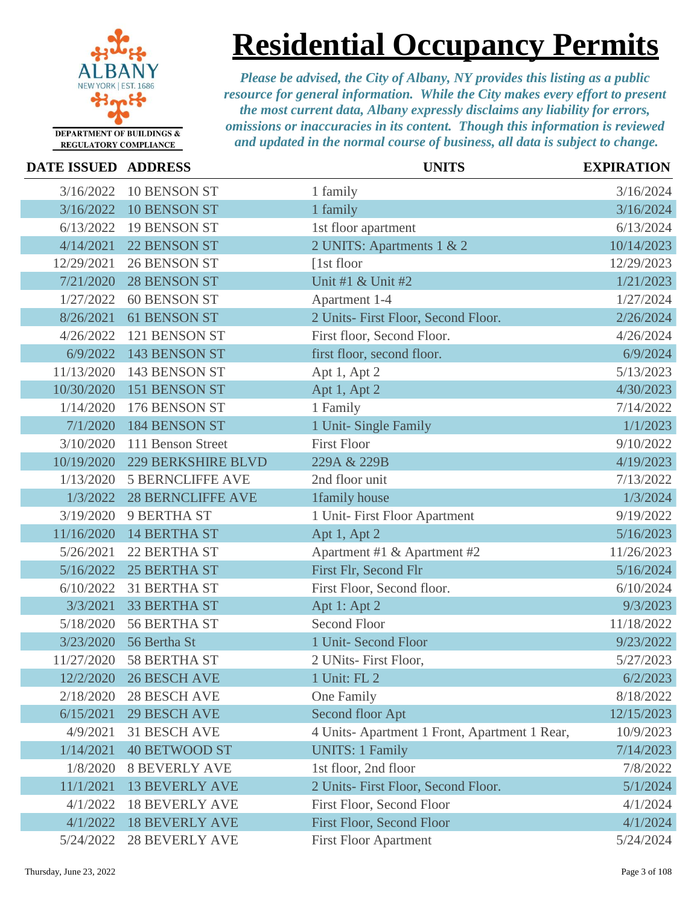# Residential Occupancy Permits

DEPARTMENT OF BUILDINGS & REGULATORY COMPLIANCE

*Please be advised, the City of Albany, NY provides this listing as a public resource for general information. While the City makes every effort to present the most current data, Albany expressly disclaims any liability for errors, omissions or inaccuracies in its content. Though this information is reviewed and updated in the normal course of business, all data is subject to change.*

| DATE ISSUED | ADDRESS | UNITS | EXPIRATION |
|---|---|---|---|
| 3/16/2022 | 10 BENSON ST | 1 family | 3/16/2024 |
| 3/16/2022 | 10 BENSON ST | 1 family | 3/16/2024 |
| 6/13/2022 | 19 BENSON ST | 1st floor apartment | 6/13/2024 |
| 4/14/2021 | 22 BENSON ST | 2 UNITS: Apartments 1 & 2 | 10/14/2023 |
| 12/29/2021 | 26 BENSON ST | [1st floor | 12/29/2023 |
| 7/21/2020 | 28 BENSON ST | Unit #1 & Unit #2 | 1/21/2023 |
| 1/27/2022 | 60 BENSON ST | Apartment 1-4 | 1/27/2024 |
| 8/26/2021 | 61 BENSON ST | 2 Units- First Floor, Second Floor. | 2/26/2024 |
| 4/26/2022 | 121 BENSON ST | First floor, Second Floor. | 4/26/2024 |
| 6/9/2022 | 143 BENSON ST | first floor, second floor. | 6/9/2024 |
| 11/13/2020 | 143 BENSON ST | Apt 1, Apt 2 | 5/13/2023 |
| 10/30/2020 | 151 BENSON ST | Apt 1, Apt 2 | 4/30/2023 |
| 1/14/2020 | 176 BENSON ST | 1 Family | 7/14/2022 |
| 7/1/2020 | 184 BENSON ST | 1 Unit- Single Family | 1/1/2023 |
| 3/10/2020 | 111 Benson Street | First Floor | 9/10/2022 |
| 10/19/2020 | 229 BERKSHIRE BLVD | 229A & 229B | 4/19/2023 |
| 1/13/2020 | 5 BERNCLIFFE AVE | 2nd floor unit | 7/13/2022 |
| 1/3/2022 | 28 BERNCLIFFE AVE | 1family house | 1/3/2024 |
| 3/19/2020 | 9 BERTHA ST | 1 Unit- First Floor Apartment | 9/19/2022 |
| 11/16/2020 | 14 BERTHA ST | Apt 1, Apt 2 | 5/16/2023 |
| 5/26/2021 | 22 BERTHA ST | Apartment #1 & Apartment #2 | 11/26/2023 |
| 5/16/2022 | 25 BERTHA ST | First Flr, Second Flr | 5/16/2024 |
| 6/10/2022 | 31 BERTHA ST | First Floor, Second floor. | 6/10/2024 |
| 3/3/2021 | 33 BERTHA ST | Apt 1: Apt 2 | 9/3/2023 |
| 5/18/2020 | 56 BERTHA ST | Second Floor | 11/18/2022 |
| 3/23/2020 | 56 Bertha St | 1 Unit- Second Floor | 9/23/2022 |
| 11/27/2020 | 58 BERTHA ST | 2 UNits- First Floor, | 5/27/2023 |
| 12/2/2020 | 26 BESCH AVE | 1 Unit: FL 2 | 6/2/2023 |
| 2/18/2020 | 28 BESCH AVE | One Family | 8/18/2022 |
| 6/15/2021 | 29 BESCH AVE | Second floor Apt | 12/15/2023 |
| 4/9/2021 | 31 BESCH AVE | 4 Units- Apartment 1 Front, Apartment 1 Rear, | 10/9/2023 |
| 1/14/2021 | 40 BETWOOD ST | UNITS: 1 Family | 7/14/2023 |
| 1/8/2020 | 8 BEVERLY AVE | 1st floor, 2nd floor | 7/8/2022 |
| 11/1/2021 | 13 BEVERLY AVE | 2 Units- First Floor, Second Floor. | 5/1/2024 |
| 4/1/2022 | 18 BEVERLY AVE | First Floor, Second Floor | 4/1/2024 |
| 4/1/2022 | 18 BEVERLY AVE | First Floor, Second Floor | 4/1/2024 |
| 5/24/2022 | 28 BEVERLY AVE | First Floor Apartment | 5/24/2024 |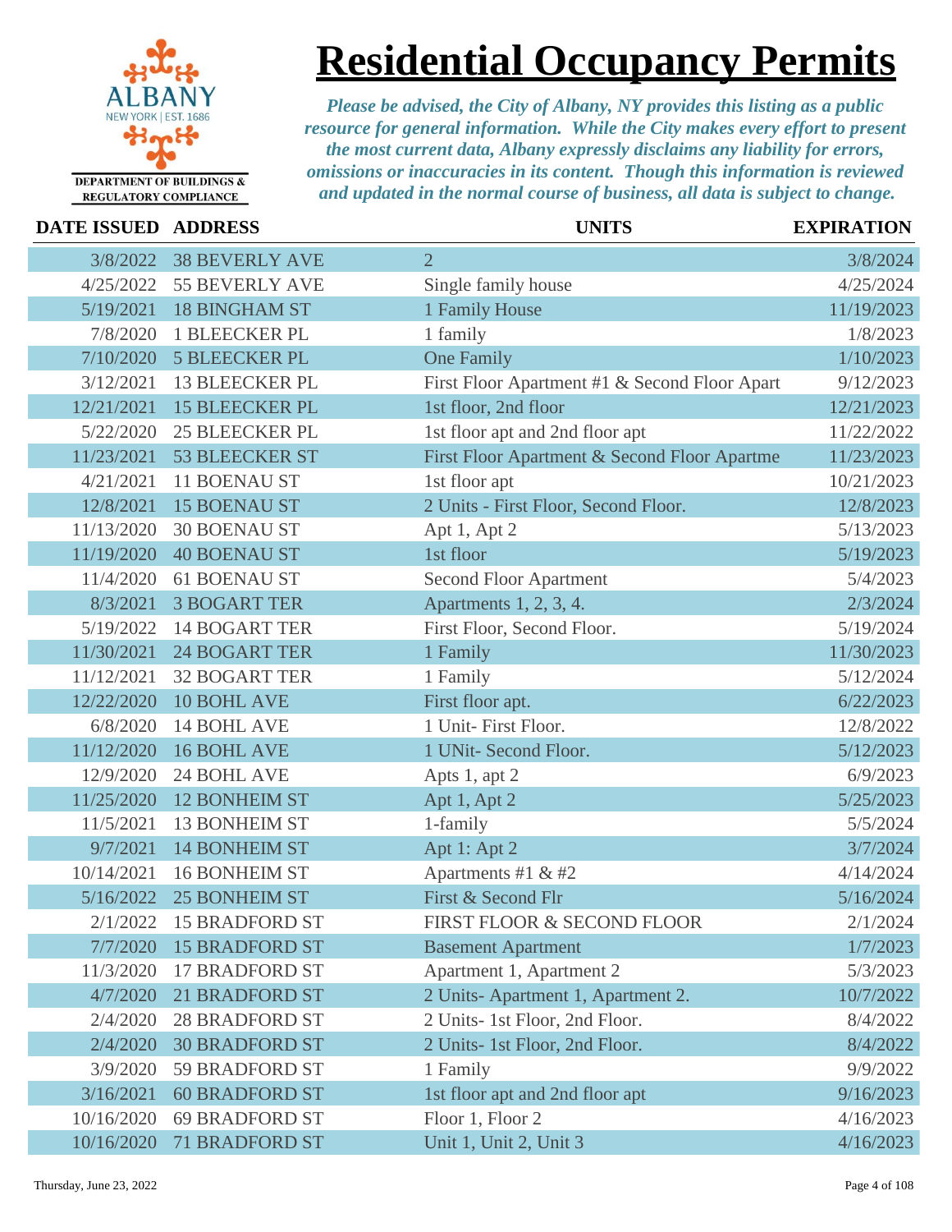ALBANY
NEW YORK | EST. 1686

DEPARTMENT OF BUILDINGS & REGULATORY COMPLIANCE

# Residential Occupancy Permits

*Please be advised, the City of Albany, NY provides this listing as a public resource for general information. While the City makes every effort to present the most current data, Albany expressly disclaims any liability for errors, omissions or inaccuracies in its content. Though this information is reviewed and updated in the normal course of business, all data is subject to change.*

| DATE ISSUED | ADDRESS | UNITS | EXPIRATION |
|---|---|---|---|
| 3/8/2022 | 38 BEVERLY AVE | 2 | 3/8/2024 |
| 4/25/2022 | 55 BEVERLY AVE | Single family house | 4/25/2024 |
| 5/19/2021 | 18 BINGHAM ST | 1 Family House | 11/19/2023 |
| 7/8/2020 | 1 BLEECKER PL | 1 family | 1/8/2023 |
| 7/10/2020 | 5 BLEECKER PL | One Family | 1/10/2023 |
| 3/12/2021 | 13 BLEECKER PL | First Floor Apartment #1 & Second Floor Apart | 9/12/2023 |
| 12/21/2021 | 15 BLEECKER PL | 1st floor, 2nd floor | 12/21/2023 |
| 5/22/2020 | 25 BLEECKER PL | 1st floor apt and 2nd floor apt | 11/22/2022 |
| 11/23/2021 | 53 BLEECKER ST | First Floor Apartment & Second Floor Apartme | 11/23/2023 |
| 4/21/2021 | 11 BOENAU ST | 1st floor apt | 10/21/2023 |
| 12/8/2021 | 15 BOENAU ST | 2 Units - First Floor, Second Floor. | 12/8/2023 |
| 11/13/2020 | 30 BOENAU ST | Apt 1, Apt 2 | 5/13/2023 |
| 11/19/2020 | 40 BOENAU ST | 1st floor | 5/19/2023 |
| 11/4/2020 | 61 BOENAU ST | Second Floor Apartment | 5/4/2023 |
| 8/3/2021 | 3 BOGART TER | Apartments 1, 2, 3, 4. | 2/3/2024 |
| 5/19/2022 | 14 BOGART TER | First Floor, Second Floor. | 5/19/2024 |
| 11/30/2021 | 24 BOGART TER | 1 Family | 11/30/2023 |
| 11/12/2021 | 32 BOGART TER | 1 Family | 5/12/2024 |
| 12/22/2020 | 10 BOHL AVE | First floor apt. | 6/22/2023 |
| 6/8/2020 | 14 BOHL AVE | 1 Unit- First Floor. | 12/8/2022 |
| 11/12/2020 | 16 BOHL AVE | 1 UNit- Second Floor. | 5/12/2023 |
| 12/9/2020 | 24 BOHL AVE | Apts 1, apt 2 | 6/9/2023 |
| 11/25/2020 | 12 BONHEIM ST | Apt 1, Apt 2 | 5/25/2023 |
| 11/5/2021 | 13 BONHEIM ST | 1-family | 5/5/2024 |
| 9/7/2021 | 14 BONHEIM ST | Apt 1: Apt 2 | 3/7/2024 |
| 10/14/2021 | 16 BONHEIM ST | Apartments #1 & #2 | 4/14/2024 |
| 5/16/2022 | 25 BONHEIM ST | First & Second Flr | 5/16/2024 |
| 2/1/2022 | 15 BRADFORD ST | FIRST FLOOR & SECOND FLOOR | 2/1/2024 |
| 7/7/2020 | 15 BRADFORD ST | Basement Apartment | 1/7/2023 |
| 11/3/2020 | 17 BRADFORD ST | Apartment 1, Apartment 2 | 5/3/2023 |
| 4/7/2020 | 21 BRADFORD ST | 2 Units- Apartment 1, Apartment 2. | 10/7/2022 |
| 2/4/2020 | 28 BRADFORD ST | 2 Units- 1st Floor, 2nd Floor. | 8/4/2022 |
| 2/4/2020 | 30 BRADFORD ST | 2 Units- 1st Floor, 2nd Floor. | 8/4/2022 |
| 3/9/2020 | 59 BRADFORD ST | 1 Family | 9/9/2022 |
| 3/16/2021 | 60 BRADFORD ST | 1st floor apt and 2nd floor apt | 9/16/2023 |
| 10/16/2020 | 69 BRADFORD ST | Floor 1, Floor 2 | 4/16/2023 |
| 10/16/2020 | 71 BRADFORD ST | Unit 1, Unit 2, Unit 3 | 4/16/2023 |

Thursday, June 23, 2022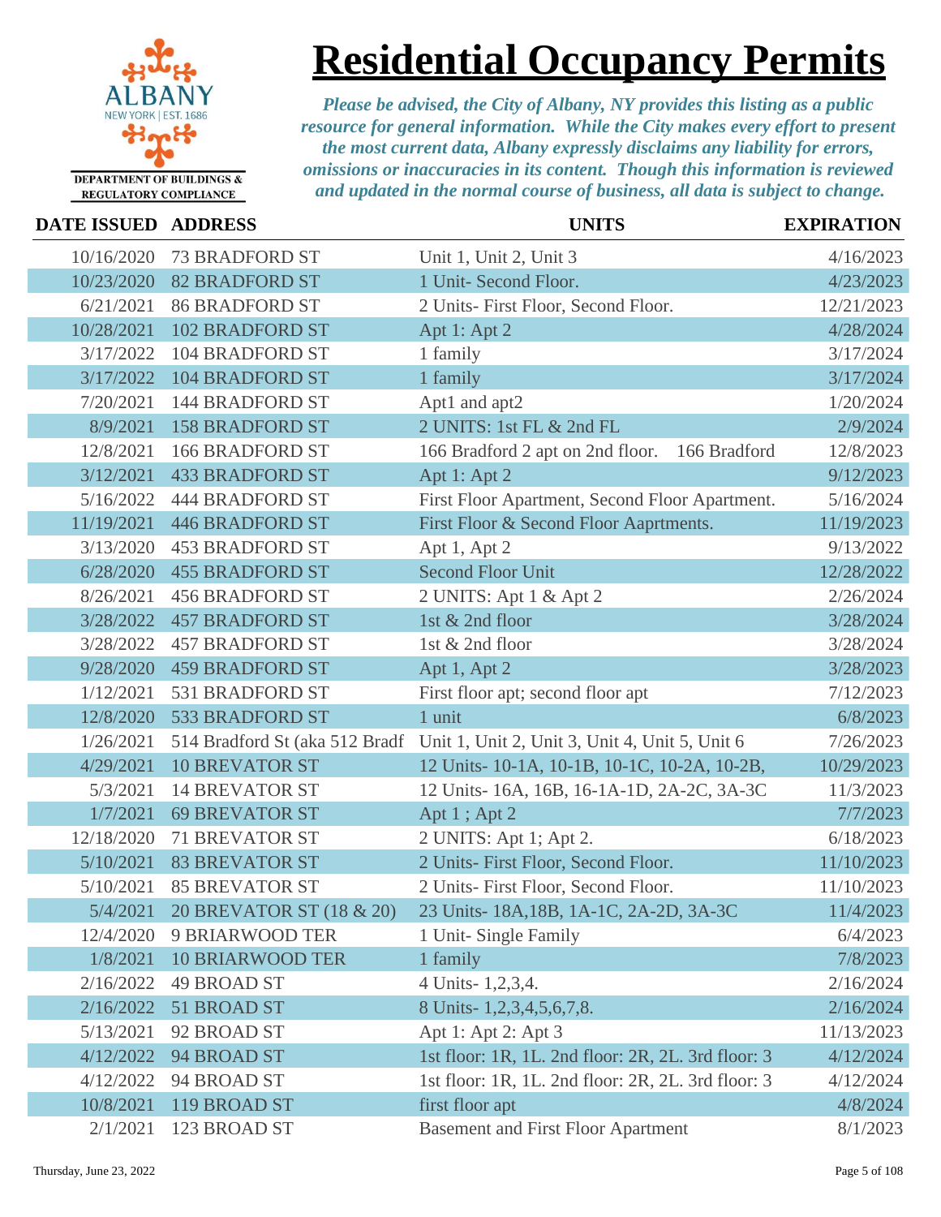# Residential Occupancy Permits

DEPARTMENT OF BUILDINGS & REGULATORY COMPLIANCE

*Please be advised, the City of Albany, NY provides this listing as a public resource for general information. While the City makes every effort to present the most current data, Albany expressly disclaims any liability for errors, omissions or inaccuracies in its content. Though this information is reviewed and updated in the normal course of business, all data is subject to change.*

| DATE ISSUED | ADDRESS | UNITS | EXPIRATION |
|---|---|---|---|
| 10/16/2020 | 73 BRADFORD ST | Unit 1, Unit 2, Unit 3 | 4/16/2023 |
| 10/23/2020 | 82 BRADFORD ST | 1 Unit- Second Floor. | 4/23/2023 |
| 6/21/2021 | 86 BRADFORD ST | 2 Units- First Floor, Second Floor. | 12/21/2023 |
| 10/28/2021 | 102 BRADFORD ST | Apt 1: Apt 2 | 4/28/2024 |
| 3/17/2022 | 104 BRADFORD ST | 1 family | 3/17/2024 |
| 3/17/2022 | 104 BRADFORD ST | 1 family | 3/17/2024 |
| 7/20/2021 | 144 BRADFORD ST | Apt1 and apt2 | 1/20/2024 |
| 8/9/2021 | 158 BRADFORD ST | 2 UNITS: 1st FL & 2nd FL | 2/9/2024 |
| 12/8/2021 | 166 BRADFORD ST | 166 Bradford 2 apt on 2nd floor. 166 Bradford | 12/8/2023 |
| 3/12/2021 | 433 BRADFORD ST | Apt 1: Apt 2 | 9/12/2023 |
| 5/16/2022 | 444 BRADFORD ST | First Floor Apartment, Second Floor Apartment. | 5/16/2024 |
| 11/19/2021 | 446 BRADFORD ST | First Floor & Second Floor Aaprtments. | 11/19/2023 |
| 3/13/2020 | 453 BRADFORD ST | Apt 1, Apt 2 | 9/13/2022 |
| 6/28/2020 | 455 BRADFORD ST | Second Floor Unit | 12/28/2022 |
| 8/26/2021 | 456 BRADFORD ST | 2 UNITS: Apt 1 & Apt 2 | 2/26/2024 |
| 3/28/2022 | 457 BRADFORD ST | 1st & 2nd floor | 3/28/2024 |
| 3/28/2022 | 457 BRADFORD ST | 1st & 2nd floor | 3/28/2024 |
| 9/28/2020 | 459 BRADFORD ST | Apt 1, Apt 2 | 3/28/2023 |
| 1/12/2021 | 531 BRADFORD ST | First floor apt; second floor apt | 7/12/2023 |
| 12/8/2020 | 533 BRADFORD ST | 1 unit | 6/8/2023 |
| 1/26/2021 | 514 Bradford St (aka 512 Bradf | Unit 1, Unit 2, Unit 3, Unit 4, Unit 5, Unit 6 | 7/26/2023 |
| 4/29/2021 | 10 BREVATOR ST | 12 Units- 10-1A, 10-1B, 10-1C, 10-2A, 10-2B, | 10/29/2023 |
| 5/3/2021 | 14 BREVATOR ST | 12 Units- 16A, 16B, 16-1A-1D, 2A-2C, 3A-3C | 11/3/2023 |
| 1/7/2021 | 69 BREVATOR ST | Apt 1 ; Apt 2 | 7/7/2023 |
| 12/18/2020 | 71 BREVATOR ST | 2 UNITS: Apt 1; Apt 2. | 6/18/2023 |
| 5/10/2021 | 83 BREVATOR ST | 2 Units- First Floor, Second Floor. | 11/10/2023 |
| 5/10/2021 | 85 BREVATOR ST | 2 Units- First Floor, Second Floor. | 11/10/2023 |
| 5/4/2021 | 20 BREVATOR ST (18 & 20) | 23 Units- 18A,18B, 1A-1C, 2A-2D, 3A-3C | 11/4/2023 |
| 12/4/2020 | 9 BRIARWOOD TER | 1 Unit- Single Family | 6/4/2023 |
| 1/8/2021 | 10 BRIARWOOD TER | 1 family | 7/8/2023 |
| 2/16/2022 | 49 BROAD ST | 4 Units- 1,2,3,4. | 2/16/2024 |
| 2/16/2022 | 51 BROAD ST | 8 Units- 1,2,3,4,5,6,7,8. | 2/16/2024 |
| 5/13/2021 | 92 BROAD ST | Apt 1: Apt 2: Apt 3 | 11/13/2023 |
| 4/12/2022 | 94 BROAD ST | 1st floor: 1R, 1L. 2nd floor: 2R, 2L. 3rd floor: 3 | 4/12/2024 |
| 4/12/2022 | 94 BROAD ST | 1st floor: 1R, 1L. 2nd floor: 2R, 2L. 3rd floor: 3 | 4/12/2024 |
| 10/8/2021 | 119 BROAD ST | first floor apt | 4/8/2024 |
| 2/1/2021 | 123 BROAD ST | Basement and First Floor Apartment | 8/1/2023 |

Thursday, June 23, 2022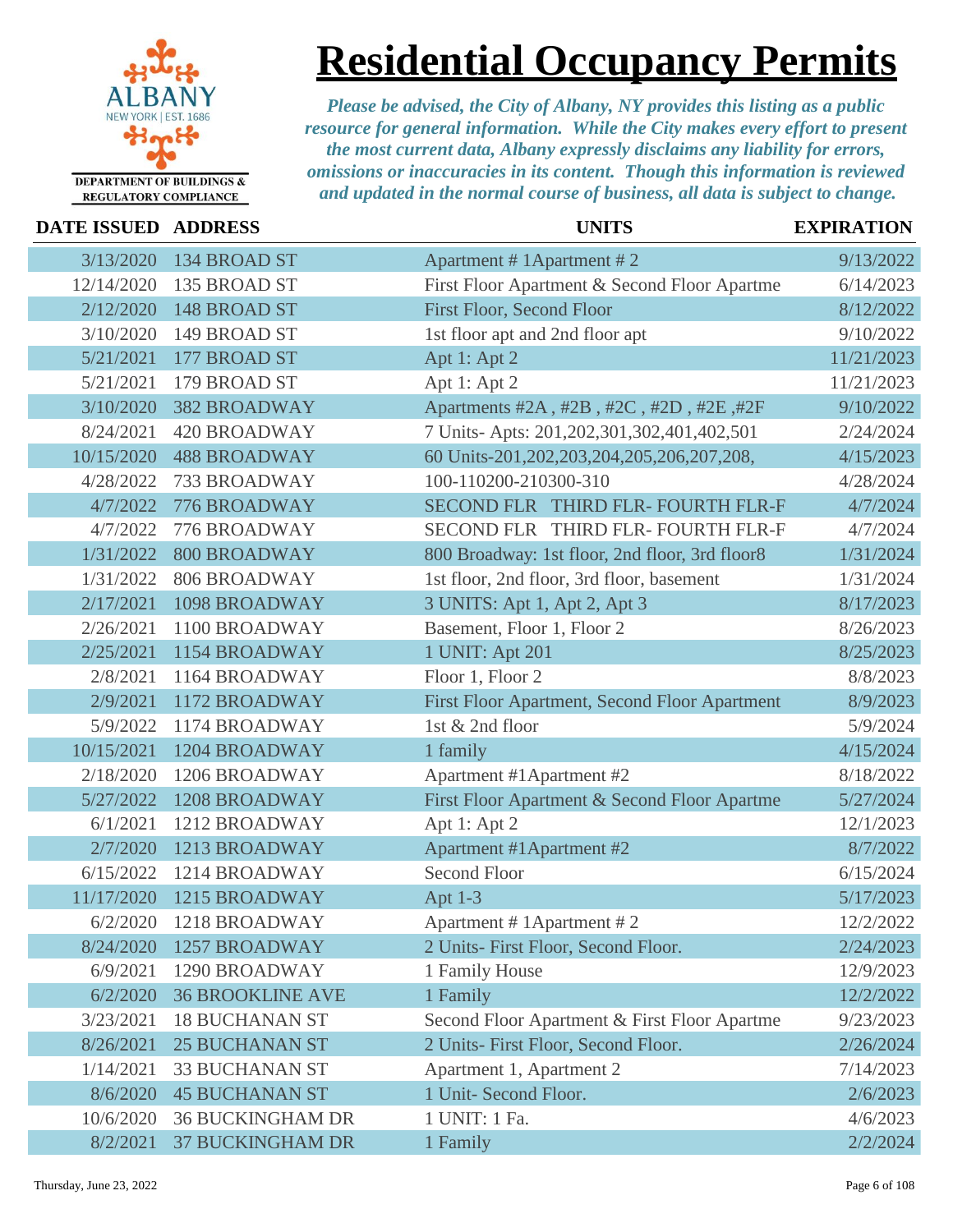# Residential Occupancy Permits

ALBANY NEW YORK | EST. 1686

DEPARTMENT OF BUILDINGS & REGULATORY COMPLIANCE

*Please be advised, the City of Albany, NY provides this listing as a public resource for general information. While the City makes every effort to present the most current data, Albany expressly disclaims any liability for errors, omissions or inaccuracies in its content. Though this information is reviewed and updated in the normal course of business, all data is subject to change.*

| DATE ISSUED | ADDRESS | UNITS | EXPIRATION |
|---|---|---|---|
| 3/13/2020 | 134 BROAD ST | Apartment # 1Apartment # 2 | 9/13/2022 |
| 12/14/2020 | 135 BROAD ST | First Floor Apartment & Second Floor Apartme | 6/14/2023 |
| 2/12/2020 | 148 BROAD ST | First Floor, Second Floor | 8/12/2022 |
| 3/10/2020 | 149 BROAD ST | 1st floor apt and 2nd floor apt | 9/10/2022 |
| 5/21/2021 | 177 BROAD ST | Apt 1: Apt 2 | 11/21/2023 |
| 5/21/2021 | 179 BROAD ST | Apt 1: Apt 2 | 11/21/2023 |
| 3/10/2020 | 382 BROADWAY | Apartments #2A , #2B , #2C , #2D , #2E ,#2F | 9/10/2022 |
| 8/24/2021 | 420 BROADWAY | 7 Units- Apts: 201,202,301,302,401,402,501 | 2/24/2024 |
| 10/15/2020 | 488 BROADWAY | 60 Units-201,202,203,204,205,206,207,208, | 4/15/2023 |
| 4/28/2022 | 733 BROADWAY | 100-110200-210300-310 | 4/28/2024 |
| 4/7/2022 | 776 BROADWAY | SECOND FLR THIRD FLR- FOURTH FLR-F | 4/7/2024 |
| 4/7/2022 | 776 BROADWAY | SECOND FLR THIRD FLR- FOURTH FLR-F | 4/7/2024 |
| 1/31/2022 | 800 BROADWAY | 800 Broadway: 1st floor, 2nd floor, 3rd floor8 | 1/31/2024 |
| 1/31/2022 | 806 BROADWAY | 1st floor, 2nd floor, 3rd floor, basement | 1/31/2024 |
| 2/17/2021 | 1098 BROADWAY | 3 UNITS: Apt 1, Apt 2, Apt 3 | 8/17/2023 |
| 2/26/2021 | 1100 BROADWAY | Basement, Floor 1, Floor 2 | 8/26/2023 |
| 2/25/2021 | 1154 BROADWAY | 1 UNIT: Apt 201 | 8/25/2023 |
| 2/8/2021 | 1164 BROADWAY | Floor 1, Floor 2 | 8/8/2023 |
| 2/9/2021 | 1172 BROADWAY | First Floor Apartment, Second Floor Apartment | 8/9/2023 |
| 5/9/2022 | 1174 BROADWAY | 1st & 2nd floor | 5/9/2024 |
| 10/15/2021 | 1204 BROADWAY | 1 family | 4/15/2024 |
| 2/18/2020 | 1206 BROADWAY | Apartment #1Apartment #2 | 8/18/2022 |
| 5/27/2022 | 1208 BROADWAY | First Floor Apartment & Second Floor Apartme | 5/27/2024 |
| 6/1/2021 | 1212 BROADWAY | Apt 1: Apt 2 | 12/1/2023 |
| 2/7/2020 | 1213 BROADWAY | Apartment #1Apartment #2 | 8/7/2022 |
| 6/15/2022 | 1214 BROADWAY | Second Floor | 6/15/2024 |
| 11/17/2020 | 1215 BROADWAY | Apt 1-3 | 5/17/2023 |
| 6/2/2020 | 1218 BROADWAY | Apartment # 1Apartment # 2 | 12/2/2022 |
| 8/24/2020 | 1257 BROADWAY | 2 Units- First Floor, Second Floor. | 2/24/2023 |
| 6/9/2021 | 1290 BROADWAY | 1 Family House | 12/9/2023 |
| 6/2/2020 | 36 BROOKLINE AVE | 1 Family | 12/2/2022 |
| 3/23/2021 | 18 BUCHANAN ST | Second Floor Apartment & First Floor Apartme | 9/23/2023 |
| 8/26/2021 | 25 BUCHANAN ST | 2 Units- First Floor, Second Floor. | 2/26/2024 |
| 1/14/2021 | 33 BUCHANAN ST | Apartment 1, Apartment 2 | 7/14/2023 |
| 8/6/2020 | 45 BUCHANAN ST | 1 Unit- Second Floor. | 2/6/2023 |
| 10/6/2020 | 36 BUCKINGHAM DR | 1 UNIT: 1 Fa. | 4/6/2023 |
| 8/2/2021 | 37 BUCKINGHAM DR | 1 Family | 2/2/2024 |

Thursday, June 23, 2022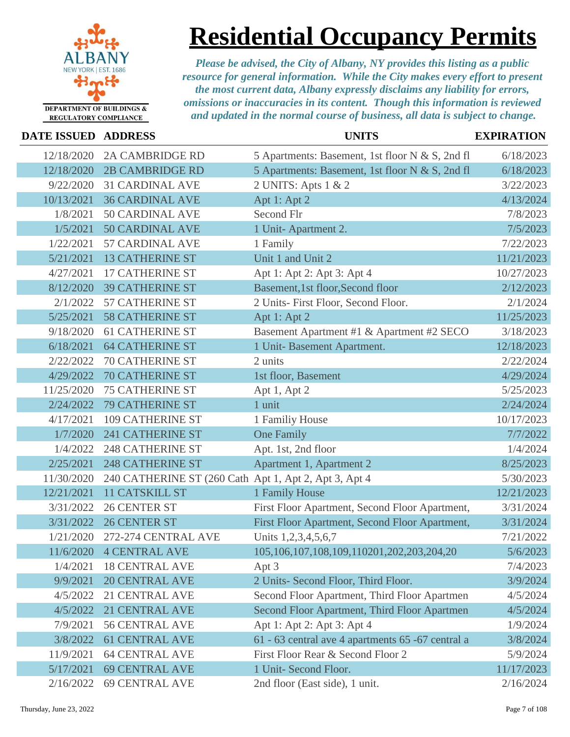# Residential Occupancy Permits

DEPARTMENT OF BUILDINGS & REGULATORY COMPLIANCE

*Please be advised, the City of Albany, NY provides this listing as a public resource for general information. While the City makes every effort to present the most current data, Albany expressly disclaims any liability for errors, omissions or inaccuracies in its content. Though this information is reviewed and updated in the normal course of business, all data is subject to change.*

| DATE ISSUED | ADDRESS | UNITS | EXPIRATION |
|---|---|---|---|
| 12/18/2020 | 2A CAMBRIDGE RD | 5 Apartments: Basement, 1st floor N & S, 2nd fl | 6/18/2023 |
| 12/18/2020 | 2B CAMBRIDGE RD | 5 Apartments: Basement, 1st floor N & S, 2nd fl | 6/18/2023 |
| 9/22/2020 | 31 CARDINAL AVE | 2 UNITS: Apts 1 & 2 | 3/22/2023 |
| 10/13/2021 | 36 CARDINAL AVE | Apt 1: Apt 2 | 4/13/2024 |
| 1/8/2021 | 50 CARDINAL AVE | Second Flr | 7/8/2023 |
| 1/5/2021 | 50 CARDINAL AVE | 1 Unit- Apartment 2. | 7/5/2023 |
| 1/22/2021 | 57 CARDINAL AVE | 1 Family | 7/22/2023 |
| 5/21/2021 | 13 CATHERINE ST | Unit 1 and Unit 2 | 11/21/2023 |
| 4/27/2021 | 17 CATHERINE ST | Apt 1: Apt 2: Apt 3: Apt 4 | 10/27/2023 |
| 8/12/2020 | 39 CATHERINE ST | Basement,1st floor,Second floor | 2/12/2023 |
| 2/1/2022 | 57 CATHERINE ST | 2 Units- First Floor, Second Floor. | 2/1/2024 |
| 5/25/2021 | 58 CATHERINE ST | Apt 1: Apt 2 | 11/25/2023 |
| 9/18/2020 | 61 CATHERINE ST | Basement Apartment #1 & Apartment #2 SECO | 3/18/2023 |
| 6/18/2021 | 64 CATHERINE ST | 1 Unit- Basement Apartment. | 12/18/2023 |
| 2/22/2022 | 70 CATHERINE ST | 2 units | 2/22/2024 |
| 4/29/2022 | 70 CATHERINE ST | 1st floor, Basement | 4/29/2024 |
| 11/25/2020 | 75 CATHERINE ST | Apt 1, Apt 2 | 5/25/2023 |
| 2/24/2022 | 79 CATHERINE ST | 1 unit | 2/24/2024 |
| 4/17/2021 | 109 CATHERINE ST | 1 Familiy House | 10/17/2023 |
| 1/7/2020 | 241 CATHERINE ST | One Family | 7/7/2022 |
| 1/4/2022 | 248 CATHERINE ST | Apt. 1st, 2nd floor | 1/4/2024 |
| 2/25/2021 | 248 CATHERINE ST | Apartment 1, Apartment 2 | 8/25/2023 |
| 11/30/2020 | 240 CATHERINE ST (260 Cath | Apt 1, Apt 2, Apt 3, Apt 4 | 5/30/2023 |
| 12/21/2021 | 11 CATSKILL ST | 1 Family House | 12/21/2023 |
| 3/31/2022 | 26 CENTER ST | First Floor Apartment, Second Floor Apartment, | 3/31/2024 |
| 3/31/2022 | 26 CENTER ST | First Floor Apartment, Second Floor Apartment, | 3/31/2024 |
| 1/21/2020 | 272-274 CENTRAL AVE | Units 1,2,3,4,5,6,7 | 7/21/2022 |
| 11/6/2020 | 4 CENTRAL AVE | 105,106,107,108,109,110201,202,203,204,20 | 5/6/2023 |
| 1/4/2021 | 18 CENTRAL AVE | Apt 3 | 7/4/2023 |
| 9/9/2021 | 20 CENTRAL AVE | 2 Units- Second Floor, Third Floor. | 3/9/2024 |
| 4/5/2022 | 21 CENTRAL AVE | Second Floor Apartment, Third Floor Apartmen | 4/5/2024 |
| 4/5/2022 | 21 CENTRAL AVE | Second Floor Apartment, Third Floor Apartmen | 4/5/2024 |
| 7/9/2021 | 56 CENTRAL AVE | Apt 1: Apt 2: Apt 3: Apt 4 | 1/9/2024 |
| 3/8/2022 | 61 CENTRAL AVE | 61 - 63 central ave 4 apartments 65 -67 central a | 3/8/2024 |
| 11/9/2021 | 64 CENTRAL AVE | First Floor Rear & Second Floor 2 | 5/9/2024 |
| 5/17/2021 | 69 CENTRAL AVE | 1 Unit- Second Floor. | 11/17/2023 |
| 2/16/2022 | 69 CENTRAL AVE | 2nd floor (East side), 1 unit. | 2/16/2024 |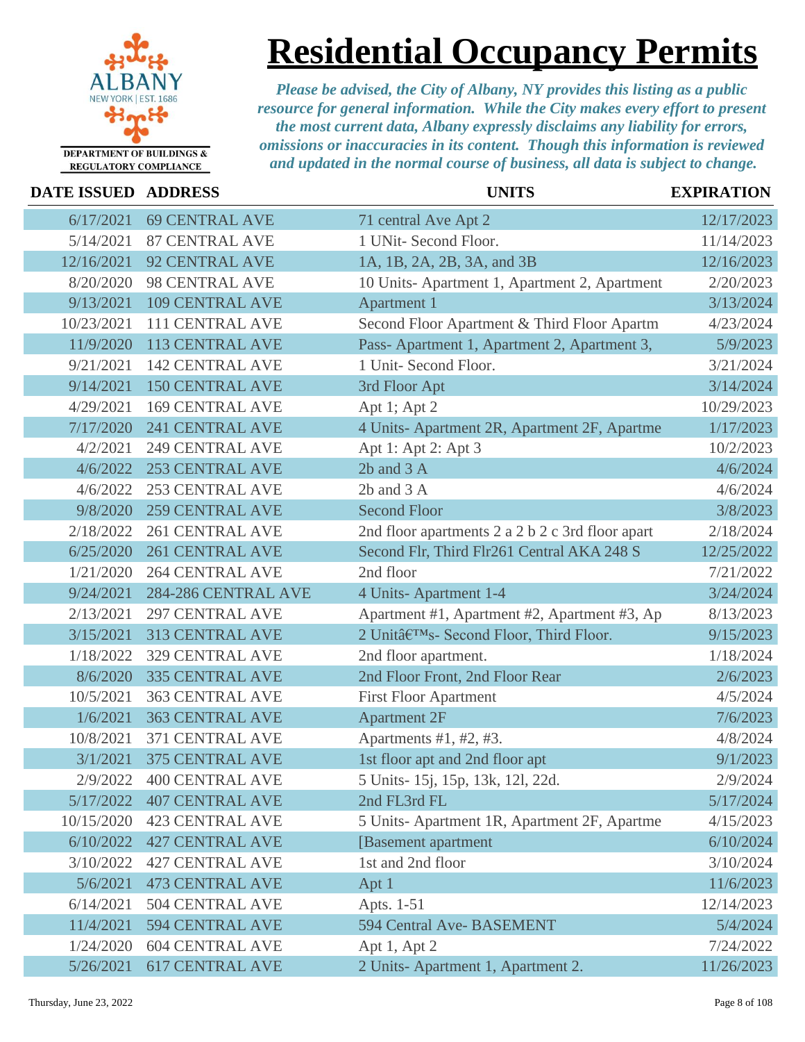# Residential Occupancy Permits

ALBANY
NEW YORK | EST. 1686
DEPARTMENT OF BUILDINGS & REGULATORY COMPLIANCE

*Please be advised, the City of Albany, NY provides this listing as a public resource for general information. While the City makes every effort to present the most current data, Albany expressly disclaims any liability for errors, omissions or inaccuracies in its content. Though this information is reviewed and updated in the normal course of business, all data is subject to change.*

| DATE ISSUED | ADDRESS | UNITS | EXPIRATION |
|---|---|---|---|
| 6/17/2021 | 69 CENTRAL AVE | 71 central Ave Apt 2 | 12/17/2023 |
| 5/14/2021 | 87 CENTRAL AVE | 1 UNit- Second Floor. | 11/14/2023 |
| 12/16/2021 | 92 CENTRAL AVE | 1A, 1B, 2A, 2B, 3A, and 3B | 12/16/2023 |
| 8/20/2020 | 98 CENTRAL AVE | 10 Units- Apartment 1, Apartment 2, Apartment | 2/20/2023 |
| 9/13/2021 | 109 CENTRAL AVE | Apartment 1 | 3/13/2024 |
| 10/23/2021 | 111 CENTRAL AVE | Second Floor Apartment & Third Floor Apartm | 4/23/2024 |
| 11/9/2020 | 113 CENTRAL AVE | Pass- Apartment 1, Apartment 2, Apartment 3, | 5/9/2023 |
| 9/21/2021 | 142 CENTRAL AVE | 1 Unit- Second Floor. | 3/21/2024 |
| 9/14/2021 | 150 CENTRAL AVE | 3rd Floor Apt | 3/14/2024 |
| 4/29/2021 | 169 CENTRAL AVE | Apt 1; Apt 2 | 10/29/2023 |
| 7/17/2020 | 241 CENTRAL AVE | 4 Units- Apartment 2R, Apartment 2F, Apartme | 1/17/2023 |
| 4/2/2021 | 249 CENTRAL AVE | Apt 1: Apt 2: Apt 3 | 10/2/2023 |
| 4/6/2022 | 253 CENTRAL AVE | 2b and 3 A | 4/6/2024 |
| 4/6/2022 | 253 CENTRAL AVE | 2b and 3 A | 4/6/2024 |
| 9/8/2020 | 259 CENTRAL AVE | Second Floor | 3/8/2023 |
| 2/18/2022 | 261 CENTRAL AVE | 2nd floor apartments 2 a 2 b 2 c 3rd floor apart | 2/18/2024 |
| 6/25/2020 | 261 CENTRAL AVE | Second Flr, Third Flr261 Central AKA 248 S | 12/25/2022 |
| 1/21/2020 | 264 CENTRAL AVE | 2nd floor | 7/21/2022 |
| 9/24/2021 | 284-286 CENTRAL AVE | 4 Units- Apartment 1-4 | 3/24/2024 |
| 2/13/2021 | 297 CENTRAL AVE | Apartment #1, Apartment #2, Apartment #3, Ap | 8/13/2023 |
| 3/15/2021 | 313 CENTRAL AVE | 2 Unitâ€™s- Second Floor, Third Floor. | 9/15/2023 |
| 1/18/2022 | 329 CENTRAL AVE | 2nd floor apartment. | 1/18/2024 |
| 8/6/2020 | 335 CENTRAL AVE | 2nd Floor Front, 2nd Floor Rear | 2/6/2023 |
| 10/5/2021 | 363 CENTRAL AVE | First Floor Apartment | 4/5/2024 |
| 1/6/2021 | 363 CENTRAL AVE | Apartment 2F | 7/6/2023 |
| 10/8/2021 | 371 CENTRAL AVE | Apartments #1, #2, #3. | 4/8/2024 |
| 3/1/2021 | 375 CENTRAL AVE | 1st floor apt and 2nd floor apt | 9/1/2023 |
| 2/9/2022 | 400 CENTRAL AVE | 5 Units- 15j, 15p, 13k, 12l, 22d. | 2/9/2024 |
| 5/17/2022 | 407 CENTRAL AVE | 2nd FL3rd FL | 5/17/2024 |
| 10/15/2020 | 423 CENTRAL AVE | 5 Units- Apartment 1R, Apartment 2F, Apartme | 4/15/2023 |
| 6/10/2022 | 427 CENTRAL AVE | [Basement apartment | 6/10/2024 |
| 3/10/2022 | 427 CENTRAL AVE | 1st and 2nd floor | 3/10/2024 |
| 5/6/2021 | 473 CENTRAL AVE | Apt 1 | 11/6/2023 |
| 6/14/2021 | 504 CENTRAL AVE | Apts. 1-51 | 12/14/2023 |
| 11/4/2021 | 594 CENTRAL AVE | 594 Central Ave- BASEMENT | 5/4/2024 |
| 1/24/2020 | 604 CENTRAL AVE | Apt 1, Apt 2 | 7/24/2022 |
| 5/26/2021 | 617 CENTRAL AVE | 2 Units- Apartment 1, Apartment 2. | 11/26/2023 |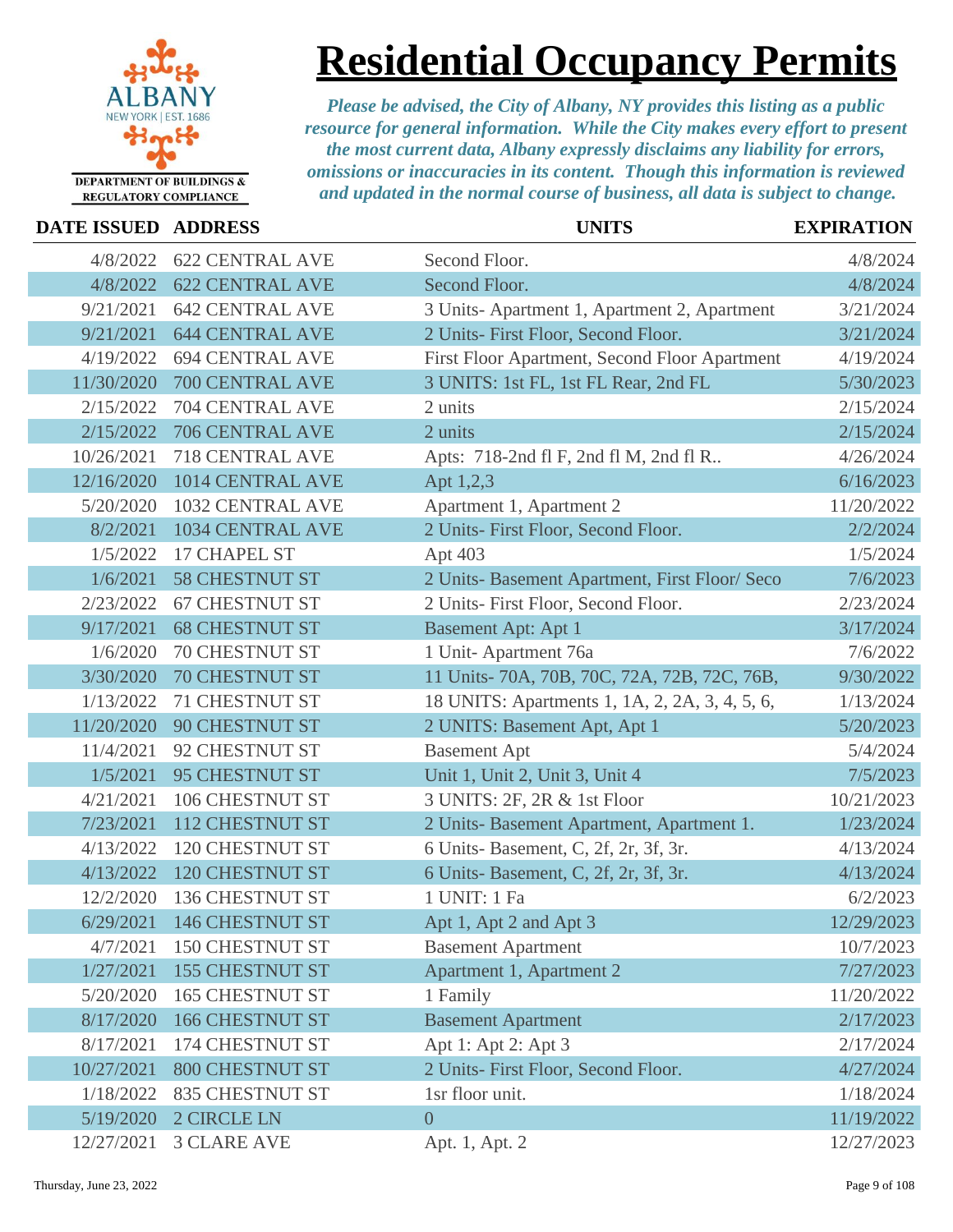# Residential Occupancy Permits

ALBANY
NEW YORK | EST. 1686
DEPARTMENT OF BUILDINGS & REGULATORY COMPLIANCE

*Please be advised, the City of Albany, NY provides this listing as a public resource for general information. While the City makes every effort to present the most current data, Albany expressly disclaims any liability for errors, omissions or inaccuracies in its content. Though this information is reviewed and updated in the normal course of business, all data is subject to change.*

| DATE ISSUED | ADDRESS | UNITS | EXPIRATION |
|---|---|---|---|
| 4/8/2022 | 622 CENTRAL AVE | Second Floor. | 4/8/2024 |
| 4/8/2022 | 622 CENTRAL AVE | Second Floor. | 4/8/2024 |
| 9/21/2021 | 642 CENTRAL AVE | 3 Units- Apartment 1, Apartment 2, Apartment | 3/21/2024 |
| 9/21/2021 | 644 CENTRAL AVE | 2 Units- First Floor, Second Floor. | 3/21/2024 |
| 4/19/2022 | 694 CENTRAL AVE | First Floor Apartment, Second Floor Apartment | 4/19/2024 |
| 11/30/2020 | 700 CENTRAL AVE | 3 UNITS: 1st FL, 1st FL Rear, 2nd FL | 5/30/2023 |
| 2/15/2022 | 704 CENTRAL AVE | 2 units | 2/15/2024 |
| 2/15/2022 | 706 CENTRAL AVE | 2 units | 2/15/2024 |
| 10/26/2021 | 718 CENTRAL AVE | Apts: 718-2nd fl F, 2nd fl M, 2nd fl R.. | 4/26/2024 |
| 12/16/2020 | 1014 CENTRAL AVE | Apt 1,2,3 | 6/16/2023 |
| 5/20/2020 | 1032 CENTRAL AVE | Apartment 1, Apartment 2 | 11/20/2022 |
| 8/2/2021 | 1034 CENTRAL AVE | 2 Units- First Floor, Second Floor. | 2/2/2024 |
| 1/5/2022 | 17 CHAPEL ST | Apt 403 | 1/5/2024 |
| 1/6/2021 | 58 CHESTNUT ST | 2 Units- Basement Apartment, First Floor/ Seco | 7/6/2023 |
| 2/23/2022 | 67 CHESTNUT ST | 2 Units- First Floor, Second Floor. | 2/23/2024 |
| 9/17/2021 | 68 CHESTNUT ST | Basement Apt: Apt 1 | 3/17/2024 |
| 1/6/2020 | 70 CHESTNUT ST | 1 Unit- Apartment 76a | 7/6/2022 |
| 3/30/2020 | 70 CHESTNUT ST | 11 Units- 70A, 70B, 70C, 72A, 72B, 72C, 76B, | 9/30/2022 |
| 1/13/2022 | 71 CHESTNUT ST | 18 UNITS: Apartments 1, 1A, 2, 2A, 3, 4, 5, 6, | 1/13/2024 |
| 11/20/2020 | 90 CHESTNUT ST | 2 UNITS: Basement Apt, Apt 1 | 5/20/2023 |
| 11/4/2021 | 92 CHESTNUT ST | Basement Apt | 5/4/2024 |
| 1/5/2021 | 95 CHESTNUT ST | Unit 1, Unit 2, Unit 3, Unit 4 | 7/5/2023 |
| 4/21/2021 | 106 CHESTNUT ST | 3 UNITS: 2F, 2R & 1st Floor | 10/21/2023 |
| 7/23/2021 | 112 CHESTNUT ST | 2 Units- Basement Apartment, Apartment 1. | 1/23/2024 |
| 4/13/2022 | 120 CHESTNUT ST | 6 Units- Basement, C, 2f, 2r, 3f, 3r. | 4/13/2024 |
| 4/13/2022 | 120 CHESTNUT ST | 6 Units- Basement, C, 2f, 2r, 3f, 3r. | 4/13/2024 |
| 12/2/2020 | 136 CHESTNUT ST | 1 UNIT: 1 Fa | 6/2/2023 |
| 6/29/2021 | 146 CHESTNUT ST | Apt 1, Apt 2 and Apt 3 | 12/29/2023 |
| 4/7/2021 | 150 CHESTNUT ST | Basement Apartment | 10/7/2023 |
| 1/27/2021 | 155 CHESTNUT ST | Apartment 1, Apartment 2 | 7/27/2023 |
| 5/20/2020 | 165 CHESTNUT ST | 1 Family | 11/20/2022 |
| 8/17/2020 | 166 CHESTNUT ST | Basement Apartment | 2/17/2023 |
| 8/17/2021 | 174 CHESTNUT ST | Apt 1: Apt 2: Apt 3 | 2/17/2024 |
| 10/27/2021 | 800 CHESTNUT ST | 2 Units- First Floor, Second Floor. | 4/27/2024 |
| 1/18/2022 | 835 CHESTNUT ST | 1sr floor unit. | 1/18/2024 |
| 5/19/2020 | 2 CIRCLE LN | 0 | 11/19/2022 |
| 12/27/2021 | 3 CLARE AVE | Apt. 1, Apt. 2 | 12/27/2023 |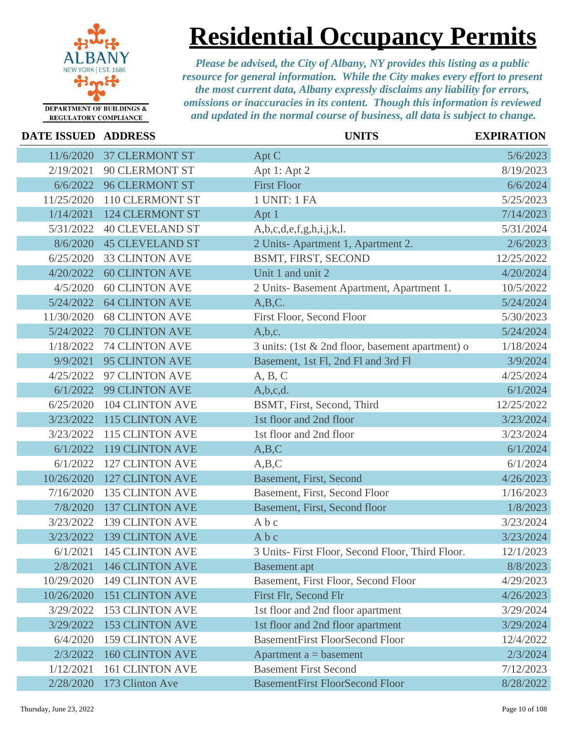ALBANY
NEW YORK | EST. 1686
DEPARTMENT OF BUILDINGS & REGULATORY COMPLIANCE

# Residential Occupancy Permits

*Please be advised, the City of Albany, NY provides this listing as a public resource for general information. While the City makes every effort to present the most current data, Albany expressly disclaims any liability for errors, omissions or inaccuracies in its content. Though this information is reviewed and updated in the normal course of business, all data is subject to change.*

| DATE ISSUED | ADDRESS | UNITS | EXPIRATION |
|---|---|---|---|
| 11/6/2020 | 37 CLERMONT ST | Apt C | 5/6/2023 |
| 2/19/2021 | 90 CLERMONT ST | Apt 1: Apt 2 | 8/19/2023 |
| 6/6/2022 | 96 CLERMONT ST | First Floor | 6/6/2024 |
| 11/25/2020 | 110 CLERMONT ST | 1 UNIT: 1 FA | 5/25/2023 |
| 1/14/2021 | 124 CLERMONT ST | Apt 1 | 7/14/2023 |
| 5/31/2022 | 40 CLEVELAND ST | A,b,c,d,e,f,g,h,i,j,k,l. | 5/31/2024 |
| 8/6/2020 | 45 CLEVELAND ST | 2 Units- Apartment 1, Apartment 2. | 2/6/2023 |
| 6/25/2020 | 33 CLINTON AVE | BSMT, FIRST, SECOND | 12/25/2022 |
| 4/20/2022 | 60 CLINTON AVE | Unit 1 and unit 2 | 4/20/2024 |
| 4/5/2020 | 60 CLINTON AVE | 2 Units- Basement Apartment, Apartment 1. | 10/5/2022 |
| 5/24/2022 | 64 CLINTON AVE | A,B,C. | 5/24/2024 |
| 11/30/2020 | 68 CLINTON AVE | First Floor, Second Floor | 5/30/2023 |
| 5/24/2022 | 70 CLINTON AVE | A,b,c. | 5/24/2024 |
| 1/18/2022 | 74 CLINTON AVE | 3 units: (1st & 2nd floor, basement apartment) o | 1/18/2024 |
| 9/9/2021 | 95 CLINTON AVE | Basement, 1st Fl, 2nd Fl and 3rd Fl | 3/9/2024 |
| 4/25/2022 | 97 CLINTON AVE | A, B, C | 4/25/2024 |
| 6/1/2022 | 99 CLINTON AVE | A,b,c,d. | 6/1/2024 |
| 6/25/2020 | 104 CLINTON AVE | BSMT, First, Second, Third | 12/25/2022 |
| 3/23/2022 | 115 CLINTON AVE | 1st floor and 2nd floor | 3/23/2024 |
| 3/23/2022 | 115 CLINTON AVE | 1st floor and 2nd floor | 3/23/2024 |
| 6/1/2022 | 119 CLINTON AVE | A,B,C | 6/1/2024 |
| 6/1/2022 | 127 CLINTON AVE | A,B,C | 6/1/2024 |
| 10/26/2020 | 127 CLINTON AVE | Basement, First, Second | 4/26/2023 |
| 7/16/2020 | 135 CLINTON AVE | Basement, First, Second Floor | 1/16/2023 |
| 7/8/2020 | 137 CLINTON AVE | Basement, First, Second floor | 1/8/2023 |
| 3/23/2022 | 139 CLINTON AVE | A b c | 3/23/2024 |
| 3/23/2022 | 139 CLINTON AVE | A b c | 3/23/2024 |
| 6/1/2021 | 145 CLINTON AVE | 3 Units- First Floor, Second Floor, Third Floor. | 12/1/2023 |
| 2/8/2021 | 146 CLINTON AVE | Basement apt | 8/8/2023 |
| 10/29/2020 | 149 CLINTON AVE | Basement, First Floor, Second Floor | 4/29/2023 |
| 10/26/2020 | 151 CLINTON AVE | First Flr, Second Flr | 4/26/2023 |
| 3/29/2022 | 153 CLINTON AVE | 1st floor and 2nd floor apartment | 3/29/2024 |
| 3/29/2022 | 153 CLINTON AVE | 1st floor and 2nd floor apartment | 3/29/2024 |
| 6/4/2020 | 159 CLINTON AVE | BasementFirst FloorSecond Floor | 12/4/2022 |
| 2/3/2022 | 160 CLINTON AVE | Apartment a = basement | 2/3/2024 |
| 1/12/2021 | 161 CLINTON AVE | Basement First Second | 7/12/2023 |
| 2/28/2020 | 173 Clinton Ave | BasementFirst FloorSecond Floor | 8/28/2022 |

Thursday, June 23, 2022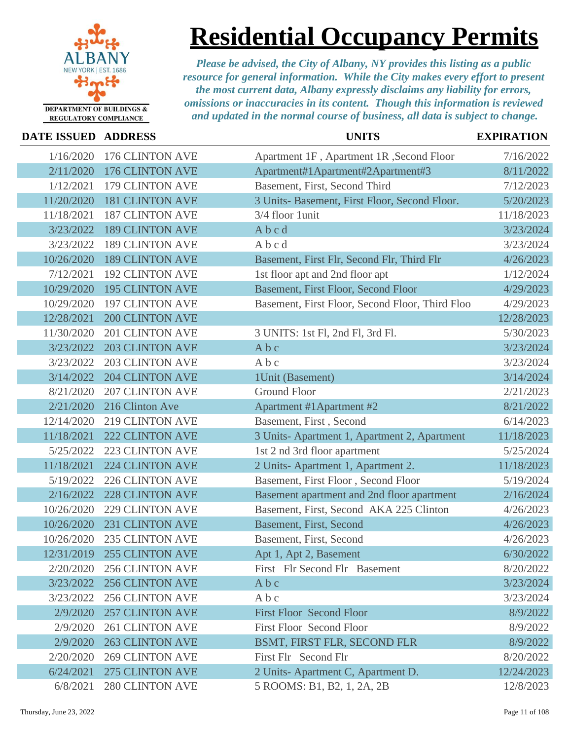# Residential Occupancy Permits

ALBANY NEW YORK | EST. 1686

DEPARTMENT OF BUILDINGS & REGULATORY COMPLIANCE

*Please be advised, the City of Albany, NY provides this listing as a public resource for general information. While the City makes every effort to present the most current data, Albany expressly disclaims any liability for errors, omissions or inaccuracies in its content. Though this information is reviewed and updated in the normal course of business, all data is subject to change.*

| DATE ISSUED | ADDRESS | UNITS | EXPIRATION |
|---|---|---|---|
| 1/16/2020 | 176 CLINTON AVE | Apartment 1F , Apartment 1R ,Second Floor | 7/16/2022 |
| 2/11/2020 | 176 CLINTON AVE | Apartment#1Apartment#2Apartment#3 | 8/11/2022 |
| 1/12/2021 | 179 CLINTON AVE | Basement, First, Second Third | 7/12/2023 |
| 11/20/2020 | 181 CLINTON AVE | 3 Units- Basement, First Floor, Second Floor. | 5/20/2023 |
| 11/18/2021 | 187 CLINTON AVE | 3/4 floor 1unit | 11/18/2023 |
| 3/23/2022 | 189 CLINTON AVE | A b c d | 3/23/2024 |
| 3/23/2022 | 189 CLINTON AVE | A b c d | 3/23/2024 |
| 10/26/2020 | 189 CLINTON AVE | Basement, First Flr, Second Flr, Third Flr | 4/26/2023 |
| 7/12/2021 | 192 CLINTON AVE | 1st floor apt and 2nd floor apt | 1/12/2024 |
| 10/29/2020 | 195 CLINTON AVE | Basement, First Floor, Second Floor | 4/29/2023 |
| 10/29/2020 | 197 CLINTON AVE | Basement, First Floor, Second Floor, Third Floo | 4/29/2023 |
| 12/28/2021 | 200 CLINTON AVE | | 12/28/2023 |
| 11/30/2020 | 201 CLINTON AVE | 3 UNITS: 1st Fl, 2nd Fl, 3rd Fl. | 5/30/2023 |
| 3/23/2022 | 203 CLINTON AVE | A b c | 3/23/2024 |
| 3/23/2022 | 203 CLINTON AVE | A b c | 3/23/2024 |
| 3/14/2022 | 204 CLINTON AVE | 1Unit (Basement) | 3/14/2024 |
| 8/21/2020 | 207 CLINTON AVE | Ground Floor | 2/21/2023 |
| 2/21/2020 | 216 Clinton Ave | Apartment #1Apartment #2 | 8/21/2022 |
| 12/14/2020 | 219 CLINTON AVE | Basement, First , Second | 6/14/2023 |
| 11/18/2021 | 222 CLINTON AVE | 3 Units- Apartment 1, Apartment 2, Apartment | 11/18/2023 |
| 5/25/2022 | 223 CLINTON AVE | 1st 2 nd 3rd floor apartment | 5/25/2024 |
| 11/18/2021 | 224 CLINTON AVE | 2 Units- Apartment 1, Apartment 2. | 11/18/2023 |
| 5/19/2022 | 226 CLINTON AVE | Basement, First Floor , Second Floor | 5/19/2024 |
| 2/16/2022 | 228 CLINTON AVE | Basement apartment and 2nd floor apartment | 2/16/2024 |
| 10/26/2020 | 229 CLINTON AVE | Basement, First, Second AKA 225 Clinton | 4/26/2023 |
| 10/26/2020 | 231 CLINTON AVE | Basement, First, Second | 4/26/2023 |
| 10/26/2020 | 235 CLINTON AVE | Basement, First, Second | 4/26/2023 |
| 12/31/2019 | 255 CLINTON AVE | Apt 1, Apt 2, Basement | 6/30/2022 |
| 2/20/2020 | 256 CLINTON AVE | First Flr Second Flr Basement | 8/20/2022 |
| 3/23/2022 | 256 CLINTON AVE | A b c | 3/23/2024 |
| 3/23/2022 | 256 CLINTON AVE | A b c | 3/23/2024 |
| 2/9/2020 | 257 CLINTON AVE | First Floor Second Floor | 8/9/2022 |
| 2/9/2020 | 261 CLINTON AVE | First Floor Second Floor | 8/9/2022 |
| 2/9/2020 | 263 CLINTON AVE | BSMT, FIRST FLR, SECOND FLR | 8/9/2022 |
| 2/20/2020 | 269 CLINTON AVE | First Flr Second Flr | 8/20/2022 |
| 6/24/2021 | 275 CLINTON AVE | 2 Units- Apartment C, Apartment D. | 12/24/2023 |
| 6/8/2021 | 280 CLINTON AVE | 5 ROOMS: B1, B2, 1, 2A, 2B | 12/8/2023 |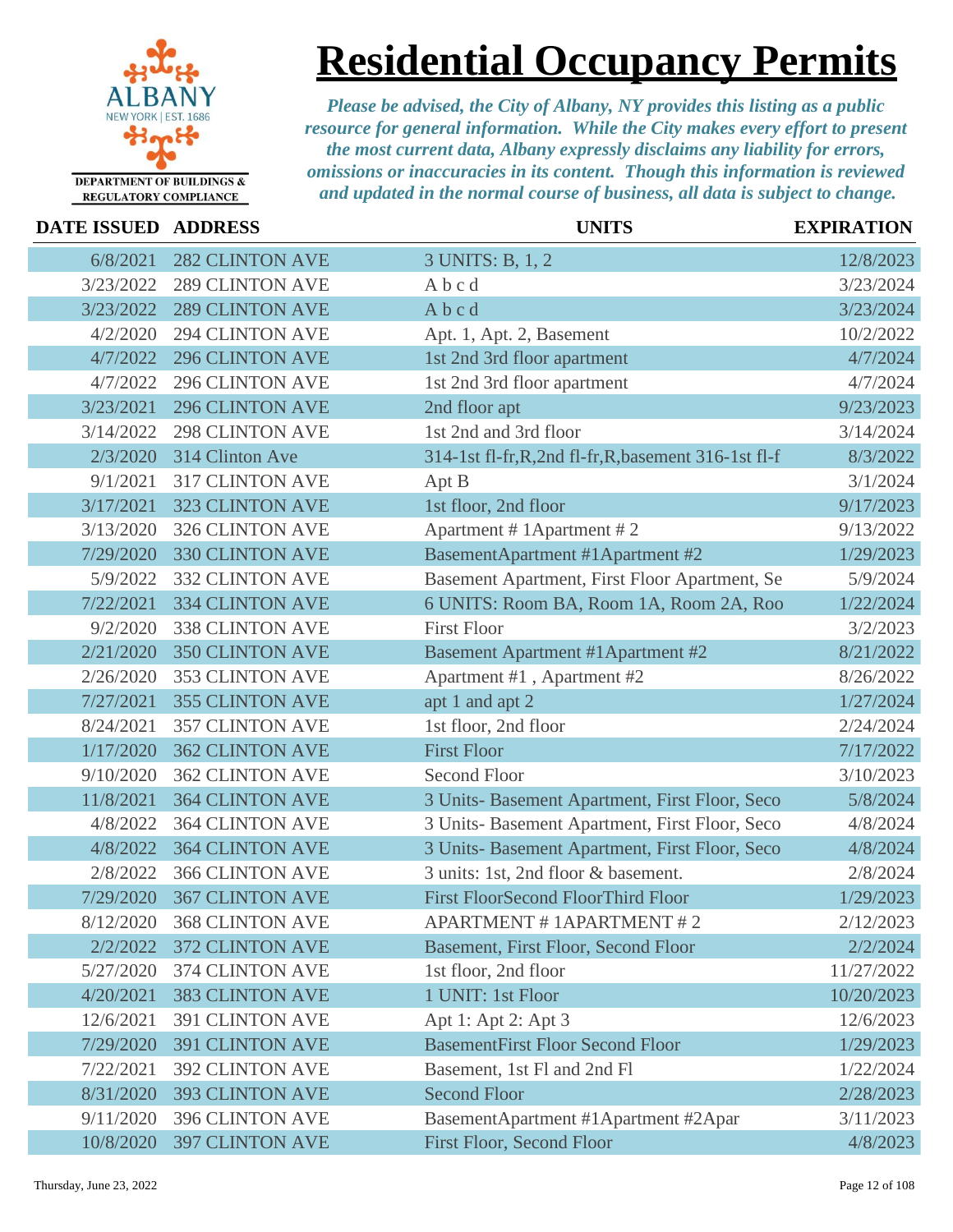# Residential Occupancy Permits

DEPARTMENT OF BUILDINGS & REGULATORY COMPLIANCE

*Please be advised, the City of Albany, NY provides this listing as a public resource for general information. While the City makes every effort to present the most current data, Albany expressly disclaims any liability for errors, omissions or inaccuracies in its content. Though this information is reviewed and updated in the normal course of business, all data is subject to change.*

| DATE ISSUED | ADDRESS | UNITS | EXPIRATION |
|---|---|---|---|
| 6/8/2021 | 282 CLINTON AVE | 3 UNITS: B, 1, 2 | 12/8/2023 |
| 3/23/2022 | 289 CLINTON AVE | A b c d | 3/23/2024 |
| 3/23/2022 | 289 CLINTON AVE | A b c d | 3/23/2024 |
| 4/2/2020 | 294 CLINTON AVE | Apt. 1, Apt. 2, Basement | 10/2/2022 |
| 4/7/2022 | 296 CLINTON AVE | 1st 2nd 3rd floor apartment | 4/7/2024 |
| 4/7/2022 | 296 CLINTON AVE | 1st 2nd 3rd floor apartment | 4/7/2024 |
| 3/23/2021 | 296 CLINTON AVE | 2nd floor apt | 9/23/2023 |
| 3/14/2022 | 298 CLINTON AVE | 1st 2nd and 3rd floor | 3/14/2024 |
| 2/3/2020 | 314 Clinton Ave | 314-1st fl-fr,R,2nd fl-fr,R,basement 316-1st fl-f | 8/3/2022 |
| 9/1/2021 | 317 CLINTON AVE | Apt B | 3/1/2024 |
| 3/17/2021 | 323 CLINTON AVE | 1st floor, 2nd floor | 9/17/2023 |
| 3/13/2020 | 326 CLINTON AVE | Apartment # 1Apartment # 2 | 9/13/2022 |
| 7/29/2020 | 330 CLINTON AVE | BasementApartment #1Apartment #2 | 1/29/2023 |
| 5/9/2022 | 332 CLINTON AVE | Basement Apartment, First Floor Apartment, Se | 5/9/2024 |
| 7/22/2021 | 334 CLINTON AVE | 6 UNITS: Room BA, Room 1A, Room 2A, Roo | 1/22/2024 |
| 9/2/2020 | 338 CLINTON AVE | First Floor | 3/2/2023 |
| 2/21/2020 | 350 CLINTON AVE | Basement Apartment #1Apartment #2 | 8/21/2022 |
| 2/26/2020 | 353 CLINTON AVE | Apartment #1 , Apartment #2 | 8/26/2022 |
| 7/27/2021 | 355 CLINTON AVE | apt 1 and apt 2 | 1/27/2024 |
| 8/24/2021 | 357 CLINTON AVE | 1st floor, 2nd floor | 2/24/2024 |
| 1/17/2020 | 362 CLINTON AVE | First Floor | 7/17/2022 |
| 9/10/2020 | 362 CLINTON AVE | Second Floor | 3/10/2023 |
| 11/8/2021 | 364 CLINTON AVE | 3 Units- Basement Apartment, First Floor, Seco | 5/8/2024 |
| 4/8/2022 | 364 CLINTON AVE | 3 Units- Basement Apartment, First Floor, Seco | 4/8/2024 |
| 4/8/2022 | 364 CLINTON AVE | 3 Units- Basement Apartment, First Floor, Seco | 4/8/2024 |
| 2/8/2022 | 366 CLINTON AVE | 3 units: 1st, 2nd floor & basement. | 2/8/2024 |
| 7/29/2020 | 367 CLINTON AVE | First FloorSecond FloorThird Floor | 1/29/2023 |
| 8/12/2020 | 368 CLINTON AVE | APARTMENT # 1APARTMENT # 2 | 2/12/2023 |
| 2/2/2022 | 372 CLINTON AVE | Basement, First Floor, Second Floor | 2/2/2024 |
| 5/27/2020 | 374 CLINTON AVE | 1st floor, 2nd floor | 11/27/2022 |
| 4/20/2021 | 383 CLINTON AVE | 1 UNIT: 1st Floor | 10/20/2023 |
| 12/6/2021 | 391 CLINTON AVE | Apt 1: Apt 2: Apt 3 | 12/6/2023 |
| 7/29/2020 | 391 CLINTON AVE | BasementFirst Floor Second Floor | 1/29/2023 |
| 7/22/2021 | 392 CLINTON AVE | Basement, 1st Fl and 2nd Fl | 1/22/2024 |
| 8/31/2020 | 393 CLINTON AVE | Second Floor | 2/28/2023 |
| 9/11/2020 | 396 CLINTON AVE | BasementApartment #1Apartment #2Apar | 3/11/2023 |
| 10/8/2020 | 397 CLINTON AVE | First Floor, Second Floor | 4/8/2023 |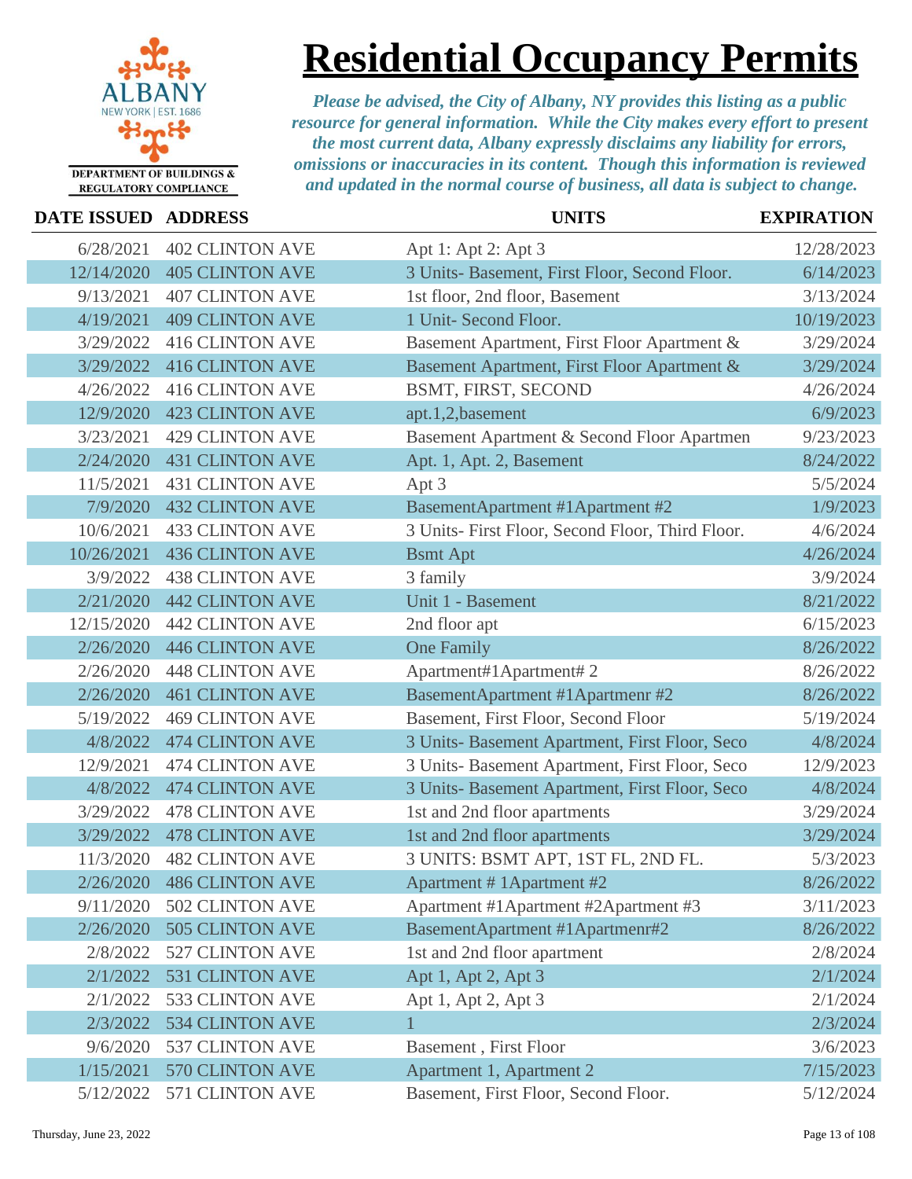# Residential Occupancy Permits

DEPARTMENT OF BUILDINGS & REGULATORY COMPLIANCE

*Please be advised, the City of Albany, NY provides this listing as a public resource for general information. While the City makes every effort to present the most current data, Albany expressly disclaims any liability for errors, omissions or inaccuracies in its content. Though this information is reviewed and updated in the normal course of business, all data is subject to change.*

| DATE ISSUED | ADDRESS | UNITS | EXPIRATION |
|---|---|---|---|
| 6/28/2021 | 402 CLINTON AVE | Apt 1: Apt 2: Apt 3 | 12/28/2023 |
| 12/14/2020 | 405 CLINTON AVE | 3 Units- Basement, First Floor, Second Floor. | 6/14/2023 |
| 9/13/2021 | 407 CLINTON AVE | 1st floor, 2nd floor, Basement | 3/13/2024 |
| 4/19/2021 | 409 CLINTON AVE | 1 Unit- Second Floor. | 10/19/2023 |
| 3/29/2022 | 416 CLINTON AVE | Basement Apartment, First Floor Apartment & | 3/29/2024 |
| 3/29/2022 | 416 CLINTON AVE | Basement Apartment, First Floor Apartment & | 3/29/2024 |
| 4/26/2022 | 416 CLINTON AVE | BSMT, FIRST, SECOND | 4/26/2024 |
| 12/9/2020 | 423 CLINTON AVE | apt.1,2,basement | 6/9/2023 |
| 3/23/2021 | 429 CLINTON AVE | Basement Apartment & Second Floor Apartmen | 9/23/2023 |
| 2/24/2020 | 431 CLINTON AVE | Apt. 1, Apt. 2, Basement | 8/24/2022 |
| 11/5/2021 | 431 CLINTON AVE | Apt 3 | 5/5/2024 |
| 7/9/2020 | 432 CLINTON AVE | BasementApartment #1Apartment #2 | 1/9/2023 |
| 10/6/2021 | 433 CLINTON AVE | 3 Units- First Floor, Second Floor, Third Floor. | 4/6/2024 |
| 10/26/2021 | 436 CLINTON AVE | Bsmt Apt | 4/26/2024 |
| 3/9/2022 | 438 CLINTON AVE | 3 family | 3/9/2024 |
| 2/21/2020 | 442 CLINTON AVE | Unit 1 - Basement | 8/21/2022 |
| 12/15/2020 | 442 CLINTON AVE | 2nd floor apt | 6/15/2023 |
| 2/26/2020 | 446 CLINTON AVE | One Family | 8/26/2022 |
| 2/26/2020 | 448 CLINTON AVE | Apartment#1Apartment# 2 | 8/26/2022 |
| 2/26/2020 | 461 CLINTON AVE | BasementApartment #1Apartmenr #2 | 8/26/2022 |
| 5/19/2022 | 469 CLINTON AVE | Basement, First Floor, Second Floor | 5/19/2024 |
| 4/8/2022 | 474 CLINTON AVE | 3 Units- Basement Apartment, First Floor, Seco | 4/8/2024 |
| 12/9/2021 | 474 CLINTON AVE | 3 Units- Basement Apartment, First Floor, Seco | 12/9/2023 |
| 4/8/2022 | 474 CLINTON AVE | 3 Units- Basement Apartment, First Floor, Seco | 4/8/2024 |
| 3/29/2022 | 478 CLINTON AVE | 1st and 2nd floor apartments | 3/29/2024 |
| 3/29/2022 | 478 CLINTON AVE | 1st and 2nd floor apartments | 3/29/2024 |
| 11/3/2020 | 482 CLINTON AVE | 3 UNITS: BSMT APT, 1ST FL, 2ND FL. | 5/3/2023 |
| 2/26/2020 | 486 CLINTON AVE | Apartment # 1Apartment #2 | 8/26/2022 |
| 9/11/2020 | 502 CLINTON AVE | Apartment #1Apartment #2Apartment #3 | 3/11/2023 |
| 2/26/2020 | 505 CLINTON AVE | BasementApartment #1Apartmenr#2 | 8/26/2022 |
| 2/8/2022 | 527 CLINTON AVE | 1st and 2nd floor apartment | 2/8/2024 |
| 2/1/2022 | 531 CLINTON AVE | Apt 1, Apt 2, Apt 3 | 2/1/2024 |
| 2/1/2022 | 533 CLINTON AVE | Apt 1, Apt 2, Apt 3 | 2/1/2024 |
| 2/3/2022 | 534 CLINTON AVE | 1 | 2/3/2024 |
| 9/6/2020 | 537 CLINTON AVE | Basement , First Floor | 3/6/2023 |
| 1/15/2021 | 570 CLINTON AVE | Apartment 1, Apartment 2 | 7/15/2023 |
| 5/12/2022 | 571 CLINTON AVE | Basement, First Floor, Second Floor. | 5/12/2024 |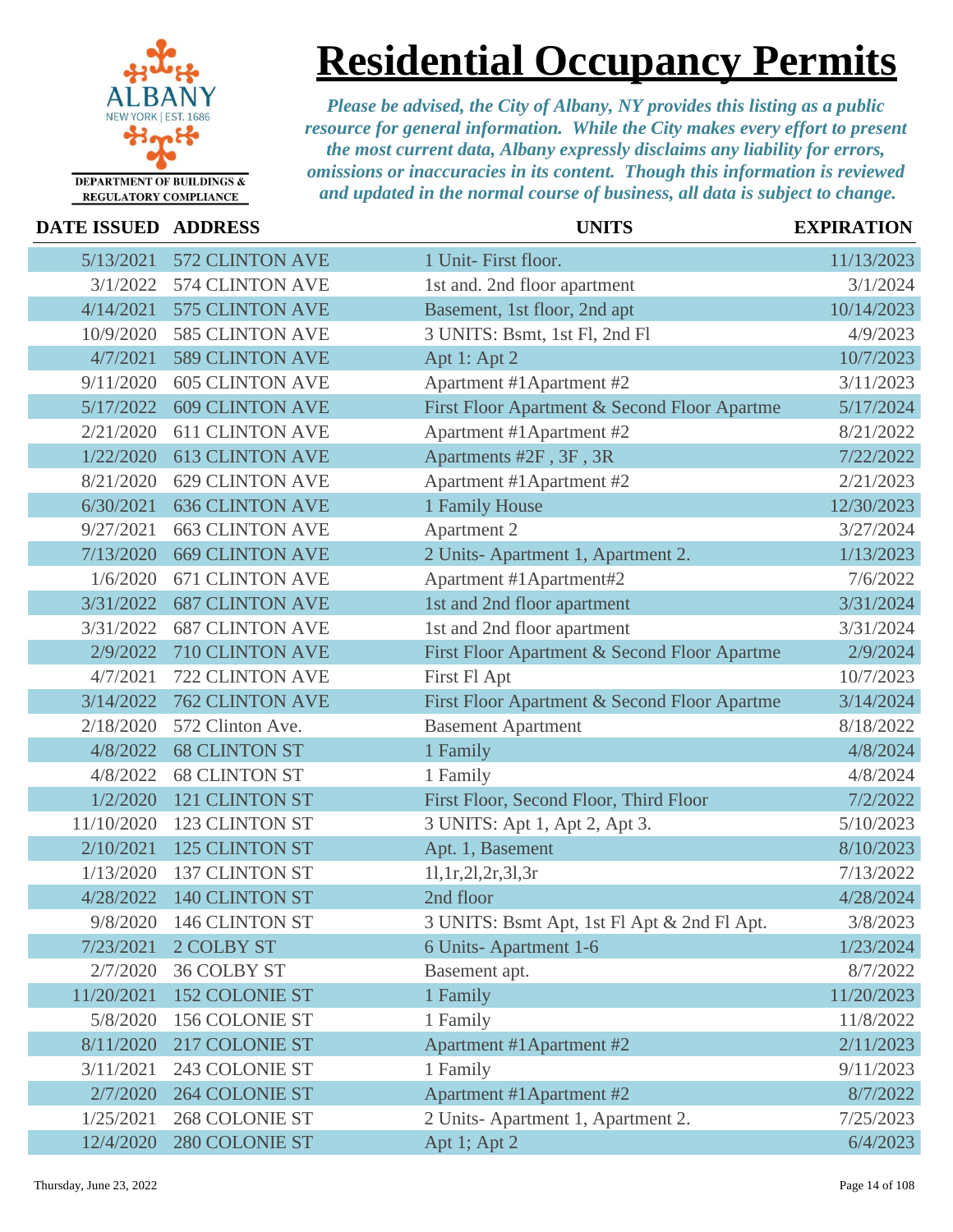# Residential Occupancy Permits

DEPARTMENT OF BUILDINGS & REGULATORY COMPLIANCE

*Please be advised, the City of Albany, NY provides this listing as a public resource for general information. While the City makes every effort to present the most current data, Albany expressly disclaims any liability for errors, omissions or inaccuracies in its content. Though this information is reviewed and updated in the normal course of business, all data is subject to change.*

| DATE ISSUED | ADDRESS | UNITS | EXPIRATION |
|---|---|---|---|
| 5/13/2021 | 572 CLINTON AVE | 1 Unit- First floor. | 11/13/2023 |
| 3/1/2022 | 574 CLINTON AVE | 1st and. 2nd floor apartment | 3/1/2024 |
| 4/14/2021 | 575 CLINTON AVE | Basement, 1st floor, 2nd apt | 10/14/2023 |
| 10/9/2020 | 585 CLINTON AVE | 3 UNITS: Bsmt, 1st Fl, 2nd Fl | 4/9/2023 |
| 4/7/2021 | 589 CLINTON AVE | Apt 1: Apt 2 | 10/7/2023 |
| 9/11/2020 | 605 CLINTON AVE | Apartment #1Apartment #2 | 3/11/2023 |
| 5/17/2022 | 609 CLINTON AVE | First Floor Apartment & Second Floor Apartme | 5/17/2024 |
| 2/21/2020 | 611 CLINTON AVE | Apartment #1Apartment #2 | 8/21/2022 |
| 1/22/2020 | 613 CLINTON AVE | Apartments #2F , 3F , 3R | 7/22/2022 |
| 8/21/2020 | 629 CLINTON AVE | Apartment #1Apartment #2 | 2/21/2023 |
| 6/30/2021 | 636 CLINTON AVE | 1 Family House | 12/30/2023 |
| 9/27/2021 | 663 CLINTON AVE | Apartment 2 | 3/27/2024 |
| 7/13/2020 | 669 CLINTON AVE | 2 Units- Apartment 1, Apartment 2. | 1/13/2023 |
| 1/6/2020 | 671 CLINTON AVE | Apartment #1Apartment#2 | 7/6/2022 |
| 3/31/2022 | 687 CLINTON AVE | 1st and 2nd floor apartment | 3/31/2024 |
| 3/31/2022 | 687 CLINTON AVE | 1st and 2nd floor apartment | 3/31/2024 |
| 2/9/2022 | 710 CLINTON AVE | First Floor Apartment & Second Floor Apartme | 2/9/2024 |
| 4/7/2021 | 722 CLINTON AVE | First Fl Apt | 10/7/2023 |
| 3/14/2022 | 762 CLINTON AVE | First Floor Apartment & Second Floor Apartme | 3/14/2024 |
| 2/18/2020 | 572 Clinton Ave. | Basement Apartment | 8/18/2022 |
| 4/8/2022 | 68 CLINTON ST | 1 Family | 4/8/2024 |
| 4/8/2022 | 68 CLINTON ST | 1 Family | 4/8/2024 |
| 1/2/2020 | 121 CLINTON ST | First Floor, Second Floor, Third Floor | 7/2/2022 |
| 11/10/2020 | 123 CLINTON ST | 3 UNITS: Apt 1, Apt 2, Apt 3. | 5/10/2023 |
| 2/10/2021 | 125 CLINTON ST | Apt. 1, Basement | 8/10/2023 |
| 1/13/2020 | 137 CLINTON ST | 1l,1r,2l,2r,3l,3r | 7/13/2022 |
| 4/28/2022 | 140 CLINTON ST | 2nd floor | 4/28/2024 |
| 9/8/2020 | 146 CLINTON ST | 3 UNITS: Bsmt Apt, 1st Fl Apt & 2nd Fl Apt. | 3/8/2023 |
| 7/23/2021 | 2 COLBY ST | 6 Units- Apartment 1-6 | 1/23/2024 |
| 2/7/2020 | 36 COLBY ST | Basement apt. | 8/7/2022 |
| 11/20/2021 | 152 COLONIE ST | 1 Family | 11/20/2023 |
| 5/8/2020 | 156 COLONIE ST | 1 Family | 11/8/2022 |
| 8/11/2020 | 217 COLONIE ST | Apartment #1Apartment #2 | 2/11/2023 |
| 3/11/2021 | 243 COLONIE ST | 1 Family | 9/11/2023 |
| 2/7/2020 | 264 COLONIE ST | Apartment #1Apartment #2 | 8/7/2022 |
| 1/25/2021 | 268 COLONIE ST | 2 Units- Apartment 1, Apartment 2. | 7/25/2023 |
| 12/4/2020 | 280 COLONIE ST | Apt 1; Apt 2 | 6/4/2023 |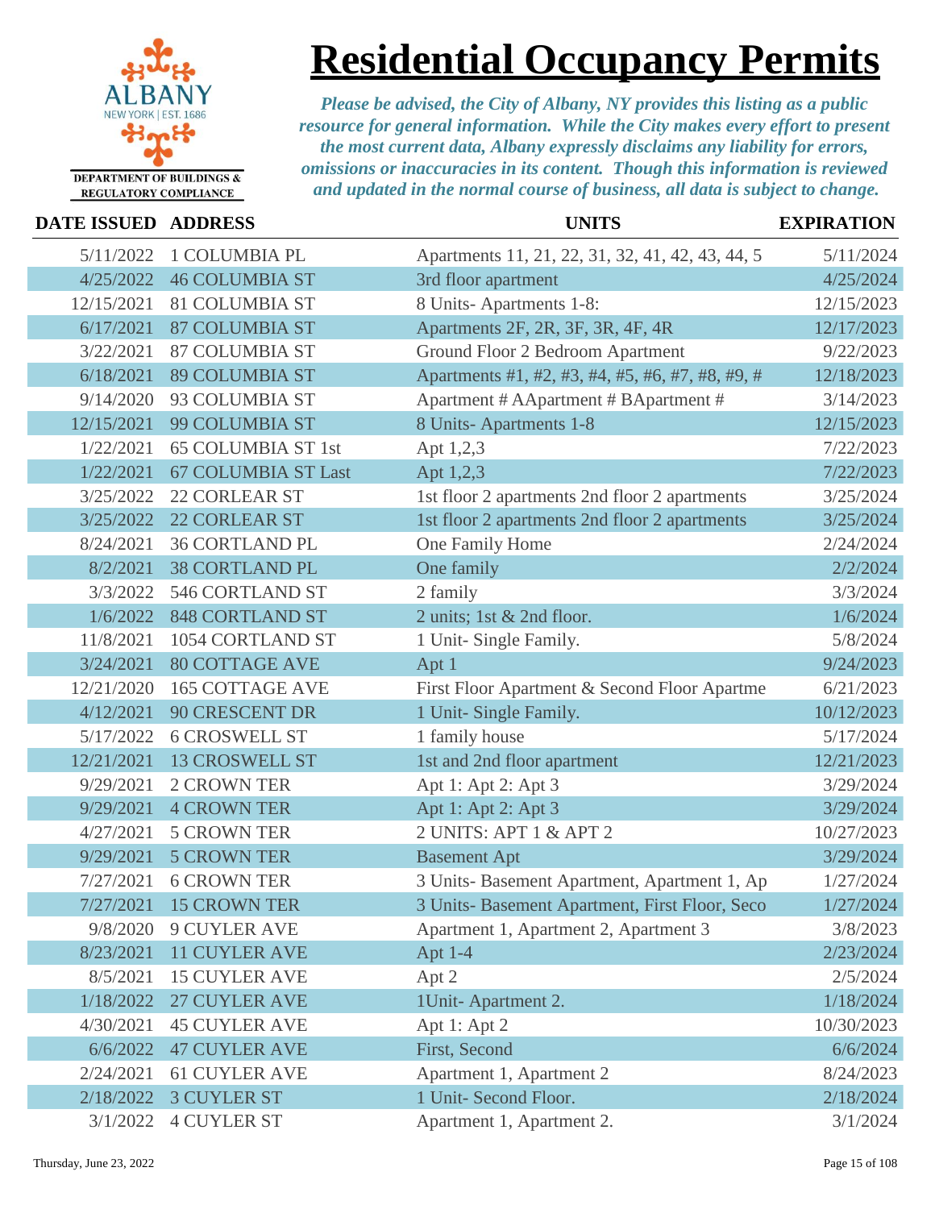# Residential Occupancy Permits

ALBANY
NEW YORK | EST. 1686

DEPARTMENT OF BUILDINGS & REGULATORY COMPLIANCE

*Please be advised, the City of Albany, NY provides this listing as a public resource for general information. While the City makes every effort to present the most current data, Albany expressly disclaims any liability for errors, omissions or inaccuracies in its content. Though this information is reviewed and updated in the normal course of business, all data is subject to change.*

| DATE ISSUED | ADDRESS | UNITS | EXPIRATION |
|---|---|---|---|
| 5/11/2022 | 1 COLUMBIA PL | Apartments 11, 21, 22, 31, 32, 41, 42, 43, 44, 5 | 5/11/2024 |
| 4/25/2022 | 46 COLUMBIA ST | 3rd floor apartment | 4/25/2024 |
| 12/15/2021 | 81 COLUMBIA ST | 8 Units- Apartments 1-8: | 12/15/2023 |
| 6/17/2021 | 87 COLUMBIA ST | Apartments 2F, 2R, 3F, 3R, 4F, 4R | 12/17/2023 |
| 3/22/2021 | 87 COLUMBIA ST | Ground Floor 2 Bedroom Apartment | 9/22/2023 |
| 6/18/2021 | 89 COLUMBIA ST | Apartments #1, #2, #3, #4, #5, #6, #7, #8, #9, # | 12/18/2023 |
| 9/14/2020 | 93 COLUMBIA ST | Apartment # AApartment # BApartment # | 3/14/2023 |
| 12/15/2021 | 99 COLUMBIA ST | 8 Units- Apartments 1-8 | 12/15/2023 |
| 1/22/2021 | 65 COLUMBIA ST 1st | Apt 1,2,3 | 7/22/2023 |
| 1/22/2021 | 67 COLUMBIA ST Last | Apt 1,2,3 | 7/22/2023 |
| 3/25/2022 | 22 CORLEAR ST | 1st floor 2 apartments 2nd floor 2 apartments | 3/25/2024 |
| 3/25/2022 | 22 CORLEAR ST | 1st floor 2 apartments 2nd floor 2 apartments | 3/25/2024 |
| 8/24/2021 | 36 CORTLAND PL | One Family Home | 2/24/2024 |
| 8/2/2021 | 38 CORTLAND PL | One family | 2/2/2024 |
| 3/3/2022 | 546 CORTLAND ST | 2 family | 3/3/2024 |
| 1/6/2022 | 848 CORTLAND ST | 2 units; 1st & 2nd floor. | 1/6/2024 |
| 11/8/2021 | 1054 CORTLAND ST | 1 Unit- Single Family. | 5/8/2024 |
| 3/24/2021 | 80 COTTAGE AVE | Apt 1 | 9/24/2023 |
| 12/21/2020 | 165 COTTAGE AVE | First Floor Apartment & Second Floor Apartme | 6/21/2023 |
| 4/12/2021 | 90 CRESCENT DR | 1 Unit- Single Family. | 10/12/2023 |
| 5/17/2022 | 6 CROSWELL ST | 1 family house | 5/17/2024 |
| 12/21/2021 | 13 CROSWELL ST | 1st and 2nd floor apartment | 12/21/2023 |
| 9/29/2021 | 2 CROWN TER | Apt 1: Apt 2: Apt 3 | 3/29/2024 |
| 9/29/2021 | 4 CROWN TER | Apt 1: Apt 2: Apt 3 | 3/29/2024 |
| 4/27/2021 | 5 CROWN TER | 2 UNITS: APT 1 & APT 2 | 10/27/2023 |
| 9/29/2021 | 5 CROWN TER | Basement Apt | 3/29/2024 |
| 7/27/2021 | 6 CROWN TER | 3 Units- Basement Apartment, Apartment 1, Ap | 1/27/2024 |
| 7/27/2021 | 15 CROWN TER | 3 Units- Basement Apartment, First Floor, Seco | 1/27/2024 |
| 9/8/2020 | 9 CUYLER AVE | Apartment 1, Apartment 2, Apartment 3 | 3/8/2023 |
| 8/23/2021 | 11 CUYLER AVE | Apt 1-4 | 2/23/2024 |
| 8/5/2021 | 15 CUYLER AVE | Apt 2 | 2/5/2024 |
| 1/18/2022 | 27 CUYLER AVE | 1Unit- Apartment 2. | 1/18/2024 |
| 4/30/2021 | 45 CUYLER AVE | Apt 1: Apt 2 | 10/30/2023 |
| 6/6/2022 | 47 CUYLER AVE | First, Second | 6/6/2024 |
| 2/24/2021 | 61 CUYLER AVE | Apartment 1, Apartment 2 | 8/24/2023 |
| 2/18/2022 | 3 CUYLER ST | 1 Unit- Second Floor. | 2/18/2024 |
| 3/1/2022 | 4 CUYLER ST | Apartment 1, Apartment 2. | 3/1/2024 |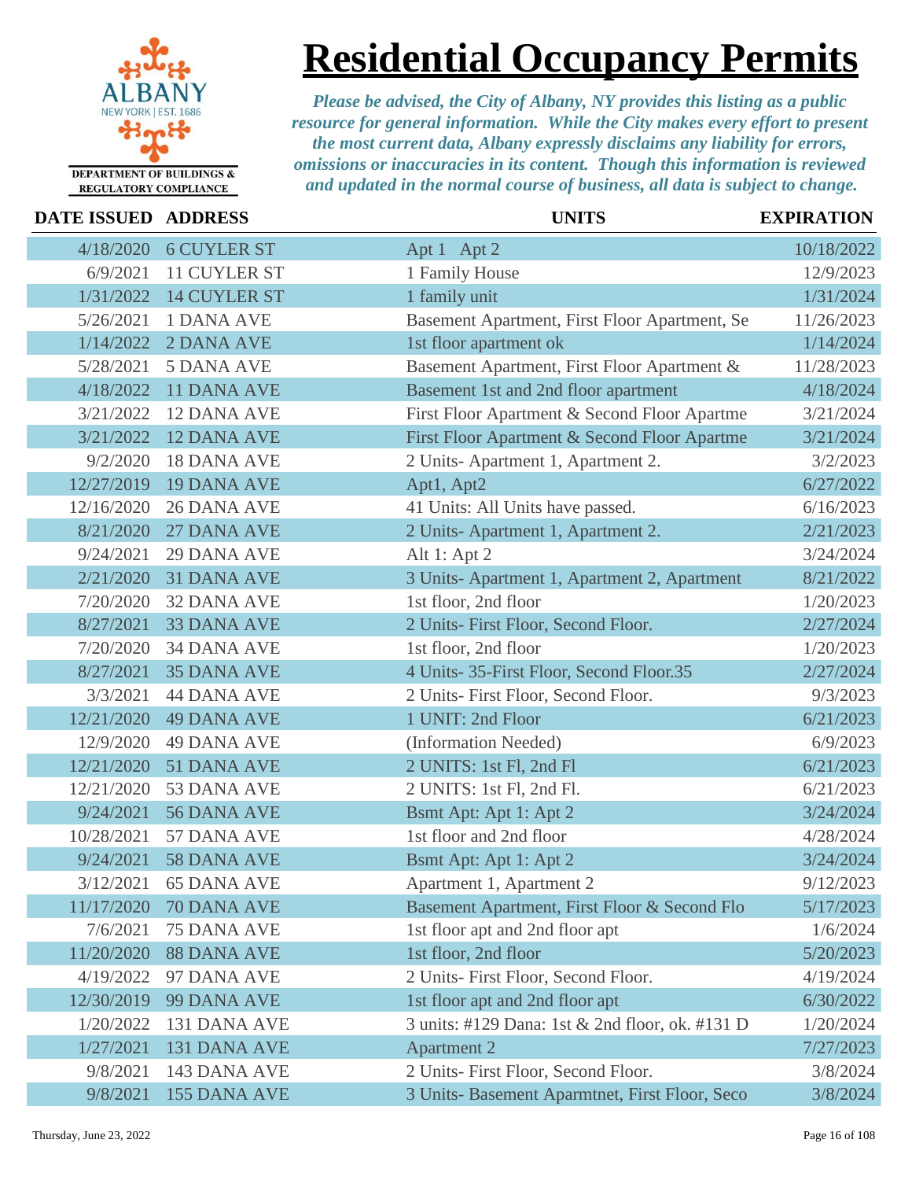ALBANY
NEW YORK | EST. 1686

DEPARTMENT OF BUILDINGS & REGULATORY COMPLIANCE

# Residential Occupancy Permits

*Please be advised, the City of Albany, NY provides this listing as a public resource for general information. While the City makes every effort to present the most current data, Albany expressly disclaims any liability for errors, omissions or inaccuracies in its content. Though this information is reviewed and updated in the normal course of business, all data is subject to change.*

| DATE ISSUED | ADDRESS | UNITS | EXPIRATION |
|---|---|---|---|
| 4/18/2020 | 6 CUYLER ST | Apt 1 Apt 2 | 10/18/2022 |
| 6/9/2021 | 11 CUYLER ST | 1 Family House | 12/9/2023 |
| 1/31/2022 | 14 CUYLER ST | 1 family unit | 1/31/2024 |
| 5/26/2021 | 1 DANA AVE | Basement Apartment, First Floor Apartment, Se | 11/26/2023 |
| 1/14/2022 | 2 DANA AVE | 1st floor apartment ok | 1/14/2024 |
| 5/28/2021 | 5 DANA AVE | Basement Apartment, First Floor Apartment & | 11/28/2023 |
| 4/18/2022 | 11 DANA AVE | Basement 1st and 2nd floor apartment | 4/18/2024 |
| 3/21/2022 | 12 DANA AVE | First Floor Apartment & Second Floor Apartme | 3/21/2024 |
| 3/21/2022 | 12 DANA AVE | First Floor Apartment & Second Floor Apartme | 3/21/2024 |
| 9/2/2020 | 18 DANA AVE | 2 Units- Apartment 1, Apartment 2. | 3/2/2023 |
| 12/27/2019 | 19 DANA AVE | Apt1, Apt2 | 6/27/2022 |
| 12/16/2020 | 26 DANA AVE | 41 Units: All Units have passed. | 6/16/2023 |
| 8/21/2020 | 27 DANA AVE | 2 Units- Apartment 1, Apartment 2. | 2/21/2023 |
| 9/24/2021 | 29 DANA AVE | Alt 1: Apt 2 | 3/24/2024 |
| 2/21/2020 | 31 DANA AVE | 3 Units- Apartment 1, Apartment 2, Apartment | 8/21/2022 |
| 7/20/2020 | 32 DANA AVE | 1st floor, 2nd floor | 1/20/2023 |
| 8/27/2021 | 33 DANA AVE | 2 Units- First Floor, Second Floor. | 2/27/2024 |
| 7/20/2020 | 34 DANA AVE | 1st floor, 2nd floor | 1/20/2023 |
| 8/27/2021 | 35 DANA AVE | 4 Units- 35-First Floor, Second Floor.35 | 2/27/2024 |
| 3/3/2021 | 44 DANA AVE | 2 Units- First Floor, Second Floor. | 9/3/2023 |
| 12/21/2020 | 49 DANA AVE | 1 UNIT: 2nd Floor | 6/21/2023 |
| 12/9/2020 | 49 DANA AVE | (Information Needed) | 6/9/2023 |
| 12/21/2020 | 51 DANA AVE | 2 UNITS: 1st Fl, 2nd Fl | 6/21/2023 |
| 12/21/2020 | 53 DANA AVE | 2 UNITS: 1st Fl, 2nd Fl. | 6/21/2023 |
| 9/24/2021 | 56 DANA AVE | Bsmt Apt: Apt 1: Apt 2 | 3/24/2024 |
| 10/28/2021 | 57 DANA AVE | 1st floor and 2nd floor | 4/28/2024 |
| 9/24/2021 | 58 DANA AVE | Bsmt Apt: Apt 1: Apt 2 | 3/24/2024 |
| 3/12/2021 | 65 DANA AVE | Apartment 1, Apartment 2 | 9/12/2023 |
| 11/17/2020 | 70 DANA AVE | Basement Apartment, First Floor & Second Flo | 5/17/2023 |
| 7/6/2021 | 75 DANA AVE | 1st floor apt and 2nd floor apt | 1/6/2024 |
| 11/20/2020 | 88 DANA AVE | 1st floor, 2nd floor | 5/20/2023 |
| 4/19/2022 | 97 DANA AVE | 2 Units- First Floor, Second Floor. | 4/19/2024 |
| 12/30/2019 | 99 DANA AVE | 1st floor apt and 2nd floor apt | 6/30/2022 |
| 1/20/2022 | 131 DANA AVE | 3 units: #129 Dana: 1st & 2nd floor, ok. #131 D | 1/20/2024 |
| 1/27/2021 | 131 DANA AVE | Apartment 2 | 7/27/2023 |
| 9/8/2021 | 143 DANA AVE | 2 Units- First Floor, Second Floor. | 3/8/2024 |
| 9/8/2021 | 155 DANA AVE | 3 Units- Basement Aparmtnet, First Floor, Seco | 3/8/2024 |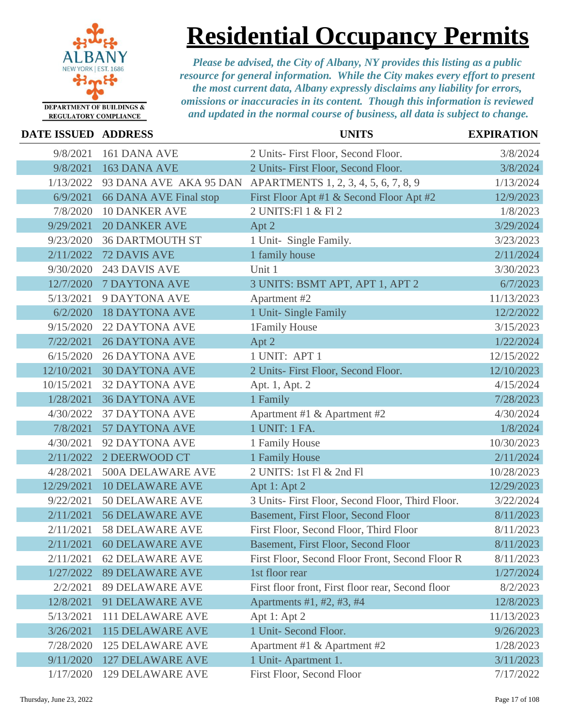# Residential Occupancy Permits

DEPARTMENT OF BUILDINGS & REGULATORY COMPLIANCE

*Please be advised, the City of Albany, NY provides this listing as a public resource for general information. While the City makes every effort to present the most current data, Albany expressly disclaims any liability for errors, omissions or inaccuracies in its content. Though this information is reviewed and updated in the normal course of business, all data is subject to change.*

| DATE ISSUED | ADDRESS | UNITS | EXPIRATION |
|---|---|---|---|
| 9/8/2021 | 161 DANA AVE | 2 Units- First Floor, Second Floor. | 3/8/2024 |
| 9/8/2021 | 163 DANA AVE | 2 Units- First Floor, Second Floor. | 3/8/2024 |
| 1/13/2022 | 93 DANA AVE AKA 95 DAN | APARTMENTS 1, 2, 3, 4, 5, 6, 7, 8, 9 | 1/13/2024 |
| 6/9/2021 | 66 DANA AVE Final stop | First Floor Apt #1 & Second Floor Apt #2 | 12/9/2023 |
| 7/8/2020 | 10 DANKER AVE | 2 UNITS:Fl 1 & Fl 2 | 1/8/2023 |
| 9/29/2021 | 20 DANKER AVE | Apt 2 | 3/29/2024 |
| 9/23/2020 | 36 DARTMOUTH ST | 1 Unit- Single Family. | 3/23/2023 |
| 2/11/2022 | 72 DAVIS AVE | 1 family house | 2/11/2024 |
| 9/30/2020 | 243 DAVIS AVE | Unit 1 | 3/30/2023 |
| 12/7/2020 | 7 DAYTONA AVE | 3 UNITS: BSMT APT, APT 1, APT 2 | 6/7/2023 |
| 5/13/2021 | 9 DAYTONA AVE | Apartment #2 | 11/13/2023 |
| 6/2/2020 | 18 DAYTONA AVE | 1 Unit- Single Family | 12/2/2022 |
| 9/15/2020 | 22 DAYTONA AVE | 1Family House | 3/15/2023 |
| 7/22/2021 | 26 DAYTONA AVE | Apt 2 | 1/22/2024 |
| 6/15/2020 | 26 DAYTONA AVE | 1 UNIT: APT 1 | 12/15/2022 |
| 12/10/2021 | 30 DAYTONA AVE | 2 Units- First Floor, Second Floor. | 12/10/2023 |
| 10/15/2021 | 32 DAYTONA AVE | Apt. 1, Apt. 2 | 4/15/2024 |
| 1/28/2021 | 36 DAYTONA AVE | 1 Family | 7/28/2023 |
| 4/30/2022 | 37 DAYTONA AVE | Apartment #1 & Apartment #2 | 4/30/2024 |
| 7/8/2021 | 57 DAYTONA AVE | 1 UNIT: 1 FA. | 1/8/2024 |
| 4/30/2021 | 92 DAYTONA AVE | 1 Family House | 10/30/2023 |
| 2/11/2022 | 2 DEERWOOD CT | 1 Family House | 2/11/2024 |
| 4/28/2021 | 500A DELAWARE AVE | 2 UNITS: 1st Fl & 2nd Fl | 10/28/2023 |
| 12/29/2021 | 10 DELAWARE AVE | Apt 1: Apt 2 | 12/29/2023 |
| 9/22/2021 | 50 DELAWARE AVE | 3 Units- First Floor, Second Floor, Third Floor. | 3/22/2024 |
| 2/11/2021 | 56 DELAWARE AVE | Basement, First Floor, Second Floor | 8/11/2023 |
| 2/11/2021 | 58 DELAWARE AVE | First Floor, Second Floor, Third Floor | 8/11/2023 |
| 2/11/2021 | 60 DELAWARE AVE | Basement, First Floor, Second Floor | 8/11/2023 |
| 2/11/2021 | 62 DELAWARE AVE | First Floor, Second Floor Front, Second Floor R | 8/11/2023 |
| 1/27/2022 | 89 DELAWARE AVE | 1st floor rear | 1/27/2024 |
| 2/2/2021 | 89 DELAWARE AVE | First floor front, First floor rear, Second floor | 8/2/2023 |
| 12/8/2021 | 91 DELAWARE AVE | Apartments #1, #2, #3, #4 | 12/8/2023 |
| 5/13/2021 | 111 DELAWARE AVE | Apt 1: Apt 2 | 11/13/2023 |
| 3/26/2021 | 115 DELAWARE AVE | 1 Unit- Second Floor. | 9/26/2023 |
| 7/28/2020 | 125 DELAWARE AVE | Apartment #1 & Apartment #2 | 1/28/2023 |
| 9/11/2020 | 127 DELAWARE AVE | 1 Unit- Apartment 1. | 3/11/2023 |
| 1/17/2020 | 129 DELAWARE AVE | First Floor, Second Floor | 7/17/2022 |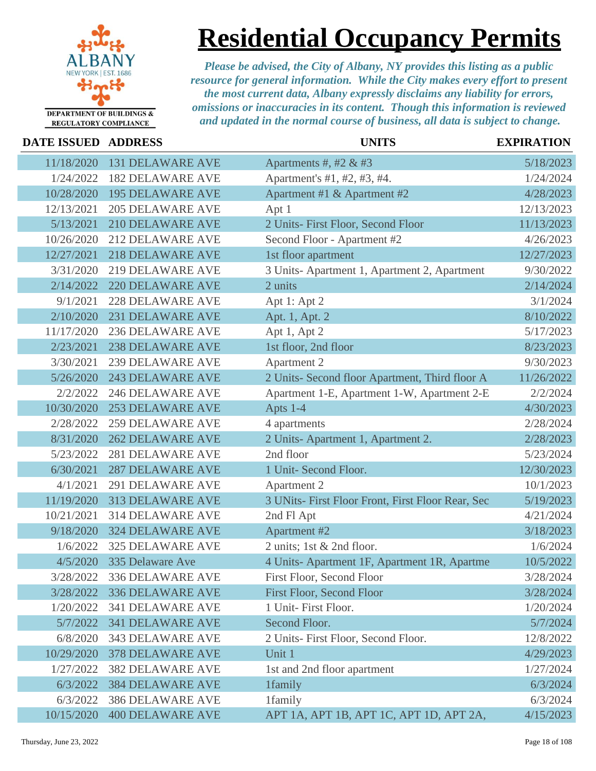ALBANY
NEW YORK | EST. 1686

DEPARTMENT OF BUILDINGS & REGULATORY COMPLIANCE

# Residential Occupancy Permits

*Please be advised, the City of Albany, NY provides this listing as a public resource for general information. While the City makes every effort to present the most current data, Albany expressly disclaims any liability for errors, omissions or inaccuracies in its content. Though this information is reviewed and updated in the normal course of business, all data is subject to change.*

| DATE ISSUED | ADDRESS | UNITS | EXPIRATION |
|---|---|---|---|
| 11/18/2020 | 131 DELAWARE AVE | Apartments #, #2 & #3 | 5/18/2023 |
| 1/24/2022 | 182 DELAWARE AVE | Apartment's #1, #2, #3, #4. | 1/24/2024 |
| 10/28/2020 | 195 DELAWARE AVE | Apartment #1 & Apartment #2 | 4/28/2023 |
| 12/13/2021 | 205 DELAWARE AVE | Apt 1 | 12/13/2023 |
| 5/13/2021 | 210 DELAWARE AVE | 2 Units- First Floor, Second Floor | 11/13/2023 |
| 10/26/2020 | 212 DELAWARE AVE | Second Floor - Apartment #2 | 4/26/2023 |
| 12/27/2021 | 218 DELAWARE AVE | 1st floor apartment | 12/27/2023 |
| 3/31/2020 | 219 DELAWARE AVE | 3 Units- Apartment 1, Apartment 2, Apartment | 9/30/2022 |
| 2/14/2022 | 220 DELAWARE AVE | 2 units | 2/14/2024 |
| 9/1/2021 | 228 DELAWARE AVE | Apt 1: Apt 2 | 3/1/2024 |
| 2/10/2020 | 231 DELAWARE AVE | Apt. 1, Apt. 2 | 8/10/2022 |
| 11/17/2020 | 236 DELAWARE AVE | Apt 1, Apt 2 | 5/17/2023 |
| 2/23/2021 | 238 DELAWARE AVE | 1st floor, 2nd floor | 8/23/2023 |
| 3/30/2021 | 239 DELAWARE AVE | Apartment 2 | 9/30/2023 |
| 5/26/2020 | 243 DELAWARE AVE | 2 Units- Second floor Apartment, Third floor A | 11/26/2022 |
| 2/2/2022 | 246 DELAWARE AVE | Apartment 1-E, Apartment 1-W, Apartment 2-E | 2/2/2024 |
| 10/30/2020 | 253 DELAWARE AVE | Apts 1-4 | 4/30/2023 |
| 2/28/2022 | 259 DELAWARE AVE | 4 apartments | 2/28/2024 |
| 8/31/2020 | 262 DELAWARE AVE | 2 Units- Apartment 1, Apartment 2. | 2/28/2023 |
| 5/23/2022 | 281 DELAWARE AVE | 2nd floor | 5/23/2024 |
| 6/30/2021 | 287 DELAWARE AVE | 1 Unit- Second Floor. | 12/30/2023 |
| 4/1/2021 | 291 DELAWARE AVE | Apartment 2 | 10/1/2023 |
| 11/19/2020 | 313 DELAWARE AVE | 3 UNits- First Floor Front, First Floor Rear, Sec | 5/19/2023 |
| 10/21/2021 | 314 DELAWARE AVE | 2nd Fl Apt | 4/21/2024 |
| 9/18/2020 | 324 DELAWARE AVE | Apartment #2 | 3/18/2023 |
| 1/6/2022 | 325 DELAWARE AVE | 2 units; 1st & 2nd floor. | 1/6/2024 |
| 4/5/2020 | 335 Delaware Ave | 4 Units- Apartment 1F, Apartment 1R, Apartme | 10/5/2022 |
| 3/28/2022 | 336 DELAWARE AVE | First Floor, Second Floor | 3/28/2024 |
| 3/28/2022 | 336 DELAWARE AVE | First Floor, Second Floor | 3/28/2024 |
| 1/20/2022 | 341 DELAWARE AVE | 1 Unit- First Floor. | 1/20/2024 |
| 5/7/2022 | 341 DELAWARE AVE | Second Floor. | 5/7/2024 |
| 6/8/2020 | 343 DELAWARE AVE | 2 Units- First Floor, Second Floor. | 12/8/2022 |
| 10/29/2020 | 378 DELAWARE AVE | Unit 1 | 4/29/2023 |
| 1/27/2022 | 382 DELAWARE AVE | 1st and 2nd floor apartment | 1/27/2024 |
| 6/3/2022 | 384 DELAWARE AVE | 1family | 6/3/2024 |
| 6/3/2022 | 386 DELAWARE AVE | 1family | 6/3/2024 |
| 10/15/2020 | 400 DELAWARE AVE | APT 1A, APT 1B, APT 1C, APT 1D, APT 2A, | 4/15/2023 |

Thursday, June 23, 2022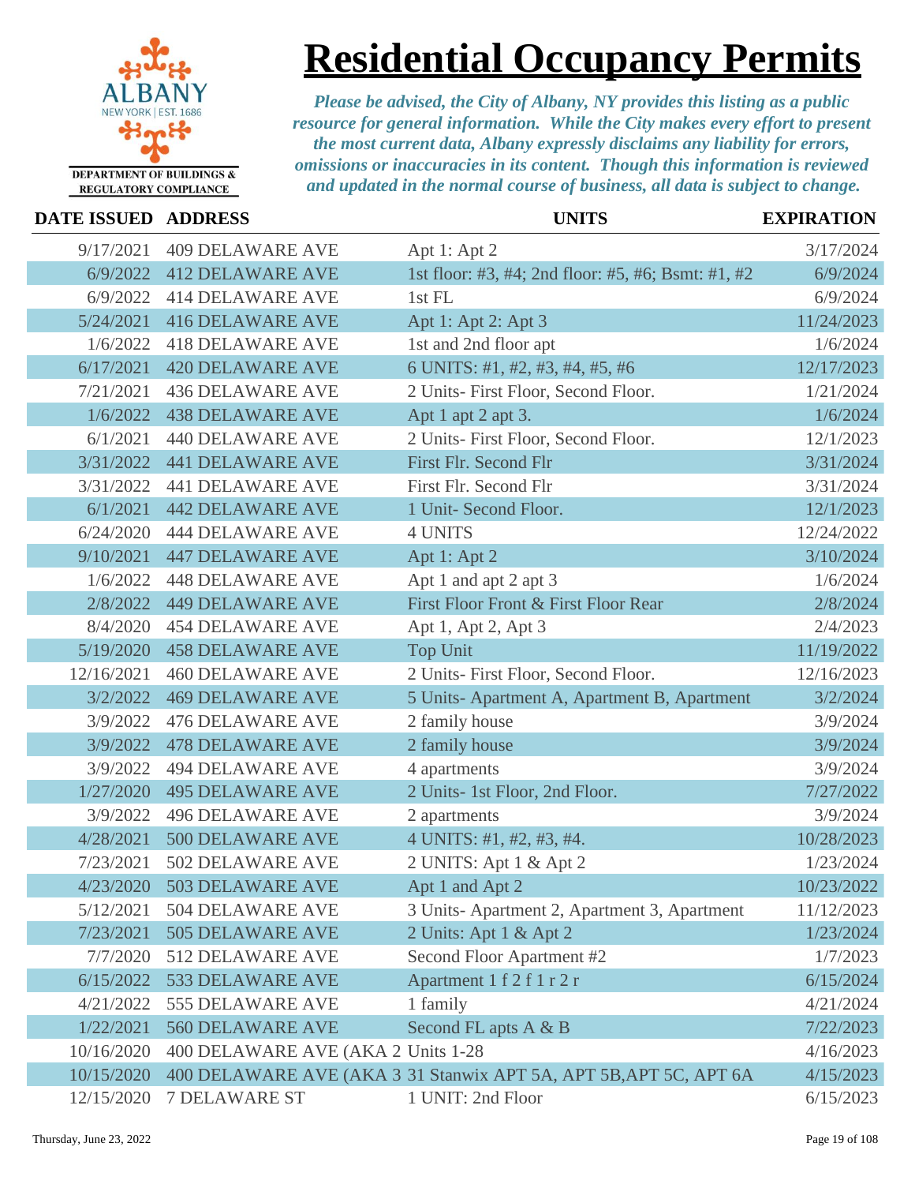ALBANY
NEW YORK | EST. 1686

DEPARTMENT OF BUILDINGS & REGULATORY COMPLIANCE

# Residential Occupancy Permits

*Please be advised, the City of Albany, NY provides this listing as a public resource for general information. While the City makes every effort to present the most current data, Albany expressly disclaims any liability for errors, omissions or inaccuracies in its content. Though this information is reviewed and updated in the normal course of business, all data is subject to change.*

| DATE ISSUED | ADDRESS | UNITS | EXPIRATION |
|---|---|---|---|
| 9/17/2021 | 409 DELAWARE AVE | Apt 1: Apt 2 | 3/17/2024 |
| 6/9/2022 | 412 DELAWARE AVE | 1st floor: #3, #4; 2nd floor: #5, #6; Bsmt: #1, #2 | 6/9/2024 |
| 6/9/2022 | 414 DELAWARE AVE | 1st FL | 6/9/2024 |
| 5/24/2021 | 416 DELAWARE AVE | Apt 1: Apt 2: Apt 3 | 11/24/2023 |
| 1/6/2022 | 418 DELAWARE AVE | 1st and 2nd floor apt | 1/6/2024 |
| 6/17/2021 | 420 DELAWARE AVE | 6 UNITS: #1, #2, #3, #4, #5, #6 | 12/17/2023 |
| 7/21/2021 | 436 DELAWARE AVE | 2 Units- First Floor, Second Floor. | 1/21/2024 |
| 1/6/2022 | 438 DELAWARE AVE | Apt 1 apt 2 apt 3. | 1/6/2024 |
| 6/1/2021 | 440 DELAWARE AVE | 2 Units- First Floor, Second Floor. | 12/1/2023 |
| 3/31/2022 | 441 DELAWARE AVE | First Flr. Second Flr | 3/31/2024 |
| 3/31/2022 | 441 DELAWARE AVE | First Flr. Second Flr | 3/31/2024 |
| 6/1/2021 | 442 DELAWARE AVE | 1 Unit- Second Floor. | 12/1/2023 |
| 6/24/2020 | 444 DELAWARE AVE | 4 UNITS | 12/24/2022 |
| 9/10/2021 | 447 DELAWARE AVE | Apt 1: Apt 2 | 3/10/2024 |
| 1/6/2022 | 448 DELAWARE AVE | Apt 1 and apt 2 apt 3 | 1/6/2024 |
| 2/8/2022 | 449 DELAWARE AVE | First Floor Front & First Floor Rear | 2/8/2024 |
| 8/4/2020 | 454 DELAWARE AVE | Apt 1, Apt 2, Apt 3 | 2/4/2023 |
| 5/19/2020 | 458 DELAWARE AVE | Top Unit | 11/19/2022 |
| 12/16/2021 | 460 DELAWARE AVE | 2 Units- First Floor, Second Floor. | 12/16/2023 |
| 3/2/2022 | 469 DELAWARE AVE | 5 Units- Apartment A, Apartment B, Apartment | 3/2/2024 |
| 3/9/2022 | 476 DELAWARE AVE | 2 family house | 3/9/2024 |
| 3/9/2022 | 478 DELAWARE AVE | 2 family house | 3/9/2024 |
| 3/9/2022 | 494 DELAWARE AVE | 4 apartments | 3/9/2024 |
| 1/27/2020 | 495 DELAWARE AVE | 2 Units- 1st Floor, 2nd Floor. | 7/27/2022 |
| 3/9/2022 | 496 DELAWARE AVE | 2 apartments | 3/9/2024 |
| 4/28/2021 | 500 DELAWARE AVE | 4 UNITS: #1, #2, #3, #4. | 10/28/2023 |
| 7/23/2021 | 502 DELAWARE AVE | 2 UNITS: Apt 1 & Apt 2 | 1/23/2024 |
| 4/23/2020 | 503 DELAWARE AVE | Apt 1 and Apt 2 | 10/23/2022 |
| 5/12/2021 | 504 DELAWARE AVE | 3 Units- Apartment 2, Apartment 3, Apartment | 11/12/2023 |
| 7/23/2021 | 505 DELAWARE AVE | 2 Units: Apt 1 & Apt 2 | 1/23/2024 |
| 7/7/2020 | 512 DELAWARE AVE | Second Floor Apartment #2 | 1/7/2023 |
| 6/15/2022 | 533 DELAWARE AVE | Apartment 1 f 2 f 1 r 2 r | 6/15/2024 |
| 4/21/2022 | 555 DELAWARE AVE | 1 family | 4/21/2024 |
| 1/22/2021 | 560 DELAWARE AVE | Second FL apts A & B | 7/22/2023 |
| 10/16/2020 | 400 DELAWARE AVE (AKA 2 | Units 1-28 | 4/16/2023 |
| 10/15/2020 | 400 DELAWARE AVE (AKA 3 | 31 Stanwix APT 5A, APT 5B,APT 5C, APT 6A | 4/15/2023 |
| 12/15/2020 | 7 DELAWARE ST | 1 UNIT: 2nd Floor | 6/15/2023 |

Thursday, June 23, 2022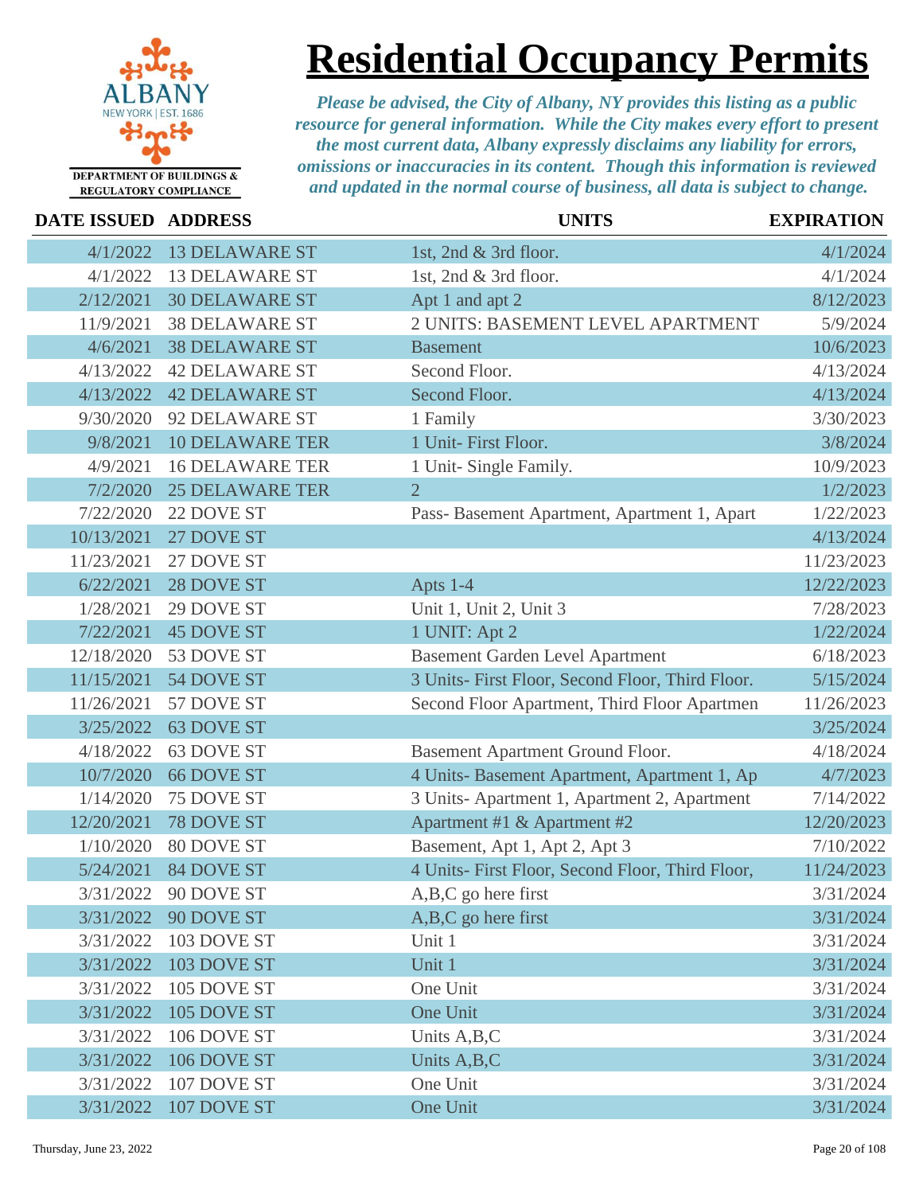# Residential Occupancy Permits

ALBANY NEW YORK | EST. 1686

DEPARTMENT OF BUILDINGS & REGULATORY COMPLIANCE

*Please be advised, the City of Albany, NY provides this listing as a public resource for general information. While the City makes every effort to present the most current data, Albany expressly disclaims any liability for errors, omissions or inaccuracies in its content. Though this information is reviewed and updated in the normal course of business, all data is subject to change.*

| DATE ISSUED | ADDRESS | UNITS | EXPIRATION |
|---|---|---|---|
| 4/1/2022 | 13 DELAWARE ST | 1st, 2nd & 3rd floor. | 4/1/2024 |
| 4/1/2022 | 13 DELAWARE ST | 1st, 2nd & 3rd floor. | 4/1/2024 |
| 2/12/2021 | 30 DELAWARE ST | Apt 1 and apt 2 | 8/12/2023 |
| 11/9/2021 | 38 DELAWARE ST | 2 UNITS: BASEMENT LEVEL APARTMENT | 5/9/2024 |
| 4/6/2021 | 38 DELAWARE ST | Basement | 10/6/2023 |
| 4/13/2022 | 42 DELAWARE ST | Second Floor. | 4/13/2024 |
| 4/13/2022 | 42 DELAWARE ST | Second Floor. | 4/13/2024 |
| 9/30/2020 | 92 DELAWARE ST | 1 Family | 3/30/2023 |
| 9/8/2021 | 10 DELAWARE TER | 1 Unit- First Floor. | 3/8/2024 |
| 4/9/2021 | 16 DELAWARE TER | 1 Unit- Single Family. | 10/9/2023 |
| 7/2/2020 | 25 DELAWARE TER | 2 | 1/2/2023 |
| 7/22/2020 | 22 DOVE ST | Pass- Basement Apartment, Apartment 1, Apart | 1/22/2023 |
| 10/13/2021 | 27 DOVE ST | | 4/13/2024 |
| 11/23/2021 | 27 DOVE ST | | 11/23/2023 |
| 6/22/2021 | 28 DOVE ST | Apts 1-4 | 12/22/2023 |
| 1/28/2021 | 29 DOVE ST | Unit 1, Unit 2, Unit 3 | 7/28/2023 |
| 7/22/2021 | 45 DOVE ST | 1 UNIT: Apt 2 | 1/22/2024 |
| 12/18/2020 | 53 DOVE ST | Basement Garden Level Apartment | 6/18/2023 |
| 11/15/2021 | 54 DOVE ST | 3 Units- First Floor, Second Floor, Third Floor. | 5/15/2024 |
| 11/26/2021 | 57 DOVE ST | Second Floor Apartment, Third Floor Apartmen | 11/26/2023 |
| 3/25/2022 | 63 DOVE ST | | 3/25/2024 |
| 4/18/2022 | 63 DOVE ST | Basement Apartment Ground Floor. | 4/18/2024 |
| 10/7/2020 | 66 DOVE ST | 4 Units- Basement Apartment, Apartment 1, Ap | 4/7/2023 |
| 1/14/2020 | 75 DOVE ST | 3 Units- Apartment 1, Apartment 2, Apartment | 7/14/2022 |
| 12/20/2021 | 78 DOVE ST | Apartment #1 & Apartment #2 | 12/20/2023 |
| 1/10/2020 | 80 DOVE ST | Basement, Apt 1, Apt 2, Apt 3 | 7/10/2022 |
| 5/24/2021 | 84 DOVE ST | 4 Units- First Floor, Second Floor, Third Floor, | 11/24/2023 |
| 3/31/2022 | 90 DOVE ST | A,B,C go here first | 3/31/2024 |
| 3/31/2022 | 90 DOVE ST | A,B,C go here first | 3/31/2024 |
| 3/31/2022 | 103 DOVE ST | Unit 1 | 3/31/2024 |
| 3/31/2022 | 103 DOVE ST | Unit 1 | 3/31/2024 |
| 3/31/2022 | 105 DOVE ST | One Unit | 3/31/2024 |
| 3/31/2022 | 105 DOVE ST | One Unit | 3/31/2024 |
| 3/31/2022 | 106 DOVE ST | Units A,B,C | 3/31/2024 |
| 3/31/2022 | 106 DOVE ST | Units A,B,C | 3/31/2024 |
| 3/31/2022 | 107 DOVE ST | One Unit | 3/31/2024 |
| 3/31/2022 | 107 DOVE ST | One Unit | 3/31/2024 |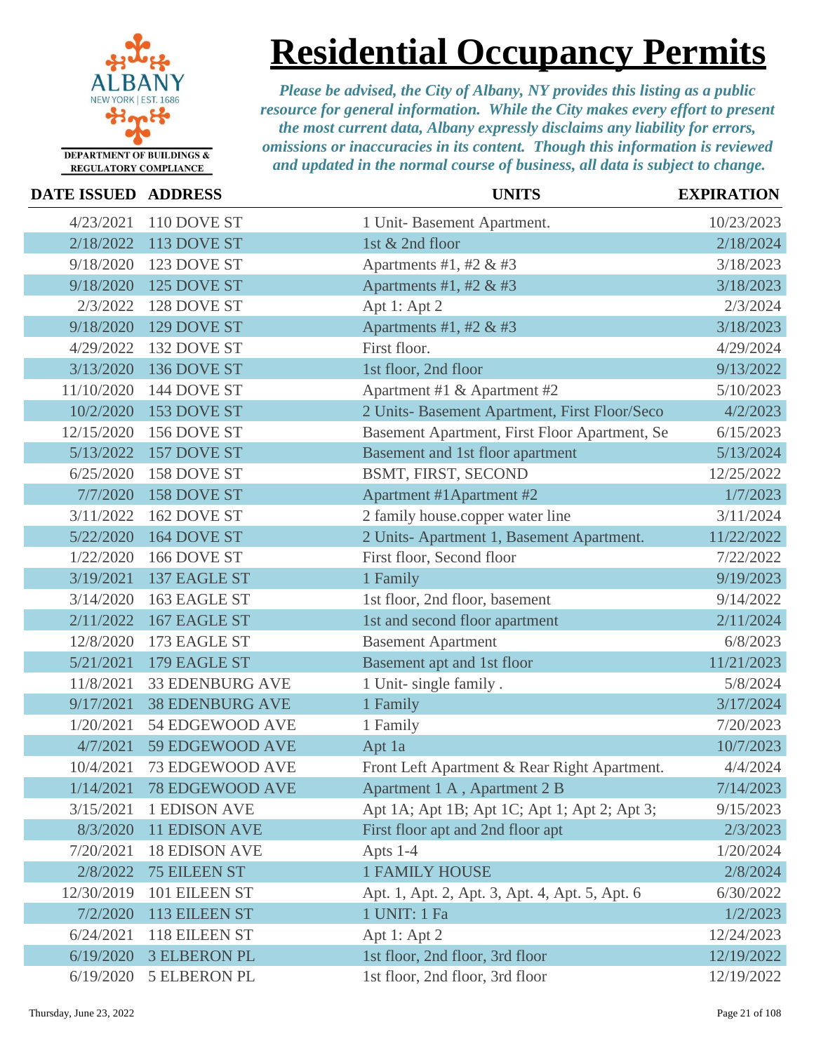# Residential Occupancy Permits

ALBANY
NEW YORK | EST. 1686

DEPARTMENT OF BUILDINGS & REGULATORY COMPLIANCE

*Please be advised, the City of Albany, NY provides this listing as a public resource for general information. While the City makes every effort to present the most current data, Albany expressly disclaims any liability for errors, omissions or inaccuracies in its content. Though this information is reviewed and updated in the normal course of business, all data is subject to change.*

| DATE ISSUED | ADDRESS | UNITS | EXPIRATION |
|---|---|---|---|
| 4/23/2021 | 110 DOVE ST | 1 Unit- Basement Apartment. | 10/23/2023 |
| 2/18/2022 | 113 DOVE ST | 1st & 2nd floor | 2/18/2024 |
| 9/18/2020 | 123 DOVE ST | Apartments #1, #2 & #3 | 3/18/2023 |
| 9/18/2020 | 125 DOVE ST | Apartments #1, #2 & #3 | 3/18/2023 |
| 2/3/2022 | 128 DOVE ST | Apt 1: Apt 2 | 2/3/2024 |
| 9/18/2020 | 129 DOVE ST | Apartments #1, #2 & #3 | 3/18/2023 |
| 4/29/2022 | 132 DOVE ST | First floor. | 4/29/2024 |
| 3/13/2020 | 136 DOVE ST | 1st floor, 2nd floor | 9/13/2022 |
| 11/10/2020 | 144 DOVE ST | Apartment #1 & Apartment #2 | 5/10/2023 |
| 10/2/2020 | 153 DOVE ST | 2 Units- Basement Apartment, First Floor/Seco | 4/2/2023 |
| 12/15/2020 | 156 DOVE ST | Basement Apartment, First Floor Apartment, Se | 6/15/2023 |
| 5/13/2022 | 157 DOVE ST | Basement and 1st floor apartment | 5/13/2024 |
| 6/25/2020 | 158 DOVE ST | BSMT, FIRST, SECOND | 12/25/2022 |
| 7/7/2020 | 158 DOVE ST | Apartment #1Apartment #2 | 1/7/2023 |
| 3/11/2022 | 162 DOVE ST | 2 family house.copper water line | 3/11/2024 |
| 5/22/2020 | 164 DOVE ST | 2 Units- Apartment 1, Basement Apartment. | 11/22/2022 |
| 1/22/2020 | 166 DOVE ST | First floor, Second floor | 7/22/2022 |
| 3/19/2021 | 137 EAGLE ST | 1 Family | 9/19/2023 |
| 3/14/2020 | 163 EAGLE ST | 1st floor, 2nd floor, basement | 9/14/2022 |
| 2/11/2022 | 167 EAGLE ST | 1st and second floor apartment | 2/11/2024 |
| 12/8/2020 | 173 EAGLE ST | Basement Apartment | 6/8/2023 |
| 5/21/2021 | 179 EAGLE ST | Basement apt and 1st floor | 11/21/2023 |
| 11/8/2021 | 33 EDENBURG AVE | 1 Unit- single family . | 5/8/2024 |
| 9/17/2021 | 38 EDENBURG AVE | 1 Family | 3/17/2024 |
| 1/20/2021 | 54 EDGEWOOD AVE | 1 Family | 7/20/2023 |
| 4/7/2021 | 59 EDGEWOOD AVE | Apt 1a | 10/7/2023 |
| 10/4/2021 | 73 EDGEWOOD AVE | Front Left Apartment & Rear Right Apartment. | 4/4/2024 |
| 1/14/2021 | 78 EDGEWOOD AVE | Apartment 1 A , Apartment 2 B | 7/14/2023 |
| 3/15/2021 | 1 EDISON AVE | Apt 1A; Apt 1B; Apt 1C; Apt 1; Apt 2; Apt 3; | 9/15/2023 |
| 8/3/2020 | 11 EDISON AVE | First floor apt and 2nd floor apt | 2/3/2023 |
| 7/20/2021 | 18 EDISON AVE | Apts 1-4 | 1/20/2024 |
| 2/8/2022 | 75 EILEEN ST | 1 FAMILY HOUSE | 2/8/2024 |
| 12/30/2019 | 101 EILEEN ST | Apt. 1, Apt. 2, Apt. 3, Apt. 4, Apt. 5, Apt. 6 | 6/30/2022 |
| 7/2/2020 | 113 EILEEN ST | 1 UNIT: 1 Fa | 1/2/2023 |
| 6/24/2021 | 118 EILEEN ST | Apt 1: Apt 2 | 12/24/2023 |
| 6/19/2020 | 3 ELBERON PL | 1st floor, 2nd floor, 3rd floor | 12/19/2022 |
| 6/19/2020 | 5 ELBERON PL | 1st floor, 2nd floor, 3rd floor | 12/19/2022 |

Thursday, June 23, 2022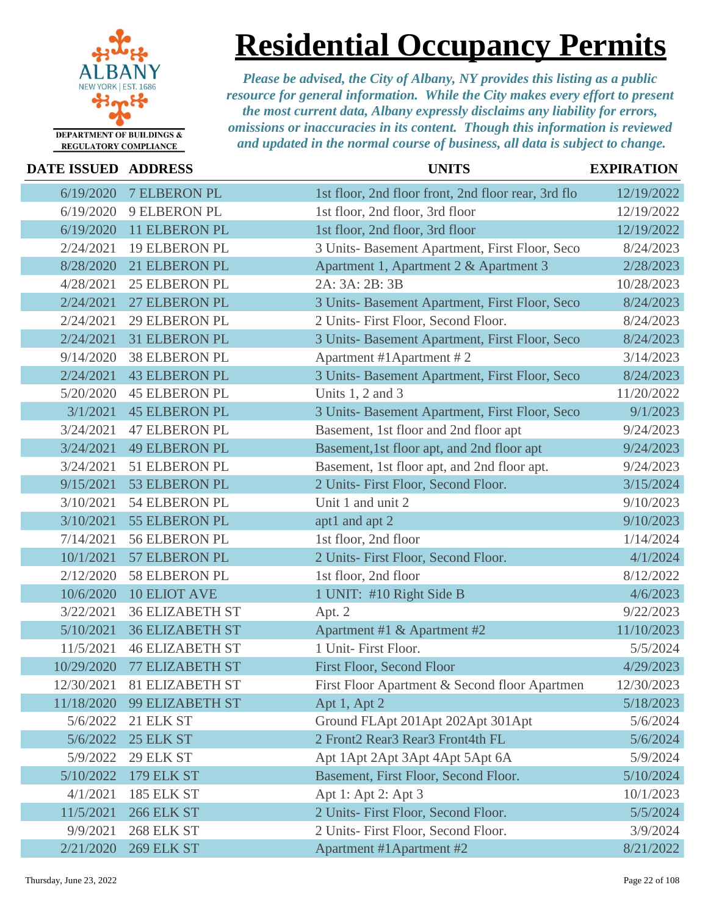# Residential Occupancy Permits

ALBANY
NEW YORK | EST. 1686
DEPARTMENT OF BUILDINGS & REGULATORY COMPLIANCE

*Please be advised, the City of Albany, NY provides this listing as a public resource for general information. While the City makes every effort to present the most current data, Albany expressly disclaims any liability for errors, omissions or inaccuracies in its content. Though this information is reviewed and updated in the normal course of business, all data is subject to change.*

| DATE ISSUED | ADDRESS | UNITS | EXPIRATION |
|---|---|---|---|
| 6/19/2020 | 7 ELBERON PL | 1st floor, 2nd floor front, 2nd floor rear, 3rd flo | 12/19/2022 |
| 6/19/2020 | 9 ELBERON PL | 1st floor, 2nd floor, 3rd floor | 12/19/2022 |
| 6/19/2020 | 11 ELBERON PL | 1st floor, 2nd floor, 3rd floor | 12/19/2022 |
| 2/24/2021 | 19 ELBERON PL | 3 Units- Basement Apartment, First Floor, Seco | 8/24/2023 |
| 8/28/2020 | 21 ELBERON PL | Apartment 1, Apartment 2 & Apartment 3 | 2/28/2023 |
| 4/28/2021 | 25 ELBERON PL | 2A: 3A: 2B: 3B | 10/28/2023 |
| 2/24/2021 | 27 ELBERON PL | 3 Units- Basement Apartment, First Floor, Seco | 8/24/2023 |
| 2/24/2021 | 29 ELBERON PL | 2 Units- First Floor, Second Floor. | 8/24/2023 |
| 2/24/2021 | 31 ELBERON PL | 3 Units- Basement Apartment, First Floor, Seco | 8/24/2023 |
| 9/14/2020 | 38 ELBERON PL | Apartment #1Apartment # 2 | 3/14/2023 |
| 2/24/2021 | 43 ELBERON PL | 3 Units- Basement Apartment, First Floor, Seco | 8/24/2023 |
| 5/20/2020 | 45 ELBERON PL | Units 1, 2 and 3 | 11/20/2022 |
| 3/1/2021 | 45 ELBERON PL | 3 Units- Basement Apartment, First Floor, Seco | 9/1/2023 |
| 3/24/2021 | 47 ELBERON PL | Basement, 1st floor and 2nd floor apt | 9/24/2023 |
| 3/24/2021 | 49 ELBERON PL | Basement,1st floor apt, and 2nd floor apt | 9/24/2023 |
| 3/24/2021 | 51 ELBERON PL | Basement, 1st floor apt, and 2nd floor apt. | 9/24/2023 |
| 9/15/2021 | 53 ELBERON PL | 2 Units- First Floor, Second Floor. | 3/15/2024 |
| 3/10/2021 | 54 ELBERON PL | Unit 1 and unit 2 | 9/10/2023 |
| 3/10/2021 | 55 ELBERON PL | apt1 and apt 2 | 9/10/2023 |
| 7/14/2021 | 56 ELBERON PL | 1st floor, 2nd floor | 1/14/2024 |
| 10/1/2021 | 57 ELBERON PL | 2 Units- First Floor, Second Floor. | 4/1/2024 |
| 2/12/2020 | 58 ELBERON PL | 1st floor, 2nd floor | 8/12/2022 |
| 10/6/2020 | 10 ELIOT AVE | 1 UNIT: #10 Right Side B | 4/6/2023 |
| 3/22/2021 | 36 ELIZABETH ST | Apt. 2 | 9/22/2023 |
| 5/10/2021 | 36 ELIZABETH ST | Apartment #1 & Apartment #2 | 11/10/2023 |
| 11/5/2021 | 46 ELIZABETH ST | 1 Unit- First Floor. | 5/5/2024 |
| 10/29/2020 | 77 ELIZABETH ST | First Floor, Second Floor | 4/29/2023 |
| 12/30/2021 | 81 ELIZABETH ST | First Floor Apartment & Second floor Apartmen | 12/30/2023 |
| 11/18/2020 | 99 ELIZABETH ST | Apt 1, Apt 2 | 5/18/2023 |
| 5/6/2022 | 21 ELK ST | Ground FLApt 201Apt 202Apt 301Apt | 5/6/2024 |
| 5/6/2022 | 25 ELK ST | 2 Front2 Rear3 Rear3 Front4th FL | 5/6/2024 |
| 5/9/2022 | 29 ELK ST | Apt 1Apt 2Apt 3Apt 4Apt 5Apt 6A | 5/9/2024 |
| 5/10/2022 | 179 ELK ST | Basement, First Floor, Second Floor. | 5/10/2024 |
| 4/1/2021 | 185 ELK ST | Apt 1: Apt 2: Apt 3 | 10/1/2023 |
| 11/5/2021 | 266 ELK ST | 2 Units- First Floor, Second Floor. | 5/5/2024 |
| 9/9/2021 | 268 ELK ST | 2 Units- First Floor, Second Floor. | 3/9/2024 |
| 2/21/2020 | 269 ELK ST | Apartment #1Apartment #2 | 8/21/2022 |

Thursday, June 23, 2022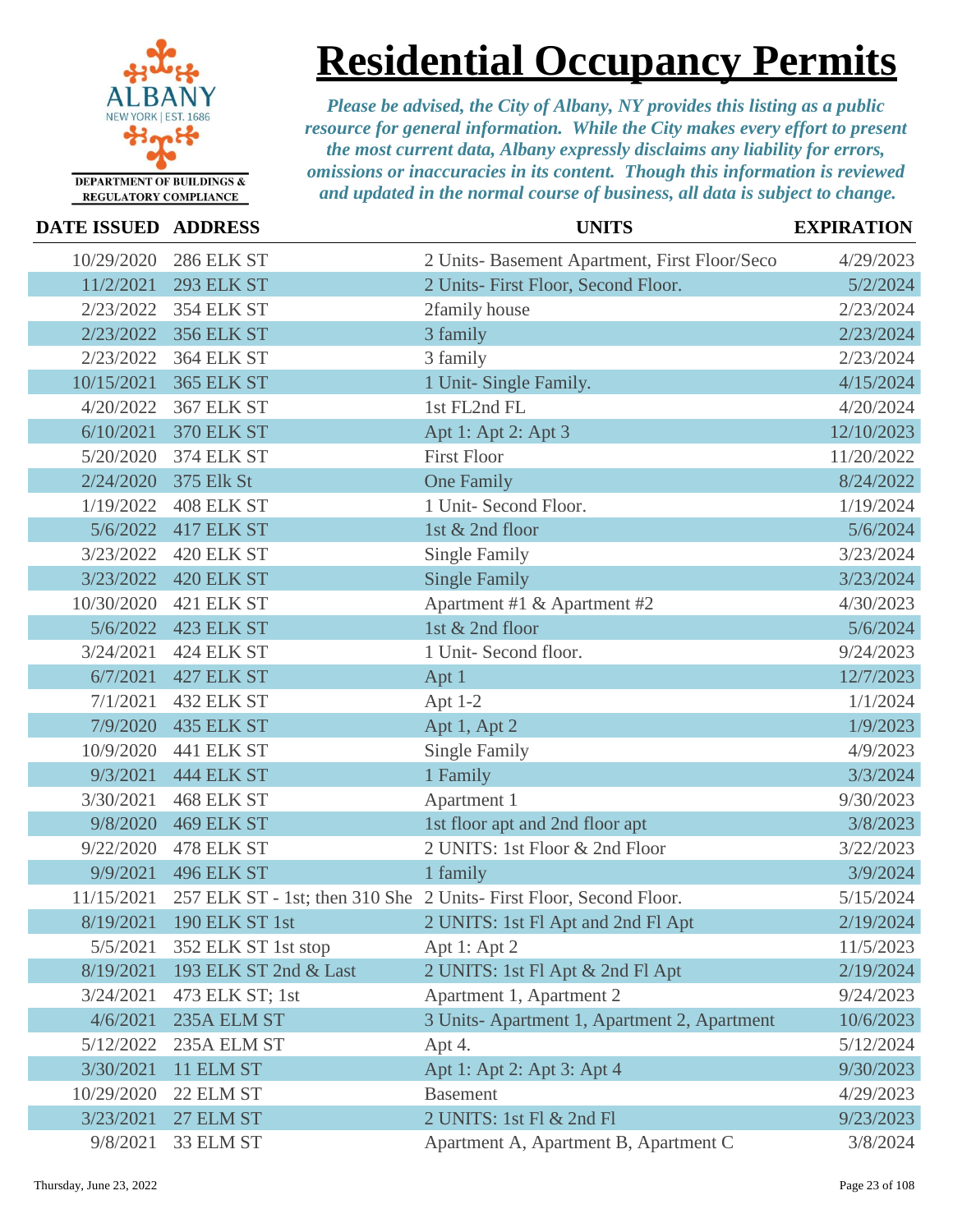ALBANY
NEW YORK | EST. 1686

DEPARTMENT OF BUILDINGS & REGULATORY COMPLIANCE

# Residential Occupancy Permits

*Please be advised, the City of Albany, NY provides this listing as a public resource for general information. While the City makes every effort to present the most current data, Albany expressly disclaims any liability for errors, omissions or inaccuracies in its content. Though this information is reviewed and updated in the normal course of business, all data is subject to change.*

| DATE ISSUED | ADDRESS | UNITS | EXPIRATION |
|---|---|---|---|
| 10/29/2020 | 286 ELK ST | 2 Units- Basement Apartment, First Floor/Seco | 4/29/2023 |
| 11/2/2021 | 293 ELK ST | 2 Units- First Floor, Second Floor. | 5/2/2024 |
| 2/23/2022 | 354 ELK ST | 2family house | 2/23/2024 |
| 2/23/2022 | 356 ELK ST | 3 family | 2/23/2024 |
| 2/23/2022 | 364 ELK ST | 3 family | 2/23/2024 |
| 10/15/2021 | 365 ELK ST | 1 Unit- Single Family. | 4/15/2024 |
| 4/20/2022 | 367 ELK ST | 1st FL2nd FL | 4/20/2024 |
| 6/10/2021 | 370 ELK ST | Apt 1: Apt 2: Apt 3 | 12/10/2023 |
| 5/20/2020 | 374 ELK ST | First Floor | 11/20/2022 |
| 2/24/2020 | 375 Elk St | One Family | 8/24/2022 |
| 1/19/2022 | 408 ELK ST | 1 Unit- Second Floor. | 1/19/2024 |
| 5/6/2022 | 417 ELK ST | 1st & 2nd floor | 5/6/2024 |
| 3/23/2022 | 420 ELK ST | Single Family | 3/23/2024 |
| 3/23/2022 | 420 ELK ST | Single Family | 3/23/2024 |
| 10/30/2020 | 421 ELK ST | Apartment #1 & Apartment #2 | 4/30/2023 |
| 5/6/2022 | 423 ELK ST | 1st & 2nd floor | 5/6/2024 |
| 3/24/2021 | 424 ELK ST | 1 Unit- Second floor. | 9/24/2023 |
| 6/7/2021 | 427 ELK ST | Apt 1 | 12/7/2023 |
| 7/1/2021 | 432 ELK ST | Apt 1-2 | 1/1/2024 |
| 7/9/2020 | 435 ELK ST | Apt 1, Apt 2 | 1/9/2023 |
| 10/9/2020 | 441 ELK ST | Single Family | 4/9/2023 |
| 9/3/2021 | 444 ELK ST | 1 Family | 3/3/2024 |
| 3/30/2021 | 468 ELK ST | Apartment 1 | 9/30/2023 |
| 9/8/2020 | 469 ELK ST | 1st floor apt and 2nd floor apt | 3/8/2023 |
| 9/22/2020 | 478 ELK ST | 2 UNITS: 1st Floor & 2nd Floor | 3/22/2023 |
| 9/9/2021 | 496 ELK ST | 1 family | 3/9/2024 |
| 11/15/2021 | 257 ELK ST - 1st; then 310 She | 2 Units- First Floor, Second Floor. | 5/15/2024 |
| 8/19/2021 | 190 ELK ST 1st | 2 UNITS: 1st Fl Apt and 2nd Fl Apt | 2/19/2024 |
| 5/5/2021 | 352 ELK ST 1st stop | Apt 1: Apt 2 | 11/5/2023 |
| 8/19/2021 | 193 ELK ST 2nd & Last | 2 UNITS: 1st Fl Apt & 2nd Fl Apt | 2/19/2024 |
| 3/24/2021 | 473 ELK ST; 1st | Apartment 1, Apartment 2 | 9/24/2023 |
| 4/6/2021 | 235A ELM ST | 3 Units- Apartment 1, Apartment 2, Apartment | 10/6/2023 |
| 5/12/2022 | 235A ELM ST | Apt 4. | 5/12/2024 |
| 3/30/2021 | 11 ELM ST | Apt 1: Apt 2: Apt 3: Apt 4 | 9/30/2023 |
| 10/29/2020 | 22 ELM ST | Basement | 4/29/2023 |
| 3/23/2021 | 27 ELM ST | 2 UNITS: 1st Fl & 2nd Fl | 9/23/2023 |
| 9/8/2021 | 33 ELM ST | Apartment A, Apartment B, Apartment C | 3/8/2024 |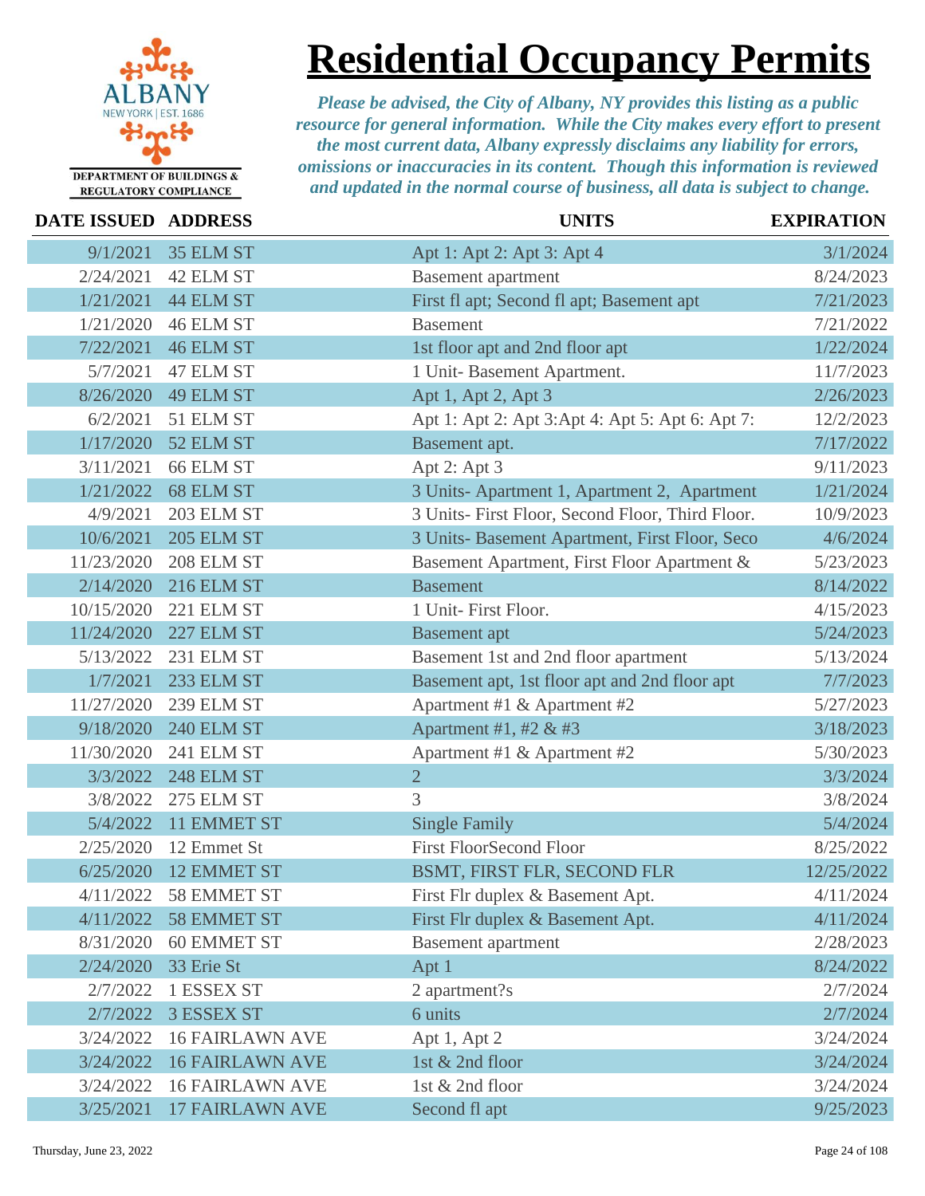ALBANY
NEW YORK | EST. 1686

DEPARTMENT OF BUILDINGS & REGULATORY COMPLIANCE

# Residential Occupancy Permits

*Please be advised, the City of Albany, NY provides this listing as a public resource for general information. While the City makes every effort to present the most current data, Albany expressly disclaims any liability for errors, omissions or inaccuracies in its content. Though this information is reviewed and updated in the normal course of business, all data is subject to change.*

| DATE ISSUED | ADDRESS | UNITS | EXPIRATION |
|---|---|---|---|
| 9/1/2021 | 35 ELM ST | Apt 1: Apt 2: Apt 3: Apt 4 | 3/1/2024 |
| 2/24/2021 | 42 ELM ST | Basement apartment | 8/24/2023 |
| 1/21/2021 | 44 ELM ST | First fl apt; Second fl apt; Basement apt | 7/21/2023 |
| 1/21/2020 | 46 ELM ST | Basement | 7/21/2022 |
| 7/22/2021 | 46 ELM ST | 1st floor apt and 2nd floor apt | 1/22/2024 |
| 5/7/2021 | 47 ELM ST | 1 Unit- Basement Apartment. | 11/7/2023 |
| 8/26/2020 | 49 ELM ST | Apt 1, Apt 2, Apt 3 | 2/26/2023 |
| 6/2/2021 | 51 ELM ST | Apt 1: Apt 2: Apt 3:Apt 4: Apt 5: Apt 6: Apt 7: | 12/2/2023 |
| 1/17/2020 | 52 ELM ST | Basement apt. | 7/17/2022 |
| 3/11/2021 | 66 ELM ST | Apt 2: Apt 3 | 9/11/2023 |
| 1/21/2022 | 68 ELM ST | 3 Units- Apartment 1, Apartment 2, Apartment | 1/21/2024 |
| 4/9/2021 | 203 ELM ST | 3 Units- First Floor, Second Floor, Third Floor. | 10/9/2023 |
| 10/6/2021 | 205 ELM ST | 3 Units- Basement Apartment, First Floor, Seco | 4/6/2024 |
| 11/23/2020 | 208 ELM ST | Basement Apartment, First Floor Apartment & | 5/23/2023 |
| 2/14/2020 | 216 ELM ST | Basement | 8/14/2022 |
| 10/15/2020 | 221 ELM ST | 1 Unit- First Floor. | 4/15/2023 |
| 11/24/2020 | 227 ELM ST | Basement apt | 5/24/2023 |
| 5/13/2022 | 231 ELM ST | Basement 1st and 2nd floor apartment | 5/13/2024 |
| 1/7/2021 | 233 ELM ST | Basement apt, 1st floor apt and 2nd floor apt | 7/7/2023 |
| 11/27/2020 | 239 ELM ST | Apartment #1 & Apartment #2 | 5/27/2023 |
| 9/18/2020 | 240 ELM ST | Apartment #1, #2 & #3 | 3/18/2023 |
| 11/30/2020 | 241 ELM ST | Apartment #1 & Apartment #2 | 5/30/2023 |
| 3/3/2022 | 248 ELM ST | 2 | 3/3/2024 |
| 3/8/2022 | 275 ELM ST | 3 | 3/8/2024 |
| 5/4/2022 | 11 EMMET ST | Single Family | 5/4/2024 |
| 2/25/2020 | 12 Emmet St | First FloorSecond Floor | 8/25/2022 |
| 6/25/2020 | 12 EMMET ST | BSMT, FIRST FLR, SECOND FLR | 12/25/2022 |
| 4/11/2022 | 58 EMMET ST | First Flr duplex & Basement Apt. | 4/11/2024 |
| 4/11/2022 | 58 EMMET ST | First Flr duplex & Basement Apt. | 4/11/2024 |
| 8/31/2020 | 60 EMMET ST | Basement apartment | 2/28/2023 |
| 2/24/2020 | 33 Erie St | Apt 1 | 8/24/2022 |
| 2/7/2022 | 1 ESSEX ST | 2 apartment?s | 2/7/2024 |
| 2/7/2022 | 3 ESSEX ST | 6 units | 2/7/2024 |
| 3/24/2022 | 16 FAIRLAWN AVE | Apt 1, Apt 2 | 3/24/2024 |
| 3/24/2022 | 16 FAIRLAWN AVE | 1st & 2nd floor | 3/24/2024 |
| 3/24/2022 | 16 FAIRLAWN AVE | 1st & 2nd floor | 3/24/2024 |
| 3/25/2021 | 17 FAIRLAWN AVE | Second fl apt | 9/25/2023 |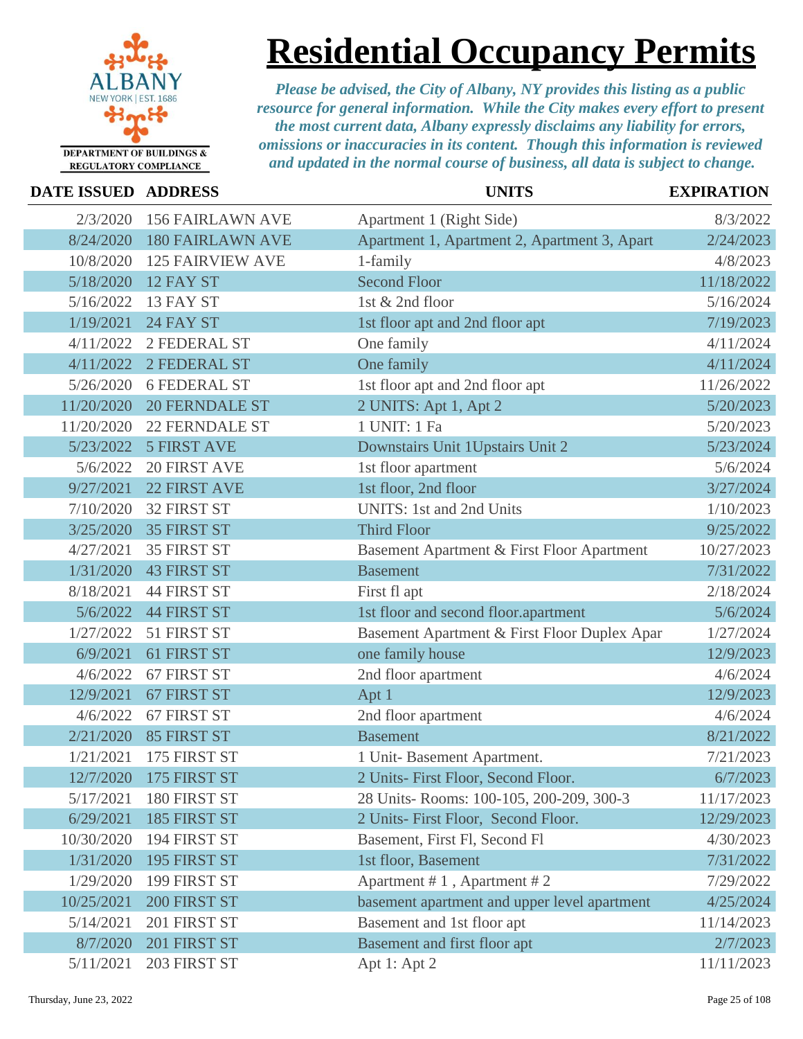DEPARTMENT OF BUILDINGS & REGULATORY COMPLIANCE

# Residential Occupancy Permits

*Please be advised, the City of Albany, NY provides this listing as a public resource for general information. While the City makes every effort to present the most current data, Albany expressly disclaims any liability for errors, omissions or inaccuracies in its content. Though this information is reviewed and updated in the normal course of business, all data is subject to change.*

| DATE ISSUED | ADDRESS | UNITS | EXPIRATION |
|---|---|---|---|
| 2/3/2020 | 156 FAIRLAWN AVE | Apartment 1 (Right Side) | 8/3/2022 |
| 8/24/2020 | 180 FAIRLAWN AVE | Apartment 1, Apartment 2, Apartment 3, Apart | 2/24/2023 |
| 10/8/2020 | 125 FAIRVIEW AVE | 1-family | 4/8/2023 |
| 5/18/2020 | 12 FAY ST | Second Floor | 11/18/2022 |
| 5/16/2022 | 13 FAY ST | 1st & 2nd floor | 5/16/2024 |
| 1/19/2021 | 24 FAY ST | 1st floor apt and 2nd floor apt | 7/19/2023 |
| 4/11/2022 | 2 FEDERAL ST | One family | 4/11/2024 |
| 4/11/2022 | 2 FEDERAL ST | One family | 4/11/2024 |
| 5/26/2020 | 6 FEDERAL ST | 1st floor apt and 2nd floor apt | 11/26/2022 |
| 11/20/2020 | 20 FERNDALE ST | 2 UNITS: Apt 1, Apt 2 | 5/20/2023 |
| 11/20/2020 | 22 FERNDALE ST | 1 UNIT: 1 Fa | 5/20/2023 |
| 5/23/2022 | 5 FIRST AVE | Downstairs Unit 1Upstairs Unit 2 | 5/23/2024 |
| 5/6/2022 | 20 FIRST AVE | 1st floor apartment | 5/6/2024 |
| 9/27/2021 | 22 FIRST AVE | 1st floor, 2nd floor | 3/27/2024 |
| 7/10/2020 | 32 FIRST ST | UNITS: 1st and 2nd Units | 1/10/2023 |
| 3/25/2020 | 35 FIRST ST | Third Floor | 9/25/2022 |
| 4/27/2021 | 35 FIRST ST | Basement Apartment & First Floor Apartment | 10/27/2023 |
| 1/31/2020 | 43 FIRST ST | Basement | 7/31/2022 |
| 8/18/2021 | 44 FIRST ST | First fl apt | 2/18/2024 |
| 5/6/2022 | 44 FIRST ST | 1st floor and second floor.apartment | 5/6/2024 |
| 1/27/2022 | 51 FIRST ST | Basement Apartment & First Floor Duplex Apar | 1/27/2024 |
| 6/9/2021 | 61 FIRST ST | one family house | 12/9/2023 |
| 4/6/2022 | 67 FIRST ST | 2nd floor apartment | 4/6/2024 |
| 12/9/2021 | 67 FIRST ST | Apt 1 | 12/9/2023 |
| 4/6/2022 | 67 FIRST ST | 2nd floor apartment | 4/6/2024 |
| 2/21/2020 | 85 FIRST ST | Basement | 8/21/2022 |
| 1/21/2021 | 175 FIRST ST | 1 Unit- Basement Apartment. | 7/21/2023 |
| 12/7/2020 | 175 FIRST ST | 2 Units- First Floor, Second Floor. | 6/7/2023 |
| 5/17/2021 | 180 FIRST ST | 28 Units- Rooms: 100-105, 200-209, 300-3 | 11/17/2023 |
| 6/29/2021 | 185 FIRST ST | 2 Units- First Floor, Second Floor. | 12/29/2023 |
| 10/30/2020 | 194 FIRST ST | Basement, First Fl, Second Fl | 4/30/2023 |
| 1/31/2020 | 195 FIRST ST | 1st floor, Basement | 7/31/2022 |
| 1/29/2020 | 199 FIRST ST | Apartment # 1 , Apartment # 2 | 7/29/2022 |
| 10/25/2021 | 200 FIRST ST | basement apartment and upper level apartment | 4/25/2024 |
| 5/14/2021 | 201 FIRST ST | Basement and 1st floor apt | 11/14/2023 |
| 8/7/2020 | 201 FIRST ST | Basement and first floor apt | 2/7/2023 |
| 5/11/2021 | 203 FIRST ST | Apt 1: Apt 2 | 11/11/2023 |

Thursday, June 23, 2022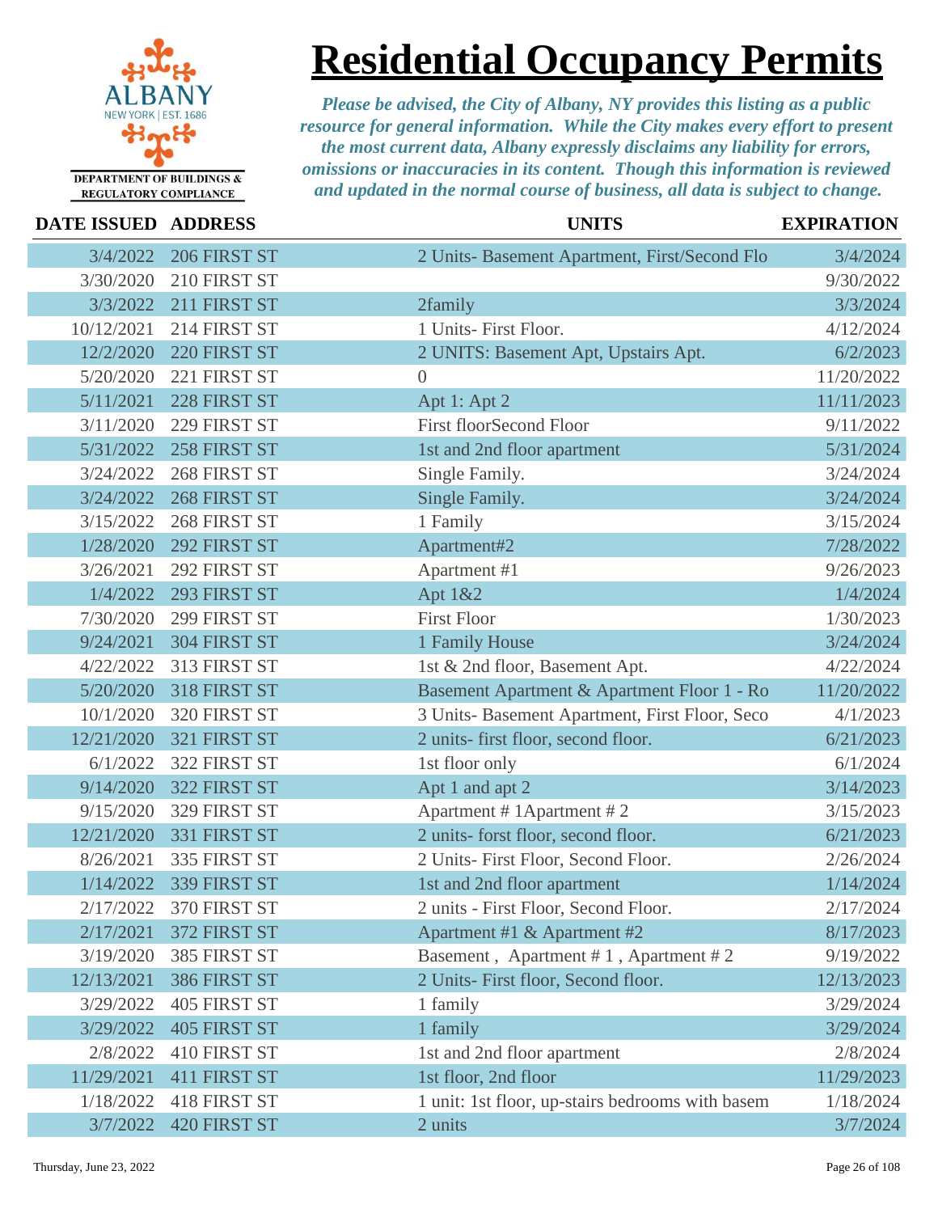# Residential Occupancy Permits

ALBANY NEW YORK | EST. 1686

DEPARTMENT OF BUILDINGS & REGULATORY COMPLIANCE

*Please be advised, the City of Albany, NY provides this listing as a public resource for general information. While the City makes every effort to present the most current data, Albany expressly disclaims any liability for errors, omissions or inaccuracies in its content. Though this information is reviewed and updated in the normal course of business, all data is subject to change.*

| DATE ISSUED | ADDRESS | UNITS | EXPIRATION |
|---|---|---|---|
| 3/4/2022 | 206 FIRST ST | 2 Units- Basement Apartment, First/Second Flo | 3/4/2024 |
| 3/30/2020 | 210 FIRST ST | | 9/30/2022 |
| 3/3/2022 | 211 FIRST ST | 2family | 3/3/2024 |
| 10/12/2021 | 214 FIRST ST | 1 Units- First Floor. | 4/12/2024 |
| 12/2/2020 | 220 FIRST ST | 2 UNITS: Basement Apt, Upstairs Apt. | 6/2/2023 |
| 5/20/2020 | 221 FIRST ST | 0 | 11/20/2022 |
| 5/11/2021 | 228 FIRST ST | Apt 1: Apt 2 | 11/11/2023 |
| 3/11/2020 | 229 FIRST ST | First floorSecond Floor | 9/11/2022 |
| 5/31/2022 | 258 FIRST ST | 1st and 2nd floor apartment | 5/31/2024 |
| 3/24/2022 | 268 FIRST ST | Single Family. | 3/24/2024 |
| 3/24/2022 | 268 FIRST ST | Single Family. | 3/24/2024 |
| 3/15/2022 | 268 FIRST ST | 1 Family | 3/15/2024 |
| 1/28/2020 | 292 FIRST ST | Apartment#2 | 7/28/2022 |
| 3/26/2021 | 292 FIRST ST | Apartment #1 | 9/26/2023 |
| 1/4/2022 | 293 FIRST ST | Apt 1&2 | 1/4/2024 |
| 7/30/2020 | 299 FIRST ST | First Floor | 1/30/2023 |
| 9/24/2021 | 304 FIRST ST | 1 Family House | 3/24/2024 |
| 4/22/2022 | 313 FIRST ST | 1st & 2nd floor, Basement Apt. | 4/22/2024 |
| 5/20/2020 | 318 FIRST ST | Basement Apartment & Apartment Floor 1 - Ro | 11/20/2022 |
| 10/1/2020 | 320 FIRST ST | 3 Units- Basement Apartment, First Floor, Seco | 4/1/2023 |
| 12/21/2020 | 321 FIRST ST | 2 units- first floor, second floor. | 6/21/2023 |
| 6/1/2022 | 322 FIRST ST | 1st floor only | 6/1/2024 |
| 9/14/2020 | 322 FIRST ST | Apt 1 and apt 2 | 3/14/2023 |
| 9/15/2020 | 329 FIRST ST | Apartment # 1Apartment # 2 | 3/15/2023 |
| 12/21/2020 | 331 FIRST ST | 2 units- forst floor, second floor. | 6/21/2023 |
| 8/26/2021 | 335 FIRST ST | 2 Units- First Floor, Second Floor. | 2/26/2024 |
| 1/14/2022 | 339 FIRST ST | 1st and 2nd floor apartment | 1/14/2024 |
| 2/17/2022 | 370 FIRST ST | 2 units - First Floor, Second Floor. | 2/17/2024 |
| 2/17/2021 | 372 FIRST ST | Apartment #1 & Apartment #2 | 8/17/2023 |
| 3/19/2020 | 385 FIRST ST | Basement , Apartment # 1 , Apartment # 2 | 9/19/2022 |
| 12/13/2021 | 386 FIRST ST | 2 Units- First floor, Second floor. | 12/13/2023 |
| 3/29/2022 | 405 FIRST ST | 1 family | 3/29/2024 |
| 3/29/2022 | 405 FIRST ST | 1 family | 3/29/2024 |
| 2/8/2022 | 410 FIRST ST | 1st and 2nd floor apartment | 2/8/2024 |
| 11/29/2021 | 411 FIRST ST | 1st floor, 2nd floor | 11/29/2023 |
| 1/18/2022 | 418 FIRST ST | 1 unit: 1st floor, up-stairs bedrooms with basem | 1/18/2024 |
| 3/7/2022 | 420 FIRST ST | 2 units | 3/7/2024 |

Thursday, June 23, 2022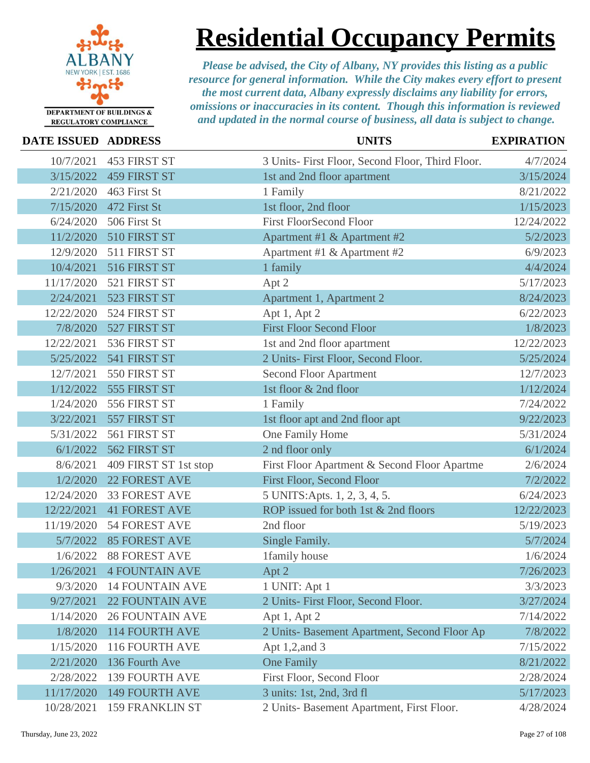# Residential Occupancy Permits

DEPARTMENT OF BUILDINGS & REGULATORY COMPLIANCE

*Please be advised, the City of Albany, NY provides this listing as a public resource for general information. While the City makes every effort to present the most current data, Albany expressly disclaims any liability for errors, omissions or inaccuracies in its content. Though this information is reviewed and updated in the normal course of business, all data is subject to change.*

| DATE ISSUED | ADDRESS | UNITS | EXPIRATION |
|---|---|---|---|
| 10/7/2021 | 453 FIRST ST | 3 Units- First Floor, Second Floor, Third Floor. | 4/7/2024 |
| 3/15/2022 | 459 FIRST ST | 1st and 2nd floor apartment | 3/15/2024 |
| 2/21/2020 | 463 First St | 1 Family | 8/21/2022 |
| 7/15/2020 | 472 First St | 1st floor, 2nd floor | 1/15/2023 |
| 6/24/2020 | 506 First St | First FloorSecond Floor | 12/24/2022 |
| 11/2/2020 | 510 FIRST ST | Apartment #1 & Apartment #2 | 5/2/2023 |
| 12/9/2020 | 511 FIRST ST | Apartment #1 & Apartment #2 | 6/9/2023 |
| 10/4/2021 | 516 FIRST ST | 1 family | 4/4/2024 |
| 11/17/2020 | 521 FIRST ST | Apt 2 | 5/17/2023 |
| 2/24/2021 | 523 FIRST ST | Apartment 1, Apartment 2 | 8/24/2023 |
| 12/22/2020 | 524 FIRST ST | Apt 1, Apt 2 | 6/22/2023 |
| 7/8/2020 | 527 FIRST ST | First Floor Second Floor | 1/8/2023 |
| 12/22/2021 | 536 FIRST ST | 1st and 2nd floor apartment | 12/22/2023 |
| 5/25/2022 | 541 FIRST ST | 2 Units- First Floor, Second Floor. | 5/25/2024 |
| 12/7/2021 | 550 FIRST ST | Second Floor Apartment | 12/7/2023 |
| 1/12/2022 | 555 FIRST ST | 1st floor & 2nd floor | 1/12/2024 |
| 1/24/2020 | 556 FIRST ST | 1 Family | 7/24/2022 |
| 3/22/2021 | 557 FIRST ST | 1st floor apt and 2nd floor apt | 9/22/2023 |
| 5/31/2022 | 561 FIRST ST | One Family Home | 5/31/2024 |
| 6/1/2022 | 562 FIRST ST | 2 nd floor only | 6/1/2024 |
| 8/6/2021 | 409 FIRST ST 1st stop | First Floor Apartment & Second Floor Apartme | 2/6/2024 |
| 1/2/2020 | 22 FOREST AVE | First Floor, Second Floor | 7/2/2022 |
| 12/24/2020 | 33 FOREST AVE | 5 UNITS:Apts. 1, 2, 3, 4, 5. | 6/24/2023 |
| 12/22/2021 | 41 FOREST AVE | ROP issued for both 1st & 2nd floors | 12/22/2023 |
| 11/19/2020 | 54 FOREST AVE | 2nd floor | 5/19/2023 |
| 5/7/2022 | 85 FOREST AVE | Single Family. | 5/7/2024 |
| 1/6/2022 | 88 FOREST AVE | 1family house | 1/6/2024 |
| 1/26/2021 | 4 FOUNTAIN AVE | Apt 2 | 7/26/2023 |
| 9/3/2020 | 14 FOUNTAIN AVE | 1 UNIT: Apt 1 | 3/3/2023 |
| 9/27/2021 | 22 FOUNTAIN AVE | 2 Units- First Floor, Second Floor. | 3/27/2024 |
| 1/14/2020 | 26 FOUNTAIN AVE | Apt 1, Apt 2 | 7/14/2022 |
| 1/8/2020 | 114 FOURTH AVE | 2 Units- Basement Apartment, Second Floor Ap | 7/8/2022 |
| 1/15/2020 | 116 FOURTH AVE | Apt 1,2,and 3 | 7/15/2022 |
| 2/21/2020 | 136 Fourth Ave | One Family | 8/21/2022 |
| 2/28/2022 | 139 FOURTH AVE | First Floor, Second Floor | 2/28/2024 |
| 11/17/2020 | 149 FOURTH AVE | 3 units: 1st, 2nd, 3rd fl | 5/17/2023 |
| 10/28/2021 | 159 FRANKLIN ST | 2 Units- Basement Apartment, First Floor. | 4/28/2024 |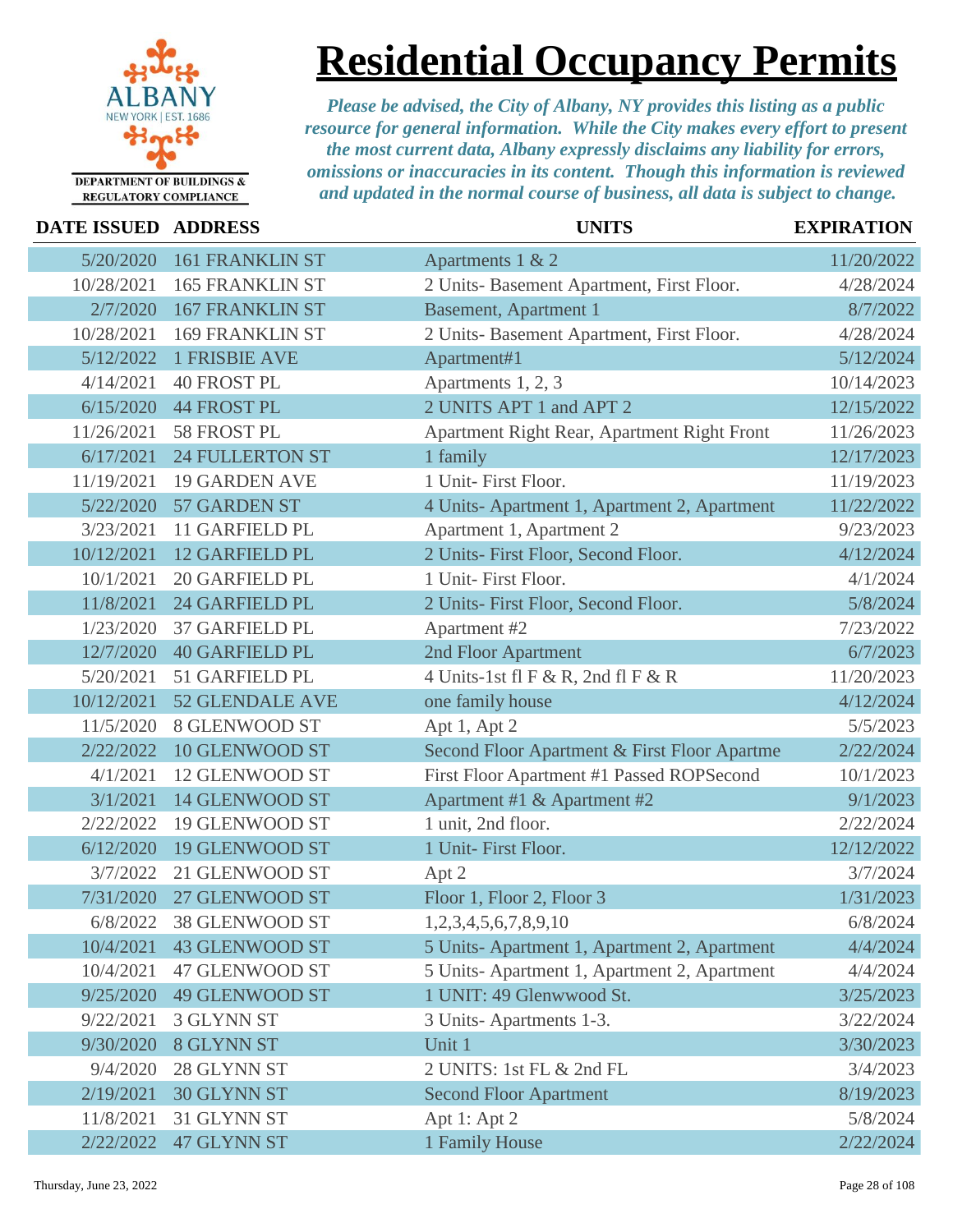ALBANY
NEW YORK | EST. 1686

DEPARTMENT OF BUILDINGS & REGULATORY COMPLIANCE

# Residential Occupancy Permits

*Please be advised, the City of Albany, NY provides this listing as a public resource for general information. While the City makes every effort to present the most current data, Albany expressly disclaims any liability for errors, omissions or inaccuracies in its content. Though this information is reviewed and updated in the normal course of business, all data is subject to change.*

| DATE ISSUED | ADDRESS | UNITS | EXPIRATION |
|---|---|---|---|
| 5/20/2020 | 161 FRANKLIN ST | Apartments 1 & 2 | 11/20/2022 |
| 10/28/2021 | 165 FRANKLIN ST | 2 Units- Basement Apartment, First Floor. | 4/28/2024 |
| 2/7/2020 | 167 FRANKLIN ST | Basement, Apartment 1 | 8/7/2022 |
| 10/28/2021 | 169 FRANKLIN ST | 2 Units- Basement Apartment, First Floor. | 4/28/2024 |
| 5/12/2022 | 1 FRISBIE AVE | Apartment#1 | 5/12/2024 |
| 4/14/2021 | 40 FROST PL | Apartments 1, 2, 3 | 10/14/2023 |
| 6/15/2020 | 44 FROST PL | 2 UNITS APT 1 and APT 2 | 12/15/2022 |
| 11/26/2021 | 58 FROST PL | Apartment Right Rear, Apartment Right Front | 11/26/2023 |
| 6/17/2021 | 24 FULLERTON ST | 1 family | 12/17/2023 |
| 11/19/2021 | 19 GARDEN AVE | 1 Unit- First Floor. | 11/19/2023 |
| 5/22/2020 | 57 GARDEN ST | 4 Units- Apartment 1, Apartment 2, Apartment | 11/22/2022 |
| 3/23/2021 | 11 GARFIELD PL | Apartment 1, Apartment 2 | 9/23/2023 |
| 10/12/2021 | 12 GARFIELD PL | 2 Units- First Floor, Second Floor. | 4/12/2024 |
| 10/1/2021 | 20 GARFIELD PL | 1 Unit- First Floor. | 4/1/2024 |
| 11/8/2021 | 24 GARFIELD PL | 2 Units- First Floor, Second Floor. | 5/8/2024 |
| 1/23/2020 | 37 GARFIELD PL | Apartment #2 | 7/23/2022 |
| 12/7/2020 | 40 GARFIELD PL | 2nd Floor Apartment | 6/7/2023 |
| 5/20/2021 | 51 GARFIELD PL | 4 Units-1st fl F & R, 2nd fl F & R | 11/20/2023 |
| 10/12/2021 | 52 GLENDALE AVE | one family house | 4/12/2024 |
| 11/5/2020 | 8 GLENWOOD ST | Apt 1, Apt 2 | 5/5/2023 |
| 2/22/2022 | 10 GLENWOOD ST | Second Floor Apartment & First Floor Apartme | 2/22/2024 |
| 4/1/2021 | 12 GLENWOOD ST | First Floor Apartment #1 Passed ROPSecond | 10/1/2023 |
| 3/1/2021 | 14 GLENWOOD ST | Apartment #1 & Apartment #2 | 9/1/2023 |
| 2/22/2022 | 19 GLENWOOD ST | 1 unit, 2nd floor. | 2/22/2024 |
| 6/12/2020 | 19 GLENWOOD ST | 1 Unit- First Floor. | 12/12/2022 |
| 3/7/2022 | 21 GLENWOOD ST | Apt 2 | 3/7/2024 |
| 7/31/2020 | 27 GLENWOOD ST | Floor 1, Floor 2, Floor 3 | 1/31/2023 |
| 6/8/2022 | 38 GLENWOOD ST | 1,2,3,4,5,6,7,8,9,10 | 6/8/2024 |
| 10/4/2021 | 43 GLENWOOD ST | 5 Units- Apartment 1, Apartment 2, Apartment | 4/4/2024 |
| 10/4/2021 | 47 GLENWOOD ST | 5 Units- Apartment 1, Apartment 2, Apartment | 4/4/2024 |
| 9/25/2020 | 49 GLENWOOD ST | 1 UNIT: 49 Glenwwood St. | 3/25/2023 |
| 9/22/2021 | 3 GLYNN ST | 3 Units- Apartments 1-3. | 3/22/2024 |
| 9/30/2020 | 8 GLYNN ST | Unit 1 | 3/30/2023 |
| 9/4/2020 | 28 GLYNN ST | 2 UNITS: 1st FL & 2nd FL | 3/4/2023 |
| 2/19/2021 | 30 GLYNN ST | Second Floor Apartment | 8/19/2023 |
| 11/8/2021 | 31 GLYNN ST | Apt 1: Apt 2 | 5/8/2024 |
| 2/22/2022 | 47 GLYNN ST | 1 Family House | 2/22/2024 |

Thursday, June 23, 2022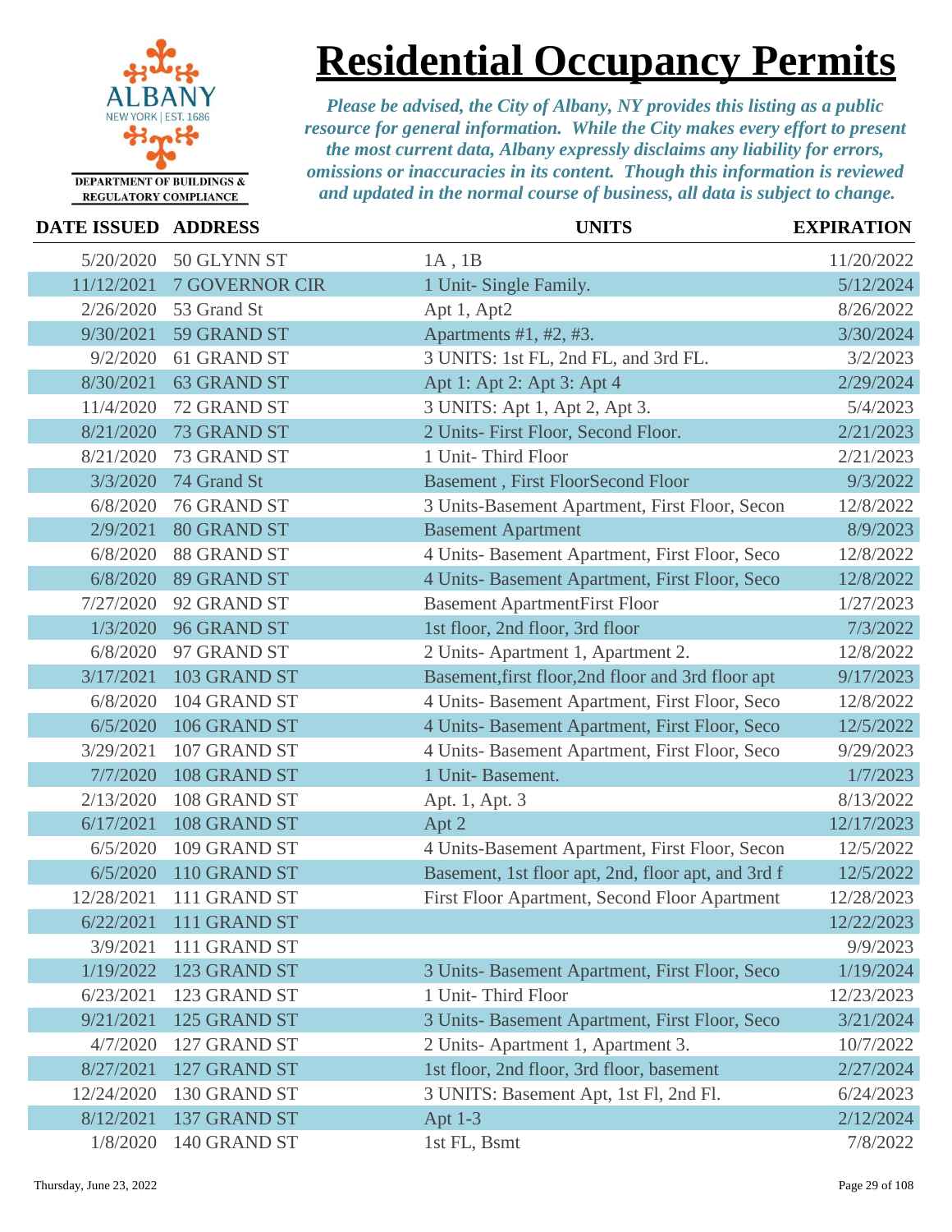# Residential Occupancy Permits

*Please be advised, the City of Albany, NY provides this listing as a public resource for general information. While the City makes every effort to present the most current data, Albany expressly disclaims any liability for errors, omissions or inaccuracies in its content. Though this information is reviewed and updated in the normal course of business, all data is subject to change.*

DEPARTMENT OF BUILDINGS & REGULATORY COMPLIANCE

| DATE ISSUED | ADDRESS | UNITS | EXPIRATION |
|---|---|---|---|
| 5/20/2020 | 50 GLYNN ST | 1A , 1B | 11/20/2022 |
| 11/12/2021 | 7 GOVERNOR CIR | 1 Unit- Single Family. | 5/12/2024 |
| 2/26/2020 | 53 Grand St | Apt 1, Apt2 | 8/26/2022 |
| 9/30/2021 | 59 GRAND ST | Apartments #1, #2, #3. | 3/30/2024 |
| 9/2/2020 | 61 GRAND ST | 3 UNITS: 1st FL, 2nd FL, and 3rd FL. | 3/2/2023 |
| 8/30/2021 | 63 GRAND ST | Apt 1: Apt 2: Apt 3: Apt 4 | 2/29/2024 |
| 11/4/2020 | 72 GRAND ST | 3 UNITS: Apt 1, Apt 2, Apt 3. | 5/4/2023 |
| 8/21/2020 | 73 GRAND ST | 2 Units- First Floor, Second Floor. | 2/21/2023 |
| 8/21/2020 | 73 GRAND ST | 1 Unit- Third Floor | 2/21/2023 |
| 3/3/2020 | 74 Grand St | Basement , First FloorSecond Floor | 9/3/2022 |
| 6/8/2020 | 76 GRAND ST | 3 Units-Basement Apartment, First Floor, Secon | 12/8/2022 |
| 2/9/2021 | 80 GRAND ST | Basement Apartment | 8/9/2023 |
| 6/8/2020 | 88 GRAND ST | 4 Units- Basement Apartment, First Floor, Seco | 12/8/2022 |
| 6/8/2020 | 89 GRAND ST | 4 Units- Basement Apartment, First Floor, Seco | 12/8/2022 |
| 7/27/2020 | 92 GRAND ST | Basement ApartmentFirst Floor | 1/27/2023 |
| 1/3/2020 | 96 GRAND ST | 1st floor, 2nd floor, 3rd floor | 7/3/2022 |
| 6/8/2020 | 97 GRAND ST | 2 Units- Apartment 1, Apartment 2. | 12/8/2022 |
| 3/17/2021 | 103 GRAND ST | Basement,first floor,2nd floor and 3rd floor apt | 9/17/2023 |
| 6/8/2020 | 104 GRAND ST | 4 Units- Basement Apartment, First Floor, Seco | 12/8/2022 |
| 6/5/2020 | 106 GRAND ST | 4 Units- Basement Apartment, First Floor, Seco | 12/5/2022 |
| 3/29/2021 | 107 GRAND ST | 4 Units- Basement Apartment, First Floor, Seco | 9/29/2023 |
| 7/7/2020 | 108 GRAND ST | 1 Unit- Basement. | 1/7/2023 |
| 2/13/2020 | 108 GRAND ST | Apt. 1, Apt. 3 | 8/13/2022 |
| 6/17/2021 | 108 GRAND ST | Apt 2 | 12/17/2023 |
| 6/5/2020 | 109 GRAND ST | 4 Units-Basement Apartment, First Floor, Secon | 12/5/2022 |
| 6/5/2020 | 110 GRAND ST | Basement, 1st floor apt, 2nd, floor apt, and 3rd f | 12/5/2022 |
| 12/28/2021 | 111 GRAND ST | First Floor Apartment, Second Floor Apartment | 12/28/2023 |
| 6/22/2021 | 111 GRAND ST | | 12/22/2023 |
| 3/9/2021 | 111 GRAND ST | | 9/9/2023 |
| 1/19/2022 | 123 GRAND ST | 3 Units- Basement Apartment, First Floor, Seco | 1/19/2024 |
| 6/23/2021 | 123 GRAND ST | 1 Unit- Third Floor | 12/23/2023 |
| 9/21/2021 | 125 GRAND ST | 3 Units- Basement Apartment, First Floor, Seco | 3/21/2024 |
| 4/7/2020 | 127 GRAND ST | 2 Units- Apartment 1, Apartment 3. | 10/7/2022 |
| 8/27/2021 | 127 GRAND ST | 1st floor, 2nd floor, 3rd floor, basement | 2/27/2024 |
| 12/24/2020 | 130 GRAND ST | 3 UNITS: Basement Apt, 1st Fl, 2nd Fl. | 6/24/2023 |
| 8/12/2021 | 137 GRAND ST | Apt 1-3 | 2/12/2024 |
| 1/8/2020 | 140 GRAND ST | 1st FL, Bsmt | 7/8/2022 |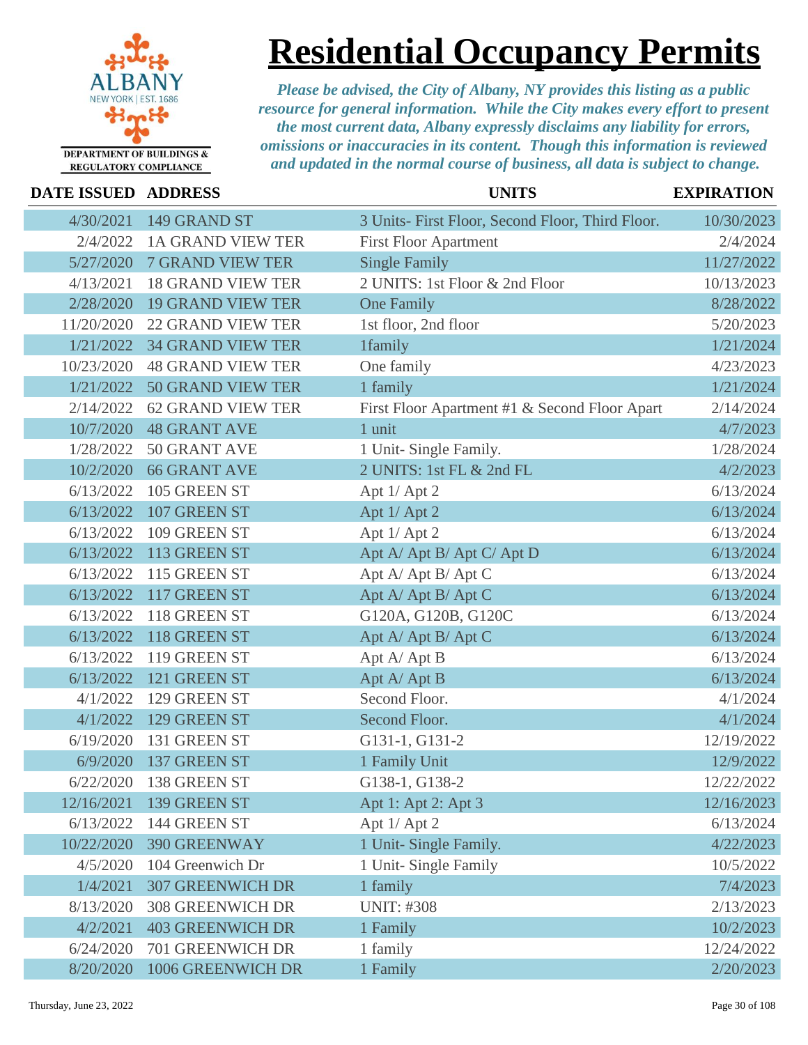# Residential Occupancy Permits

ALBANY NEW YORK | EST. 1686

DEPARTMENT OF BUILDINGS & REGULATORY COMPLIANCE

*Please be advised, the City of Albany, NY provides this listing as a public resource for general information. While the City makes every effort to present the most current data, Albany expressly disclaims any liability for errors, omissions or inaccuracies in its content. Though this information is reviewed and updated in the normal course of business, all data is subject to change.*

| DATE ISSUED | ADDRESS | UNITS | EXPIRATION |
|---|---|---|---|
| 4/30/2021 | 149 GRAND ST | 3 Units- First Floor, Second Floor, Third Floor. | 10/30/2023 |
| 2/4/2022 | 1A GRAND VIEW TER | First Floor Apartment | 2/4/2024 |
| 5/27/2020 | 7 GRAND VIEW TER | Single Family | 11/27/2022 |
| 4/13/2021 | 18 GRAND VIEW TER | 2 UNITS: 1st Floor & 2nd Floor | 10/13/2023 |
| 2/28/2020 | 19 GRAND VIEW TER | One Family | 8/28/2022 |
| 11/20/2020 | 22 GRAND VIEW TER | 1st floor, 2nd floor | 5/20/2023 |
| 1/21/2022 | 34 GRAND VIEW TER | 1family | 1/21/2024 |
| 10/23/2020 | 48 GRAND VIEW TER | One family | 4/23/2023 |
| 1/21/2022 | 50 GRAND VIEW TER | 1 family | 1/21/2024 |
| 2/14/2022 | 62 GRAND VIEW TER | First Floor Apartment #1 & Second Floor Apart | 2/14/2024 |
| 10/7/2020 | 48 GRANT AVE | 1 unit | 4/7/2023 |
| 1/28/2022 | 50 GRANT AVE | 1 Unit- Single Family. | 1/28/2024 |
| 10/2/2020 | 66 GRANT AVE | 2 UNITS: 1st FL & 2nd FL | 4/2/2023 |
| 6/13/2022 | 105 GREEN ST | Apt 1/ Apt 2 | 6/13/2024 |
| 6/13/2022 | 107 GREEN ST | Apt 1/ Apt 2 | 6/13/2024 |
| 6/13/2022 | 109 GREEN ST | Apt 1/ Apt 2 | 6/13/2024 |
| 6/13/2022 | 113 GREEN ST | Apt A/ Apt B/ Apt C/ Apt D | 6/13/2024 |
| 6/13/2022 | 115 GREEN ST | Apt A/ Apt B/ Apt C | 6/13/2024 |
| 6/13/2022 | 117 GREEN ST | Apt A/ Apt B/ Apt C | 6/13/2024 |
| 6/13/2022 | 118 GREEN ST | G120A, G120B, G120C | 6/13/2024 |
| 6/13/2022 | 118 GREEN ST | Apt A/ Apt B/ Apt C | 6/13/2024 |
| 6/13/2022 | 119 GREEN ST | Apt A/ Apt B | 6/13/2024 |
| 6/13/2022 | 121 GREEN ST | Apt A/ Apt B | 6/13/2024 |
| 4/1/2022 | 129 GREEN ST | Second Floor. | 4/1/2024 |
| 4/1/2022 | 129 GREEN ST | Second Floor. | 4/1/2024 |
| 6/19/2020 | 131 GREEN ST | G131-1, G131-2 | 12/19/2022 |
| 6/9/2020 | 137 GREEN ST | 1 Family Unit | 12/9/2022 |
| 6/22/2020 | 138 GREEN ST | G138-1, G138-2 | 12/22/2022 |
| 12/16/2021 | 139 GREEN ST | Apt 1: Apt 2: Apt 3 | 12/16/2023 |
| 6/13/2022 | 144 GREEN ST | Apt 1/ Apt 2 | 6/13/2024 |
| 10/22/2020 | 390 GREENWAY | 1 Unit- Single Family. | 4/22/2023 |
| 4/5/2020 | 104 Greenwich Dr | 1 Unit- Single Family | 10/5/2022 |
| 1/4/2021 | 307 GREENWICH DR | 1 family | 7/4/2023 |
| 8/13/2020 | 308 GREENWICH DR | UNIT: #308 | 2/13/2023 |
| 4/2/2021 | 403 GREENWICH DR | 1 Family | 10/2/2023 |
| 6/24/2020 | 701 GREENWICH DR | 1 family | 12/24/2022 |
| 8/20/2020 | 1006 GREENWICH DR | 1 Family | 2/20/2023 |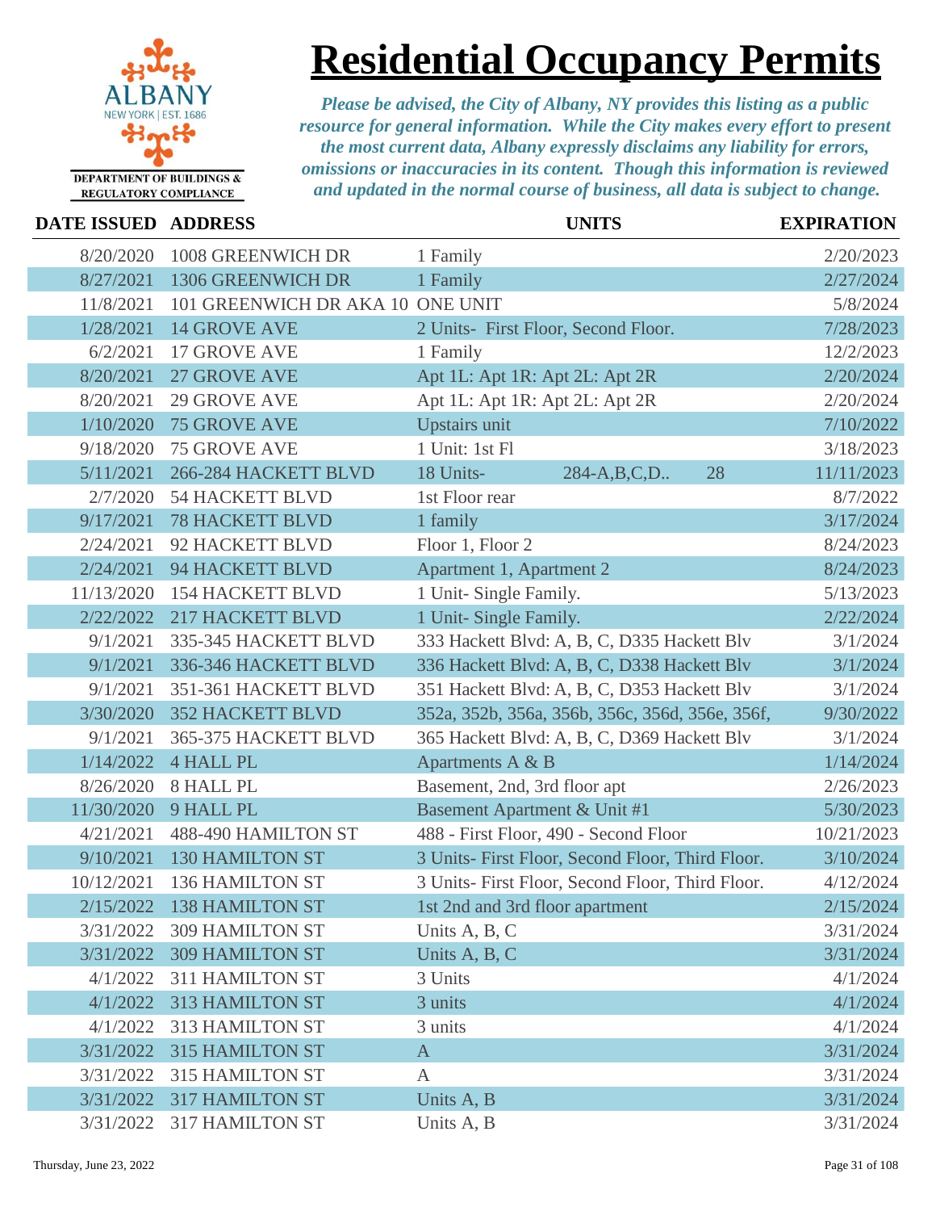# Residential Occupancy Permits

DEPARTMENT OF BUILDINGS & REGULATORY COMPLIANCE

*Please be advised, the City of Albany, NY provides this listing as a public resource for general information. While the City makes every effort to present the most current data, Albany expressly disclaims any liability for errors, omissions or inaccuracies in its content. Though this information is reviewed and updated in the normal course of business, all data is subject to change.*

| DATE ISSUED | ADDRESS | UNITS | EXPIRATION |
|---|---|---|---|
| 8/20/2020 | 1008 GREENWICH DR | 1 Family | 2/20/2023 |
| 8/27/2021 | 1306 GREENWICH DR | 1 Family | 2/27/2024 |
| 11/8/2021 | 101 GREENWICH DR AKA 10 | ONE UNIT | 5/8/2024 |
| 1/28/2021 | 14 GROVE AVE | 2 Units- First Floor, Second Floor. | 7/28/2023 |
| 6/2/2021 | 17 GROVE AVE | 1 Family | 12/2/2023 |
| 8/20/2021 | 27 GROVE AVE | Apt 1L: Apt 1R: Apt 2L: Apt 2R | 2/20/2024 |
| 8/20/2021 | 29 GROVE AVE | Apt 1L: Apt 1R: Apt 2L: Apt 2R | 2/20/2024 |
| 1/10/2020 | 75 GROVE AVE | Upstairs unit | 7/10/2022 |
| 9/18/2020 | 75 GROVE AVE | 1 Unit: 1st Fl | 3/18/2023 |
| 5/11/2021 | 266-284 HACKETT BLVD | 18 Units- 284-A,B,C,D.. 28 | 11/11/2023 |
| 2/7/2020 | 54 HACKETT BLVD | 1st Floor rear | 8/7/2022 |
| 9/17/2021 | 78 HACKETT BLVD | 1 family | 3/17/2024 |
| 2/24/2021 | 92 HACKETT BLVD | Floor 1, Floor 2 | 8/24/2023 |
| 2/24/2021 | 94 HACKETT BLVD | Apartment 1, Apartment 2 | 8/24/2023 |
| 11/13/2020 | 154 HACKETT BLVD | 1 Unit- Single Family. | 5/13/2023 |
| 2/22/2022 | 217 HACKETT BLVD | 1 Unit- Single Family. | 2/22/2024 |
| 9/1/2021 | 335-345 HACKETT BLVD | 333 Hackett Blvd: A, B, C, D335 Hackett Blv | 3/1/2024 |
| 9/1/2021 | 336-346 HACKETT BLVD | 336 Hackett Blvd: A, B, C, D338 Hackett Blv | 3/1/2024 |
| 9/1/2021 | 351-361 HACKETT BLVD | 351 Hackett Blvd: A, B, C, D353 Hackett Blv | 3/1/2024 |
| 3/30/2020 | 352 HACKETT BLVD | 352a, 352b, 356a, 356b, 356c, 356d, 356e, 356f, | 9/30/2022 |
| 9/1/2021 | 365-375 HACKETT BLVD | 365 Hackett Blvd: A, B, C, D369 Hackett Blv | 3/1/2024 |
| 1/14/2022 | 4 HALL PL | Apartments A & B | 1/14/2024 |
| 8/26/2020 | 8 HALL PL | Basement, 2nd, 3rd floor apt | 2/26/2023 |
| 11/30/2020 | 9 HALL PL | Basement Apartment & Unit #1 | 5/30/2023 |
| 4/21/2021 | 488-490 HAMILTON ST | 488 - First Floor, 490 - Second Floor | 10/21/2023 |
| 9/10/2021 | 130 HAMILTON ST | 3 Units- First Floor, Second Floor, Third Floor. | 3/10/2024 |
| 10/12/2021 | 136 HAMILTON ST | 3 Units- First Floor, Second Floor, Third Floor. | 4/12/2024 |
| 2/15/2022 | 138 HAMILTON ST | 1st 2nd and 3rd floor apartment | 2/15/2024 |
| 3/31/2022 | 309 HAMILTON ST | Units A, B, C | 3/31/2024 |
| 3/31/2022 | 309 HAMILTON ST | Units A, B, C | 3/31/2024 |
| 4/1/2022 | 311 HAMILTON ST | 3 Units | 4/1/2024 |
| 4/1/2022 | 313 HAMILTON ST | 3 units | 4/1/2024 |
| 4/1/2022 | 313 HAMILTON ST | 3 units | 4/1/2024 |
| 3/31/2022 | 315 HAMILTON ST | A | 3/31/2024 |
| 3/31/2022 | 315 HAMILTON ST | A | 3/31/2024 |
| 3/31/2022 | 317 HAMILTON ST | Units A, B | 3/31/2024 |
| 3/31/2022 | 317 HAMILTON ST | Units A, B | 3/31/2024 |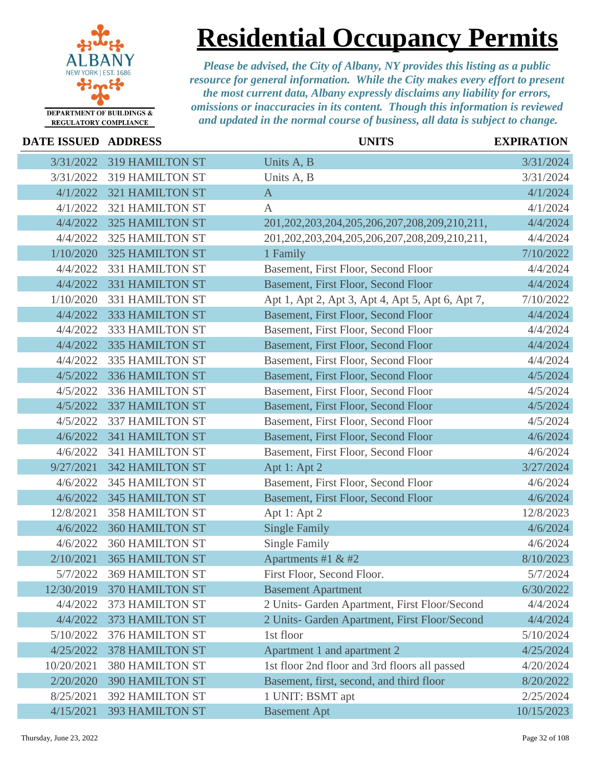# Residential Occupancy Permits

ALBANY NEW YORK | EST. 1686
DEPARTMENT OF BUILDINGS & REGULATORY COMPLIANCE

*Please be advised, the City of Albany, NY provides this listing as a public resource for general information. While the City makes every effort to present the most current data, Albany expressly disclaims any liability for errors, omissions or inaccuracies in its content. Though this information is reviewed and updated in the normal course of business, all data is subject to change.*

| DATE ISSUED | ADDRESS | UNITS | EXPIRATION |
|---|---|---|---|
| 3/31/2022 | 319 HAMILTON ST | Units A, B | 3/31/2024 |
| 3/31/2022 | 319 HAMILTON ST | Units A, B | 3/31/2024 |
| 4/1/2022 | 321 HAMILTON ST | A | 4/1/2024 |
| 4/1/2022 | 321 HAMILTON ST | A | 4/1/2024 |
| 4/4/2022 | 325 HAMILTON ST | 201,202,203,204,205,206,207,208,209,210,211, | 4/4/2024 |
| 4/4/2022 | 325 HAMILTON ST | 201,202,203,204,205,206,207,208,209,210,211, | 4/4/2024 |
| 1/10/2020 | 325 HAMILTON ST | 1 Family | 7/10/2022 |
| 4/4/2022 | 331 HAMILTON ST | Basement, First Floor, Second Floor | 4/4/2024 |
| 4/4/2022 | 331 HAMILTON ST | Basement, First Floor, Second Floor | 4/4/2024 |
| 1/10/2020 | 331 HAMILTON ST | Apt 1, Apt 2, Apt 3, Apt 4, Apt 5, Apt 6, Apt 7, | 7/10/2022 |
| 4/4/2022 | 333 HAMILTON ST | Basement, First Floor, Second Floor | 4/4/2024 |
| 4/4/2022 | 333 HAMILTON ST | Basement, First Floor, Second Floor | 4/4/2024 |
| 4/4/2022 | 335 HAMILTON ST | Basement, First Floor, Second Floor | 4/4/2024 |
| 4/4/2022 | 335 HAMILTON ST | Basement, First Floor, Second Floor | 4/4/2024 |
| 4/5/2022 | 336 HAMILTON ST | Basement, First Floor, Second Floor | 4/5/2024 |
| 4/5/2022 | 336 HAMILTON ST | Basement, First Floor, Second Floor | 4/5/2024 |
| 4/5/2022 | 337 HAMILTON ST | Basement, First Floor, Second Floor | 4/5/2024 |
| 4/5/2022 | 337 HAMILTON ST | Basement, First Floor, Second Floor | 4/5/2024 |
| 4/6/2022 | 341 HAMILTON ST | Basement, First Floor, Second Floor | 4/6/2024 |
| 4/6/2022 | 341 HAMILTON ST | Basement, First Floor, Second Floor | 4/6/2024 |
| 9/27/2021 | 342 HAMILTON ST | Apt 1: Apt 2 | 3/27/2024 |
| 4/6/2022 | 345 HAMILTON ST | Basement, First Floor, Second Floor | 4/6/2024 |
| 4/6/2022 | 345 HAMILTON ST | Basement, First Floor, Second Floor | 4/6/2024 |
| 12/8/2021 | 358 HAMILTON ST | Apt 1: Apt 2 | 12/8/2023 |
| 4/6/2022 | 360 HAMILTON ST | Single Family | 4/6/2024 |
| 4/6/2022 | 360 HAMILTON ST | Single Family | 4/6/2024 |
| 2/10/2021 | 365 HAMILTON ST | Apartments #1 & #2 | 8/10/2023 |
| 5/7/2022 | 369 HAMILTON ST | First Floor, Second Floor. | 5/7/2024 |
| 12/30/2019 | 370 HAMILTON ST | Basement Apartment | 6/30/2022 |
| 4/4/2022 | 373 HAMILTON ST | 2 Units- Garden Apartment, First Floor/Second | 4/4/2024 |
| 4/4/2022 | 373 HAMILTON ST | 2 Units- Garden Apartment, First Floor/Second | 4/4/2024 |
| 5/10/2022 | 376 HAMILTON ST | 1st floor | 5/10/2024 |
| 4/25/2022 | 378 HAMILTON ST | Apartment 1 and apartment 2 | 4/25/2024 |
| 10/20/2021 | 380 HAMILTON ST | 1st floor 2nd floor and 3rd floors all passed | 4/20/2024 |
| 2/20/2020 | 390 HAMILTON ST | Basement, first, second, and third floor | 8/20/2022 |
| 8/25/2021 | 392 HAMILTON ST | 1 UNIT: BSMT apt | 2/25/2024 |
| 4/15/2021 | 393 HAMILTON ST | Basement Apt | 10/15/2023 |

Thursday, June 23, 2022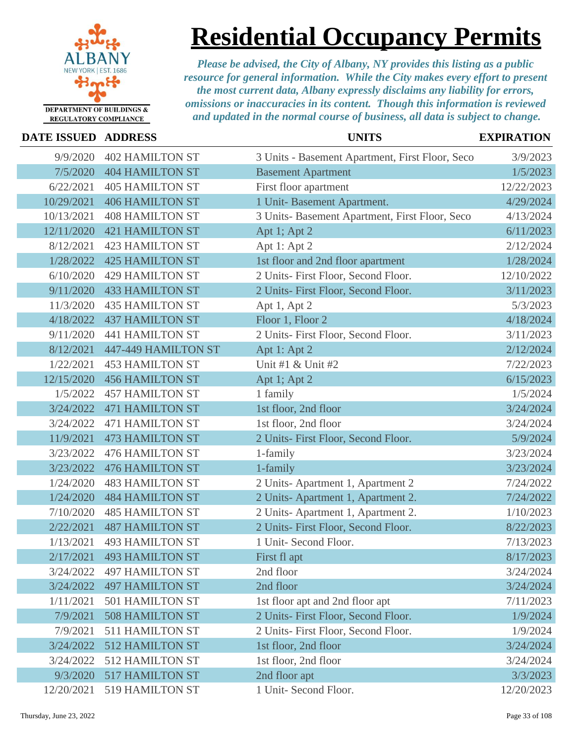# Residential Occupancy Permits

ALBANY
NEW YORK | EST. 1686

DEPARTMENT OF BUILDINGS & REGULATORY COMPLIANCE

*Please be advised, the City of Albany, NY provides this listing as a public resource for general information. While the City makes every effort to present the most current data, Albany expressly disclaims any liability for errors, omissions or inaccuracies in its content. Though this information is reviewed and updated in the normal course of business, all data is subject to change.*

| DATE ISSUED | ADDRESS | UNITS | EXPIRATION |
|---|---|---|---|
| 9/9/2020 | 402 HAMILTON ST | 3 Units - Basement Apartment, First Floor, Seco | 3/9/2023 |
| 7/5/2020 | 404 HAMILTON ST | Basement Apartment | 1/5/2023 |
| 6/22/2021 | 405 HAMILTON ST | First floor apartment | 12/22/2023 |
| 10/29/2021 | 406 HAMILTON ST | 1 Unit- Basement Apartment. | 4/29/2024 |
| 10/13/2021 | 408 HAMILTON ST | 3 Units- Basement Apartment, First Floor, Seco | 4/13/2024 |
| 12/11/2020 | 421 HAMILTON ST | Apt 1; Apt 2 | 6/11/2023 |
| 8/12/2021 | 423 HAMILTON ST | Apt 1: Apt 2 | 2/12/2024 |
| 1/28/2022 | 425 HAMILTON ST | 1st floor and 2nd floor apartment | 1/28/2024 |
| 6/10/2020 | 429 HAMILTON ST | 2 Units- First Floor, Second Floor. | 12/10/2022 |
| 9/11/2020 | 433 HAMILTON ST | 2 Units- First Floor, Second Floor. | 3/11/2023 |
| 11/3/2020 | 435 HAMILTON ST | Apt 1, Apt 2 | 5/3/2023 |
| 4/18/2022 | 437 HAMILTON ST | Floor 1, Floor 2 | 4/18/2024 |
| 9/11/2020 | 441 HAMILTON ST | 2 Units- First Floor, Second Floor. | 3/11/2023 |
| 8/12/2021 | 447-449 HAMILTON ST | Apt 1: Apt 2 | 2/12/2024 |
| 1/22/2021 | 453 HAMILTON ST | Unit #1 & Unit #2 | 7/22/2023 |
| 12/15/2020 | 456 HAMILTON ST | Apt 1; Apt 2 | 6/15/2023 |
| 1/5/2022 | 457 HAMILTON ST | 1 family | 1/5/2024 |
| 3/24/2022 | 471 HAMILTON ST | 1st floor, 2nd floor | 3/24/2024 |
| 3/24/2022 | 471 HAMILTON ST | 1st floor, 2nd floor | 3/24/2024 |
| 11/9/2021 | 473 HAMILTON ST | 2 Units- First Floor, Second Floor. | 5/9/2024 |
| 3/23/2022 | 476 HAMILTON ST | 1-family | 3/23/2024 |
| 3/23/2022 | 476 HAMILTON ST | 1-family | 3/23/2024 |
| 1/24/2020 | 483 HAMILTON ST | 2 Units- Apartment 1, Apartment 2 | 7/24/2022 |
| 1/24/2020 | 484 HAMILTON ST | 2 Units- Apartment 1, Apartment 2. | 7/24/2022 |
| 7/10/2020 | 485 HAMILTON ST | 2 Units- Apartment 1, Apartment 2. | 1/10/2023 |
| 2/22/2021 | 487 HAMILTON ST | 2 Units- First Floor, Second Floor. | 8/22/2023 |
| 1/13/2021 | 493 HAMILTON ST | 1 Unit- Second Floor. | 7/13/2023 |
| 2/17/2021 | 493 HAMILTON ST | First fl apt | 8/17/2023 |
| 3/24/2022 | 497 HAMILTON ST | 2nd floor | 3/24/2024 |
| 3/24/2022 | 497 HAMILTON ST | 2nd floor | 3/24/2024 |
| 1/11/2021 | 501 HAMILTON ST | 1st floor apt and 2nd floor apt | 7/11/2023 |
| 7/9/2021 | 508 HAMILTON ST | 2 Units- First Floor, Second Floor. | 1/9/2024 |
| 7/9/2021 | 511 HAMILTON ST | 2 Units- First Floor, Second Floor. | 1/9/2024 |
| 3/24/2022 | 512 HAMILTON ST | 1st floor, 2nd floor | 3/24/2024 |
| 3/24/2022 | 512 HAMILTON ST | 1st floor, 2nd floor | 3/24/2024 |
| 9/3/2020 | 517 HAMILTON ST | 2nd floor apt | 3/3/2023 |
| 12/20/2021 | 519 HAMILTON ST | 1 Unit- Second Floor. | 12/20/2023 |

Thursday, June 23, 2022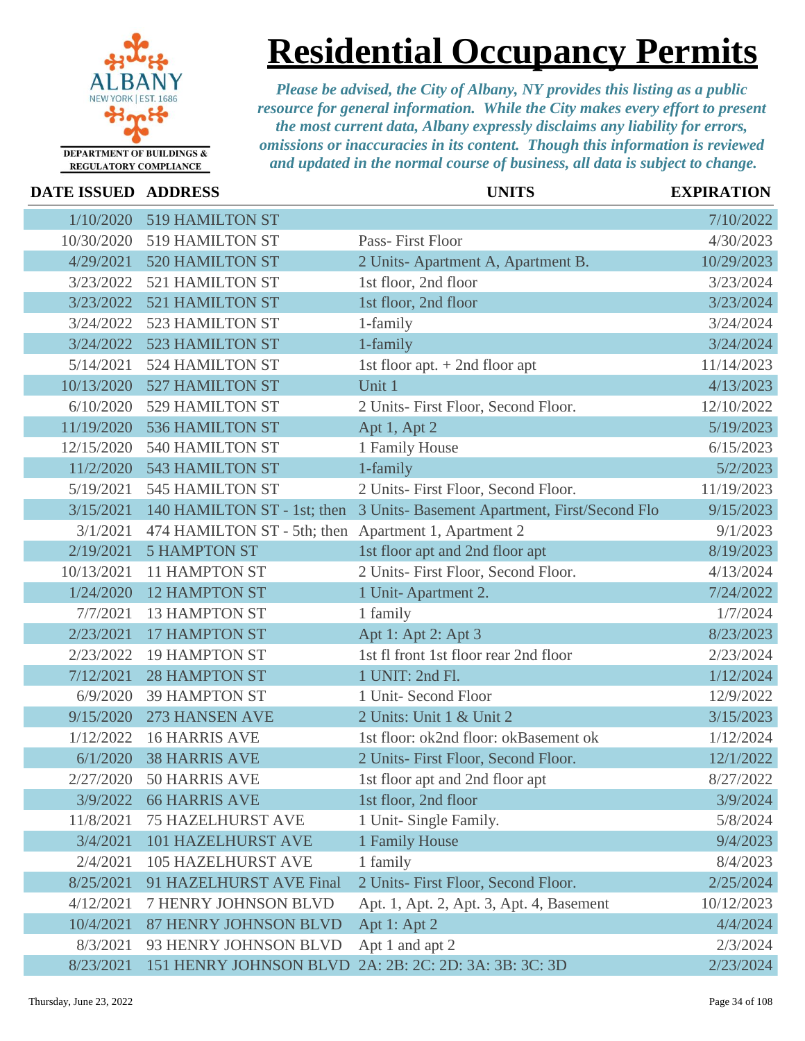# Residential Occupancy Permits

DEPARTMENT OF BUILDINGS & REGULATORY COMPLIANCE

*Please be advised, the City of Albany, NY provides this listing as a public resource for general information. While the City makes every effort to present the most current data, Albany expressly disclaims any liability for errors, omissions or inaccuracies in its content. Though this information is reviewed and updated in the normal course of business, all data is subject to change.*

| DATE ISSUED | ADDRESS | UNITS | EXPIRATION |
|---|---|---|---|
| 1/10/2020 | 519 HAMILTON ST | | 7/10/2022 |
| 10/30/2020 | 519 HAMILTON ST | Pass- First Floor | 4/30/2023 |
| 4/29/2021 | 520 HAMILTON ST | 2 Units- Apartment A, Apartment B. | 10/29/2023 |
| 3/23/2022 | 521 HAMILTON ST | 1st floor, 2nd floor | 3/23/2024 |
| 3/23/2022 | 521 HAMILTON ST | 1st floor, 2nd floor | 3/23/2024 |
| 3/24/2022 | 523 HAMILTON ST | 1-family | 3/24/2024 |
| 3/24/2022 | 523 HAMILTON ST | 1-family | 3/24/2024 |
| 5/14/2021 | 524 HAMILTON ST | 1st floor apt. + 2nd floor apt | 11/14/2023 |
| 10/13/2020 | 527 HAMILTON ST | Unit 1 | 4/13/2023 |
| 6/10/2020 | 529 HAMILTON ST | 2 Units- First Floor, Second Floor. | 12/10/2022 |
| 11/19/2020 | 536 HAMILTON ST | Apt 1, Apt 2 | 5/19/2023 |
| 12/15/2020 | 540 HAMILTON ST | 1 Family House | 6/15/2023 |
| 11/2/2020 | 543 HAMILTON ST | 1-family | 5/2/2023 |
| 5/19/2021 | 545 HAMILTON ST | 2 Units- First Floor, Second Floor. | 11/19/2023 |
| 3/15/2021 | 140 HAMILTON ST - 1st; then | 3 Units- Basement Apartment, First/Second Flo | 9/15/2023 |
| 3/1/2021 | 474 HAMILTON ST - 5th; then | Apartment 1, Apartment 2 | 9/1/2023 |
| 2/19/2021 | 5 HAMPTON ST | 1st floor apt and 2nd floor apt | 8/19/2023 |
| 10/13/2021 | 11 HAMPTON ST | 2 Units- First Floor, Second Floor. | 4/13/2024 |
| 1/24/2020 | 12 HAMPTON ST | 1 Unit- Apartment 2. | 7/24/2022 |
| 7/7/2021 | 13 HAMPTON ST | 1 family | 1/7/2024 |
| 2/23/2021 | 17 HAMPTON ST | Apt 1: Apt 2: Apt 3 | 8/23/2023 |
| 2/23/2022 | 19 HAMPTON ST | 1st fl front 1st floor rear 2nd floor | 2/23/2024 |
| 7/12/2021 | 28 HAMPTON ST | 1 UNIT: 2nd Fl. | 1/12/2024 |
| 6/9/2020 | 39 HAMPTON ST | 1 Unit- Second Floor | 12/9/2022 |
| 9/15/2020 | 273 HANSEN AVE | 2 Units: Unit 1 & Unit 2 | 3/15/2023 |
| 1/12/2022 | 16 HARRIS AVE | 1st floor: ok2nd floor: okBasement ok | 1/12/2024 |
| 6/1/2020 | 38 HARRIS AVE | 2 Units- First Floor, Second Floor. | 12/1/2022 |
| 2/27/2020 | 50 HARRIS AVE | 1st floor apt and 2nd floor apt | 8/27/2022 |
| 3/9/2022 | 66 HARRIS AVE | 1st floor, 2nd floor | 3/9/2024 |
| 11/8/2021 | 75 HAZELHURST AVE | 1 Unit- Single Family. | 5/8/2024 |
| 3/4/2021 | 101 HAZELHURST AVE | 1 Family House | 9/4/2023 |
| 2/4/2021 | 105 HAZELHURST AVE | 1 family | 8/4/2023 |
| 8/25/2021 | 91 HAZELHURST AVE Final | 2 Units- First Floor, Second Floor. | 2/25/2024 |
| 4/12/2021 | 7 HENRY JOHNSON BLVD | Apt. 1, Apt. 2, Apt. 3, Apt. 4, Basement | 10/12/2023 |
| 10/4/2021 | 87 HENRY JOHNSON BLVD | Apt 1: Apt 2 | 4/4/2024 |
| 8/3/2021 | 93 HENRY JOHNSON BLVD | Apt 1 and apt 2 | 2/3/2024 |
| 8/23/2021 | 151 HENRY JOHNSON BLVD | 2A: 2B: 2C: 2D: 3A: 3B: 3C: 3D | 2/23/2024 |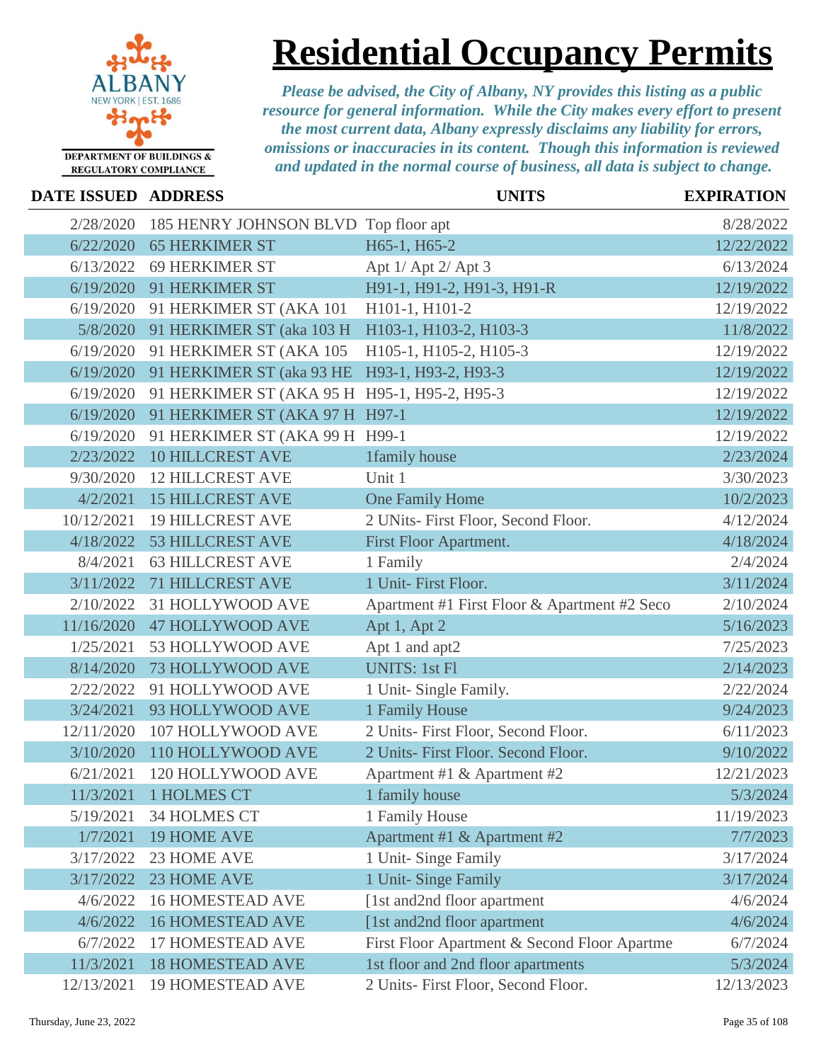# Residential Occupancy Permits

ALBANY
NEW YORK | EST. 1686
DEPARTMENT OF BUILDINGS & REGULATORY COMPLIANCE

*Please be advised, the City of Albany, NY provides this listing as a public resource for general information. While the City makes every effort to present the most current data, Albany expressly disclaims any liability for errors, omissions or inaccuracies in its content. Though this information is reviewed and updated in the normal course of business, all data is subject to change.*

| DATE ISSUED | ADDRESS | UNITS | EXPIRATION |
|---|---|---|---|
| 2/28/2020 | 185 HENRY JOHNSON BLVD | Top floor apt | 8/28/2022 |
| 6/22/2020 | 65 HERKIMER ST | H65-1, H65-2 | 12/22/2022 |
| 6/13/2022 | 69 HERKIMER ST | Apt 1/ Apt 2/ Apt 3 | 6/13/2024 |
| 6/19/2020 | 91 HERKIMER ST | H91-1, H91-2, H91-3, H91-R | 12/19/2022 |
| 6/19/2020 | 91 HERKIMER ST (AKA 101 | H101-1, H101-2 | 12/19/2022 |
| 5/8/2020 | 91 HERKIMER ST (aka 103 H | H103-1, H103-2, H103-3 | 11/8/2022 |
| 6/19/2020 | 91 HERKIMER ST (AKA 105 | H105-1, H105-2, H105-3 | 12/19/2022 |
| 6/19/2020 | 91 HERKIMER ST (aka 93 HE | H93-1, H93-2, H93-3 | 12/19/2022 |
| 6/19/2020 | 91 HERKIMER ST (AKA 95 H | H95-1, H95-2, H95-3 | 12/19/2022 |
| 6/19/2020 | 91 HERKIMER ST (AKA 97 H | H97-1 | 12/19/2022 |
| 6/19/2020 | 91 HERKIMER ST (AKA 99 H | H99-1 | 12/19/2022 |
| 2/23/2022 | 10 HILLCREST AVE | 1family house | 2/23/2024 |
| 9/30/2020 | 12 HILLCREST AVE | Unit 1 | 3/30/2023 |
| 4/2/2021 | 15 HILLCREST AVE | One Family Home | 10/2/2023 |
| 10/12/2021 | 19 HILLCREST AVE | 2 UNits- First Floor, Second Floor. | 4/12/2024 |
| 4/18/2022 | 53 HILLCREST AVE | First Floor Apartment. | 4/18/2024 |
| 8/4/2021 | 63 HILLCREST AVE | 1 Family | 2/4/2024 |
| 3/11/2022 | 71 HILLCREST AVE | 1 Unit- First Floor. | 3/11/2024 |
| 2/10/2022 | 31 HOLLYWOOD AVE | Apartment #1 First Floor & Apartment #2 Seco | 2/10/2024 |
| 11/16/2020 | 47 HOLLYWOOD AVE | Apt 1, Apt 2 | 5/16/2023 |
| 1/25/2021 | 53 HOLLYWOOD AVE | Apt 1 and apt2 | 7/25/2023 |
| 8/14/2020 | 73 HOLLYWOOD AVE | UNITS: 1st Fl | 2/14/2023 |
| 2/22/2022 | 91 HOLLYWOOD AVE | 1 Unit- Single Family. | 2/22/2024 |
| 3/24/2021 | 93 HOLLYWOOD AVE | 1 Family House | 9/24/2023 |
| 12/11/2020 | 107 HOLLYWOOD AVE | 2 Units- First Floor, Second Floor. | 6/11/2023 |
| 3/10/2020 | 110 HOLLYWOOD AVE | 2 Units- First Floor. Second Floor. | 9/10/2022 |
| 6/21/2021 | 120 HOLLYWOOD AVE | Apartment #1 & Apartment #2 | 12/21/2023 |
| 11/3/2021 | 1 HOLMES CT | 1 family house | 5/3/2024 |
| 5/19/2021 | 34 HOLMES CT | 1 Family House | 11/19/2023 |
| 1/7/2021 | 19 HOME AVE | Apartment #1 & Apartment #2 | 7/7/2023 |
| 3/17/2022 | 23 HOME AVE | 1 Unit- Singe Family | 3/17/2024 |
| 3/17/2022 | 23 HOME AVE | 1 Unit- Singe Family | 3/17/2024 |
| 4/6/2022 | 16 HOMESTEAD AVE | [1st and2nd floor apartment | 4/6/2024 |
| 4/6/2022 | 16 HOMESTEAD AVE | [1st and2nd floor apartment | 4/6/2024 |
| 6/7/2022 | 17 HOMESTEAD AVE | First Floor Apartment & Second Floor Apartme | 6/7/2024 |
| 11/3/2021 | 18 HOMESTEAD AVE | 1st floor and 2nd floor apartments | 5/3/2024 |
| 12/13/2021 | 19 HOMESTEAD AVE | 2 Units- First Floor, Second Floor. | 12/13/2023 |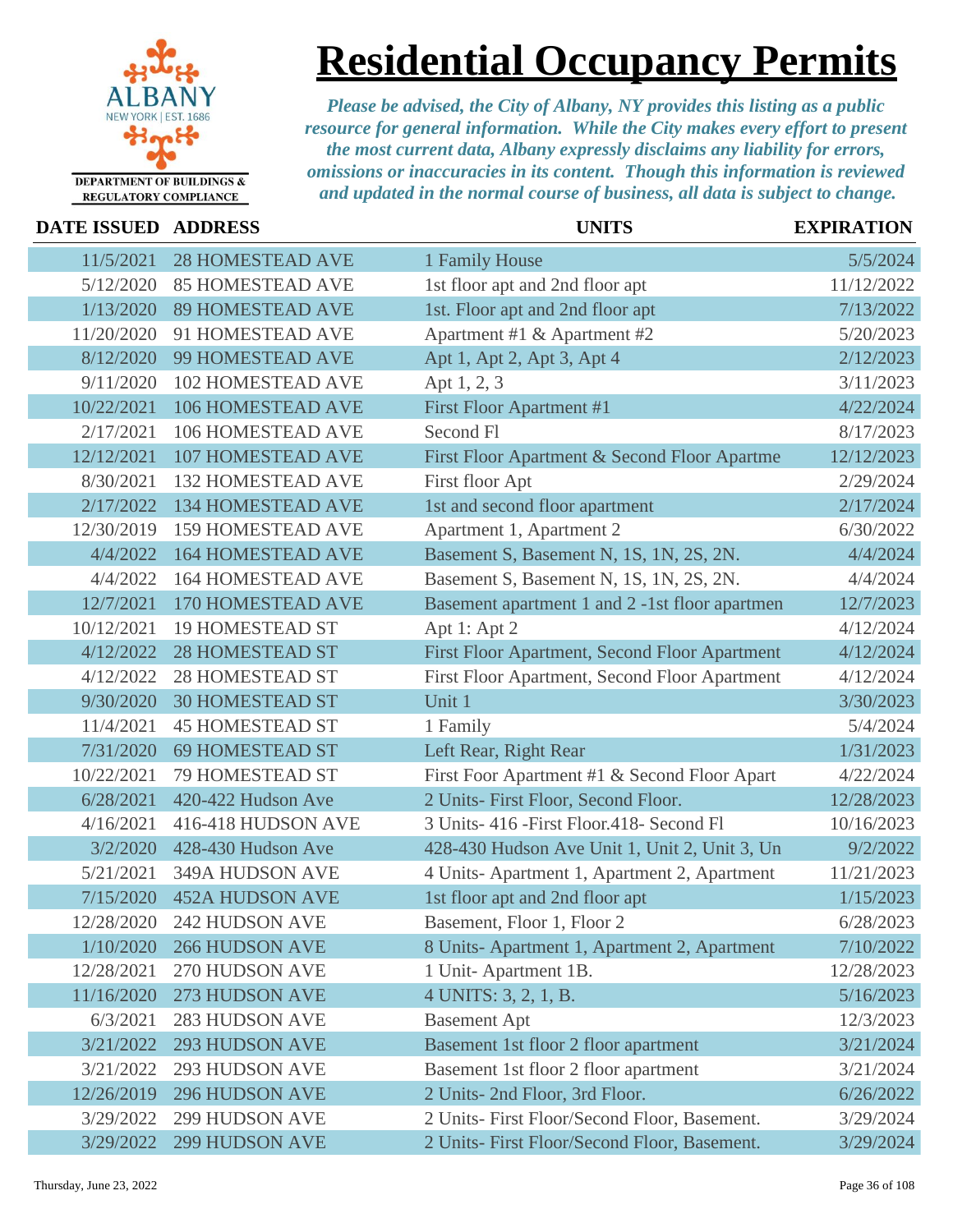ALBANY
NEW YORK | EST. 1686

DEPARTMENT OF BUILDINGS & REGULATORY COMPLIANCE

# Residential Occupancy Permits

*Please be advised, the City of Albany, NY provides this listing as a public resource for general information. While the City makes every effort to present the most current data, Albany expressly disclaims any liability for errors, omissions or inaccuracies in its content. Though this information is reviewed and updated in the normal course of business, all data is subject to change.*

| DATE ISSUED | ADDRESS | UNITS | EXPIRATION |
|---|---|---|---|
| 11/5/2021 | 28 HOMESTEAD AVE | 1 Family House | 5/5/2024 |
| 5/12/2020 | 85 HOMESTEAD AVE | 1st floor apt and 2nd floor apt | 11/12/2022 |
| 1/13/2020 | 89 HOMESTEAD AVE | 1st. Floor apt and 2nd floor apt | 7/13/2022 |
| 11/20/2020 | 91 HOMESTEAD AVE | Apartment #1 & Apartment #2 | 5/20/2023 |
| 8/12/2020 | 99 HOMESTEAD AVE | Apt 1, Apt 2, Apt 3, Apt 4 | 2/12/2023 |
| 9/11/2020 | 102 HOMESTEAD AVE | Apt 1, 2, 3 | 3/11/2023 |
| 10/22/2021 | 106 HOMESTEAD AVE | First Floor Apartment #1 | 4/22/2024 |
| 2/17/2021 | 106 HOMESTEAD AVE | Second Fl | 8/17/2023 |
| 12/12/2021 | 107 HOMESTEAD AVE | First Floor Apartment & Second Floor Apartme | 12/12/2023 |
| 8/30/2021 | 132 HOMESTEAD AVE | First floor Apt | 2/29/2024 |
| 2/17/2022 | 134 HOMESTEAD AVE | 1st and second floor apartment | 2/17/2024 |
| 12/30/2019 | 159 HOMESTEAD AVE | Apartment 1, Apartment 2 | 6/30/2022 |
| 4/4/2022 | 164 HOMESTEAD AVE | Basement S, Basement N, 1S, 1N, 2S, 2N. | 4/4/2024 |
| 4/4/2022 | 164 HOMESTEAD AVE | Basement S, Basement N, 1S, 1N, 2S, 2N. | 4/4/2024 |
| 12/7/2021 | 170 HOMESTEAD AVE | Basement apartment 1 and 2 -1st floor apartmen | 12/7/2023 |
| 10/12/2021 | 19 HOMESTEAD ST | Apt 1: Apt 2 | 4/12/2024 |
| 4/12/2022 | 28 HOMESTEAD ST | First Floor Apartment, Second Floor Apartment | 4/12/2024 |
| 4/12/2022 | 28 HOMESTEAD ST | First Floor Apartment, Second Floor Apartment | 4/12/2024 |
| 9/30/2020 | 30 HOMESTEAD ST | Unit 1 | 3/30/2023 |
| 11/4/2021 | 45 HOMESTEAD ST | 1 Family | 5/4/2024 |
| 7/31/2020 | 69 HOMESTEAD ST | Left Rear, Right Rear | 1/31/2023 |
| 10/22/2021 | 79 HOMESTEAD ST | First Foor Apartment #1 & Second Floor Apart | 4/22/2024 |
| 6/28/2021 | 420-422 Hudson Ave | 2 Units- First Floor, Second Floor. | 12/28/2023 |
| 4/16/2021 | 416-418 HUDSON AVE | 3 Units- 416 -First Floor.418- Second Fl | 10/16/2023 |
| 3/2/2020 | 428-430 Hudson Ave | 428-430 Hudson Ave Unit 1, Unit 2, Unit 3, Un | 9/2/2022 |
| 5/21/2021 | 349A HUDSON AVE | 4 Units- Apartment 1, Apartment 2, Apartment | 11/21/2023 |
| 7/15/2020 | 452A HUDSON AVE | 1st floor apt and 2nd floor apt | 1/15/2023 |
| 12/28/2020 | 242 HUDSON AVE | Basement, Floor 1, Floor 2 | 6/28/2023 |
| 1/10/2020 | 266 HUDSON AVE | 8 Units- Apartment 1, Apartment 2, Apartment | 7/10/2022 |
| 12/28/2021 | 270 HUDSON AVE | 1 Unit- Apartment 1B. | 12/28/2023 |
| 11/16/2020 | 273 HUDSON AVE | 4 UNITS: 3, 2, 1, B. | 5/16/2023 |
| 6/3/2021 | 283 HUDSON AVE | Basement Apt | 12/3/2023 |
| 3/21/2022 | 293 HUDSON AVE | Basement 1st floor 2 floor apartment | 3/21/2024 |
| 3/21/2022 | 293 HUDSON AVE | Basement 1st floor 2 floor apartment | 3/21/2024 |
| 12/26/2019 | 296 HUDSON AVE | 2 Units- 2nd Floor, 3rd Floor. | 6/26/2022 |
| 3/29/2022 | 299 HUDSON AVE | 2 Units- First Floor/Second Floor, Basement. | 3/29/2024 |
| 3/29/2022 | 299 HUDSON AVE | 2 Units- First Floor/Second Floor, Basement. | 3/29/2024 |

Thursday, June 23, 2022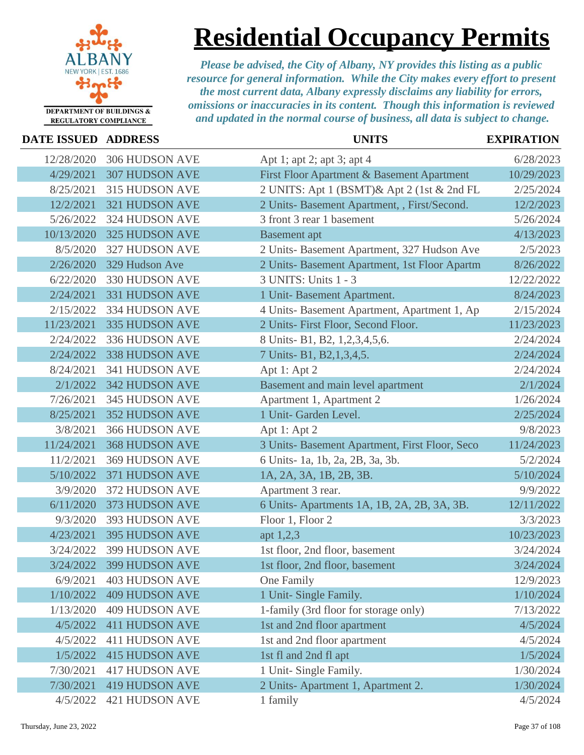# Residential Occupancy Permits

DEPARTMENT OF BUILDINGS & REGULATORY COMPLIANCE

*Please be advised, the City of Albany, NY provides this listing as a public resource for general information. While the City makes every effort to present the most current data, Albany expressly disclaims any liability for errors, omissions or inaccuracies in its content. Though this information is reviewed and updated in the normal course of business, all data is subject to change.*

| DATE ISSUED | ADDRESS | UNITS | EXPIRATION |
|---|---|---|---|
| 12/28/2020 | 306 HUDSON AVE | Apt 1; apt 2; apt 3; apt 4 | 6/28/2023 |
| 4/29/2021 | 307 HUDSON AVE | First Floor Apartment & Basement Apartment | 10/29/2023 |
| 8/25/2021 | 315 HUDSON AVE | 2 UNITS: Apt 1 (BSMT)& Apt 2 (1st & 2nd FL | 2/25/2024 |
| 12/2/2021 | 321 HUDSON AVE | 2 Units- Basement Apartment, , First/Second. | 12/2/2023 |
| 5/26/2022 | 324 HUDSON AVE | 3 front 3 rear 1 basement | 5/26/2024 |
| 10/13/2020 | 325 HUDSON AVE | Basement apt | 4/13/2023 |
| 8/5/2020 | 327 HUDSON AVE | 2 Units- Basement Apartment, 327 Hudson Ave | 2/5/2023 |
| 2/26/2020 | 329 Hudson Ave | 2 Units- Basement Apartment, 1st Floor Apartm | 8/26/2022 |
| 6/22/2020 | 330 HUDSON AVE | 3 UNITS: Units 1 - 3 | 12/22/2022 |
| 2/24/2021 | 331 HUDSON AVE | 1 Unit- Basement Apartment. | 8/24/2023 |
| 2/15/2022 | 334 HUDSON AVE | 4 Units- Basement Apartment, Apartment 1, Ap | 2/15/2024 |
| 11/23/2021 | 335 HUDSON AVE | 2 Units- First Floor, Second Floor. | 11/23/2023 |
| 2/24/2022 | 336 HUDSON AVE | 8 Units- B1, B2, 1,2,3,4,5,6. | 2/24/2024 |
| 2/24/2022 | 338 HUDSON AVE | 7 Units- B1, B2,1,3,4,5. | 2/24/2024 |
| 8/24/2021 | 341 HUDSON AVE | Apt 1: Apt 2 | 2/24/2024 |
| 2/1/2022 | 342 HUDSON AVE | Basement and main level apartment | 2/1/2024 |
| 7/26/2021 | 345 HUDSON AVE | Apartment 1, Apartment 2 | 1/26/2024 |
| 8/25/2021 | 352 HUDSON AVE | 1 Unit- Garden Level. | 2/25/2024 |
| 3/8/2021 | 366 HUDSON AVE | Apt 1: Apt 2 | 9/8/2023 |
| 11/24/2021 | 368 HUDSON AVE | 3 Units- Basement Apartment, First Floor, Seco | 11/24/2023 |
| 11/2/2021 | 369 HUDSON AVE | 6 Units- 1a, 1b, 2a, 2B, 3a, 3b. | 5/2/2024 |
| 5/10/2022 | 371 HUDSON AVE | 1A, 2A, 3A, 1B, 2B, 3B. | 5/10/2024 |
| 3/9/2020 | 372 HUDSON AVE | Apartment 3 rear. | 9/9/2022 |
| 6/11/2020 | 373 HUDSON AVE | 6 Units- Apartments 1A, 1B, 2A, 2B, 3A, 3B. | 12/11/2022 |
| 9/3/2020 | 393 HUDSON AVE | Floor 1, Floor 2 | 3/3/2023 |
| 4/23/2021 | 395 HUDSON AVE | apt 1,2,3 | 10/23/2023 |
| 3/24/2022 | 399 HUDSON AVE | 1st floor, 2nd floor, basement | 3/24/2024 |
| 3/24/2022 | 399 HUDSON AVE | 1st floor, 2nd floor, basement | 3/24/2024 |
| 6/9/2021 | 403 HUDSON AVE | One Family | 12/9/2023 |
| 1/10/2022 | 409 HUDSON AVE | 1 Unit- Single Family. | 1/10/2024 |
| 1/13/2020 | 409 HUDSON AVE | 1-family (3rd floor for storage only) | 7/13/2022 |
| 4/5/2022 | 411 HUDSON AVE | 1st and 2nd floor apartment | 4/5/2024 |
| 4/5/2022 | 411 HUDSON AVE | 1st and 2nd floor apartment | 4/5/2024 |
| 1/5/2022 | 415 HUDSON AVE | 1st fl and 2nd fl apt | 1/5/2024 |
| 7/30/2021 | 417 HUDSON AVE | 1 Unit- Single Family. | 1/30/2024 |
| 7/30/2021 | 419 HUDSON AVE | 2 Units- Apartment 1, Apartment 2. | 1/30/2024 |
| 4/5/2022 | 421 HUDSON AVE | 1 family | 4/5/2024 |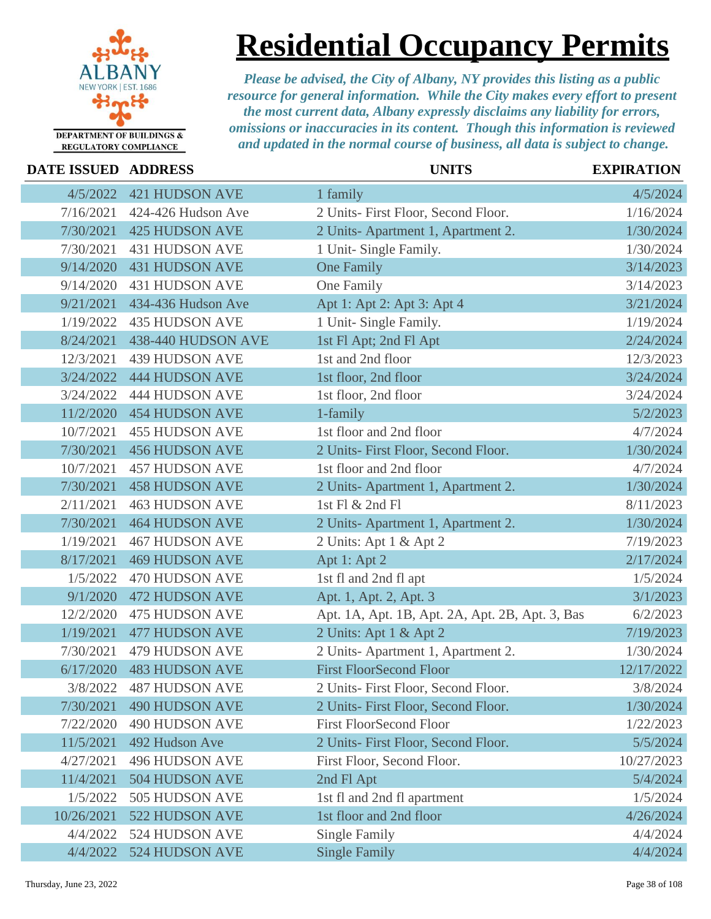# Residential Occupancy Permits

ALBANY
NEW YORK | EST. 1686

DEPARTMENT OF BUILDINGS & REGULATORY COMPLIANCE

*Please be advised, the City of Albany, NY provides this listing as a public resource for general information. While the City makes every effort to present the most current data, Albany expressly disclaims any liability for errors, omissions or inaccuracies in its content. Though this information is reviewed and updated in the normal course of business, all data is subject to change.*

| DATE ISSUED | ADDRESS | UNITS | EXPIRATION |
|---|---|---|---|
| 4/5/2022 | 421 HUDSON AVE | 1 family | 4/5/2024 |
| 7/16/2021 | 424-426 Hudson Ave | 2 Units- First Floor, Second Floor. | 1/16/2024 |
| 7/30/2021 | 425 HUDSON AVE | 2 Units- Apartment 1, Apartment 2. | 1/30/2024 |
| 7/30/2021 | 431 HUDSON AVE | 1 Unit- Single Family. | 1/30/2024 |
| 9/14/2020 | 431 HUDSON AVE | One Family | 3/14/2023 |
| 9/14/2020 | 431 HUDSON AVE | One Family | 3/14/2023 |
| 9/21/2021 | 434-436 Hudson Ave | Apt 1: Apt 2: Apt 3: Apt 4 | 3/21/2024 |
| 1/19/2022 | 435 HUDSON AVE | 1 Unit- Single Family. | 1/19/2024 |
| 8/24/2021 | 438-440 HUDSON AVE | 1st Fl Apt; 2nd Fl Apt | 2/24/2024 |
| 12/3/2021 | 439 HUDSON AVE | 1st and 2nd floor | 12/3/2023 |
| 3/24/2022 | 444 HUDSON AVE | 1st floor, 2nd floor | 3/24/2024 |
| 3/24/2022 | 444 HUDSON AVE | 1st floor, 2nd floor | 3/24/2024 |
| 11/2/2020 | 454 HUDSON AVE | 1-family | 5/2/2023 |
| 10/7/2021 | 455 HUDSON AVE | 1st floor and 2nd floor | 4/7/2024 |
| 7/30/2021 | 456 HUDSON AVE | 2 Units- First Floor, Second Floor. | 1/30/2024 |
| 10/7/2021 | 457 HUDSON AVE | 1st floor and 2nd floor | 4/7/2024 |
| 7/30/2021 | 458 HUDSON AVE | 2 Units- Apartment 1, Apartment 2. | 1/30/2024 |
| 2/11/2021 | 463 HUDSON AVE | 1st Fl & 2nd Fl | 8/11/2023 |
| 7/30/2021 | 464 HUDSON AVE | 2 Units- Apartment 1, Apartment 2. | 1/30/2024 |
| 1/19/2021 | 467 HUDSON AVE | 2 Units: Apt 1 & Apt 2 | 7/19/2023 |
| 8/17/2021 | 469 HUDSON AVE | Apt 1: Apt 2 | 2/17/2024 |
| 1/5/2022 | 470 HUDSON AVE | 1st fl and 2nd fl apt | 1/5/2024 |
| 9/1/2020 | 472 HUDSON AVE | Apt. 1, Apt. 2, Apt. 3 | 3/1/2023 |
| 12/2/2020 | 475 HUDSON AVE | Apt. 1A, Apt. 1B, Apt. 2A, Apt. 2B, Apt. 3, Bas | 6/2/2023 |
| 1/19/2021 | 477 HUDSON AVE | 2 Units: Apt 1 & Apt 2 | 7/19/2023 |
| 7/30/2021 | 479 HUDSON AVE | 2 Units- Apartment 1, Apartment 2. | 1/30/2024 |
| 6/17/2020 | 483 HUDSON AVE | First FloorSecond Floor | 12/17/2022 |
| 3/8/2022 | 487 HUDSON AVE | 2 Units- First Floor, Second Floor. | 3/8/2024 |
| 7/30/2021 | 490 HUDSON AVE | 2 Units- First Floor, Second Floor. | 1/30/2024 |
| 7/22/2020 | 490 HUDSON AVE | First FloorSecond Floor | 1/22/2023 |
| 11/5/2021 | 492 Hudson Ave | 2 Units- First Floor, Second Floor. | 5/5/2024 |
| 4/27/2021 | 496 HUDSON AVE | First Floor, Second Floor. | 10/27/2023 |
| 11/4/2021 | 504 HUDSON AVE | 2nd Fl Apt | 5/4/2024 |
| 1/5/2022 | 505 HUDSON AVE | 1st fl and 2nd fl apartment | 1/5/2024 |
| 10/26/2021 | 522 HUDSON AVE | 1st floor and 2nd floor | 4/26/2024 |
| 4/4/2022 | 524 HUDSON AVE | Single Family | 4/4/2024 |
| 4/4/2022 | 524 HUDSON AVE | Single Family | 4/4/2024 |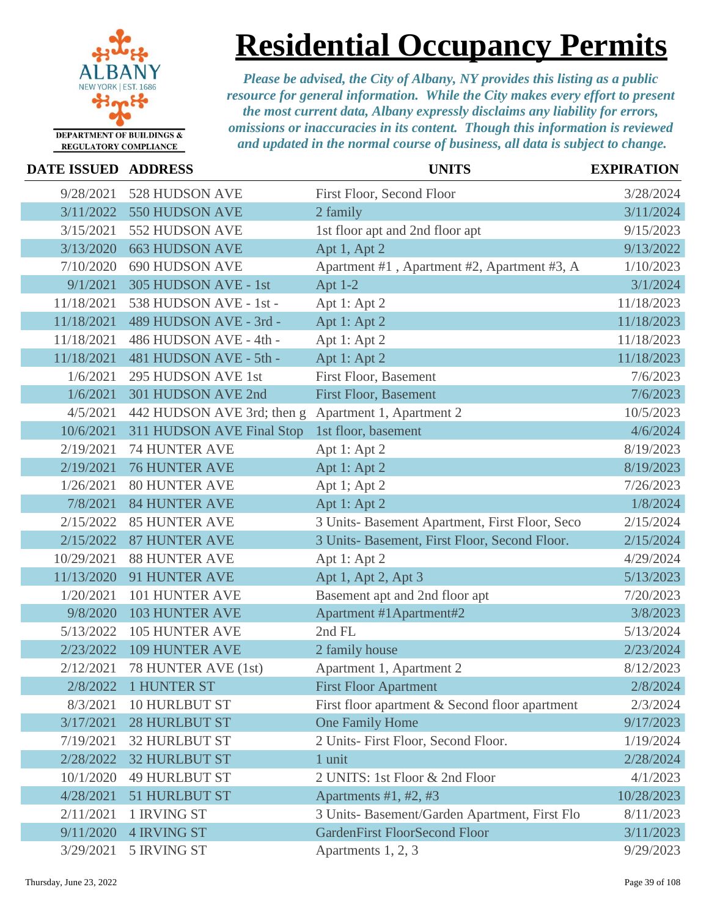# Residential Occupancy Permits

DEPARTMENT OF BUILDINGS & REGULATORY COMPLIANCE

*Please be advised, the City of Albany, NY provides this listing as a public resource for general information. While the City makes every effort to present the most current data, Albany expressly disclaims any liability for errors, omissions or inaccuracies in its content. Though this information is reviewed and updated in the normal course of business, all data is subject to change.*

| DATE ISSUED | ADDRESS | UNITS | EXPIRATION |
|---|---|---|---|
| 9/28/2021 | 528 HUDSON AVE | First Floor, Second Floor | 3/28/2024 |
| 3/11/2022 | 550 HUDSON AVE | 2 family | 3/11/2024 |
| 3/15/2021 | 552 HUDSON AVE | 1st floor apt and 2nd floor apt | 9/15/2023 |
| 3/13/2020 | 663 HUDSON AVE | Apt 1, Apt 2 | 9/13/2022 |
| 7/10/2020 | 690 HUDSON AVE | Apartment #1 , Apartment #2, Apartment #3, A | 1/10/2023 |
| 9/1/2021 | 305 HUDSON AVE - 1st | Apt 1-2 | 3/1/2024 |
| 11/18/2021 | 538 HUDSON AVE - 1st - | Apt 1: Apt 2 | 11/18/2023 |
| 11/18/2021 | 489 HUDSON AVE - 3rd - | Apt 1: Apt 2 | 11/18/2023 |
| 11/18/2021 | 486 HUDSON AVE - 4th - | Apt 1: Apt 2 | 11/18/2023 |
| 11/18/2021 | 481 HUDSON AVE - 5th - | Apt 1: Apt 2 | 11/18/2023 |
| 1/6/2021 | 295 HUDSON AVE 1st | First Floor, Basement | 7/6/2023 |
| 1/6/2021 | 301 HUDSON AVE 2nd | First Floor, Basement | 7/6/2023 |
| 4/5/2021 | 442 HUDSON AVE 3rd; then g | Apartment 1, Apartment 2 | 10/5/2023 |
| 10/6/2021 | 311 HUDSON AVE Final Stop | 1st floor, basement | 4/6/2024 |
| 2/19/2021 | 74 HUNTER AVE | Apt 1: Apt 2 | 8/19/2023 |
| 2/19/2021 | 76 HUNTER AVE | Apt 1: Apt 2 | 8/19/2023 |
| 1/26/2021 | 80 HUNTER AVE | Apt 1; Apt 2 | 7/26/2023 |
| 7/8/2021 | 84 HUNTER AVE | Apt 1: Apt 2 | 1/8/2024 |
| 2/15/2022 | 85 HUNTER AVE | 3 Units- Basement Apartment, First Floor, Seco | 2/15/2024 |
| 2/15/2022 | 87 HUNTER AVE | 3 Units- Basement, First Floor, Second Floor. | 2/15/2024 |
| 10/29/2021 | 88 HUNTER AVE | Apt 1: Apt 2 | 4/29/2024 |
| 11/13/2020 | 91 HUNTER AVE | Apt 1, Apt 2, Apt 3 | 5/13/2023 |
| 1/20/2021 | 101 HUNTER AVE | Basement apt and 2nd floor apt | 7/20/2023 |
| 9/8/2020 | 103 HUNTER AVE | Apartment #1Apartment#2 | 3/8/2023 |
| 5/13/2022 | 105 HUNTER AVE | 2nd FL | 5/13/2024 |
| 2/23/2022 | 109 HUNTER AVE | 2 family house | 2/23/2024 |
| 2/12/2021 | 78 HUNTER AVE (1st) | Apartment 1, Apartment 2 | 8/12/2023 |
| 2/8/2022 | 1 HUNTER ST | First Floor Apartment | 2/8/2024 |
| 8/3/2021 | 10 HURLBUT ST | First floor apartment & Second floor apartment | 2/3/2024 |
| 3/17/2021 | 28 HURLBUT ST | One Family Home | 9/17/2023 |
| 7/19/2021 | 32 HURLBUT ST | 2 Units- First Floor, Second Floor. | 1/19/2024 |
| 2/28/2022 | 32 HURLBUT ST | 1 unit | 2/28/2024 |
| 10/1/2020 | 49 HURLBUT ST | 2 UNITS: 1st Floor & 2nd Floor | 4/1/2023 |
| 4/28/2021 | 51 HURLBUT ST | Apartments #1, #2, #3 | 10/28/2023 |
| 2/11/2021 | 1 IRVING ST | 3 Units- Basement/Garden Apartment, First Flo | 8/11/2023 |
| 9/11/2020 | 4 IRVING ST | GardenFirst FloorSecond Floor | 3/11/2023 |
| 3/29/2021 | 5 IRVING ST | Apartments 1, 2, 3 | 9/29/2023 |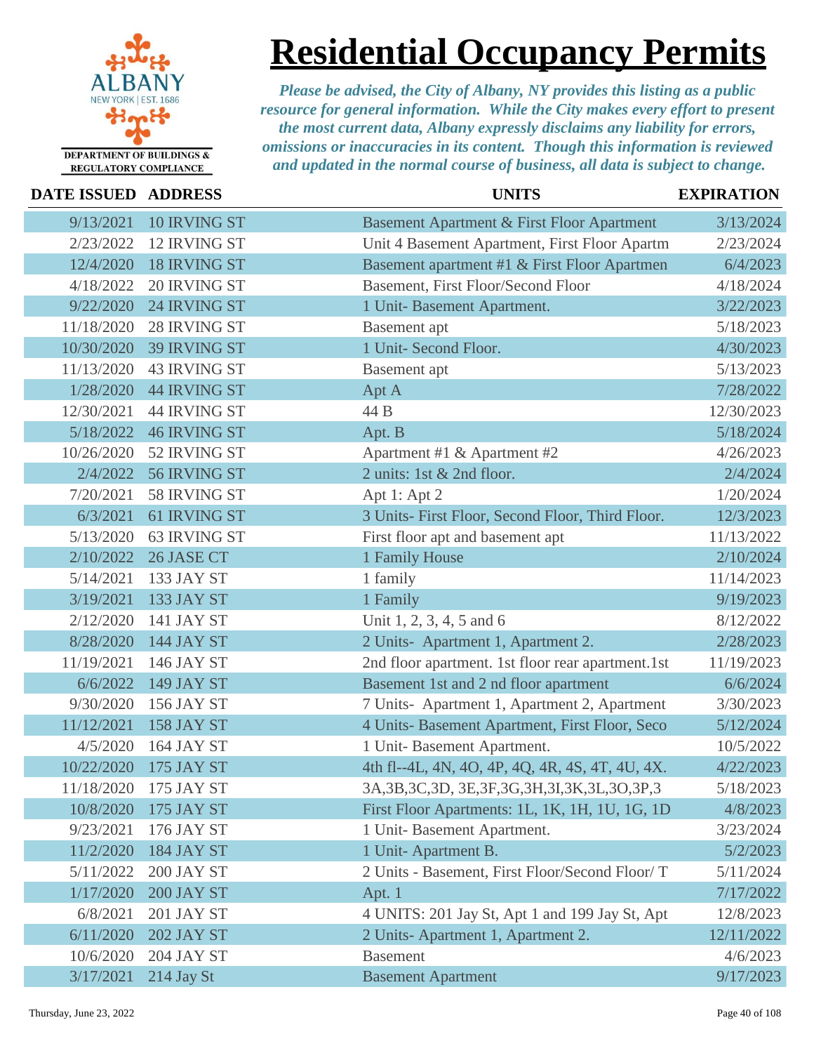# Residential Occupancy Permits

ALBANY NEW YORK | EST. 1686

DEPARTMENT OF BUILDINGS & REGULATORY COMPLIANCE

*Please be advised, the City of Albany, NY provides this listing as a public resource for general information. While the City makes every effort to present the most current data, Albany expressly disclaims any liability for errors, omissions or inaccuracies in its content. Though this information is reviewed and updated in the normal course of business, all data is subject to change.*

| DATE ISSUED | ADDRESS | UNITS | EXPIRATION |
|---|---|---|---|
| 9/13/2021 | 10 IRVING ST | Basement Apartment & First Floor Apartment | 3/13/2024 |
| 2/23/2022 | 12 IRVING ST | Unit 4 Basement Apartment, First Floor Apartm | 2/23/2024 |
| 12/4/2020 | 18 IRVING ST | Basement apartment #1 & First Floor Apartmen | 6/4/2023 |
| 4/18/2022 | 20 IRVING ST | Basement, First Floor/Second Floor | 4/18/2024 |
| 9/22/2020 | 24 IRVING ST | 1 Unit- Basement Apartment. | 3/22/2023 |
| 11/18/2020 | 28 IRVING ST | Basement apt | 5/18/2023 |
| 10/30/2020 | 39 IRVING ST | 1 Unit- Second Floor. | 4/30/2023 |
| 11/13/2020 | 43 IRVING ST | Basement apt | 5/13/2023 |
| 1/28/2020 | 44 IRVING ST | Apt A | 7/28/2022 |
| 12/30/2021 | 44 IRVING ST | 44 B | 12/30/2023 |
| 5/18/2022 | 46 IRVING ST | Apt. B | 5/18/2024 |
| 10/26/2020 | 52 IRVING ST | Apartment #1 & Apartment #2 | 4/26/2023 |
| 2/4/2022 | 56 IRVING ST | 2 units: 1st & 2nd floor. | 2/4/2024 |
| 7/20/2021 | 58 IRVING ST | Apt 1: Apt 2 | 1/20/2024 |
| 6/3/2021 | 61 IRVING ST | 3 Units- First Floor, Second Floor, Third Floor. | 12/3/2023 |
| 5/13/2020 | 63 IRVING ST | First floor apt and basement apt | 11/13/2022 |
| 2/10/2022 | 26 JASE CT | 1 Family House | 2/10/2024 |
| 5/14/2021 | 133 JAY ST | 1 family | 11/14/2023 |
| 3/19/2021 | 133 JAY ST | 1 Family | 9/19/2023 |
| 2/12/2020 | 141 JAY ST | Unit 1, 2, 3, 4, 5 and 6 | 8/12/2022 |
| 8/28/2020 | 144 JAY ST | 2 Units- Apartment 1, Apartment 2. | 2/28/2023 |
| 11/19/2021 | 146 JAY ST | 2nd floor apartment. 1st floor rear apartment.1st | 11/19/2023 |
| 6/6/2022 | 149 JAY ST | Basement 1st and 2 nd floor apartment | 6/6/2024 |
| 9/30/2020 | 156 JAY ST | 7 Units- Apartment 1, Apartment 2, Apartment | 3/30/2023 |
| 11/12/2021 | 158 JAY ST | 4 Units- Basement Apartment, First Floor, Seco | 5/12/2024 |
| 4/5/2020 | 164 JAY ST | 1 Unit- Basement Apartment. | 10/5/2022 |
| 10/22/2020 | 175 JAY ST | 4th fl--4L, 4N, 4O, 4P, 4Q, 4R, 4S, 4T, 4U, 4X. | 4/22/2023 |
| 11/18/2020 | 175 JAY ST | 3A,3B,3C,3D, 3E,3F,3G,3H,3I,3K,3L,3O,3P,3 | 5/18/2023 |
| 10/8/2020 | 175 JAY ST | First Floor Apartments: 1L, 1K, 1H, 1U, 1G, 1D | 4/8/2023 |
| 9/23/2021 | 176 JAY ST | 1 Unit- Basement Apartment. | 3/23/2024 |
| 11/2/2020 | 184 JAY ST | 1 Unit- Apartment B. | 5/2/2023 |
| 5/11/2022 | 200 JAY ST | 2 Units - Basement, First Floor/Second Floor/ T | 5/11/2024 |
| 1/17/2020 | 200 JAY ST | Apt. 1 | 7/17/2022 |
| 6/8/2021 | 201 JAY ST | 4 UNITS: 201 Jay St, Apt 1 and 199 Jay St, Apt | 12/8/2023 |
| 6/11/2020 | 202 JAY ST | 2 Units- Apartment 1, Apartment 2. | 12/11/2022 |
| 10/6/2020 | 204 JAY ST | Basement | 4/6/2023 |
| 3/17/2021 | 214 Jay St | Basement Apartment | 9/17/2023 |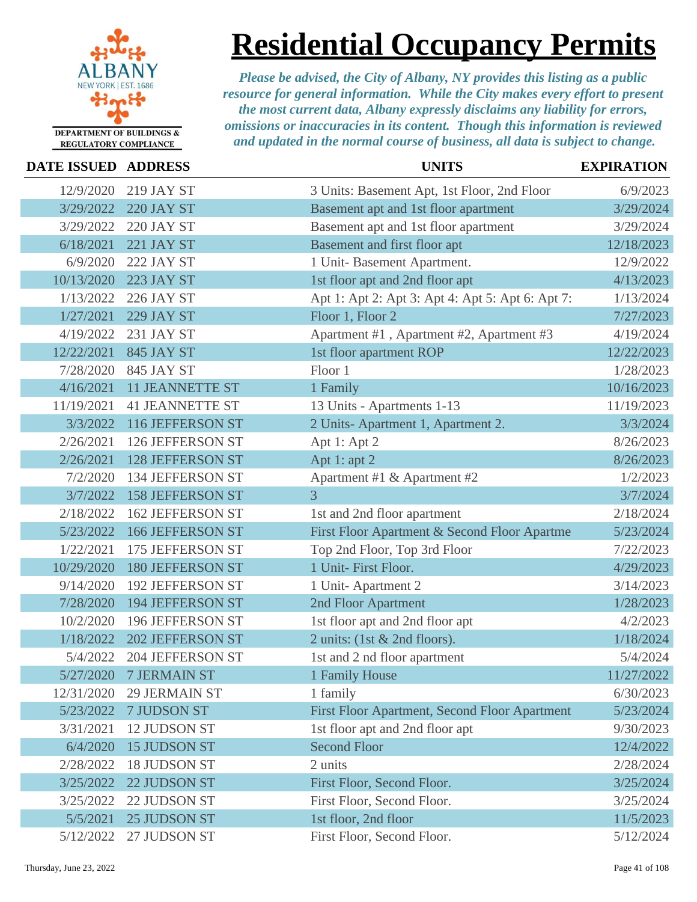# Residential Occupancy Permits

DEPARTMENT OF BUILDINGS & REGULATORY COMPLIANCE

*Please be advised, the City of Albany, NY provides this listing as a public resource for general information. While the City makes every effort to present the most current data, Albany expressly disclaims any liability for errors, omissions or inaccuracies in its content. Though this information is reviewed and updated in the normal course of business, all data is subject to change.*

| DATE ISSUED | ADDRESS | UNITS | EXPIRATION |
|---|---|---|---|
| 12/9/2020 | 219 JAY ST | 3 Units: Basement Apt, 1st Floor, 2nd Floor | 6/9/2023 |
| 3/29/2022 | 220 JAY ST | Basement apt and 1st floor apartment | 3/29/2024 |
| 3/29/2022 | 220 JAY ST | Basement apt and 1st floor apartment | 3/29/2024 |
| 6/18/2021 | 221 JAY ST | Basement and first floor apt | 12/18/2023 |
| 6/9/2020 | 222 JAY ST | 1 Unit- Basement Apartment. | 12/9/2022 |
| 10/13/2020 | 223 JAY ST | 1st floor apt and 2nd floor apt | 4/13/2023 |
| 1/13/2022 | 226 JAY ST | Apt 1: Apt 2: Apt 3: Apt 4: Apt 5: Apt 6: Apt 7: | 1/13/2024 |
| 1/27/2021 | 229 JAY ST | Floor 1, Floor 2 | 7/27/2023 |
| 4/19/2022 | 231 JAY ST | Apartment #1 , Apartment #2, Apartment #3 | 4/19/2024 |
| 12/22/2021 | 845 JAY ST | 1st floor apartment ROP | 12/22/2023 |
| 7/28/2020 | 845 JAY ST | Floor 1 | 1/28/2023 |
| 4/16/2021 | 11 JEANNETTE ST | 1 Family | 10/16/2023 |
| 11/19/2021 | 41 JEANNETTE ST | 13 Units - Apartments 1-13 | 11/19/2023 |
| 3/3/2022 | 116 JEFFERSON ST | 2 Units- Apartment 1, Apartment 2. | 3/3/2024 |
| 2/26/2021 | 126 JEFFERSON ST | Apt 1: Apt 2 | 8/26/2023 |
| 2/26/2021 | 128 JEFFERSON ST | Apt 1: apt 2 | 8/26/2023 |
| 7/2/2020 | 134 JEFFERSON ST | Apartment #1 & Apartment #2 | 1/2/2023 |
| 3/7/2022 | 158 JEFFERSON ST | 3 | 3/7/2024 |
| 2/18/2022 | 162 JEFFERSON ST | 1st and 2nd floor apartment | 2/18/2024 |
| 5/23/2022 | 166 JEFFERSON ST | First Floor Apartment & Second Floor Apartme | 5/23/2024 |
| 1/22/2021 | 175 JEFFERSON ST | Top 2nd Floor, Top 3rd Floor | 7/22/2023 |
| 10/29/2020 | 180 JEFFERSON ST | 1 Unit- First Floor. | 4/29/2023 |
| 9/14/2020 | 192 JEFFERSON ST | 1 Unit- Apartment 2 | 3/14/2023 |
| 7/28/2020 | 194 JEFFERSON ST | 2nd Floor Apartment | 1/28/2023 |
| 10/2/2020 | 196 JEFFERSON ST | 1st floor apt and 2nd floor apt | 4/2/2023 |
| 1/18/2022 | 202 JEFFERSON ST | 2 units: (1st & 2nd floors). | 1/18/2024 |
| 5/4/2022 | 204 JEFFERSON ST | 1st and 2 nd floor apartment | 5/4/2024 |
| 5/27/2020 | 7 JERMAIN ST | 1 Family House | 11/27/2022 |
| 12/31/2020 | 29 JERMAIN ST | 1 family | 6/30/2023 |
| 5/23/2022 | 7 JUDSON ST | First Floor Apartment, Second Floor Apartment | 5/23/2024 |
| 3/31/2021 | 12 JUDSON ST | 1st floor apt and 2nd floor apt | 9/30/2023 |
| 6/4/2020 | 15 JUDSON ST | Second Floor | 12/4/2022 |
| 2/28/2022 | 18 JUDSON ST | 2 units | 2/28/2024 |
| 3/25/2022 | 22 JUDSON ST | First Floor, Second Floor. | 3/25/2024 |
| 3/25/2022 | 22 JUDSON ST | First Floor, Second Floor. | 3/25/2024 |
| 5/5/2021 | 25 JUDSON ST | 1st floor, 2nd floor | 11/5/2023 |
| 5/12/2022 | 27 JUDSON ST | First Floor, Second Floor. | 5/12/2024 |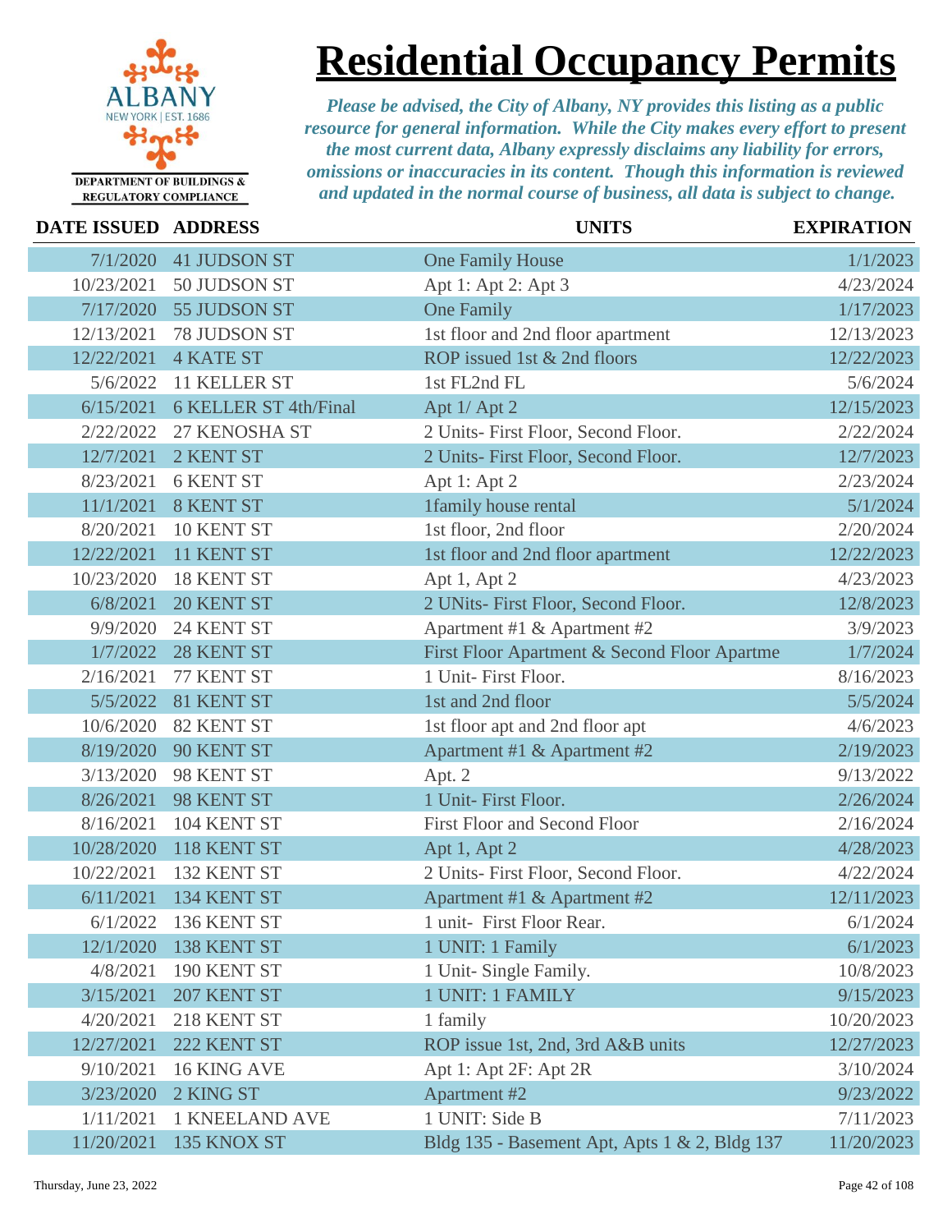# Residential Occupancy Permits

ALBANY
NEW YORK | EST. 1686

DEPARTMENT OF BUILDINGS & REGULATORY COMPLIANCE

*Please be advised, the City of Albany, NY provides this listing as a public resource for general information. While the City makes every effort to present the most current data, Albany expressly disclaims any liability for errors, omissions or inaccuracies in its content. Though this information is reviewed and updated in the normal course of business, all data is subject to change.*

| DATE ISSUED | ADDRESS | UNITS | EXPIRATION |
|---|---|---|---|
| 7/1/2020 | 41 JUDSON ST | One Family House | 1/1/2023 |
| 10/23/2021 | 50 JUDSON ST | Apt 1: Apt 2: Apt 3 | 4/23/2024 |
| 7/17/2020 | 55 JUDSON ST | One Family | 1/17/2023 |
| 12/13/2021 | 78 JUDSON ST | 1st floor and 2nd floor apartment | 12/13/2023 |
| 12/22/2021 | 4 KATE ST | ROP issued 1st & 2nd floors | 12/22/2023 |
| 5/6/2022 | 11 KELLER ST | 1st FL2nd FL | 5/6/2024 |
| 6/15/2021 | 6 KELLER ST 4th/Final | Apt 1/ Apt 2 | 12/15/2023 |
| 2/22/2022 | 27 KENOSHA ST | 2 Units- First Floor, Second Floor. | 2/22/2024 |
| 12/7/2021 | 2 KENT ST | 2 Units- First Floor, Second Floor. | 12/7/2023 |
| 8/23/2021 | 6 KENT ST | Apt 1: Apt 2 | 2/23/2024 |
| 11/1/2021 | 8 KENT ST | 1family house rental | 5/1/2024 |
| 8/20/2021 | 10 KENT ST | 1st floor, 2nd floor | 2/20/2024 |
| 12/22/2021 | 11 KENT ST | 1st floor and 2nd floor apartment | 12/22/2023 |
| 10/23/2020 | 18 KENT ST | Apt 1, Apt 2 | 4/23/2023 |
| 6/8/2021 | 20 KENT ST | 2 UNits- First Floor, Second Floor. | 12/8/2023 |
| 9/9/2020 | 24 KENT ST | Apartment #1 & Apartment #2 | 3/9/2023 |
| 1/7/2022 | 28 KENT ST | First Floor Apartment & Second Floor Apartme | 1/7/2024 |
| 2/16/2021 | 77 KENT ST | 1 Unit- First Floor. | 8/16/2023 |
| 5/5/2022 | 81 KENT ST | 1st and 2nd floor | 5/5/2024 |
| 10/6/2020 | 82 KENT ST | 1st floor apt and 2nd floor apt | 4/6/2023 |
| 8/19/2020 | 90 KENT ST | Apartment #1 & Apartment #2 | 2/19/2023 |
| 3/13/2020 | 98 KENT ST | Apt. 2 | 9/13/2022 |
| 8/26/2021 | 98 KENT ST | 1 Unit- First Floor. | 2/26/2024 |
| 8/16/2021 | 104 KENT ST | First Floor and Second Floor | 2/16/2024 |
| 10/28/2020 | 118 KENT ST | Apt 1, Apt 2 | 4/28/2023 |
| 10/22/2021 | 132 KENT ST | 2 Units- First Floor, Second Floor. | 4/22/2024 |
| 6/11/2021 | 134 KENT ST | Apartment #1 & Apartment #2 | 12/11/2023 |
| 6/1/2022 | 136 KENT ST | 1 unit- First Floor Rear. | 6/1/2024 |
| 12/1/2020 | 138 KENT ST | 1 UNIT: 1 Family | 6/1/2023 |
| 4/8/2021 | 190 KENT ST | 1 Unit- Single Family. | 10/8/2023 |
| 3/15/2021 | 207 KENT ST | 1 UNIT: 1 FAMILY | 9/15/2023 |
| 4/20/2021 | 218 KENT ST | 1 family | 10/20/2023 |
| 12/27/2021 | 222 KENT ST | ROP issue 1st, 2nd, 3rd A&B units | 12/27/2023 |
| 9/10/2021 | 16 KING AVE | Apt 1: Apt 2F: Apt 2R | 3/10/2024 |
| 3/23/2020 | 2 KING ST | Apartment #2 | 9/23/2022 |
| 1/11/2021 | 1 KNEELAND AVE | 1 UNIT: Side B | 7/11/2023 |
| 11/20/2021 | 135 KNOX ST | Bldg 135 - Basement Apt, Apts 1 & 2, Bldg 137 | 11/20/2023 |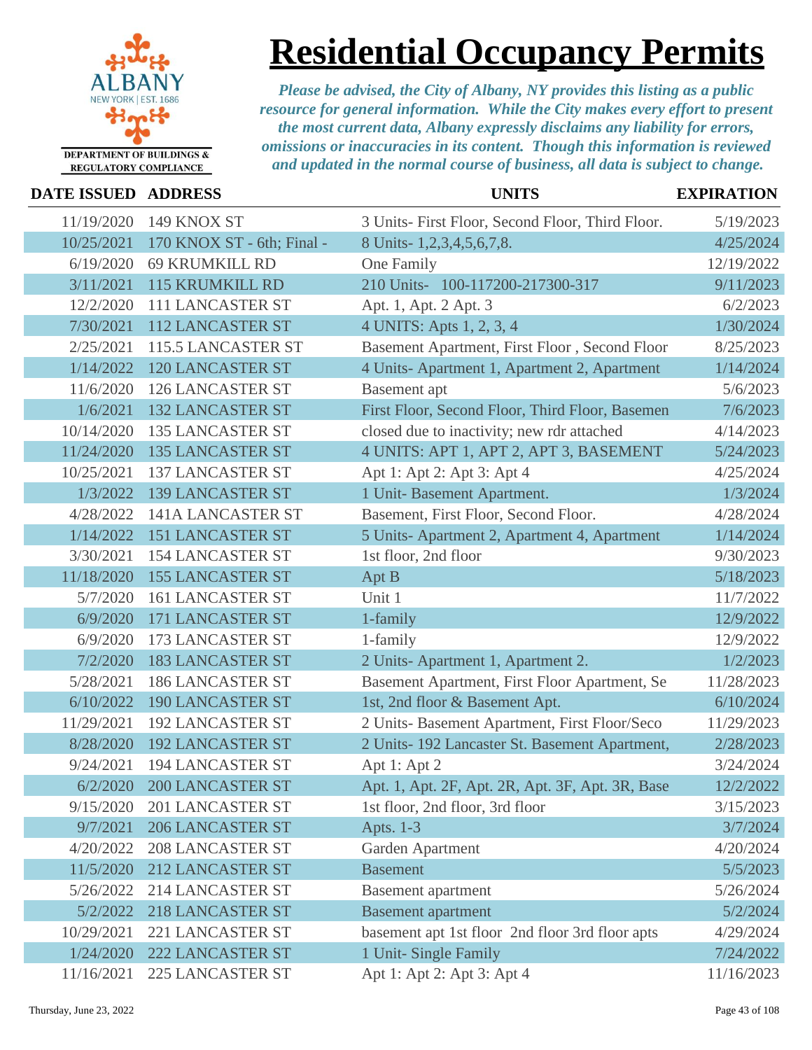# Residential Occupancy Permits

*Please be advised, the City of Albany, NY provides this listing as a public resource for general information. While the City makes every effort to present the most current data, Albany expressly disclaims any liability for errors, omissions or inaccuracies in its content. Though this information is reviewed and updated in the normal course of business, all data is subject to change.*

DEPARTMENT OF BUILDINGS & REGULATORY COMPLIANCE

| DATE ISSUED | ADDRESS | UNITS | EXPIRATION |
|---|---|---|---|
| 11/19/2020 | 149 KNOX ST | 3 Units- First Floor, Second Floor, Third Floor. | 5/19/2023 |
| 10/25/2021 | 170 KNOX ST - 6th; Final - | 8 Units- 1,2,3,4,5,6,7,8. | 4/25/2024 |
| 6/19/2020 | 69 KRUMKILL RD | One Family | 12/19/2022 |
| 3/11/2021 | 115 KRUMKILL RD | 210 Units- 100-117200-217300-317 | 9/11/2023 |
| 12/2/2020 | 111 LANCASTER ST | Apt. 1, Apt. 2 Apt. 3 | 6/2/2023 |
| 7/30/2021 | 112 LANCASTER ST | 4 UNITS: Apts 1, 2, 3, 4 | 1/30/2024 |
| 2/25/2021 | 115.5 LANCASTER ST | Basement Apartment, First Floor , Second Floor | 8/25/2023 |
| 1/14/2022 | 120 LANCASTER ST | 4 Units- Apartment 1, Apartment 2, Apartment | 1/14/2024 |
| 11/6/2020 | 126 LANCASTER ST | Basement apt | 5/6/2023 |
| 1/6/2021 | 132 LANCASTER ST | First Floor, Second Floor, Third Floor, Basemen | 7/6/2023 |
| 10/14/2020 | 135 LANCASTER ST | closed due to inactivity; new rdr attached | 4/14/2023 |
| 11/24/2020 | 135 LANCASTER ST | 4 UNITS: APT 1, APT 2, APT 3, BASEMENT | 5/24/2023 |
| 10/25/2021 | 137 LANCASTER ST | Apt 1: Apt 2: Apt 3: Apt 4 | 4/25/2024 |
| 1/3/2022 | 139 LANCASTER ST | 1 Unit- Basement Apartment. | 1/3/2024 |
| 4/28/2022 | 141A LANCASTER ST | Basement, First Floor, Second Floor. | 4/28/2024 |
| 1/14/2022 | 151 LANCASTER ST | 5 Units- Apartment 2, Apartment 4, Apartment | 1/14/2024 |
| 3/30/2021 | 154 LANCASTER ST | 1st floor, 2nd floor | 9/30/2023 |
| 11/18/2020 | 155 LANCASTER ST | Apt B | 5/18/2023 |
| 5/7/2020 | 161 LANCASTER ST | Unit 1 | 11/7/2022 |
| 6/9/2020 | 171 LANCASTER ST | 1-family | 12/9/2022 |
| 6/9/2020 | 173 LANCASTER ST | 1-family | 12/9/2022 |
| 7/2/2020 | 183 LANCASTER ST | 2 Units- Apartment 1, Apartment 2. | 1/2/2023 |
| 5/28/2021 | 186 LANCASTER ST | Basement Apartment, First Floor Apartment, Se | 11/28/2023 |
| 6/10/2022 | 190 LANCASTER ST | 1st, 2nd floor & Basement Apt. | 6/10/2024 |
| 11/29/2021 | 192 LANCASTER ST | 2 Units- Basement Apartment, First Floor/Seco | 11/29/2023 |
| 8/28/2020 | 192 LANCASTER ST | 2 Units- 192 Lancaster St. Basement Apartment, | 2/28/2023 |
| 9/24/2021 | 194 LANCASTER ST | Apt 1: Apt 2 | 3/24/2024 |
| 6/2/2020 | 200 LANCASTER ST | Apt. 1, Apt. 2F, Apt. 2R, Apt. 3F, Apt. 3R, Base | 12/2/2022 |
| 9/15/2020 | 201 LANCASTER ST | 1st floor, 2nd floor, 3rd floor | 3/15/2023 |
| 9/7/2021 | 206 LANCASTER ST | Apts. 1-3 | 3/7/2024 |
| 4/20/2022 | 208 LANCASTER ST | Garden Apartment | 4/20/2024 |
| 11/5/2020 | 212 LANCASTER ST | Basement | 5/5/2023 |
| 5/26/2022 | 214 LANCASTER ST | Basement apartment | 5/26/2024 |
| 5/2/2022 | 218 LANCASTER ST | Basement apartment | 5/2/2024 |
| 10/29/2021 | 221 LANCASTER ST | basement apt 1st floor 2nd floor 3rd floor apts | 4/29/2024 |
| 1/24/2020 | 222 LANCASTER ST | 1 Unit- Single Family | 7/24/2022 |
| 11/16/2021 | 225 LANCASTER ST | Apt 1: Apt 2: Apt 3: Apt 4 | 11/16/2023 |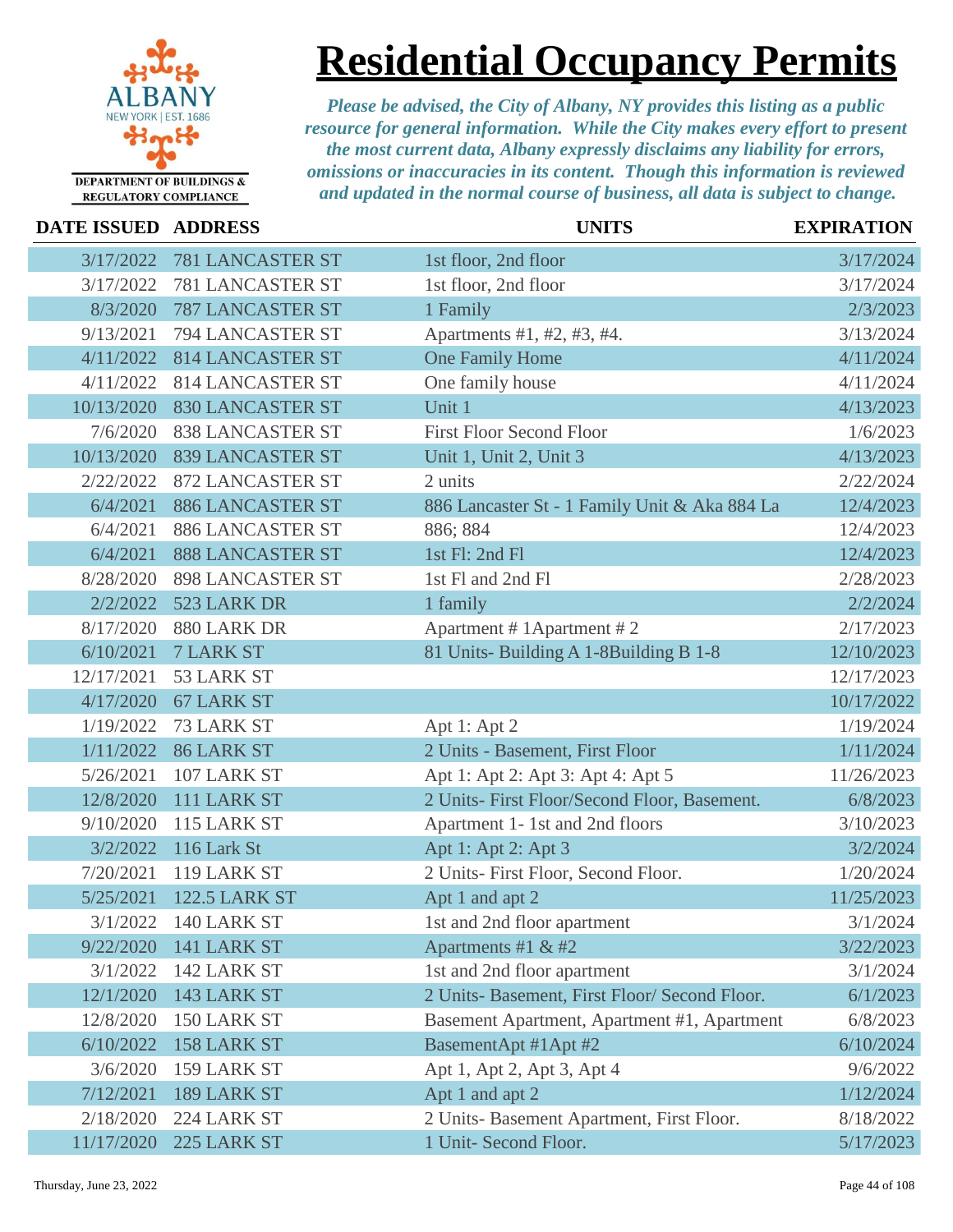# Residential Occupancy Permits

DEPARTMENT OF BUILDINGS & REGULATORY COMPLIANCE

*Please be advised, the City of Albany, NY provides this listing as a public resource for general information. While the City makes every effort to present the most current data, Albany expressly disclaims any liability for errors, omissions or inaccuracies in its content. Though this information is reviewed and updated in the normal course of business, all data is subject to change.*

| DATE ISSUED | ADDRESS | UNITS | EXPIRATION |
|---|---|---|---|
| 3/17/2022 | 781 LANCASTER ST | 1st floor, 2nd floor | 3/17/2024 |
| 3/17/2022 | 781 LANCASTER ST | 1st floor, 2nd floor | 3/17/2024 |
| 8/3/2020 | 787 LANCASTER ST | 1 Family | 2/3/2023 |
| 9/13/2021 | 794 LANCASTER ST | Apartments #1, #2, #3, #4. | 3/13/2024 |
| 4/11/2022 | 814 LANCASTER ST | One Family Home | 4/11/2024 |
| 4/11/2022 | 814 LANCASTER ST | One family house | 4/11/2024 |
| 10/13/2020 | 830 LANCASTER ST | Unit 1 | 4/13/2023 |
| 7/6/2020 | 838 LANCASTER ST | First Floor Second Floor | 1/6/2023 |
| 10/13/2020 | 839 LANCASTER ST | Unit 1, Unit 2, Unit 3 | 4/13/2023 |
| 2/22/2022 | 872 LANCASTER ST | 2 units | 2/22/2024 |
| 6/4/2021 | 886 LANCASTER ST | 886 Lancaster St - 1 Family Unit & Aka 884 La | 12/4/2023 |
| 6/4/2021 | 886 LANCASTER ST | 886; 884 | 12/4/2023 |
| 6/4/2021 | 888 LANCASTER ST | 1st Fl: 2nd Fl | 12/4/2023 |
| 8/28/2020 | 898 LANCASTER ST | 1st Fl and 2nd Fl | 2/28/2023 |
| 2/2/2022 | 523 LARK DR | 1 family | 2/2/2024 |
| 8/17/2020 | 880 LARK DR | Apartment # 1Apartment # 2 | 2/17/2023 |
| 6/10/2021 | 7 LARK ST | 81 Units- Building A 1-8Building B 1-8 | 12/10/2023 |
| 12/17/2021 | 53 LARK ST | | 12/17/2023 |
| 4/17/2020 | 67 LARK ST | | 10/17/2022 |
| 1/19/2022 | 73 LARK ST | Apt 1: Apt 2 | 1/19/2024 |
| 1/11/2022 | 86 LARK ST | 2 Units - Basement, First Floor | 1/11/2024 |
| 5/26/2021 | 107 LARK ST | Apt 1: Apt 2: Apt 3: Apt 4: Apt 5 | 11/26/2023 |
| 12/8/2020 | 111 LARK ST | 2 Units- First Floor/Second Floor, Basement. | 6/8/2023 |
| 9/10/2020 | 115 LARK ST | Apartment 1- 1st and 2nd floors | 3/10/2023 |
| 3/2/2022 | 116 Lark St | Apt 1: Apt 2: Apt 3 | 3/2/2024 |
| 7/20/2021 | 119 LARK ST | 2 Units- First Floor, Second Floor. | 1/20/2024 |
| 5/25/2021 | 122.5 LARK ST | Apt 1 and apt 2 | 11/25/2023 |
| 3/1/2022 | 140 LARK ST | 1st and 2nd floor apartment | 3/1/2024 |
| 9/22/2020 | 141 LARK ST | Apartments #1 & #2 | 3/22/2023 |
| 3/1/2022 | 142 LARK ST | 1st and 2nd floor apartment | 3/1/2024 |
| 12/1/2020 | 143 LARK ST | 2 Units- Basement, First Floor/ Second Floor. | 6/1/2023 |
| 12/8/2020 | 150 LARK ST | Basement Apartment, Apartment #1, Apartment | 6/8/2023 |
| 6/10/2022 | 158 LARK ST | BasementApt #1Apt #2 | 6/10/2024 |
| 3/6/2020 | 159 LARK ST | Apt 1, Apt 2, Apt 3, Apt 4 | 9/6/2022 |
| 7/12/2021 | 189 LARK ST | Apt 1 and apt 2 | 1/12/2024 |
| 2/18/2020 | 224 LARK ST | 2 Units- Basement Apartment, First Floor. | 8/18/2022 |
| 11/17/2020 | 225 LARK ST | 1 Unit- Second Floor. | 5/17/2023 |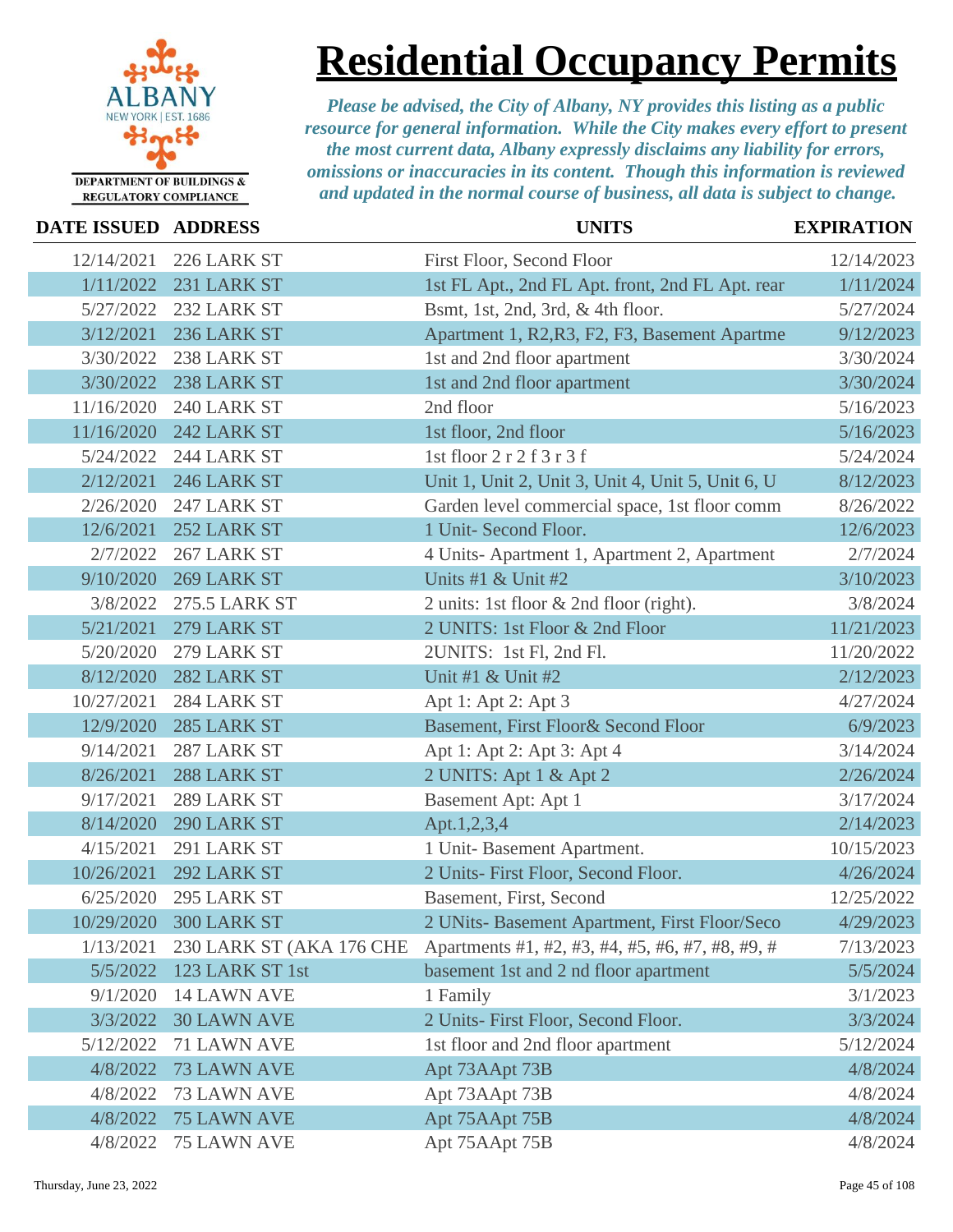# Residential Occupancy Permits

DEPARTMENT OF BUILDINGS & REGULATORY COMPLIANCE

*Please be advised, the City of Albany, NY provides this listing as a public resource for general information. While the City makes every effort to present the most current data, Albany expressly disclaims any liability for errors, omissions or inaccuracies in its content. Though this information is reviewed and updated in the normal course of business, all data is subject to change.*

| DATE ISSUED | ADDRESS | UNITS | EXPIRATION |
|---|---|---|---|
| 12/14/2021 | 226 LARK ST | First Floor, Second Floor | 12/14/2023 |
| 1/11/2022 | 231 LARK ST | 1st FL Apt., 2nd FL Apt. front, 2nd FL Apt. rear | 1/11/2024 |
| 5/27/2022 | 232 LARK ST | Bsmt, 1st, 2nd, 3rd, & 4th floor. | 5/27/2024 |
| 3/12/2021 | 236 LARK ST | Apartment 1, R2,R3, F2, F3, Basement Apartme | 9/12/2023 |
| 3/30/2022 | 238 LARK ST | 1st and 2nd floor apartment | 3/30/2024 |
| 3/30/2022 | 238 LARK ST | 1st and 2nd floor apartment | 3/30/2024 |
| 11/16/2020 | 240 LARK ST | 2nd floor | 5/16/2023 |
| 11/16/2020 | 242 LARK ST | 1st floor, 2nd floor | 5/16/2023 |
| 5/24/2022 | 244 LARK ST | 1st floor 2 r 2 f 3 r 3 f | 5/24/2024 |
| 2/12/2021 | 246 LARK ST | Unit 1, Unit 2, Unit 3, Unit 4, Unit 5, Unit 6, U | 8/12/2023 |
| 2/26/2020 | 247 LARK ST | Garden level commercial space, 1st floor comm | 8/26/2022 |
| 12/6/2021 | 252 LARK ST | 1 Unit- Second Floor. | 12/6/2023 |
| 2/7/2022 | 267 LARK ST | 4 Units- Apartment 1, Apartment 2, Apartment | 2/7/2024 |
| 9/10/2020 | 269 LARK ST | Units #1 & Unit #2 | 3/10/2023 |
| 3/8/2022 | 275.5 LARK ST | 2 units: 1st floor & 2nd floor (right). | 3/8/2024 |
| 5/21/2021 | 279 LARK ST | 2 UNITS: 1st Floor & 2nd Floor | 11/21/2023 |
| 5/20/2020 | 279 LARK ST | 2UNITS: 1st Fl, 2nd Fl. | 11/20/2022 |
| 8/12/2020 | 282 LARK ST | Unit #1 & Unit #2 | 2/12/2023 |
| 10/27/2021 | 284 LARK ST | Apt 1: Apt 2: Apt 3 | 4/27/2024 |
| 12/9/2020 | 285 LARK ST | Basement, First Floor& Second Floor | 6/9/2023 |
| 9/14/2021 | 287 LARK ST | Apt 1: Apt 2: Apt 3: Apt 4 | 3/14/2024 |
| 8/26/2021 | 288 LARK ST | 2 UNITS: Apt 1 & Apt 2 | 2/26/2024 |
| 9/17/2021 | 289 LARK ST | Basement Apt: Apt 1 | 3/17/2024 |
| 8/14/2020 | 290 LARK ST | Apt.1,2,3,4 | 2/14/2023 |
| 4/15/2021 | 291 LARK ST | 1 Unit- Basement Apartment. | 10/15/2023 |
| 10/26/2021 | 292 LARK ST | 2 Units- First Floor, Second Floor. | 4/26/2024 |
| 6/25/2020 | 295 LARK ST | Basement, First, Second | 12/25/2022 |
| 10/29/2020 | 300 LARK ST | 2 UNits- Basement Apartment, First Floor/Seco | 4/29/2023 |
| 1/13/2021 | 230 LARK ST (AKA 176 CHE | Apartments #1, #2, #3, #4, #5, #6, #7, #8, #9, # | 7/13/2023 |
| 5/5/2022 | 123 LARK ST 1st | basement 1st and 2 nd floor apartment | 5/5/2024 |
| 9/1/2020 | 14 LAWN AVE | 1 Family | 3/1/2023 |
| 3/3/2022 | 30 LAWN AVE | 2 Units- First Floor, Second Floor. | 3/3/2024 |
| 5/12/2022 | 71 LAWN AVE | 1st floor and 2nd floor apartment | 5/12/2024 |
| 4/8/2022 | 73 LAWN AVE | Apt 73AApt 73B | 4/8/2024 |
| 4/8/2022 | 73 LAWN AVE | Apt 73AApt 73B | 4/8/2024 |
| 4/8/2022 | 75 LAWN AVE | Apt 75AApt 75B | 4/8/2024 |
| 4/8/2022 | 75 LAWN AVE | Apt 75AApt 75B | 4/8/2024 |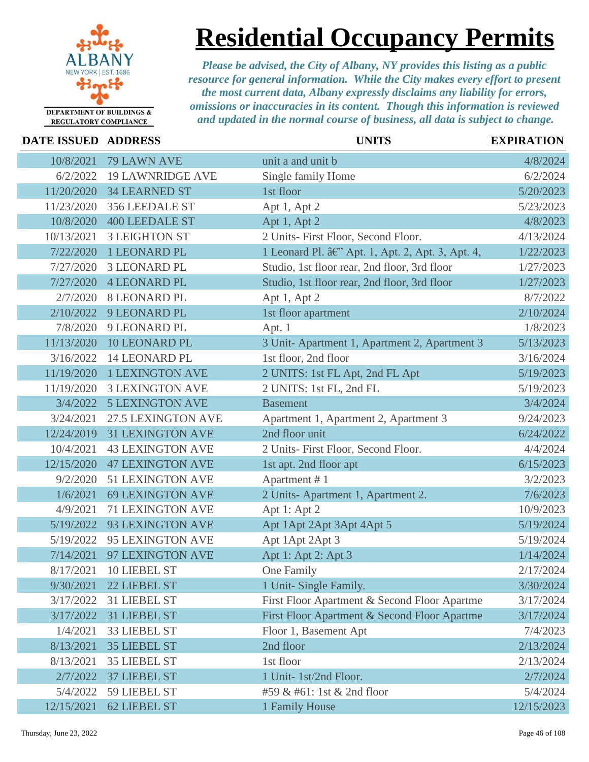# Residential Occupancy Permits

DEPARTMENT OF BUILDINGS & REGULATORY COMPLIANCE

*Please be advised, the City of Albany, NY provides this listing as a public resource for general information. While the City makes every effort to present the most current data, Albany expressly disclaims any liability for errors, omissions or inaccuracies in its content. Though this information is reviewed and updated in the normal course of business, all data is subject to change.*

| DATE ISSUED | ADDRESS | UNITS | EXPIRATION |
|---|---|---|---|
| 10/8/2021 | 79 LAWN AVE | unit a and unit b | 4/8/2024 |
| 6/2/2022 | 19 LAWNRIDGE AVE | Single family Home | 6/2/2024 |
| 11/20/2020 | 34 LEARNED ST | 1st floor | 5/20/2023 |
| 11/23/2020 | 356 LEEDALE ST | Apt 1, Apt 2 | 5/23/2023 |
| 10/8/2020 | 400 LEEDALE ST | Apt 1, Apt 2 | 4/8/2023 |
| 10/13/2021 | 3 LEIGHTON ST | 2 Units- First Floor, Second Floor. | 4/13/2024 |
| 7/22/2020 | 1 LEONARD PL | 1 Leonard Pl. â€" Apt. 1, Apt. 2, Apt. 3, Apt. 4, | 1/22/2023 |
| 7/27/2020 | 3 LEONARD PL | Studio, 1st floor rear, 2nd floor, 3rd floor | 1/27/2023 |
| 7/27/2020 | 4 LEONARD PL | Studio, 1st floor rear, 2nd floor, 3rd floor | 1/27/2023 |
| 2/7/2020 | 8 LEONARD PL | Apt 1, Apt 2 | 8/7/2022 |
| 2/10/2022 | 9 LEONARD PL | 1st floor apartment | 2/10/2024 |
| 7/8/2020 | 9 LEONARD PL | Apt. 1 | 1/8/2023 |
| 11/13/2020 | 10 LEONARD PL | 3 Unit- Apartment 1, Apartment 2, Apartment 3 | 5/13/2023 |
| 3/16/2022 | 14 LEONARD PL | 1st floor, 2nd floor | 3/16/2024 |
| 11/19/2020 | 1 LEXINGTON AVE | 2 UNITS: 1st FL Apt, 2nd FL Apt | 5/19/2023 |
| 11/19/2020 | 3 LEXINGTON AVE | 2 UNITS: 1st FL, 2nd FL | 5/19/2023 |
| 3/4/2022 | 5 LEXINGTON AVE | Basement | 3/4/2024 |
| 3/24/2021 | 27.5 LEXINGTON AVE | Apartment 1, Apartment 2, Apartment 3 | 9/24/2023 |
| 12/24/2019 | 31 LEXINGTON AVE | 2nd floor unit | 6/24/2022 |
| 10/4/2021 | 43 LEXINGTON AVE | 2 Units- First Floor, Second Floor. | 4/4/2024 |
| 12/15/2020 | 47 LEXINGTON AVE | 1st apt. 2nd floor apt | 6/15/2023 |
| 9/2/2020 | 51 LEXINGTON AVE | Apartment # 1 | 3/2/2023 |
| 1/6/2021 | 69 LEXINGTON AVE | 2 Units- Apartment 1, Apartment 2. | 7/6/2023 |
| 4/9/2021 | 71 LEXINGTON AVE | Apt 1: Apt 2 | 10/9/2023 |
| 5/19/2022 | 93 LEXINGTON AVE | Apt 1Apt 2Apt 3Apt 4Apt 5 | 5/19/2024 |
| 5/19/2022 | 95 LEXINGTON AVE | Apt 1Apt 2Apt 3 | 5/19/2024 |
| 7/14/2021 | 97 LEXINGTON AVE | Apt 1: Apt 2: Apt 3 | 1/14/2024 |
| 8/17/2021 | 10 LIEBEL ST | One Family | 2/17/2024 |
| 9/30/2021 | 22 LIEBEL ST | 1 Unit- Single Family. | 3/30/2024 |
| 3/17/2022 | 31 LIEBEL ST | First Floor Apartment & Second Floor Apartme | 3/17/2024 |
| 3/17/2022 | 31 LIEBEL ST | First Floor Apartment & Second Floor Apartme | 3/17/2024 |
| 1/4/2021 | 33 LIEBEL ST | Floor 1, Basement Apt | 7/4/2023 |
| 8/13/2021 | 35 LIEBEL ST | 2nd floor | 2/13/2024 |
| 8/13/2021 | 35 LIEBEL ST | 1st floor | 2/13/2024 |
| 2/7/2022 | 37 LIEBEL ST | 1 Unit- 1st/2nd Floor. | 2/7/2024 |
| 5/4/2022 | 59 LIEBEL ST | #59 & #61: 1st & 2nd floor | 5/4/2024 |
| 12/15/2021 | 62 LIEBEL ST | 1 Family House | 12/15/2023 |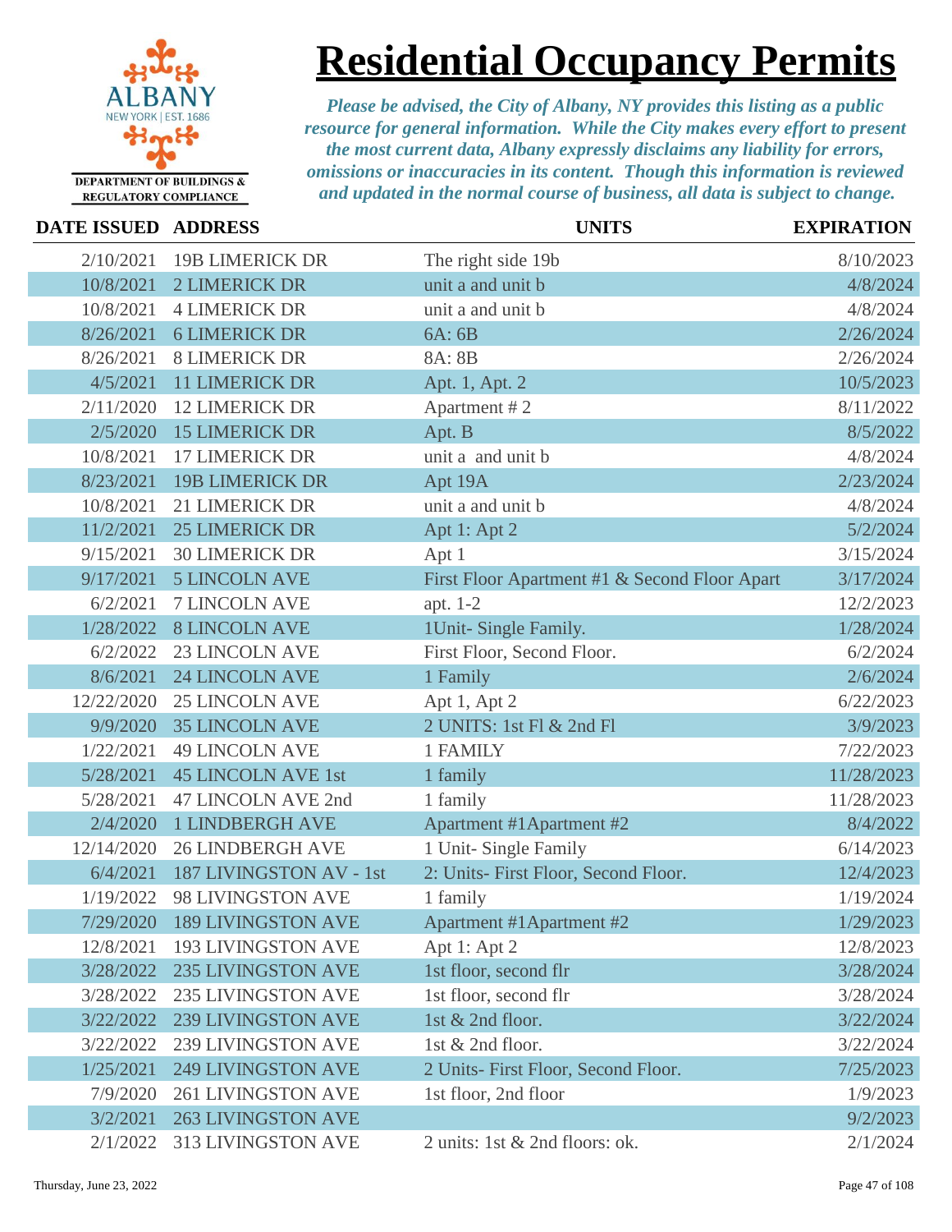# Residential Occupancy Permits

DEPARTMENT OF BUILDINGS & REGULATORY COMPLIANCE

*Please be advised, the City of Albany, NY provides this listing as a public resource for general information. While the City makes every effort to present the most current data, Albany expressly disclaims any liability for errors, omissions or inaccuracies in its content. Though this information is reviewed and updated in the normal course of business, all data is subject to change.*

| DATE ISSUED | ADDRESS | UNITS | EXPIRATION |
|---|---|---|---|
| 2/10/2021 | 19B LIMERICK DR | The right side 19b | 8/10/2023 |
| 10/8/2021 | 2 LIMERICK DR | unit a and unit b | 4/8/2024 |
| 10/8/2021 | 4 LIMERICK DR | unit a and unit b | 4/8/2024 |
| 8/26/2021 | 6 LIMERICK DR | 6A: 6B | 2/26/2024 |
| 8/26/2021 | 8 LIMERICK DR | 8A: 8B | 2/26/2024 |
| 4/5/2021 | 11 LIMERICK DR | Apt. 1, Apt. 2 | 10/5/2023 |
| 2/11/2020 | 12 LIMERICK DR | Apartment # 2 | 8/11/2022 |
| 2/5/2020 | 15 LIMERICK DR | Apt. B | 8/5/2022 |
| 10/8/2021 | 17 LIMERICK DR | unit a and unit b | 4/8/2024 |
| 8/23/2021 | 19B LIMERICK DR | Apt 19A | 2/23/2024 |
| 10/8/2021 | 21 LIMERICK DR | unit a and unit b | 4/8/2024 |
| 11/2/2021 | 25 LIMERICK DR | Apt 1: Apt 2 | 5/2/2024 |
| 9/15/2021 | 30 LIMERICK DR | Apt 1 | 3/15/2024 |
| 9/17/2021 | 5 LINCOLN AVE | First Floor Apartment #1 & Second Floor Apart | 3/17/2024 |
| 6/2/2021 | 7 LINCOLN AVE | apt. 1-2 | 12/2/2023 |
| 1/28/2022 | 8 LINCOLN AVE | 1Unit- Single Family. | 1/28/2024 |
| 6/2/2022 | 23 LINCOLN AVE | First Floor, Second Floor. | 6/2/2024 |
| 8/6/2021 | 24 LINCOLN AVE | 1 Family | 2/6/2024 |
| 12/22/2020 | 25 LINCOLN AVE | Apt 1, Apt 2 | 6/22/2023 |
| 9/9/2020 | 35 LINCOLN AVE | 2 UNITS: 1st Fl & 2nd Fl | 3/9/2023 |
| 1/22/2021 | 49 LINCOLN AVE | 1 FAMILY | 7/22/2023 |
| 5/28/2021 | 45 LINCOLN AVE 1st | 1 family | 11/28/2023 |
| 5/28/2021 | 47 LINCOLN AVE 2nd | 1 family | 11/28/2023 |
| 2/4/2020 | 1 LINDBERGH AVE | Apartment #1Apartment #2 | 8/4/2022 |
| 12/14/2020 | 26 LINDBERGH AVE | 1 Unit- Single Family | 6/14/2023 |
| 6/4/2021 | 187 LIVINGSTON AV - 1st | 2: Units- First Floor, Second Floor. | 12/4/2023 |
| 1/19/2022 | 98 LIVINGSTON AVE | 1 family | 1/19/2024 |
| 7/29/2020 | 189 LIVINGSTON AVE | Apartment #1Apartment #2 | 1/29/2023 |
| 12/8/2021 | 193 LIVINGSTON AVE | Apt 1: Apt 2 | 12/8/2023 |
| 3/28/2022 | 235 LIVINGSTON AVE | 1st floor, second flr | 3/28/2024 |
| 3/28/2022 | 235 LIVINGSTON AVE | 1st floor, second flr | 3/28/2024 |
| 3/22/2022 | 239 LIVINGSTON AVE | 1st & 2nd floor. | 3/22/2024 |
| 3/22/2022 | 239 LIVINGSTON AVE | 1st & 2nd floor. | 3/22/2024 |
| 1/25/2021 | 249 LIVINGSTON AVE | 2 Units- First Floor, Second Floor. | 7/25/2023 |
| 7/9/2020 | 261 LIVINGSTON AVE | 1st floor, 2nd floor | 1/9/2023 |
| 3/2/2021 | 263 LIVINGSTON AVE | | 9/2/2023 |
| 2/1/2022 | 313 LIVINGSTON AVE | 2 units: 1st & 2nd floors: ok. | 2/1/2024 |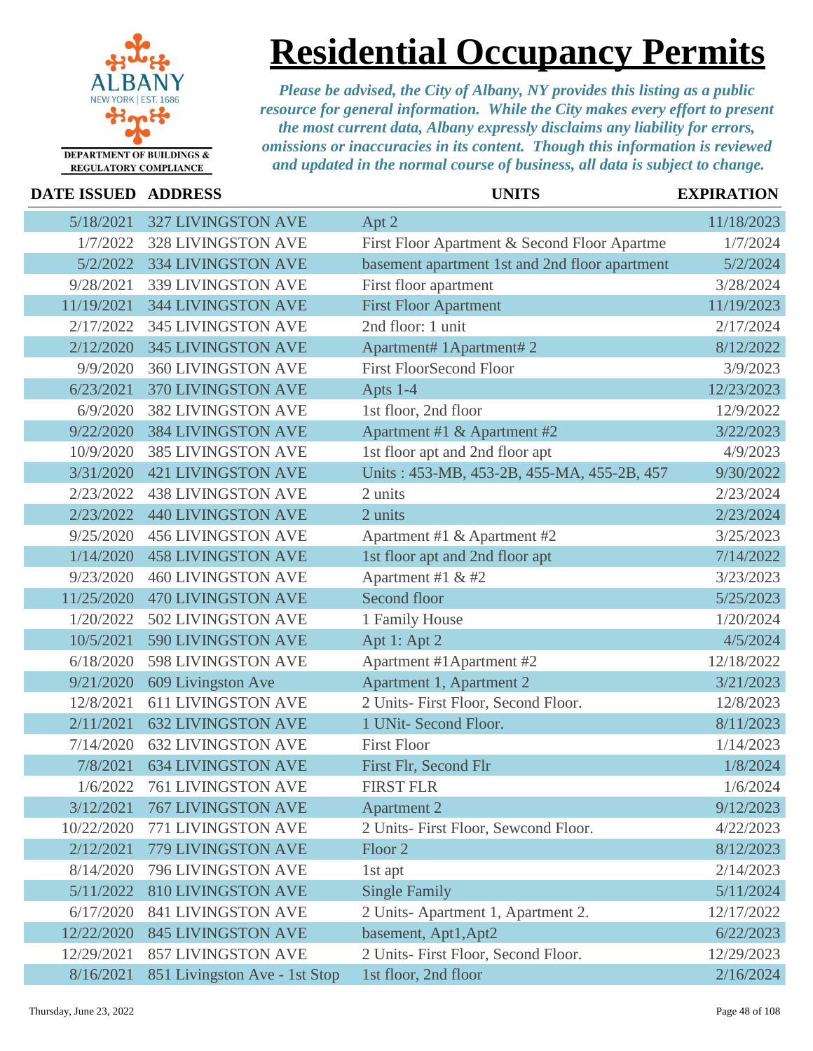# Residential Occupancy Permits

ALBANY NEW YORK | EST. 1686

DEPARTMENT OF BUILDINGS & REGULATORY COMPLIANCE

*Please be advised, the City of Albany, NY provides this listing as a public resource for general information. While the City makes every effort to present the most current data, Albany expressly disclaims any liability for errors, omissions or inaccuracies in its content. Though this information is reviewed and updated in the normal course of business, all data is subject to change.*

| DATE ISSUED | ADDRESS | UNITS | EXPIRATION |
|---|---|---|---|
| 5/18/2021 | 327 LIVINGSTON AVE | Apt 2 | 11/18/2023 |
| 1/7/2022 | 328 LIVINGSTON AVE | First Floor Apartment & Second Floor Apartme | 1/7/2024 |
| 5/2/2022 | 334 LIVINGSTON AVE | basement apartment 1st and 2nd floor apartment | 5/2/2024 |
| 9/28/2021 | 339 LIVINGSTON AVE | First floor apartment | 3/28/2024 |
| 11/19/2021 | 344 LIVINGSTON AVE | First Floor Apartment | 11/19/2023 |
| 2/17/2022 | 345 LIVINGSTON AVE | 2nd floor: 1 unit | 2/17/2024 |
| 2/12/2020 | 345 LIVINGSTON AVE | Apartment# 1Apartment# 2 | 8/12/2022 |
| 9/9/2020 | 360 LIVINGSTON AVE | First FloorSecond Floor | 3/9/2023 |
| 6/23/2021 | 370 LIVINGSTON AVE | Apts 1-4 | 12/23/2023 |
| 6/9/2020 | 382 LIVINGSTON AVE | 1st floor, 2nd floor | 12/9/2022 |
| 9/22/2020 | 384 LIVINGSTON AVE | Apartment #1 & Apartment #2 | 3/22/2023 |
| 10/9/2020 | 385 LIVINGSTON AVE | 1st floor apt and 2nd floor apt | 4/9/2023 |
| 3/31/2020 | 421 LIVINGSTON AVE | Units : 453-MB, 453-2B, 455-MA, 455-2B, 457 | 9/30/2022 |
| 2/23/2022 | 438 LIVINGSTON AVE | 2 units | 2/23/2024 |
| 2/23/2022 | 440 LIVINGSTON AVE | 2 units | 2/23/2024 |
| 9/25/2020 | 456 LIVINGSTON AVE | Apartment #1 & Apartment #2 | 3/25/2023 |
| 1/14/2020 | 458 LIVINGSTON AVE | 1st floor apt and 2nd floor apt | 7/14/2022 |
| 9/23/2020 | 460 LIVINGSTON AVE | Apartment #1 & #2 | 3/23/2023 |
| 11/25/2020 | 470 LIVINGSTON AVE | Second floor | 5/25/2023 |
| 1/20/2022 | 502 LIVINGSTON AVE | 1 Family House | 1/20/2024 |
| 10/5/2021 | 590 LIVINGSTON AVE | Apt 1: Apt 2 | 4/5/2024 |
| 6/18/2020 | 598 LIVINGSTON AVE | Apartment #1Apartment #2 | 12/18/2022 |
| 9/21/2020 | 609 Livingston Ave | Apartment 1, Apartment 2 | 3/21/2023 |
| 12/8/2021 | 611 LIVINGSTON AVE | 2 Units- First Floor, Second Floor. | 12/8/2023 |
| 2/11/2021 | 632 LIVINGSTON AVE | 1 UNit- Second Floor. | 8/11/2023 |
| 7/14/2020 | 632 LIVINGSTON AVE | First Floor | 1/14/2023 |
| 7/8/2021 | 634 LIVINGSTON AVE | First Flr, Second Flr | 1/8/2024 |
| 1/6/2022 | 761 LIVINGSTON AVE | FIRST FLR | 1/6/2024 |
| 3/12/2021 | 767 LIVINGSTON AVE | Apartment 2 | 9/12/2023 |
| 10/22/2020 | 771 LIVINGSTON AVE | 2 Units- First Floor, Sewcond Floor. | 4/22/2023 |
| 2/12/2021 | 779 LIVINGSTON AVE | Floor 2 | 8/12/2023 |
| 8/14/2020 | 796 LIVINGSTON AVE | 1st apt | 2/14/2023 |
| 5/11/2022 | 810 LIVINGSTON AVE | Single Family | 5/11/2024 |
| 6/17/2020 | 841 LIVINGSTON AVE | 2 Units- Apartment 1, Apartment 2. | 12/17/2022 |
| 12/22/2020 | 845 LIVINGSTON AVE | basement, Apt1,Apt2 | 6/22/2023 |
| 12/29/2021 | 857 LIVINGSTON AVE | 2 Units- First Floor, Second Floor. | 12/29/2023 |
| 8/16/2021 | 851 Livingston Ave - 1st Stop | 1st floor, 2nd floor | 2/16/2024 |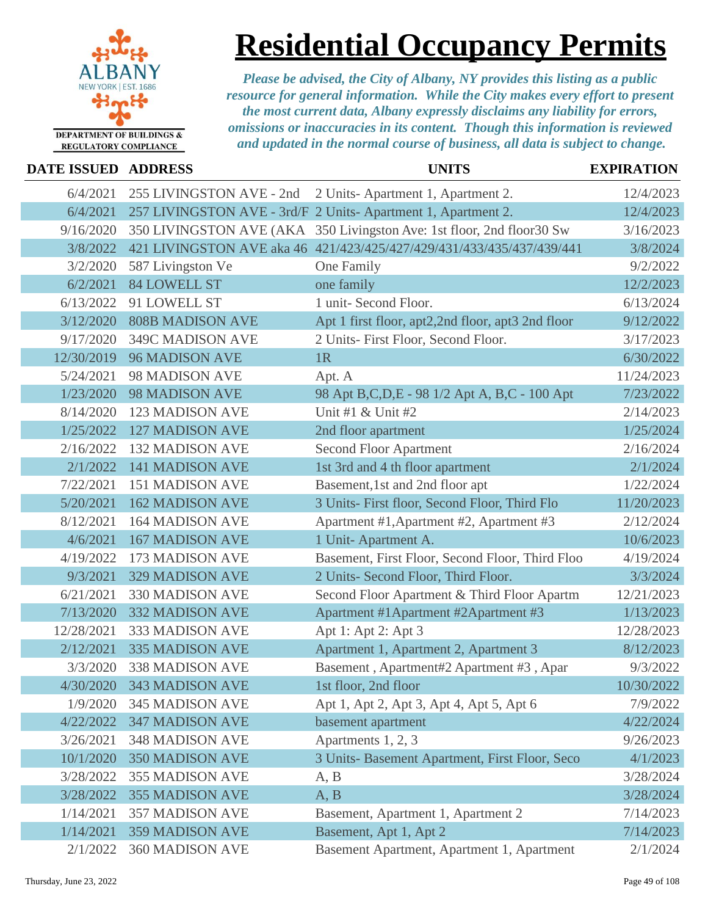# Residential Occupancy Permits

DEPARTMENT OF BUILDINGS & REGULATORY COMPLIANCE

*Please be advised, the City of Albany, NY provides this listing as a public resource for general information. While the City makes every effort to present the most current data, Albany expressly disclaims any liability for errors, omissions or inaccuracies in its content. Though this information is reviewed and updated in the normal course of business, all data is subject to change.*

| DATE ISSUED | ADDRESS | UNITS | EXPIRATION |
|---|---|---|---|
| 6/4/2021 | 255 LIVINGSTON AVE - 2nd | 2 Units- Apartment 1, Apartment 2. | 12/4/2023 |
| 6/4/2021 | 257 LIVINGSTON AVE - 3rd/F | 2 Units- Apartment 1, Apartment 2. | 12/4/2023 |
| 9/16/2020 | 350 LIVINGSTON AVE (AKA | 350 Livingston Ave: 1st floor, 2nd floor30 Sw | 3/16/2023 |
| 3/8/2022 | 421 LIVINGSTON AVE aka 46 | 421/423/425/427/429/431/433/435/437/439/441 | 3/8/2024 |
| 3/2/2020 | 587 Livingston Ve | One Family | 9/2/2022 |
| 6/2/2021 | 84 LOWELL ST | one family | 12/2/2023 |
| 6/13/2022 | 91 LOWELL ST | 1 unit- Second Floor. | 6/13/2024 |
| 3/12/2020 | 808B MADISON AVE | Apt 1 first floor, apt2,2nd floor, apt3 2nd floor | 9/12/2022 |
| 9/17/2020 | 349C MADISON AVE | 2 Units- First Floor, Second Floor. | 3/17/2023 |
| 12/30/2019 | 96 MADISON AVE | 1R | 6/30/2022 |
| 5/24/2021 | 98 MADISON AVE | Apt. A | 11/24/2023 |
| 1/23/2020 | 98 MADISON AVE | 98 Apt B,C,D,E - 98 1/2 Apt A, B,C - 100 Apt | 7/23/2022 |
| 8/14/2020 | 123 MADISON AVE | Unit #1 & Unit #2 | 2/14/2023 |
| 1/25/2022 | 127 MADISON AVE | 2nd floor apartment | 1/25/2024 |
| 2/16/2022 | 132 MADISON AVE | Second Floor Apartment | 2/16/2024 |
| 2/1/2022 | 141 MADISON AVE | 1st 3rd and 4 th floor apartment | 2/1/2024 |
| 7/22/2021 | 151 MADISON AVE | Basement,1st and 2nd floor apt | 1/22/2024 |
| 5/20/2021 | 162 MADISON AVE | 3 Units- First floor, Second Floor, Third Flo | 11/20/2023 |
| 8/12/2021 | 164 MADISON AVE | Apartment #1,Apartment #2, Apartment #3 | 2/12/2024 |
| 4/6/2021 | 167 MADISON AVE | 1 Unit- Apartment A. | 10/6/2023 |
| 4/19/2022 | 173 MADISON AVE | Basement, First Floor, Second Floor, Third Floo | 4/19/2024 |
| 9/3/2021 | 329 MADISON AVE | 2 Units- Second Floor, Third Floor. | 3/3/2024 |
| 6/21/2021 | 330 MADISON AVE | Second Floor Apartment & Third Floor Apartm | 12/21/2023 |
| 7/13/2020 | 332 MADISON AVE | Apartment #1Apartment #2Apartment #3 | 1/13/2023 |
| 12/28/2021 | 333 MADISON AVE | Apt 1: Apt 2: Apt 3 | 12/28/2023 |
| 2/12/2021 | 335 MADISON AVE | Apartment 1, Apartment 2, Apartment 3 | 8/12/2023 |
| 3/3/2020 | 338 MADISON AVE | Basement , Apartment#2 Apartment #3 , Apar | 9/3/2022 |
| 4/30/2020 | 343 MADISON AVE | 1st floor, 2nd floor | 10/30/2022 |
| 1/9/2020 | 345 MADISON AVE | Apt 1, Apt 2, Apt 3, Apt 4, Apt 5, Apt 6 | 7/9/2022 |
| 4/22/2022 | 347 MADISON AVE | basement apartment | 4/22/2024 |
| 3/26/2021 | 348 MADISON AVE | Apartments 1, 2, 3 | 9/26/2023 |
| 10/1/2020 | 350 MADISON AVE | 3 Units- Basement Apartment, First Floor, Seco | 4/1/2023 |
| 3/28/2022 | 355 MADISON AVE | A, B | 3/28/2024 |
| 3/28/2022 | 355 MADISON AVE | A, B | 3/28/2024 |
| 1/14/2021 | 357 MADISON AVE | Basement, Apartment 1, Apartment 2 | 7/14/2023 |
| 1/14/2021 | 359 MADISON AVE | Basement, Apt 1, Apt 2 | 7/14/2023 |
| 2/1/2022 | 360 MADISON AVE | Basement Apartment, Apartment 1, Apartment | 2/1/2024 |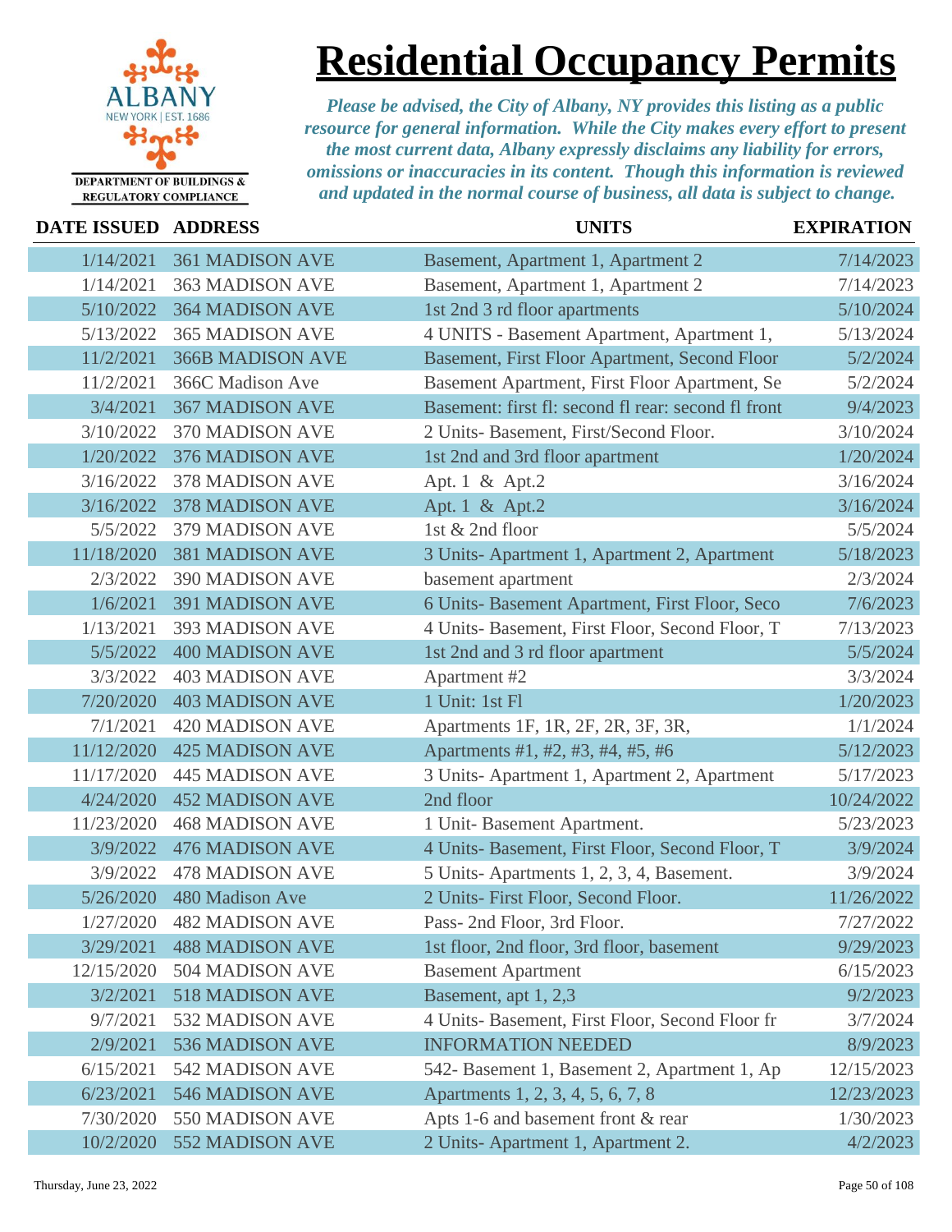DEPARTMENT OF BUILDINGS & REGULATORY COMPLIANCE

# Residential Occupancy Permits

*Please be advised, the City of Albany, NY provides this listing as a public resource for general information. While the City makes every effort to present the most current data, Albany expressly disclaims any liability for errors, omissions or inaccuracies in its content. Though this information is reviewed and updated in the normal course of business, all data is subject to change.*

| DATE ISSUED | ADDRESS | UNITS | EXPIRATION |
|---|---|---|---|
| 1/14/2021 | 361 MADISON AVE | Basement, Apartment 1, Apartment 2 | 7/14/2023 |
| 1/14/2021 | 363 MADISON AVE | Basement, Apartment 1, Apartment 2 | 7/14/2023 |
| 5/10/2022 | 364 MADISON AVE | 1st 2nd 3 rd floor apartments | 5/10/2024 |
| 5/13/2022 | 365 MADISON AVE | 4 UNITS - Basement Apartment, Apartment 1, | 5/13/2024 |
| 11/2/2021 | 366B MADISON AVE | Basement, First Floor Apartment, Second Floor | 5/2/2024 |
| 11/2/2021 | 366C Madison Ave | Basement Apartment, First Floor Apartment, Se | 5/2/2024 |
| 3/4/2021 | 367 MADISON AVE | Basement: first fl: second fl rear: second fl front | 9/4/2023 |
| 3/10/2022 | 370 MADISON AVE | 2 Units- Basement, First/Second Floor. | 3/10/2024 |
| 1/20/2022 | 376 MADISON AVE | 1st 2nd and 3rd floor apartment | 1/20/2024 |
| 3/16/2022 | 378 MADISON AVE | Apt. 1 & Apt.2 | 3/16/2024 |
| 3/16/2022 | 378 MADISON AVE | Apt. 1 & Apt.2 | 3/16/2024 |
| 5/5/2022 | 379 MADISON AVE | 1st & 2nd floor | 5/5/2024 |
| 11/18/2020 | 381 MADISON AVE | 3 Units- Apartment 1, Apartment 2, Apartment | 5/18/2023 |
| 2/3/2022 | 390 MADISON AVE | basement apartment | 2/3/2024 |
| 1/6/2021 | 391 MADISON AVE | 6 Units- Basement Apartment, First Floor, Seco | 7/6/2023 |
| 1/13/2021 | 393 MADISON AVE | 4 Units- Basement, First Floor, Second Floor, T | 7/13/2023 |
| 5/5/2022 | 400 MADISON AVE | 1st 2nd and 3 rd floor apartment | 5/5/2024 |
| 3/3/2022 | 403 MADISON AVE | Apartment #2 | 3/3/2024 |
| 7/20/2020 | 403 MADISON AVE | 1 Unit: 1st Fl | 1/20/2023 |
| 7/1/2021 | 420 MADISON AVE | Apartments 1F, 1R, 2F, 2R, 3F, 3R, | 1/1/2024 |
| 11/12/2020 | 425 MADISON AVE | Apartments #1, #2, #3, #4, #5, #6 | 5/12/2023 |
| 11/17/2020 | 445 MADISON AVE | 3 Units- Apartment 1, Apartment 2, Apartment | 5/17/2023 |
| 4/24/2020 | 452 MADISON AVE | 2nd floor | 10/24/2022 |
| 11/23/2020 | 468 MADISON AVE | 1 Unit- Basement Apartment. | 5/23/2023 |
| 3/9/2022 | 476 MADISON AVE | 4 Units- Basement, First Floor, Second Floor, T | 3/9/2024 |
| 3/9/2022 | 478 MADISON AVE | 5 Units- Apartments 1, 2, 3, 4, Basement. | 3/9/2024 |
| 5/26/2020 | 480 Madison Ave | 2 Units- First Floor, Second Floor. | 11/26/2022 |
| 1/27/2020 | 482 MADISON AVE | Pass- 2nd Floor, 3rd Floor. | 7/27/2022 |
| 3/29/2021 | 488 MADISON AVE | 1st floor, 2nd floor, 3rd floor, basement | 9/29/2023 |
| 12/15/2020 | 504 MADISON AVE | Basement Apartment | 6/15/2023 |
| 3/2/2021 | 518 MADISON AVE | Basement, apt 1, 2,3 | 9/2/2023 |
| 9/7/2021 | 532 MADISON AVE | 4 Units- Basement, First Floor, Second Floor fr | 3/7/2024 |
| 2/9/2021 | 536 MADISON AVE | INFORMATION NEEDED | 8/9/2023 |
| 6/15/2021 | 542 MADISON AVE | 542- Basement 1, Basement 2, Apartment 1, Ap | 12/15/2023 |
| 6/23/2021 | 546 MADISON AVE | Apartments 1, 2, 3, 4, 5, 6, 7, 8 | 12/23/2023 |
| 7/30/2020 | 550 MADISON AVE | Apts 1-6 and basement front & rear | 1/30/2023 |
| 10/2/2020 | 552 MADISON AVE | 2 Units- Apartment 1, Apartment 2. | 4/2/2023 |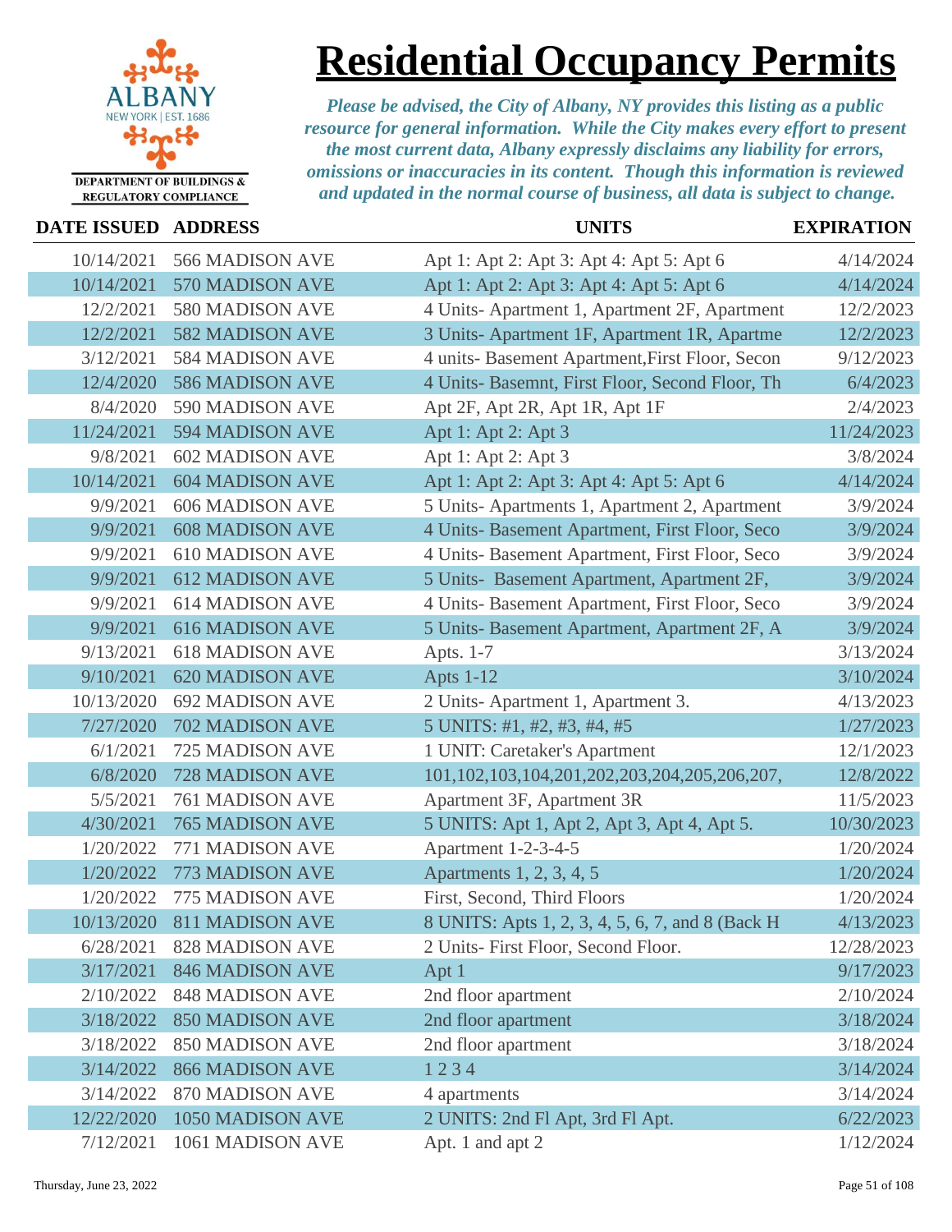# Residential Occupancy Permits

DEPARTMENT OF BUILDINGS & REGULATORY COMPLIANCE

*Please be advised, the City of Albany, NY provides this listing as a public resource for general information. While the City makes every effort to present the most current data, Albany expressly disclaims any liability for errors, omissions or inaccuracies in its content. Though this information is reviewed and updated in the normal course of business, all data is subject to change.*

| DATE ISSUED | ADDRESS | UNITS | EXPIRATION |
|---|---|---|---|
| 10/14/2021 | 566 MADISON AVE | Apt 1: Apt 2: Apt 3: Apt 4: Apt 5: Apt 6 | 4/14/2024 |
| 10/14/2021 | 570 MADISON AVE | Apt 1: Apt 2: Apt 3: Apt 4: Apt 5: Apt 6 | 4/14/2024 |
| 12/2/2021 | 580 MADISON AVE | 4 Units- Apartment 1, Apartment 2F, Apartment | 12/2/2023 |
| 12/2/2021 | 582 MADISON AVE | 3 Units- Apartment 1F, Apartment 1R, Apartme | 12/2/2023 |
| 3/12/2021 | 584 MADISON AVE | 4 units- Basement Apartment,First Floor, Secon | 9/12/2023 |
| 12/4/2020 | 586 MADISON AVE | 4 Units- Basemnt, First Floor, Second Floor, Th | 6/4/2023 |
| 8/4/2020 | 590 MADISON AVE | Apt 2F, Apt 2R, Apt 1R, Apt 1F | 2/4/2023 |
| 11/24/2021 | 594 MADISON AVE | Apt 1: Apt 2: Apt 3 | 11/24/2023 |
| 9/8/2021 | 602 MADISON AVE | Apt 1: Apt 2: Apt 3 | 3/8/2024 |
| 10/14/2021 | 604 MADISON AVE | Apt 1: Apt 2: Apt 3: Apt 4: Apt 5: Apt 6 | 4/14/2024 |
| 9/9/2021 | 606 MADISON AVE | 5 Units- Apartments 1, Apartment 2, Apartment | 3/9/2024 |
| 9/9/2021 | 608 MADISON AVE | 4 Units- Basement Apartment, First Floor, Seco | 3/9/2024 |
| 9/9/2021 | 610 MADISON AVE | 4 Units- Basement Apartment, First Floor, Seco | 3/9/2024 |
| 9/9/2021 | 612 MADISON AVE | 5 Units- Basement Apartment, Apartment 2F, | 3/9/2024 |
| 9/9/2021 | 614 MADISON AVE | 4 Units- Basement Apartment, First Floor, Seco | 3/9/2024 |
| 9/9/2021 | 616 MADISON AVE | 5 Units- Basement Apartment, Apartment 2F, A | 3/9/2024 |
| 9/13/2021 | 618 MADISON AVE | Apts. 1-7 | 3/13/2024 |
| 9/10/2021 | 620 MADISON AVE | Apts 1-12 | 3/10/2024 |
| 10/13/2020 | 692 MADISON AVE | 2 Units- Apartment 1, Apartment 3. | 4/13/2023 |
| 7/27/2020 | 702 MADISON AVE | 5 UNITS: #1, #2, #3, #4, #5 | 1/27/2023 |
| 6/1/2021 | 725 MADISON AVE | 1 UNIT: Caretaker's Apartment | 12/1/2023 |
| 6/8/2020 | 728 MADISON AVE | 101,102,103,104,201,202,203,204,205,206,207, | 12/8/2022 |
| 5/5/2021 | 761 MADISON AVE | Apartment 3F, Apartment 3R | 11/5/2023 |
| 4/30/2021 | 765 MADISON AVE | 5 UNITS: Apt 1, Apt 2, Apt 3, Apt 4, Apt 5. | 10/30/2023 |
| 1/20/2022 | 771 MADISON AVE | Apartment 1-2-3-4-5 | 1/20/2024 |
| 1/20/2022 | 773 MADISON AVE | Apartments 1, 2, 3, 4, 5 | 1/20/2024 |
| 1/20/2022 | 775 MADISON AVE | First, Second, Third Floors | 1/20/2024 |
| 10/13/2020 | 811 MADISON AVE | 8 UNITS: Apts 1, 2, 3, 4, 5, 6, 7, and 8 (Back H | 4/13/2023 |
| 6/28/2021 | 828 MADISON AVE | 2 Units- First Floor, Second Floor. | 12/28/2023 |
| 3/17/2021 | 846 MADISON AVE | Apt 1 | 9/17/2023 |
| 2/10/2022 | 848 MADISON AVE | 2nd floor apartment | 2/10/2024 |
| 3/18/2022 | 850 MADISON AVE | 2nd floor apartment | 3/18/2024 |
| 3/18/2022 | 850 MADISON AVE | 2nd floor apartment | 3/18/2024 |
| 3/14/2022 | 866 MADISON AVE | 1 2 3 4 | 3/14/2024 |
| 3/14/2022 | 870 MADISON AVE | 4 apartments | 3/14/2024 |
| 12/22/2020 | 1050 MADISON AVE | 2 UNITS: 2nd Fl Apt, 3rd Fl Apt. | 6/22/2023 |
| 7/12/2021 | 1061 MADISON AVE | Apt. 1 and apt 2 | 1/12/2024 |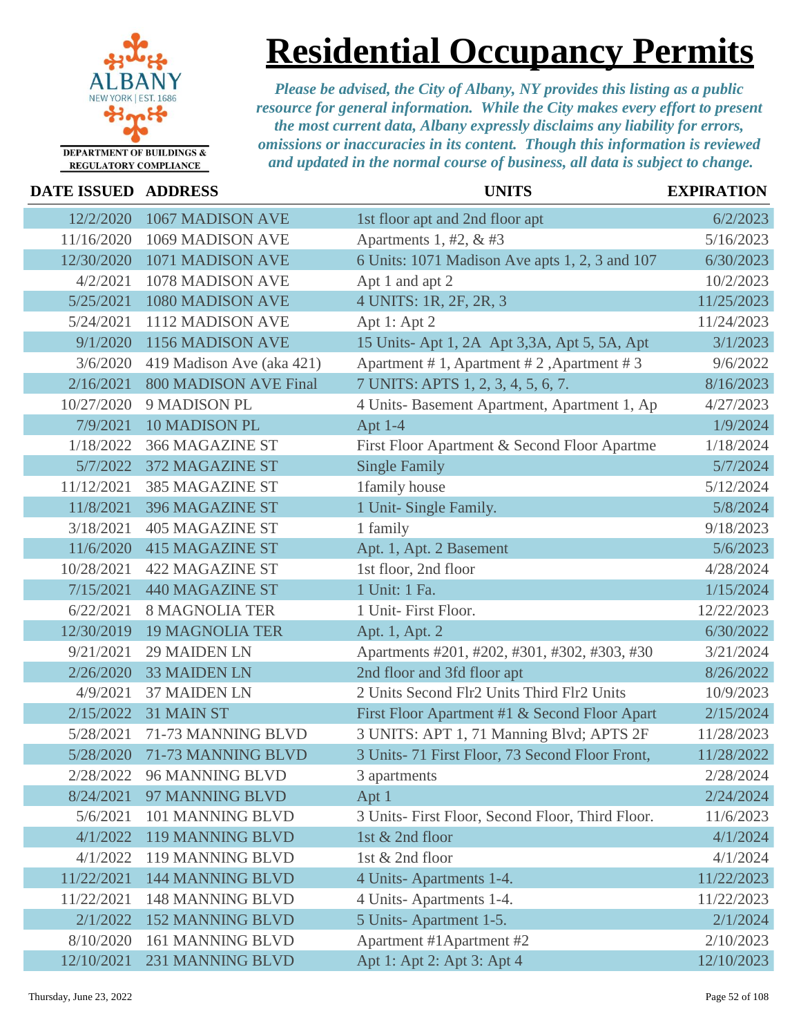# Residential Occupancy Permits

ALBANY
NEW YORK | EST. 1686
DEPARTMENT OF BUILDINGS & REGULATORY COMPLIANCE

*Please be advised, the City of Albany, NY provides this listing as a public resource for general information. While the City makes every effort to present the most current data, Albany expressly disclaims any liability for errors, omissions or inaccuracies in its content. Though this information is reviewed and updated in the normal course of business, all data is subject to change.*

| DATE ISSUED | ADDRESS | UNITS | EXPIRATION |
|---|---|---|---|
| 12/2/2020 | 1067 MADISON AVE | 1st floor apt and 2nd floor apt | 6/2/2023 |
| 11/16/2020 | 1069 MADISON AVE | Apartments 1, #2, & #3 | 5/16/2023 |
| 12/30/2020 | 1071 MADISON AVE | 6 Units: 1071 Madison Ave apts 1, 2, 3 and 107 | 6/30/2023 |
| 4/2/2021 | 1078 MADISON AVE | Apt 1 and apt 2 | 10/2/2023 |
| 5/25/2021 | 1080 MADISON AVE | 4 UNITS: 1R, 2F, 2R, 3 | 11/25/2023 |
| 5/24/2021 | 1112 MADISON AVE | Apt 1: Apt 2 | 11/24/2023 |
| 9/1/2020 | 1156 MADISON AVE | 15 Units- Apt 1, 2A Apt 3,3A, Apt 5, 5A, Apt | 3/1/2023 |
| 3/6/2020 | 419 Madison Ave (aka 421) | Apartment # 1, Apartment # 2 ,Apartment # 3 | 9/6/2022 |
| 2/16/2021 | 800 MADISON AVE Final | 7 UNITS: APTS 1, 2, 3, 4, 5, 6, 7. | 8/16/2023 |
| 10/27/2020 | 9 MADISON PL | 4 Units- Basement Apartment, Apartment 1, Ap | 4/27/2023 |
| 7/9/2021 | 10 MADISON PL | Apt 1-4 | 1/9/2024 |
| 1/18/2022 | 366 MAGAZINE ST | First Floor Apartment & Second Floor Apartme | 1/18/2024 |
| 5/7/2022 | 372 MAGAZINE ST | Single Family | 5/7/2024 |
| 11/12/2021 | 385 MAGAZINE ST | 1family house | 5/12/2024 |
| 11/8/2021 | 396 MAGAZINE ST | 1 Unit- Single Family. | 5/8/2024 |
| 3/18/2021 | 405 MAGAZINE ST | 1 family | 9/18/2023 |
| 11/6/2020 | 415 MAGAZINE ST | Apt. 1, Apt. 2 Basement | 5/6/2023 |
| 10/28/2021 | 422 MAGAZINE ST | 1st floor, 2nd floor | 4/28/2024 |
| 7/15/2021 | 440 MAGAZINE ST | 1 Unit: 1 Fa. | 1/15/2024 |
| 6/22/2021 | 8 MAGNOLIA TER | 1 Unit- First Floor. | 12/22/2023 |
| 12/30/2019 | 19 MAGNOLIA TER | Apt. 1, Apt. 2 | 6/30/2022 |
| 9/21/2021 | 29 MAIDEN LN | Apartments #201, #202, #301, #302, #303, #30 | 3/21/2024 |
| 2/26/2020 | 33 MAIDEN LN | 2nd floor and 3fd floor apt | 8/26/2022 |
| 4/9/2021 | 37 MAIDEN LN | 2 Units Second Flr2 Units Third Flr2 Units | 10/9/2023 |
| 2/15/2022 | 31 MAIN ST | First Floor Apartment #1 & Second Floor Apart | 2/15/2024 |
| 5/28/2021 | 71-73 MANNING BLVD | 3 UNITS: APT 1, 71 Manning Blvd; APTS 2F | 11/28/2023 |
| 5/28/2020 | 71-73 MANNING BLVD | 3 Units- 71 First Floor, 73 Second Floor Front, | 11/28/2022 |
| 2/28/2022 | 96 MANNING BLVD | 3 apartments | 2/28/2024 |
| 8/24/2021 | 97 MANNING BLVD | Apt 1 | 2/24/2024 |
| 5/6/2021 | 101 MANNING BLVD | 3 Units- First Floor, Second Floor, Third Floor. | 11/6/2023 |
| 4/1/2022 | 119 MANNING BLVD | 1st & 2nd floor | 4/1/2024 |
| 4/1/2022 | 119 MANNING BLVD | 1st & 2nd floor | 4/1/2024 |
| 11/22/2021 | 144 MANNING BLVD | 4 Units- Apartments 1-4. | 11/22/2023 |
| 11/22/2021 | 148 MANNING BLVD | 4 Units- Apartments 1-4. | 11/22/2023 |
| 2/1/2022 | 152 MANNING BLVD | 5 Units- Apartment 1-5. | 2/1/2024 |
| 8/10/2020 | 161 MANNING BLVD | Apartment #1Apartment #2 | 2/10/2023 |
| 12/10/2021 | 231 MANNING BLVD | Apt 1: Apt 2: Apt 3: Apt 4 | 12/10/2023 |

Thursday, June 23, 2022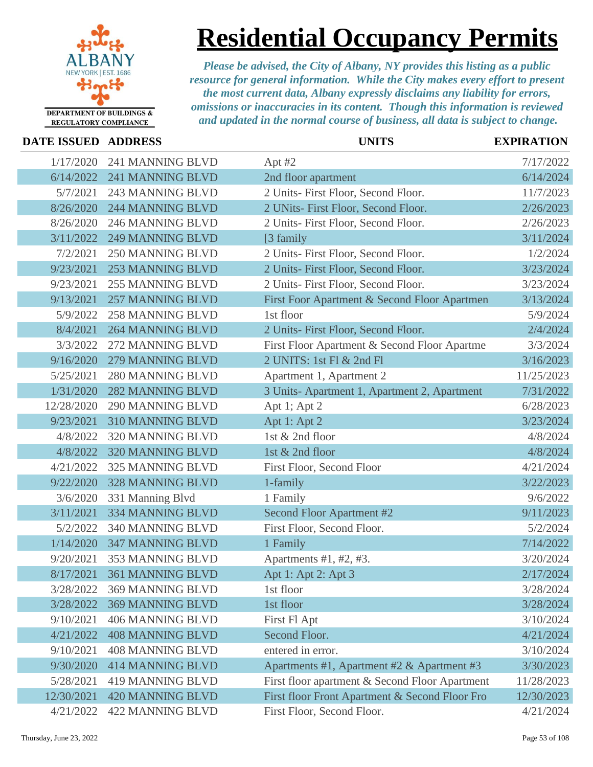# Residential Occupancy Permits

*Please be advised, the City of Albany, NY provides this listing as a public resource for general information. While the City makes every effort to present the most current data, Albany expressly disclaims any liability for errors, omissions or inaccuracies in its content. Though this information is reviewed and updated in the normal course of business, all data is subject to change.*

| DATE ISSUED | ADDRESS | UNITS | EXPIRATION |
|---|---|---|---|
| 1/17/2020 | 241 MANNING BLVD | Apt #2 | 7/17/2022 |
| 6/14/2022 | 241 MANNING BLVD | 2nd floor apartment | 6/14/2024 |
| 5/7/2021 | 243 MANNING BLVD | 2 Units- First Floor, Second Floor. | 11/7/2023 |
| 8/26/2020 | 244 MANNING BLVD | 2 UNits- First Floor, Second Floor. | 2/26/2023 |
| 8/26/2020 | 246 MANNING BLVD | 2 Units- First Floor, Second Floor. | 2/26/2023 |
| 3/11/2022 | 249 MANNING BLVD | [3 family | 3/11/2024 |
| 7/2/2021 | 250 MANNING BLVD | 2 Units- First Floor, Second Floor. | 1/2/2024 |
| 9/23/2021 | 253 MANNING BLVD | 2 Units- First Floor, Second Floor. | 3/23/2024 |
| 9/23/2021 | 255 MANNING BLVD | 2 Units- First Floor, Second Floor. | 3/23/2024 |
| 9/13/2021 | 257 MANNING BLVD | First Foor Apartment & Second Floor Apartmen | 3/13/2024 |
| 5/9/2022 | 258 MANNING BLVD | 1st floor | 5/9/2024 |
| 8/4/2021 | 264 MANNING BLVD | 2 Units- First Floor, Second Floor. | 2/4/2024 |
| 3/3/2022 | 272 MANNING BLVD | First Floor Apartment & Second Floor Apartme | 3/3/2024 |
| 9/16/2020 | 279 MANNING BLVD | 2 UNITS: 1st Fl & 2nd Fl | 3/16/2023 |
| 5/25/2021 | 280 MANNING BLVD | Apartment 1, Apartment 2 | 11/25/2023 |
| 1/31/2020 | 282 MANNING BLVD | 3 Units- Apartment 1, Apartment 2, Apartment | 7/31/2022 |
| 12/28/2020 | 290 MANNING BLVD | Apt 1; Apt 2 | 6/28/2023 |
| 9/23/2021 | 310 MANNING BLVD | Apt 1: Apt 2 | 3/23/2024 |
| 4/8/2022 | 320 MANNING BLVD | 1st & 2nd floor | 4/8/2024 |
| 4/8/2022 | 320 MANNING BLVD | 1st & 2nd floor | 4/8/2024 |
| 4/21/2022 | 325 MANNING BLVD | First Floor, Second Floor | 4/21/2024 |
| 9/22/2020 | 328 MANNING BLVD | 1-family | 3/22/2023 |
| 3/6/2020 | 331 Manning Blvd | 1 Family | 9/6/2022 |
| 3/11/2021 | 334 MANNING BLVD | Second Floor Apartment #2 | 9/11/2023 |
| 5/2/2022 | 340 MANNING BLVD | First Floor, Second Floor. | 5/2/2024 |
| 1/14/2020 | 347 MANNING BLVD | 1 Family | 7/14/2022 |
| 9/20/2021 | 353 MANNING BLVD | Apartments #1, #2, #3. | 3/20/2024 |
| 8/17/2021 | 361 MANNING BLVD | Apt 1: Apt 2: Apt 3 | 2/17/2024 |
| 3/28/2022 | 369 MANNING BLVD | 1st floor | 3/28/2024 |
| 3/28/2022 | 369 MANNING BLVD | 1st floor | 3/28/2024 |
| 9/10/2021 | 406 MANNING BLVD | First Fl Apt | 3/10/2024 |
| 4/21/2022 | 408 MANNING BLVD | Second Floor. | 4/21/2024 |
| 9/10/2021 | 408 MANNING BLVD | entered in error. | 3/10/2024 |
| 9/30/2020 | 414 MANNING BLVD | Apartments #1, Apartment #2 & Apartment #3 | 3/30/2023 |
| 5/28/2021 | 419 MANNING BLVD | First floor apartment & Second Floor Apartment | 11/28/2023 |
| 12/30/2021 | 420 MANNING BLVD | First floor Front Apartment & Second Floor Fro | 12/30/2023 |
| 4/21/2022 | 422 MANNING BLVD | First Floor, Second Floor. | 4/21/2024 |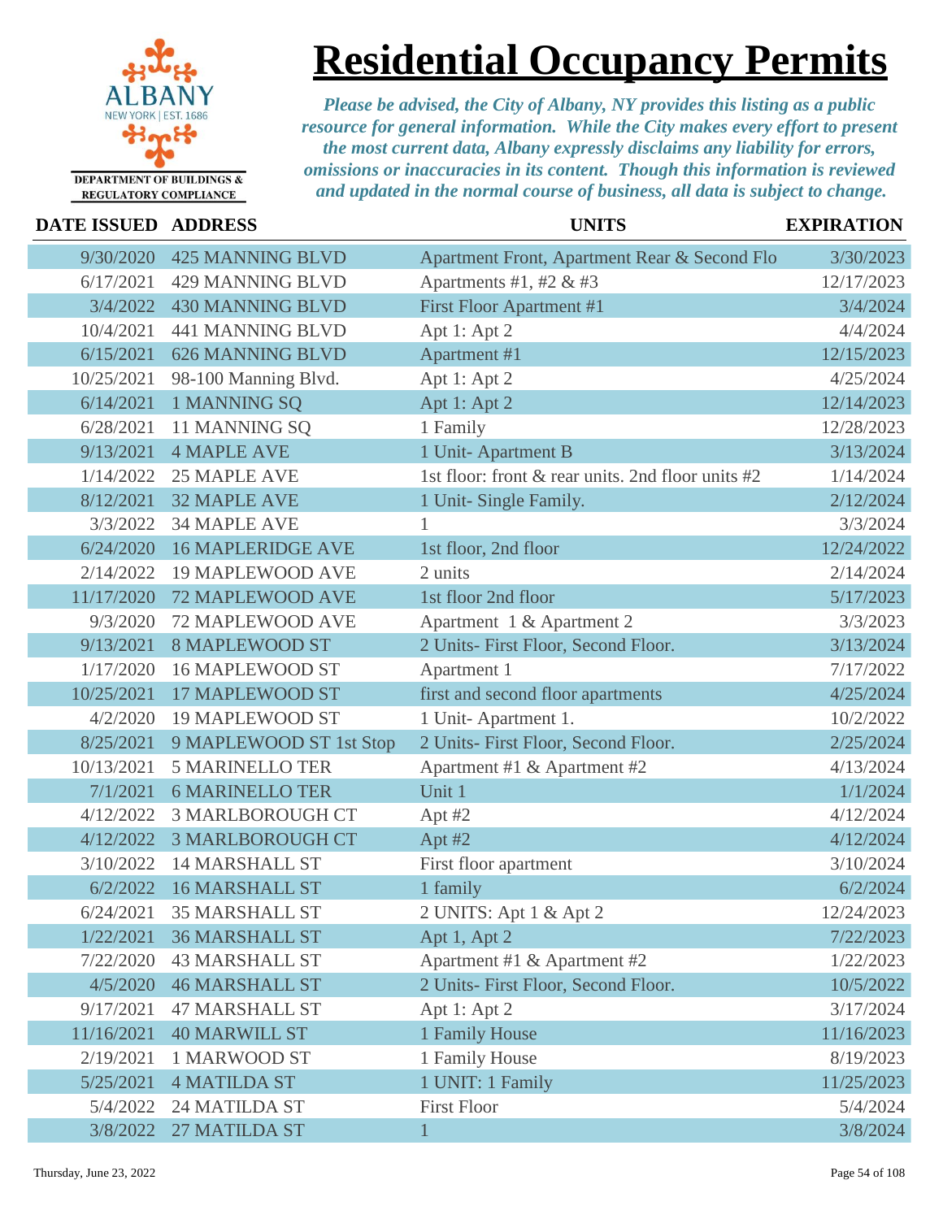# Residential Occupancy Permits

DEPARTMENT OF BUILDINGS & REGULATORY COMPLIANCE

*Please be advised, the City of Albany, NY provides this listing as a public resource for general information. While the City makes every effort to present the most current data, Albany expressly disclaims any liability for errors, omissions or inaccuracies in its content. Though this information is reviewed and updated in the normal course of business, all data is subject to change.*

| DATE ISSUED | ADDRESS | UNITS | EXPIRATION |
|---|---|---|---|
| 9/30/2020 | 425 MANNING BLVD | Apartment Front, Apartment Rear & Second Flo | 3/30/2023 |
| 6/17/2021 | 429 MANNING BLVD | Apartments #1, #2 & #3 | 12/17/2023 |
| 3/4/2022 | 430 MANNING BLVD | First Floor Apartment #1 | 3/4/2024 |
| 10/4/2021 | 441 MANNING BLVD | Apt 1: Apt 2 | 4/4/2024 |
| 6/15/2021 | 626 MANNING BLVD | Apartment #1 | 12/15/2023 |
| 10/25/2021 | 98-100 Manning Blvd. | Apt 1: Apt 2 | 4/25/2024 |
| 6/14/2021 | 1 MANNING SQ | Apt 1: Apt 2 | 12/14/2023 |
| 6/28/2021 | 11 MANNING SQ | 1 Family | 12/28/2023 |
| 9/13/2021 | 4 MAPLE AVE | 1 Unit- Apartment B | 3/13/2024 |
| 1/14/2022 | 25 MAPLE AVE | 1st floor: front & rear units. 2nd floor units #2 | 1/14/2024 |
| 8/12/2021 | 32 MAPLE AVE | 1 Unit- Single Family. | 2/12/2024 |
| 3/3/2022 | 34 MAPLE AVE | 1 | 3/3/2024 |
| 6/24/2020 | 16 MAPLERIDGE AVE | 1st floor, 2nd floor | 12/24/2022 |
| 2/14/2022 | 19 MAPLEWOOD AVE | 2 units | 2/14/2024 |
| 11/17/2020 | 72 MAPLEWOOD AVE | 1st floor 2nd floor | 5/17/2023 |
| 9/3/2020 | 72 MAPLEWOOD AVE | Apartment 1 & Apartment 2 | 3/3/2023 |
| 9/13/2021 | 8 MAPLEWOOD ST | 2 Units- First Floor, Second Floor. | 3/13/2024 |
| 1/17/2020 | 16 MAPLEWOOD ST | Apartment 1 | 7/17/2022 |
| 10/25/2021 | 17 MAPLEWOOD ST | first and second floor apartments | 4/25/2024 |
| 4/2/2020 | 19 MAPLEWOOD ST | 1 Unit- Apartment 1. | 10/2/2022 |
| 8/25/2021 | 9 MAPLEWOOD ST 1st Stop | 2 Units- First Floor, Second Floor. | 2/25/2024 |
| 10/13/2021 | 5 MARINELLO TER | Apartment #1 & Apartment #2 | 4/13/2024 |
| 7/1/2021 | 6 MARINELLO TER | Unit 1 | 1/1/2024 |
| 4/12/2022 | 3 MARLBOROUGH CT | Apt #2 | 4/12/2024 |
| 4/12/2022 | 3 MARLBOROUGH CT | Apt #2 | 4/12/2024 |
| 3/10/2022 | 14 MARSHALL ST | First floor apartment | 3/10/2024 |
| 6/2/2022 | 16 MARSHALL ST | 1 family | 6/2/2024 |
| 6/24/2021 | 35 MARSHALL ST | 2 UNITS: Apt 1 & Apt 2 | 12/24/2023 |
| 1/22/2021 | 36 MARSHALL ST | Apt 1, Apt 2 | 7/22/2023 |
| 7/22/2020 | 43 MARSHALL ST | Apartment #1 & Apartment #2 | 1/22/2023 |
| 4/5/2020 | 46 MARSHALL ST | 2 Units- First Floor, Second Floor. | 10/5/2022 |
| 9/17/2021 | 47 MARSHALL ST | Apt 1: Apt 2 | 3/17/2024 |
| 11/16/2021 | 40 MARWILL ST | 1 Family House | 11/16/2023 |
| 2/19/2021 | 1 MARWOOD ST | 1 Family House | 8/19/2023 |
| 5/25/2021 | 4 MATILDA ST | 1 UNIT: 1 Family | 11/25/2023 |
| 5/4/2022 | 24 MATILDA ST | First Floor | 5/4/2024 |
| 3/8/2022 | 27 MATILDA ST | 1 | 3/8/2024 |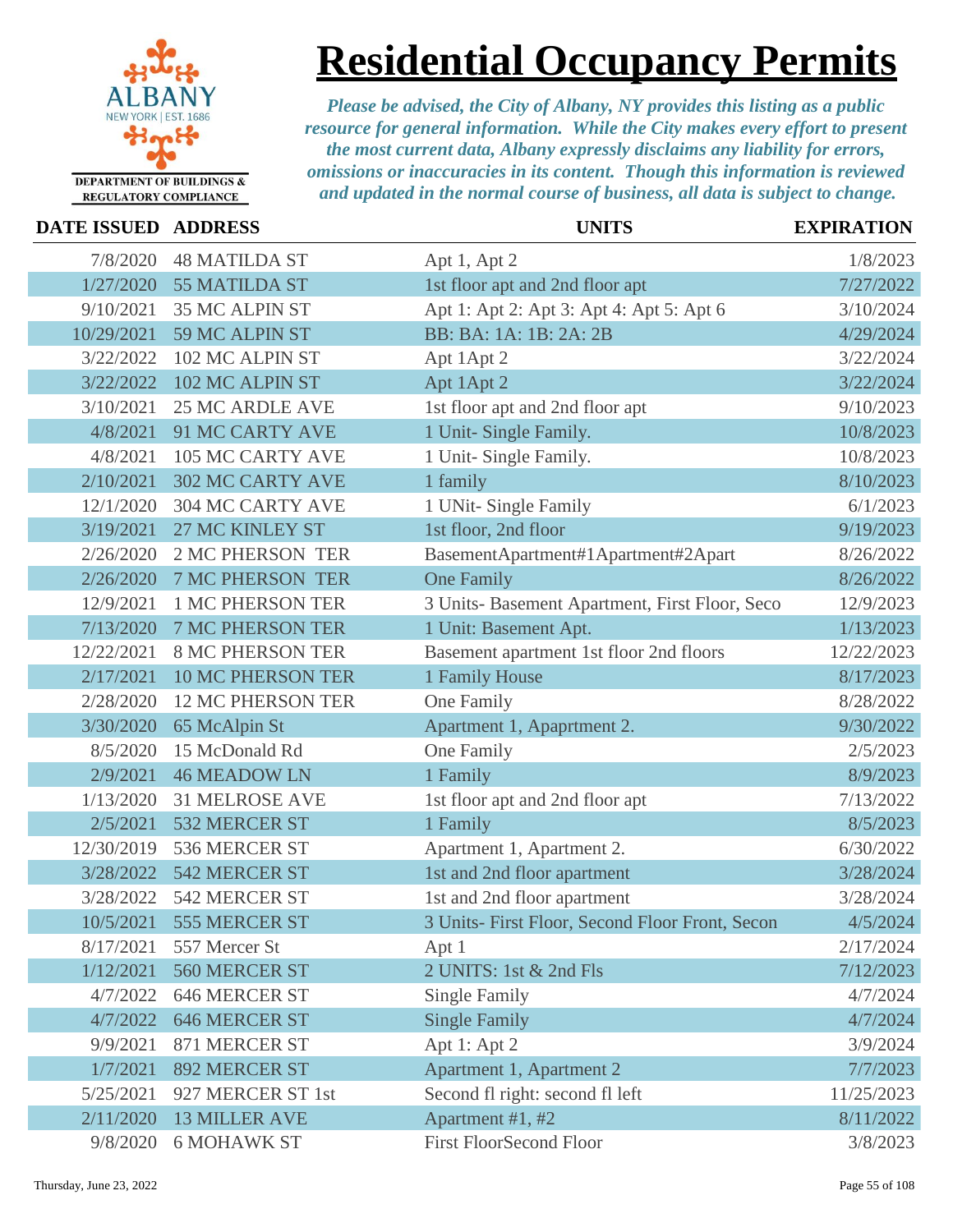# Residential Occupancy Permits

*Please be advised, the City of Albany, NY provides this listing as a public resource for general information. While the City makes every effort to present the most current data, Albany expressly disclaims any liability for errors, omissions or inaccuracies in its content. Though this information is reviewed and updated in the normal course of business, all data is subject to change.*

DEPARTMENT OF BUILDINGS & REGULATORY COMPLIANCE

| DATE ISSUED | ADDRESS | UNITS | EXPIRATION |
|---|---|---|---|
| 7/8/2020 | 48 MATILDA ST | Apt 1, Apt 2 | 1/8/2023 |
| 1/27/2020 | 55 MATILDA ST | 1st floor apt and 2nd floor apt | 7/27/2022 |
| 9/10/2021 | 35 MC ALPIN ST | Apt 1: Apt 2: Apt 3: Apt 4: Apt 5: Apt 6 | 3/10/2024 |
| 10/29/2021 | 59 MC ALPIN ST | BB: BA: 1A: 1B: 2A: 2B | 4/29/2024 |
| 3/22/2022 | 102 MC ALPIN ST | Apt 1Apt 2 | 3/22/2024 |
| 3/22/2022 | 102 MC ALPIN ST | Apt 1Apt 2 | 3/22/2024 |
| 3/10/2021 | 25 MC ARDLE AVE | 1st floor apt and 2nd floor apt | 9/10/2023 |
| 4/8/2021 | 91 MC CARTY AVE | 1 Unit- Single Family. | 10/8/2023 |
| 4/8/2021 | 105 MC CARTY AVE | 1 Unit- Single Family. | 10/8/2023 |
| 2/10/2021 | 302 MC CARTY AVE | 1 family | 8/10/2023 |
| 12/1/2020 | 304 MC CARTY AVE | 1 UNit- Single Family | 6/1/2023 |
| 3/19/2021 | 27 MC KINLEY ST | 1st floor, 2nd floor | 9/19/2023 |
| 2/26/2020 | 2 MC PHERSON TER | BasementApartment#1Apartment#2Apart | 8/26/2022 |
| 2/26/2020 | 7 MC PHERSON TER | One Family | 8/26/2022 |
| 12/9/2021 | 1 MC PHERSON TER | 3 Units- Basement Apartment, First Floor, Seco | 12/9/2023 |
| 7/13/2020 | 7 MC PHERSON TER | 1 Unit: Basement Apt. | 1/13/2023 |
| 12/22/2021 | 8 MC PHERSON TER | Basement apartment 1st floor 2nd floors | 12/22/2023 |
| 2/17/2021 | 10 MC PHERSON TER | 1 Family House | 8/17/2023 |
| 2/28/2020 | 12 MC PHERSON TER | One Family | 8/28/2022 |
| 3/30/2020 | 65 McAlpin St | Apartment 1, Apaprtment 2. | 9/30/2022 |
| 8/5/2020 | 15 McDonald Rd | One Family | 2/5/2023 |
| 2/9/2021 | 46 MEADOW LN | 1 Family | 8/9/2023 |
| 1/13/2020 | 31 MELROSE AVE | 1st floor apt and 2nd floor apt | 7/13/2022 |
| 2/5/2021 | 532 MERCER ST | 1 Family | 8/5/2023 |
| 12/30/2019 | 536 MERCER ST | Apartment 1, Apartment 2. | 6/30/2022 |
| 3/28/2022 | 542 MERCER ST | 1st and 2nd floor apartment | 3/28/2024 |
| 3/28/2022 | 542 MERCER ST | 1st and 2nd floor apartment | 3/28/2024 |
| 10/5/2021 | 555 MERCER ST | 3 Units- First Floor, Second Floor Front, Secon | 4/5/2024 |
| 8/17/2021 | 557 Mercer St | Apt 1 | 2/17/2024 |
| 1/12/2021 | 560 MERCER ST | 2 UNITS: 1st & 2nd Fls | 7/12/2023 |
| 4/7/2022 | 646 MERCER ST | Single Family | 4/7/2024 |
| 4/7/2022 | 646 MERCER ST | Single Family | 4/7/2024 |
| 9/9/2021 | 871 MERCER ST | Apt 1: Apt 2 | 3/9/2024 |
| 1/7/2021 | 892 MERCER ST | Apartment 1, Apartment 2 | 7/7/2023 |
| 5/25/2021 | 927 MERCER ST 1st | Second fl right: second fl left | 11/25/2023 |
| 2/11/2020 | 13 MILLER AVE | Apartment #1, #2 | 8/11/2022 |
| 9/8/2020 | 6 MOHAWK ST | First FloorSecond Floor | 3/8/2023 |

Thursday, June 23, 2022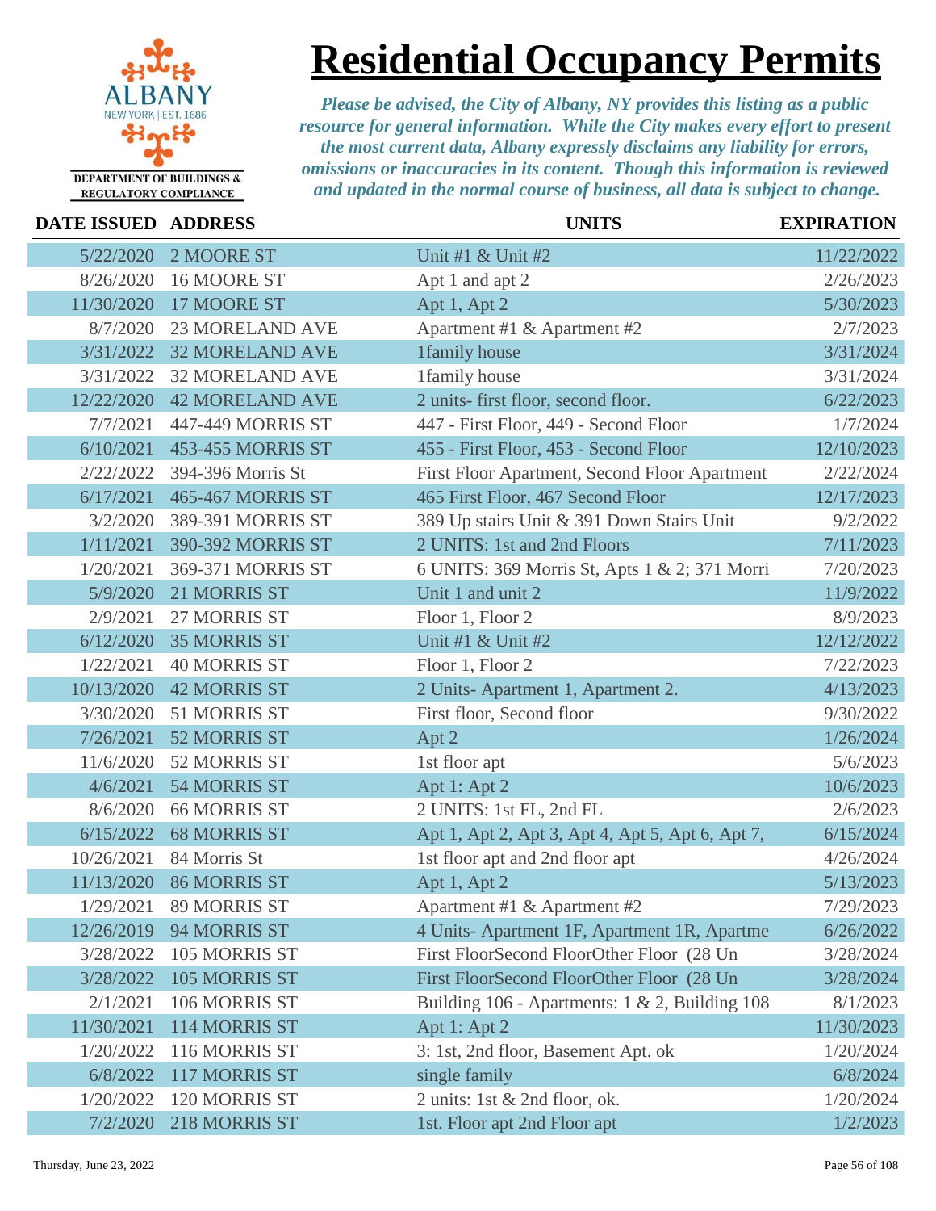# Residential Occupancy Permits

ALBANY
NEW YORK | EST. 1686
DEPARTMENT OF BUILDINGS & REGULATORY COMPLIANCE

*Please be advised, the City of Albany, NY provides this listing as a public resource for general information. While the City makes every effort to present the most current data, Albany expressly disclaims any liability for errors, omissions or inaccuracies in its content. Though this information is reviewed and updated in the normal course of business, all data is subject to change.*

| DATE ISSUED | ADDRESS | UNITS | EXPIRATION |
|---|---|---|---|
| 5/22/2020 | 2 MOORE ST | Unit #1 & Unit #2 | 11/22/2022 |
| 8/26/2020 | 16 MOORE ST | Apt 1 and apt 2 | 2/26/2023 |
| 11/30/2020 | 17 MOORE ST | Apt 1, Apt 2 | 5/30/2023 |
| 8/7/2020 | 23 MORELAND AVE | Apartment #1 & Apartment #2 | 2/7/2023 |
| 3/31/2022 | 32 MORELAND AVE | 1family house | 3/31/2024 |
| 3/31/2022 | 32 MORELAND AVE | 1family house | 3/31/2024 |
| 12/22/2020 | 42 MORELAND AVE | 2 units- first floor, second floor. | 6/22/2023 |
| 7/7/2021 | 447-449 MORRIS ST | 447 - First Floor, 449 - Second Floor | 1/7/2024 |
| 6/10/2021 | 453-455 MORRIS ST | 455 - First Floor, 453 - Second Floor | 12/10/2023 |
| 2/22/2022 | 394-396 Morris St | First Floor Apartment, Second Floor Apartment | 2/22/2024 |
| 6/17/2021 | 465-467 MORRIS ST | 465 First Floor, 467 Second Floor | 12/17/2023 |
| 3/2/2020 | 389-391 MORRIS ST | 389 Up stairs Unit & 391 Down Stairs Unit | 9/2/2022 |
| 1/11/2021 | 390-392 MORRIS ST | 2 UNITS: 1st and 2nd Floors | 7/11/2023 |
| 1/20/2021 | 369-371 MORRIS ST | 6 UNITS: 369 Morris St, Apts 1 & 2; 371 Morri | 7/20/2023 |
| 5/9/2020 | 21 MORRIS ST | Unit 1 and unit 2 | 11/9/2022 |
| 2/9/2021 | 27 MORRIS ST | Floor 1, Floor 2 | 8/9/2023 |
| 6/12/2020 | 35 MORRIS ST | Unit #1 & Unit #2 | 12/12/2022 |
| 1/22/2021 | 40 MORRIS ST | Floor 1, Floor 2 | 7/22/2023 |
| 10/13/2020 | 42 MORRIS ST | 2 Units- Apartment 1, Apartment 2. | 4/13/2023 |
| 3/30/2020 | 51 MORRIS ST | First floor, Second floor | 9/30/2022 |
| 7/26/2021 | 52 MORRIS ST | Apt 2 | 1/26/2024 |
| 11/6/2020 | 52 MORRIS ST | 1st floor apt | 5/6/2023 |
| 4/6/2021 | 54 MORRIS ST | Apt 1: Apt 2 | 10/6/2023 |
| 8/6/2020 | 66 MORRIS ST | 2 UNITS: 1st FL, 2nd FL | 2/6/2023 |
| 6/15/2022 | 68 MORRIS ST | Apt 1, Apt 2, Apt 3, Apt 4, Apt 5, Apt 6, Apt 7, | 6/15/2024 |
| 10/26/2021 | 84 Morris St | 1st floor apt and 2nd floor apt | 4/26/2024 |
| 11/13/2020 | 86 MORRIS ST | Apt 1, Apt 2 | 5/13/2023 |
| 1/29/2021 | 89 MORRIS ST | Apartment #1 & Apartment #2 | 7/29/2023 |
| 12/26/2019 | 94 MORRIS ST | 4 Units- Apartment 1F, Apartment 1R, Apartme | 6/26/2022 |
| 3/28/2022 | 105 MORRIS ST | First FloorSecond FloorOther Floor (28 Un | 3/28/2024 |
| 3/28/2022 | 105 MORRIS ST | First FloorSecond FloorOther Floor (28 Un | 3/28/2024 |
| 2/1/2021 | 106 MORRIS ST | Building 106 - Apartments: 1 & 2, Building 108 | 8/1/2023 |
| 11/30/2021 | 114 MORRIS ST | Apt 1: Apt 2 | 11/30/2023 |
| 1/20/2022 | 116 MORRIS ST | 3: 1st, 2nd floor, Basement Apt. ok | 1/20/2024 |
| 6/8/2022 | 117 MORRIS ST | single family | 6/8/2024 |
| 1/20/2022 | 120 MORRIS ST | 2 units: 1st & 2nd floor, ok. | 1/20/2024 |
| 7/2/2020 | 218 MORRIS ST | 1st. Floor apt 2nd Floor apt | 1/2/2023 |

Thursday, June 23, 2022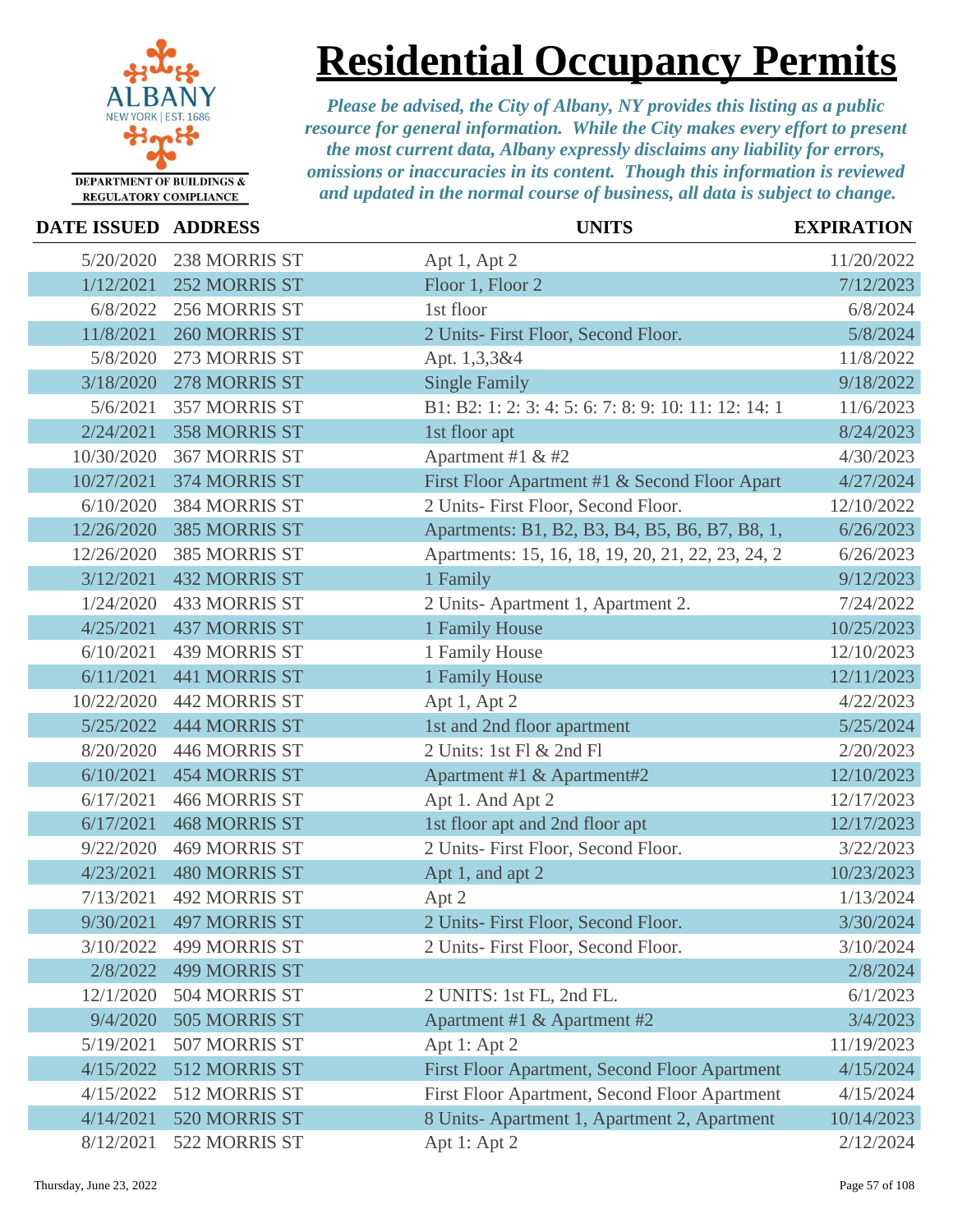# Residential Occupancy Permits

ALBANY
NEW YORK | EST. 1686

DEPARTMENT OF BUILDINGS & REGULATORY COMPLIANCE

*Please be advised, the City of Albany, NY provides this listing as a public resource for general information. While the City makes every effort to present the most current data, Albany expressly disclaims any liability for errors, omissions or inaccuracies in its content. Though this information is reviewed and updated in the normal course of business, all data is subject to change.*

| DATE ISSUED | ADDRESS | UNITS | EXPIRATION |
|---|---|---|---|
| 5/20/2020 | 238 MORRIS ST | Apt 1, Apt 2 | 11/20/2022 |
| 1/12/2021 | 252 MORRIS ST | Floor 1, Floor 2 | 7/12/2023 |
| 6/8/2022 | 256 MORRIS ST | 1st floor | 6/8/2024 |
| 11/8/2021 | 260 MORRIS ST | 2 Units- First Floor, Second Floor. | 5/8/2024 |
| 5/8/2020 | 273 MORRIS ST | Apt. 1,3,3&4 | 11/8/2022 |
| 3/18/2020 | 278 MORRIS ST | Single Family | 9/18/2022 |
| 5/6/2021 | 357 MORRIS ST | B1: B2: 1: 2: 3: 4: 5: 6: 7: 8: 9: 10: 11: 12: 14: 1 | 11/6/2023 |
| 2/24/2021 | 358 MORRIS ST | 1st floor apt | 8/24/2023 |
| 10/30/2020 | 367 MORRIS ST | Apartment #1 & #2 | 4/30/2023 |
| 10/27/2021 | 374 MORRIS ST | First Floor Apartment #1 & Second Floor Apart | 4/27/2024 |
| 6/10/2020 | 384 MORRIS ST | 2 Units- First Floor, Second Floor. | 12/10/2022 |
| 12/26/2020 | 385 MORRIS ST | Apartments: B1, B2, B3, B4, B5, B6, B7, B8, 1, | 6/26/2023 |
| 12/26/2020 | 385 MORRIS ST | Apartments: 15, 16, 18, 19, 20, 21, 22, 23, 24, 2 | 6/26/2023 |
| 3/12/2021 | 432 MORRIS ST | 1 Family | 9/12/2023 |
| 1/24/2020 | 433 MORRIS ST | 2 Units- Apartment 1, Apartment 2. | 7/24/2022 |
| 4/25/2021 | 437 MORRIS ST | 1 Family House | 10/25/2023 |
| 6/10/2021 | 439 MORRIS ST | 1 Family House | 12/10/2023 |
| 6/11/2021 | 441 MORRIS ST | 1 Family House | 12/11/2023 |
| 10/22/2020 | 442 MORRIS ST | Apt 1, Apt 2 | 4/22/2023 |
| 5/25/2022 | 444 MORRIS ST | 1st and 2nd floor apartment | 5/25/2024 |
| 8/20/2020 | 446 MORRIS ST | 2 Units: 1st Fl & 2nd Fl | 2/20/2023 |
| 6/10/2021 | 454 MORRIS ST | Apartment #1 & Apartment#2 | 12/10/2023 |
| 6/17/2021 | 466 MORRIS ST | Apt 1. And Apt 2 | 12/17/2023 |
| 6/17/2021 | 468 MORRIS ST | 1st floor apt and 2nd floor apt | 12/17/2023 |
| 9/22/2020 | 469 MORRIS ST | 2 Units- First Floor, Second Floor. | 3/22/2023 |
| 4/23/2021 | 480 MORRIS ST | Apt 1, and apt 2 | 10/23/2023 |
| 7/13/2021 | 492 MORRIS ST | Apt 2 | 1/13/2024 |
| 9/30/2021 | 497 MORRIS ST | 2 Units- First Floor, Second Floor. | 3/30/2024 |
| 3/10/2022 | 499 MORRIS ST | 2 Units- First Floor, Second Floor. | 3/10/2024 |
| 2/8/2022 | 499 MORRIS ST | | 2/8/2024 |
| 12/1/2020 | 504 MORRIS ST | 2 UNITS: 1st FL, 2nd FL. | 6/1/2023 |
| 9/4/2020 | 505 MORRIS ST | Apartment #1 & Apartment #2 | 3/4/2023 |
| 5/19/2021 | 507 MORRIS ST | Apt 1: Apt 2 | 11/19/2023 |
| 4/15/2022 | 512 MORRIS ST | First Floor Apartment, Second Floor Apartment | 4/15/2024 |
| 4/15/2022 | 512 MORRIS ST | First Floor Apartment, Second Floor Apartment | 4/15/2024 |
| 4/14/2021 | 520 MORRIS ST | 8 Units- Apartment 1, Apartment 2, Apartment | 10/14/2023 |
| 8/12/2021 | 522 MORRIS ST | Apt 1: Apt 2 | 2/12/2024 |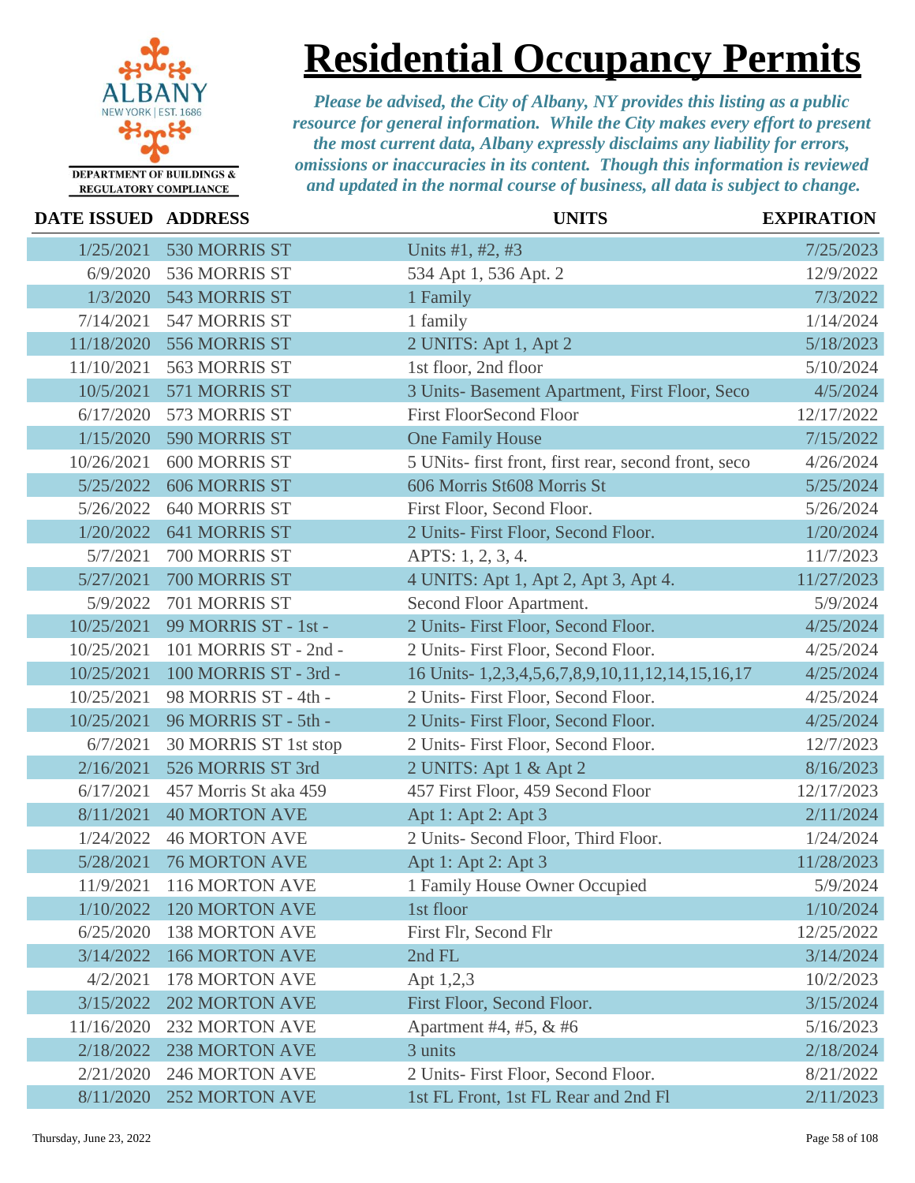# Residential Occupancy Permits

DEPARTMENT OF BUILDINGS & REGULATORY COMPLIANCE

*Please be advised, the City of Albany, NY provides this listing as a public resource for general information. While the City makes every effort to present the most current data, Albany expressly disclaims any liability for errors, omissions or inaccuracies in its content. Though this information is reviewed and updated in the normal course of business, all data is subject to change.*

| DATE ISSUED | ADDRESS | UNITS | EXPIRATION |
|---|---|---|---|
| 1/25/2021 | 530 MORRIS ST | Units #1, #2, #3 | 7/25/2023 |
| 6/9/2020 | 536 MORRIS ST | 534 Apt 1, 536 Apt. 2 | 12/9/2022 |
| 1/3/2020 | 543 MORRIS ST | 1 Family | 7/3/2022 |
| 7/14/2021 | 547 MORRIS ST | 1 family | 1/14/2024 |
| 11/18/2020 | 556 MORRIS ST | 2 UNITS: Apt 1, Apt 2 | 5/18/2023 |
| 11/10/2021 | 563 MORRIS ST | 1st floor, 2nd floor | 5/10/2024 |
| 10/5/2021 | 571 MORRIS ST | 3 Units- Basement Apartment, First Floor, Seco | 4/5/2024 |
| 6/17/2020 | 573 MORRIS ST | First FloorSecond Floor | 12/17/2022 |
| 1/15/2020 | 590 MORRIS ST | One Family House | 7/15/2022 |
| 10/26/2021 | 600 MORRIS ST | 5 UNits- first front, first rear, second front, seco | 4/26/2024 |
| 5/25/2022 | 606 MORRIS ST | 606 Morris St608 Morris St | 5/25/2024 |
| 5/26/2022 | 640 MORRIS ST | First Floor, Second Floor. | 5/26/2024 |
| 1/20/2022 | 641 MORRIS ST | 2 Units- First Floor, Second Floor. | 1/20/2024 |
| 5/7/2021 | 700 MORRIS ST | APTS: 1, 2, 3, 4. | 11/7/2023 |
| 5/27/2021 | 700 MORRIS ST | 4 UNITS: Apt 1, Apt 2, Apt 3, Apt 4. | 11/27/2023 |
| 5/9/2022 | 701 MORRIS ST | Second Floor Apartment. | 5/9/2024 |
| 10/25/2021 | 99 MORRIS ST - 1st - | 2 Units- First Floor, Second Floor. | 4/25/2024 |
| 10/25/2021 | 101 MORRIS ST - 2nd - | 2 Units- First Floor, Second Floor. | 4/25/2024 |
| 10/25/2021 | 100 MORRIS ST - 3rd - | 16 Units- 1,2,3,4,5,6,7,8,9,10,11,12,14,15,16,17 | 4/25/2024 |
| 10/25/2021 | 98 MORRIS ST - 4th - | 2 Units- First Floor, Second Floor. | 4/25/2024 |
| 10/25/2021 | 96 MORRIS ST - 5th - | 2 Units- First Floor, Second Floor. | 4/25/2024 |
| 6/7/2021 | 30 MORRIS ST 1st stop | 2 Units- First Floor, Second Floor. | 12/7/2023 |
| 2/16/2021 | 526 MORRIS ST 3rd | 2 UNITS: Apt 1 & Apt 2 | 8/16/2023 |
| 6/17/2021 | 457 Morris St aka 459 | 457 First Floor, 459 Second Floor | 12/17/2023 |
| 8/11/2021 | 40 MORTON AVE | Apt 1: Apt 2: Apt 3 | 2/11/2024 |
| 1/24/2022 | 46 MORTON AVE | 2 Units- Second Floor, Third Floor. | 1/24/2024 |
| 5/28/2021 | 76 MORTON AVE | Apt 1: Apt 2: Apt 3 | 11/28/2023 |
| 11/9/2021 | 116 MORTON AVE | 1 Family House Owner Occupied | 5/9/2024 |
| 1/10/2022 | 120 MORTON AVE | 1st floor | 1/10/2024 |
| 6/25/2020 | 138 MORTON AVE | First Flr, Second Flr | 12/25/2022 |
| 3/14/2022 | 166 MORTON AVE | 2nd FL | 3/14/2024 |
| 4/2/2021 | 178 MORTON AVE | Apt 1,2,3 | 10/2/2023 |
| 3/15/2022 | 202 MORTON AVE | First Floor, Second Floor. | 3/15/2024 |
| 11/16/2020 | 232 MORTON AVE | Apartment #4, #5, & #6 | 5/16/2023 |
| 2/18/2022 | 238 MORTON AVE | 3 units | 2/18/2024 |
| 2/21/2020 | 246 MORTON AVE | 2 Units- First Floor, Second Floor. | 8/21/2022 |
| 8/11/2020 | 252 MORTON AVE | 1st FL Front, 1st FL Rear and 2nd Fl | 2/11/2023 |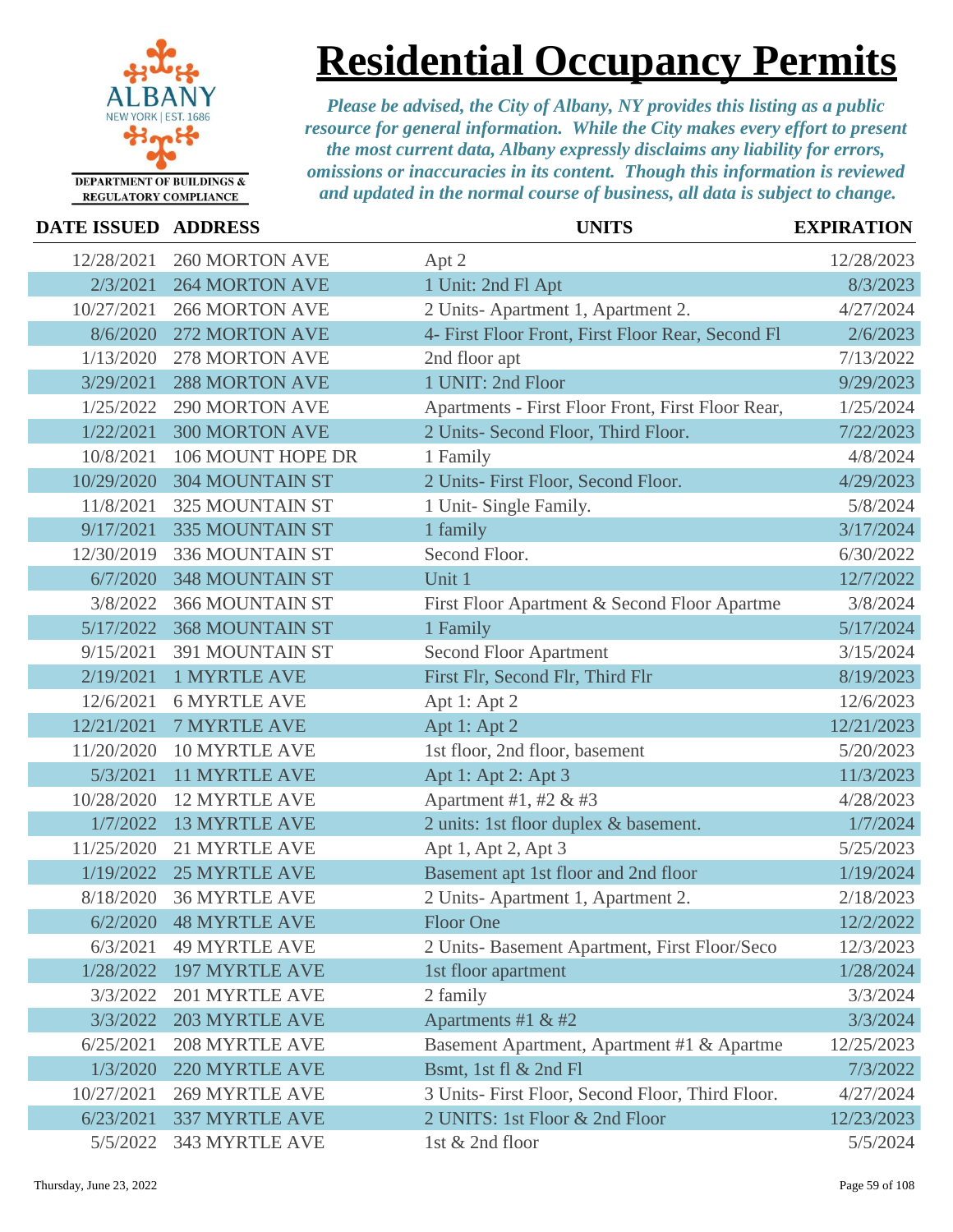ALBANY
NEW YORK | EST. 1686

DEPARTMENT OF BUILDINGS & REGULATORY COMPLIANCE

# Residential Occupancy Permits

*Please be advised, the City of Albany, NY provides this listing as a public resource for general information. While the City makes every effort to present the most current data, Albany expressly disclaims any liability for errors, omissions or inaccuracies in its content. Though this information is reviewed and updated in the normal course of business, all data is subject to change.*

| DATE ISSUED | ADDRESS | UNITS | EXPIRATION |
|---|---|---|---|
| 12/28/2021 | 260 MORTON AVE | Apt 2 | 12/28/2023 |
| 2/3/2021 | 264 MORTON AVE | 1 Unit: 2nd Fl Apt | 8/3/2023 |
| 10/27/2021 | 266 MORTON AVE | 2 Units- Apartment 1, Apartment 2. | 4/27/2024 |
| 8/6/2020 | 272 MORTON AVE | 4- First Floor Front, First Floor Rear, Second Fl | 2/6/2023 |
| 1/13/2020 | 278 MORTON AVE | 2nd floor apt | 7/13/2022 |
| 3/29/2021 | 288 MORTON AVE | 1 UNIT: 2nd Floor | 9/29/2023 |
| 1/25/2022 | 290 MORTON AVE | Apartments - First Floor Front, First Floor Rear, | 1/25/2024 |
| 1/22/2021 | 300 MORTON AVE | 2 Units- Second Floor, Third Floor. | 7/22/2023 |
| 10/8/2021 | 106 MOUNT HOPE DR | 1 Family | 4/8/2024 |
| 10/29/2020 | 304 MOUNTAIN ST | 2 Units- First Floor, Second Floor. | 4/29/2023 |
| 11/8/2021 | 325 MOUNTAIN ST | 1 Unit- Single Family. | 5/8/2024 |
| 9/17/2021 | 335 MOUNTAIN ST | 1 family | 3/17/2024 |
| 12/30/2019 | 336 MOUNTAIN ST | Second Floor. | 6/30/2022 |
| 6/7/2020 | 348 MOUNTAIN ST | Unit 1 | 12/7/2022 |
| 3/8/2022 | 366 MOUNTAIN ST | First Floor Apartment & Second Floor Apartme | 3/8/2024 |
| 5/17/2022 | 368 MOUNTAIN ST | 1 Family | 5/17/2024 |
| 9/15/2021 | 391 MOUNTAIN ST | Second Floor Apartment | 3/15/2024 |
| 2/19/2021 | 1 MYRTLE AVE | First Flr, Second Flr, Third Flr | 8/19/2023 |
| 12/6/2021 | 6 MYRTLE AVE | Apt 1: Apt 2 | 12/6/2023 |
| 12/21/2021 | 7 MYRTLE AVE | Apt 1: Apt 2 | 12/21/2023 |
| 11/20/2020 | 10 MYRTLE AVE | 1st floor, 2nd floor, basement | 5/20/2023 |
| 5/3/2021 | 11 MYRTLE AVE | Apt 1: Apt 2: Apt 3 | 11/3/2023 |
| 10/28/2020 | 12 MYRTLE AVE | Apartment #1, #2 & #3 | 4/28/2023 |
| 1/7/2022 | 13 MYRTLE AVE | 2 units: 1st floor duplex & basement. | 1/7/2024 |
| 11/25/2020 | 21 MYRTLE AVE | Apt 1, Apt 2, Apt 3 | 5/25/2023 |
| 1/19/2022 | 25 MYRTLE AVE | Basement apt 1st floor and 2nd floor | 1/19/2024 |
| 8/18/2020 | 36 MYRTLE AVE | 2 Units- Apartment 1, Apartment 2. | 2/18/2023 |
| 6/2/2020 | 48 MYRTLE AVE | Floor One | 12/2/2022 |
| 6/3/2021 | 49 MYRTLE AVE | 2 Units- Basement Apartment, First Floor/Seco | 12/3/2023 |
| 1/28/2022 | 197 MYRTLE AVE | 1st floor apartment | 1/28/2024 |
| 3/3/2022 | 201 MYRTLE AVE | 2 family | 3/3/2024 |
| 3/3/2022 | 203 MYRTLE AVE | Apartments #1 & #2 | 3/3/2024 |
| 6/25/2021 | 208 MYRTLE AVE | Basement Apartment, Apartment #1 & Apartme | 12/25/2023 |
| 1/3/2020 | 220 MYRTLE AVE | Bsmt, 1st fl & 2nd Fl | 7/3/2022 |
| 10/27/2021 | 269 MYRTLE AVE | 3 Units- First Floor, Second Floor, Third Floor. | 4/27/2024 |
| 6/23/2021 | 337 MYRTLE AVE | 2 UNITS: 1st Floor & 2nd Floor | 12/23/2023 |
| 5/5/2022 | 343 MYRTLE AVE | 1st & 2nd floor | 5/5/2024 |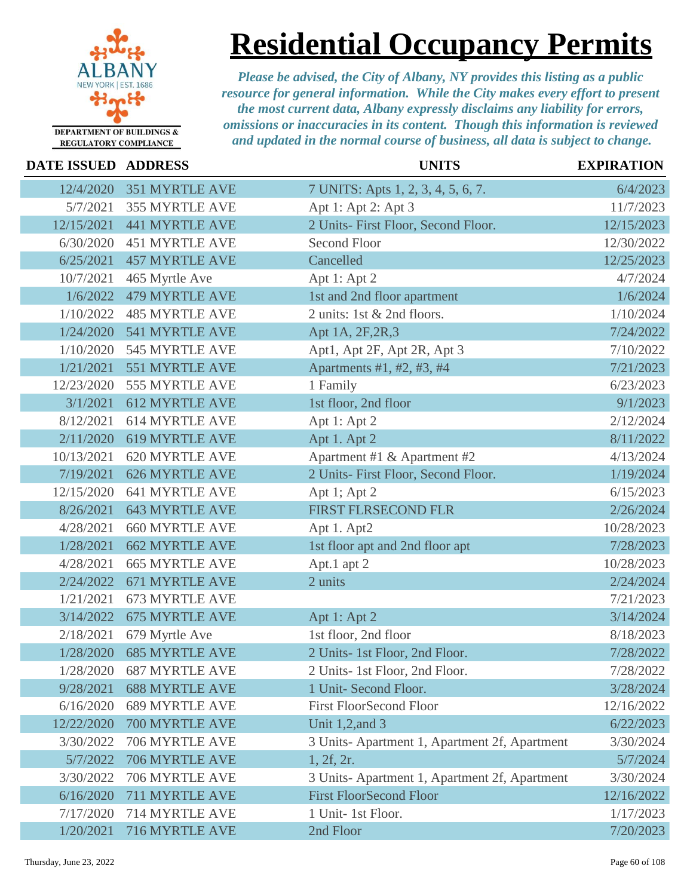# Residential Occupancy Permits

DEPARTMENT OF BUILDINGS & REGULATORY COMPLIANCE

*Please be advised, the City of Albany, NY provides this listing as a public resource for general information. While the City makes every effort to present the most current data, Albany expressly disclaims any liability for errors, omissions or inaccuracies in its content. Though this information is reviewed and updated in the normal course of business, all data is subject to change.*

| DATE ISSUED | ADDRESS | UNITS | EXPIRATION |
|---|---|---|---|
| 12/4/2020 | 351 MYRTLE AVE | 7 UNITS: Apts 1, 2, 3, 4, 5, 6, 7. | 6/4/2023 |
| 5/7/2021 | 355 MYRTLE AVE | Apt 1: Apt 2: Apt 3 | 11/7/2023 |
| 12/15/2021 | 441 MYRTLE AVE | 2 Units- First Floor, Second Floor. | 12/15/2023 |
| 6/30/2020 | 451 MYRTLE AVE | Second Floor | 12/30/2022 |
| 6/25/2021 | 457 MYRTLE AVE | Cancelled | 12/25/2023 |
| 10/7/2021 | 465 Myrtle Ave | Apt 1: Apt 2 | 4/7/2024 |
| 1/6/2022 | 479 MYRTLE AVE | 1st and 2nd floor apartment | 1/6/2024 |
| 1/10/2022 | 485 MYRTLE AVE | 2 units: 1st & 2nd floors. | 1/10/2024 |
| 1/24/2020 | 541 MYRTLE AVE | Apt 1A, 2F,2R,3 | 7/24/2022 |
| 1/10/2020 | 545 MYRTLE AVE | Apt1, Apt 2F, Apt 2R, Apt 3 | 7/10/2022 |
| 1/21/2021 | 551 MYRTLE AVE | Apartments #1, #2, #3, #4 | 7/21/2023 |
| 12/23/2020 | 555 MYRTLE AVE | 1 Family | 6/23/2023 |
| 3/1/2021 | 612 MYRTLE AVE | 1st floor, 2nd floor | 9/1/2023 |
| 8/12/2021 | 614 MYRTLE AVE | Apt 1: Apt 2 | 2/12/2024 |
| 2/11/2020 | 619 MYRTLE AVE | Apt 1. Apt 2 | 8/11/2022 |
| 10/13/2021 | 620 MYRTLE AVE | Apartment #1 & Apartment #2 | 4/13/2024 |
| 7/19/2021 | 626 MYRTLE AVE | 2 Units- First Floor, Second Floor. | 1/19/2024 |
| 12/15/2020 | 641 MYRTLE AVE | Apt 1; Apt 2 | 6/15/2023 |
| 8/26/2021 | 643 MYRTLE AVE | FIRST FLRSECOND FLR | 2/26/2024 |
| 4/28/2021 | 660 MYRTLE AVE | Apt 1. Apt2 | 10/28/2023 |
| 1/28/2021 | 662 MYRTLE AVE | 1st floor apt and 2nd floor apt | 7/28/2023 |
| 4/28/2021 | 665 MYRTLE AVE | Apt.1 apt 2 | 10/28/2023 |
| 2/24/2022 | 671 MYRTLE AVE | 2 units | 2/24/2024 |
| 1/21/2021 | 673 MYRTLE AVE | | 7/21/2023 |
| 3/14/2022 | 675 MYRTLE AVE | Apt 1: Apt 2 | 3/14/2024 |
| 2/18/2021 | 679 Myrtle Ave | 1st floor, 2nd floor | 8/18/2023 |
| 1/28/2020 | 685 MYRTLE AVE | 2 Units- 1st Floor, 2nd Floor. | 7/28/2022 |
| 1/28/2020 | 687 MYRTLE AVE | 2 Units- 1st Floor, 2nd Floor. | 7/28/2022 |
| 9/28/2021 | 688 MYRTLE AVE | 1 Unit- Second Floor. | 3/28/2024 |
| 6/16/2020 | 689 MYRTLE AVE | First FloorSecond Floor | 12/16/2022 |
| 12/22/2020 | 700 MYRTLE AVE | Unit 1,2,and 3 | 6/22/2023 |
| 3/30/2022 | 706 MYRTLE AVE | 3 Units- Apartment 1, Apartment 2f, Apartment | 3/30/2024 |
| 5/7/2022 | 706 MYRTLE AVE | 1, 2f, 2r. | 5/7/2024 |
| 3/30/2022 | 706 MYRTLE AVE | 3 Units- Apartment 1, Apartment 2f, Apartment | 3/30/2024 |
| 6/16/2020 | 711 MYRTLE AVE | First FloorSecond Floor | 12/16/2022 |
| 7/17/2020 | 714 MYRTLE AVE | 1 Unit- 1st Floor. | 1/17/2023 |
| 1/20/2021 | 716 MYRTLE AVE | 2nd Floor | 7/20/2023 |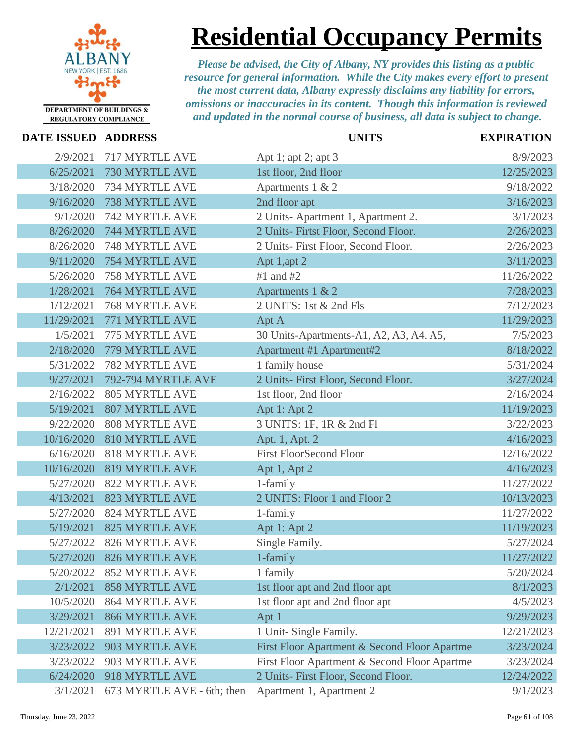# Residential Occupancy Permits

ALBANY
NEW YORK | EST. 1686
DEPARTMENT OF BUILDINGS & REGULATORY COMPLIANCE

*Please be advised, the City of Albany, NY provides this listing as a public resource for general information. While the City makes every effort to present the most current data, Albany expressly disclaims any liability for errors, omissions or inaccuracies in its content. Though this information is reviewed and updated in the normal course of business, all data is subject to change.*

| DATE ISSUED | ADDRESS | UNITS | EXPIRATION |
|---|---|---|---|
| 2/9/2021 | 717 MYRTLE AVE | Apt 1; apt 2; apt 3 | 8/9/2023 |
| 6/25/2021 | 730 MYRTLE AVE | 1st floor, 2nd floor | 12/25/2023 |
| 3/18/2020 | 734 MYRTLE AVE | Apartments 1 & 2 | 9/18/2022 |
| 9/16/2020 | 738 MYRTLE AVE | 2nd floor apt | 3/16/2023 |
| 9/1/2020 | 742 MYRTLE AVE | 2 Units- Apartment 1, Apartment 2. | 3/1/2023 |
| 8/26/2020 | 744 MYRTLE AVE | 2 Units- Firtst Floor, Second Floor. | 2/26/2023 |
| 8/26/2020 | 748 MYRTLE AVE | 2 Units- First Floor, Second Floor. | 2/26/2023 |
| 9/11/2020 | 754 MYRTLE AVE | Apt 1,apt 2 | 3/11/2023 |
| 5/26/2020 | 758 MYRTLE AVE | #1 and #2 | 11/26/2022 |
| 1/28/2021 | 764 MYRTLE AVE | Apartments 1 & 2 | 7/28/2023 |
| 1/12/2021 | 768 MYRTLE AVE | 2 UNITS: 1st & 2nd Fls | 7/12/2023 |
| 11/29/2021 | 771 MYRTLE AVE | Apt A | 11/29/2023 |
| 1/5/2021 | 775 MYRTLE AVE | 30 Units-Apartments-A1, A2, A3, A4. A5, | 7/5/2023 |
| 2/18/2020 | 779 MYRTLE AVE | Apartment #1 Apartment#2 | 8/18/2022 |
| 5/31/2022 | 782 MYRTLE AVE | 1 family house | 5/31/2024 |
| 9/27/2021 | 792-794 MYRTLE AVE | 2 Units- First Floor, Second Floor. | 3/27/2024 |
| 2/16/2022 | 805 MYRTLE AVE | 1st floor, 2nd floor | 2/16/2024 |
| 5/19/2021 | 807 MYRTLE AVE | Apt 1: Apt 2 | 11/19/2023 |
| 9/22/2020 | 808 MYRTLE AVE | 3 UNITS: 1F, 1R & 2nd Fl | 3/22/2023 |
| 10/16/2020 | 810 MYRTLE AVE | Apt. 1, Apt. 2 | 4/16/2023 |
| 6/16/2020 | 818 MYRTLE AVE | First FloorSecond Floor | 12/16/2022 |
| 10/16/2020 | 819 MYRTLE AVE | Apt 1, Apt 2 | 4/16/2023 |
| 5/27/2020 | 822 MYRTLE AVE | 1-family | 11/27/2022 |
| 4/13/2021 | 823 MYRTLE AVE | 2 UNITS: Floor 1 and Floor 2 | 10/13/2023 |
| 5/27/2020 | 824 MYRTLE AVE | 1-family | 11/27/2022 |
| 5/19/2021 | 825 MYRTLE AVE | Apt 1: Apt 2 | 11/19/2023 |
| 5/27/2022 | 826 MYRTLE AVE | Single Family. | 5/27/2024 |
| 5/27/2020 | 826 MYRTLE AVE | 1-family | 11/27/2022 |
| 5/20/2022 | 852 MYRTLE AVE | 1 family | 5/20/2024 |
| 2/1/2021 | 858 MYRTLE AVE | 1st floor apt and 2nd floor apt | 8/1/2023 |
| 10/5/2020 | 864 MYRTLE AVE | 1st floor apt and 2nd floor apt | 4/5/2023 |
| 3/29/2021 | 866 MYRTLE AVE | Apt 1 | 9/29/2023 |
| 12/21/2021 | 891 MYRTLE AVE | 1 Unit- Single Family. | 12/21/2023 |
| 3/23/2022 | 903 MYRTLE AVE | First Floor Apartment & Second Floor Apartme | 3/23/2024 |
| 3/23/2022 | 903 MYRTLE AVE | First Floor Apartment & Second Floor Apartme | 3/23/2024 |
| 6/24/2020 | 918 MYRTLE AVE | 2 Units- First Floor, Second Floor. | 12/24/2022 |
| 3/1/2021 | 673 MYRTLE AVE - 6th; then | Apartment 1, Apartment 2 | 9/1/2023 |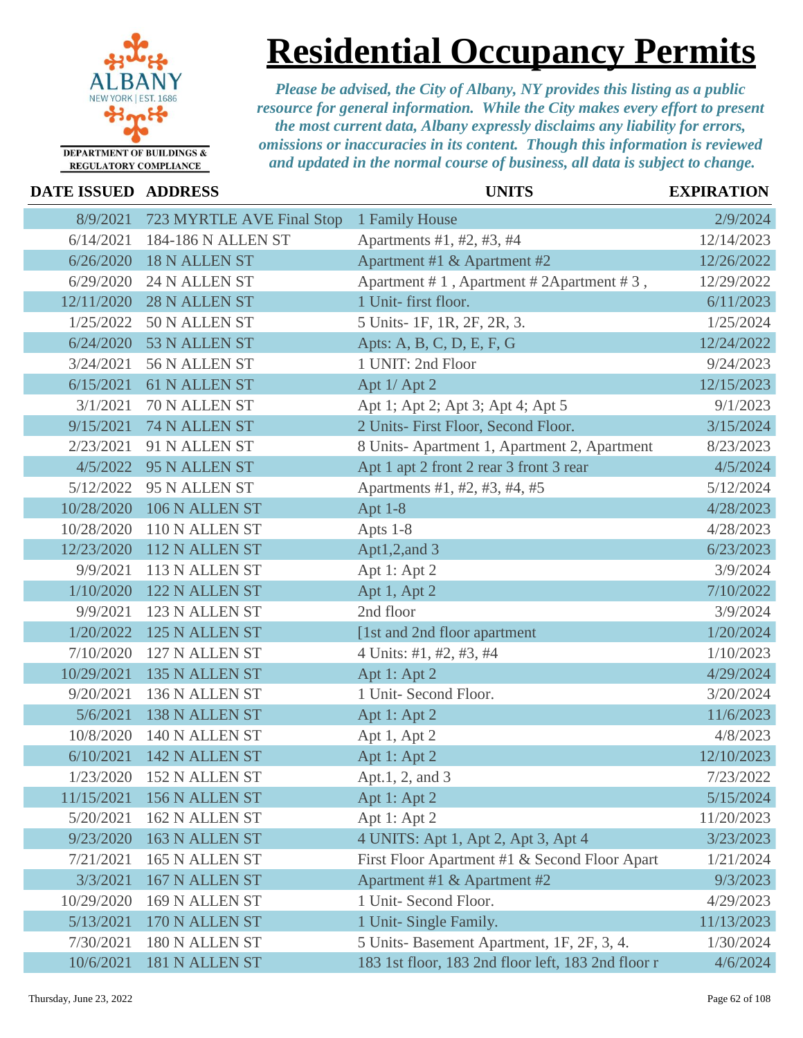# Residential Occupancy Permits

ALBANY
NEW YORK | EST. 1686
DEPARTMENT OF BUILDINGS & REGULATORY COMPLIANCE

*Please be advised, the City of Albany, NY provides this listing as a public resource for general information. While the City makes every effort to present the most current data, Albany expressly disclaims any liability for errors, omissions or inaccuracies in its content. Though this information is reviewed and updated in the normal course of business, all data is subject to change.*

| DATE ISSUED | ADDRESS | UNITS | EXPIRATION |
|---|---|---|---|
| 8/9/2021 | 723 MYRTLE AVE Final Stop | 1 Family House | 2/9/2024 |
| 6/14/2021 | 184-186 N ALLEN ST | Apartments #1, #2, #3, #4 | 12/14/2023 |
| 6/26/2020 | 18 N ALLEN ST | Apartment #1 & Apartment #2 | 12/26/2022 |
| 6/29/2020 | 24 N ALLEN ST | Apartment # 1 , Apartment # 2Apartment # 3 , | 12/29/2022 |
| 12/11/2020 | 28 N ALLEN ST | 1 Unit- first floor. | 6/11/2023 |
| 1/25/2022 | 50 N ALLEN ST | 5 Units- 1F, 1R, 2F, 2R, 3. | 1/25/2024 |
| 6/24/2020 | 53 N ALLEN ST | Apts: A, B, C, D, E, F, G | 12/24/2022 |
| 3/24/2021 | 56 N ALLEN ST | 1 UNIT: 2nd Floor | 9/24/2023 |
| 6/15/2021 | 61 N ALLEN ST | Apt 1/ Apt 2 | 12/15/2023 |
| 3/1/2021 | 70 N ALLEN ST | Apt 1; Apt 2; Apt 3; Apt 4; Apt 5 | 9/1/2023 |
| 9/15/2021 | 74 N ALLEN ST | 2 Units- First Floor, Second Floor. | 3/15/2024 |
| 2/23/2021 | 91 N ALLEN ST | 8 Units- Apartment 1, Apartment 2, Apartment | 8/23/2023 |
| 4/5/2022 | 95 N ALLEN ST | Apt 1 apt 2 front 2 rear 3 front 3 rear | 4/5/2024 |
| 5/12/2022 | 95 N ALLEN ST | Apartments #1, #2, #3, #4, #5 | 5/12/2024 |
| 10/28/2020 | 106 N ALLEN ST | Apt 1-8 | 4/28/2023 |
| 10/28/2020 | 110 N ALLEN ST | Apts 1-8 | 4/28/2023 |
| 12/23/2020 | 112 N ALLEN ST | Apt1,2,and 3 | 6/23/2023 |
| 9/9/2021 | 113 N ALLEN ST | Apt 1: Apt 2 | 3/9/2024 |
| 1/10/2020 | 122 N ALLEN ST | Apt 1, Apt 2 | 7/10/2022 |
| 9/9/2021 | 123 N ALLEN ST | 2nd floor | 3/9/2024 |
| 1/20/2022 | 125 N ALLEN ST | [1st and 2nd floor apartment | 1/20/2024 |
| 7/10/2020 | 127 N ALLEN ST | 4 Units: #1, #2, #3, #4 | 1/10/2023 |
| 10/29/2021 | 135 N ALLEN ST | Apt 1: Apt 2 | 4/29/2024 |
| 9/20/2021 | 136 N ALLEN ST | 1 Unit- Second Floor. | 3/20/2024 |
| 5/6/2021 | 138 N ALLEN ST | Apt 1: Apt 2 | 11/6/2023 |
| 10/8/2020 | 140 N ALLEN ST | Apt 1, Apt 2 | 4/8/2023 |
| 6/10/2021 | 142 N ALLEN ST | Apt 1: Apt 2 | 12/10/2023 |
| 1/23/2020 | 152 N ALLEN ST | Apt.1, 2, and 3 | 7/23/2022 |
| 11/15/2021 | 156 N ALLEN ST | Apt 1: Apt 2 | 5/15/2024 |
| 5/20/2021 | 162 N ALLEN ST | Apt 1: Apt 2 | 11/20/2023 |
| 9/23/2020 | 163 N ALLEN ST | 4 UNITS: Apt 1, Apt 2, Apt 3, Apt 4 | 3/23/2023 |
| 7/21/2021 | 165 N ALLEN ST | First Floor Apartment #1 & Second Floor Apart | 1/21/2024 |
| 3/3/2021 | 167 N ALLEN ST | Apartment #1 & Apartment #2 | 9/3/2023 |
| 10/29/2020 | 169 N ALLEN ST | 1 Unit- Second Floor. | 4/29/2023 |
| 5/13/2021 | 170 N ALLEN ST | 1 Unit- Single Family. | 11/13/2023 |
| 7/30/2021 | 180 N ALLEN ST | 5 Units- Basement Apartment, 1F, 2F, 3, 4. | 1/30/2024 |
| 10/6/2021 | 181 N ALLEN ST | 183 1st floor, 183 2nd floor left, 183 2nd floor r | 4/6/2024 |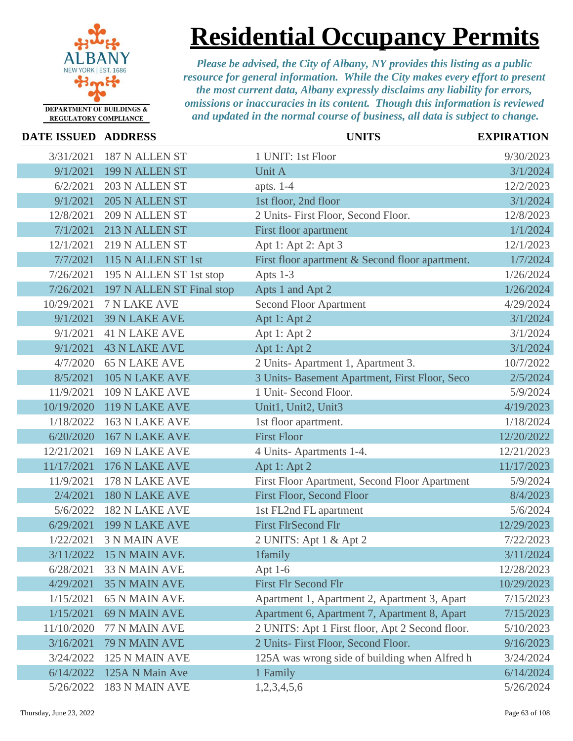# Residential Occupancy Permits

ALBANY NEW YORK | EST. 1686
DEPARTMENT OF BUILDINGS & REGULATORY COMPLIANCE

*Please be advised, the City of Albany, NY provides this listing as a public resource for general information. While the City makes every effort to present the most current data, Albany expressly disclaims any liability for errors, omissions or inaccuracies in its content. Though this information is reviewed and updated in the normal course of business, all data is subject to change.*

| DATE ISSUED | ADDRESS | UNITS | EXPIRATION |
|---|---|---|---|
| 3/31/2021 | 187 N ALLEN ST | 1 UNIT: 1st Floor | 9/30/2023 |
| 9/1/2021 | 199 N ALLEN ST | Unit A | 3/1/2024 |
| 6/2/2021 | 203 N ALLEN ST | apts. 1-4 | 12/2/2023 |
| 9/1/2021 | 205 N ALLEN ST | 1st floor, 2nd floor | 3/1/2024 |
| 12/8/2021 | 209 N ALLEN ST | 2 Units- First Floor, Second Floor. | 12/8/2023 |
| 7/1/2021 | 213 N ALLEN ST | First floor apartment | 1/1/2024 |
| 12/1/2021 | 219 N ALLEN ST | Apt 1: Apt 2: Apt 3 | 12/1/2023 |
| 7/7/2021 | 115 N ALLEN ST 1st | First floor apartment & Second floor apartment. | 1/7/2024 |
| 7/26/2021 | 195 N ALLEN ST 1st stop | Apts 1-3 | 1/26/2024 |
| 7/26/2021 | 197 N ALLEN ST Final stop | Apts 1 and Apt 2 | 1/26/2024 |
| 10/29/2021 | 7 N LAKE AVE | Second Floor Apartment | 4/29/2024 |
| 9/1/2021 | 39 N LAKE AVE | Apt 1: Apt 2 | 3/1/2024 |
| 9/1/2021 | 41 N LAKE AVE | Apt 1: Apt 2 | 3/1/2024 |
| 9/1/2021 | 43 N LAKE AVE | Apt 1: Apt 2 | 3/1/2024 |
| 4/7/2020 | 65 N LAKE AVE | 2 Units- Apartment 1, Apartment 3. | 10/7/2022 |
| 8/5/2021 | 105 N LAKE AVE | 3 Units- Basement Apartment, First Floor, Seco | 2/5/2024 |
| 11/9/2021 | 109 N LAKE AVE | 1 Unit- Second Floor. | 5/9/2024 |
| 10/19/2020 | 119 N LAKE AVE | Unit1, Unit2, Unit3 | 4/19/2023 |
| 1/18/2022 | 163 N LAKE AVE | 1st floor apartment. | 1/18/2024 |
| 6/20/2020 | 167 N LAKE AVE | First Floor | 12/20/2022 |
| 12/21/2021 | 169 N LAKE AVE | 4 Units- Apartments 1-4. | 12/21/2023 |
| 11/17/2021 | 176 N LAKE AVE | Apt 1: Apt 2 | 11/17/2023 |
| 11/9/2021 | 178 N LAKE AVE | First Floor Apartment, Second Floor Apartment | 5/9/2024 |
| 2/4/2021 | 180 N LAKE AVE | First Floor, Second Floor | 8/4/2023 |
| 5/6/2022 | 182 N LAKE AVE | 1st FL2nd FL apartment | 5/6/2024 |
| 6/29/2021 | 199 N LAKE AVE | First FlrSecond Flr | 12/29/2023 |
| 1/22/2021 | 3 N MAIN AVE | 2 UNITS: Apt 1 & Apt 2 | 7/22/2023 |
| 3/11/2022 | 15 N MAIN AVE | 1family | 3/11/2024 |
| 6/28/2021 | 33 N MAIN AVE | Apt 1-6 | 12/28/2023 |
| 4/29/2021 | 35 N MAIN AVE | First Flr Second Flr | 10/29/2023 |
| 1/15/2021 | 65 N MAIN AVE | Apartment 1, Apartment 2, Apartment 3, Apart | 7/15/2023 |
| 1/15/2021 | 69 N MAIN AVE | Apartment 6, Apartment 7, Apartment 8, Apart | 7/15/2023 |
| 11/10/2020 | 77 N MAIN AVE | 2 UNITS: Apt 1 First floor, Apt 2 Second floor. | 5/10/2023 |
| 3/16/2021 | 79 N MAIN AVE | 2 Units- First Floor, Second Floor. | 9/16/2023 |
| 3/24/2022 | 125 N MAIN AVE | 125A was wrong side of building when Alfred h | 3/24/2024 |
| 6/14/2022 | 125A N Main Ave | 1 Family | 6/14/2024 |
| 5/26/2022 | 183 N MAIN AVE | 1,2,3,4,5,6 | 5/26/2024 |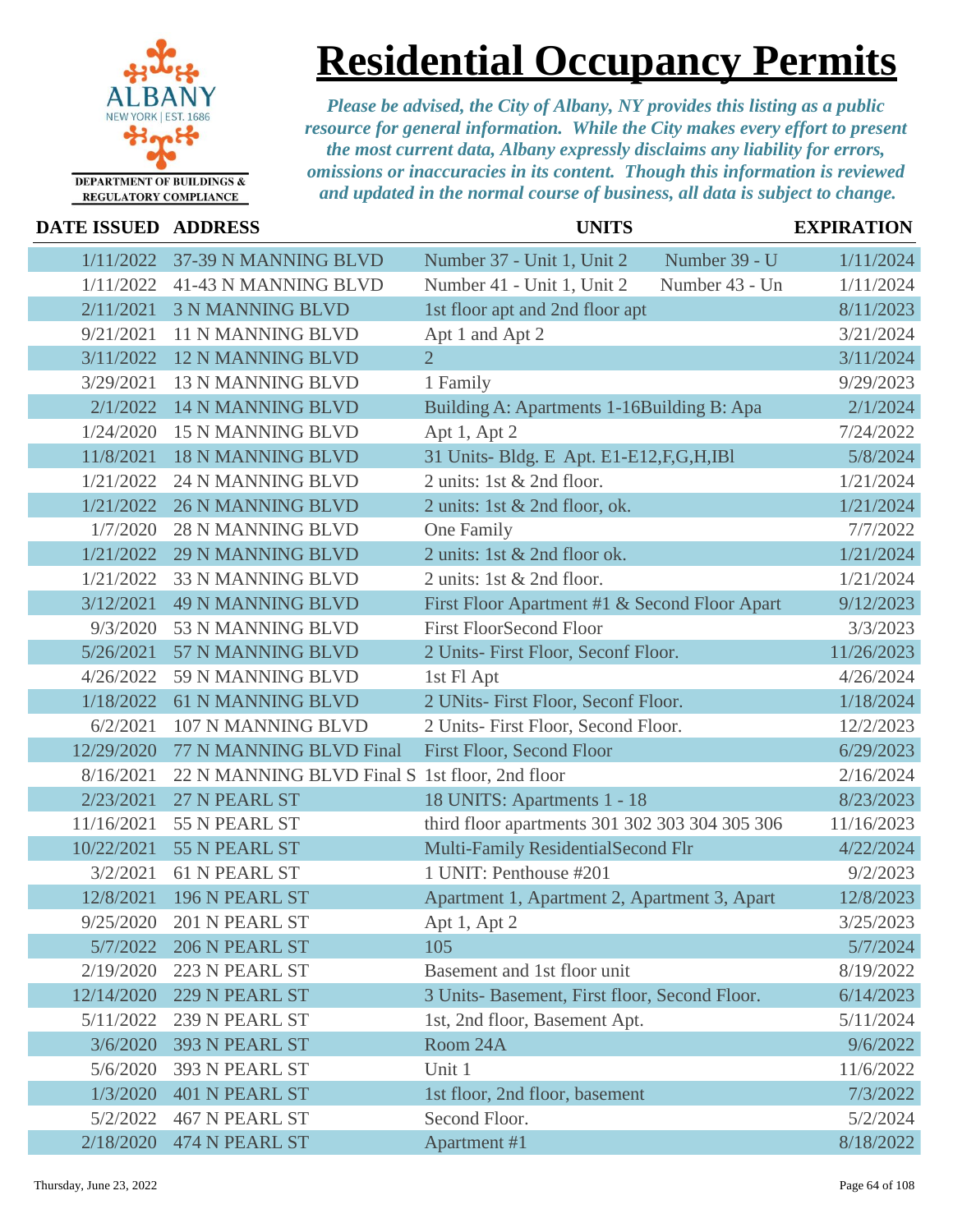# Residential Occupancy Permits

DEPARTMENT OF BUILDINGS & REGULATORY COMPLIANCE

*Please be advised, the City of Albany, NY provides this listing as a public resource for general information. While the City makes every effort to present the most current data, Albany expressly disclaims any liability for errors, omissions or inaccuracies in its content. Though this information is reviewed and updated in the normal course of business, all data is subject to change.*

| DATE ISSUED | ADDRESS | UNITS | EXPIRATION |
|---|---|---|---|
| 1/11/2022 | 37-39 N MANNING BLVD | Number 37 - Unit 1, Unit 2 Number 39 - U | 1/11/2024 |
| 1/11/2022 | 41-43 N MANNING BLVD | Number 41 - Unit 1, Unit 2 Number 43 - Un | 1/11/2024 |
| 2/11/2021 | 3 N MANNING BLVD | 1st floor apt and 2nd floor apt | 8/11/2023 |
| 9/21/2021 | 11 N MANNING BLVD | Apt 1 and Apt 2 | 3/21/2024 |
| 3/11/2022 | 12 N MANNING BLVD | 2 | 3/11/2024 |
| 3/29/2021 | 13 N MANNING BLVD | 1 Family | 9/29/2023 |
| 2/1/2022 | 14 N MANNING BLVD | Building A: Apartments 1-16Building B: Apa | 2/1/2024 |
| 1/24/2020 | 15 N MANNING BLVD | Apt 1, Apt 2 | 7/24/2022 |
| 11/8/2021 | 18 N MANNING BLVD | 31 Units- Bldg. E Apt. E1-E12,F,G,H,IBl | 5/8/2024 |
| 1/21/2022 | 24 N MANNING BLVD | 2 units: 1st & 2nd floor. | 1/21/2024 |
| 1/21/2022 | 26 N MANNING BLVD | 2 units: 1st & 2nd floor, ok. | 1/21/2024 |
| 1/7/2020 | 28 N MANNING BLVD | One Family | 7/7/2022 |
| 1/21/2022 | 29 N MANNING BLVD | 2 units: 1st & 2nd floor ok. | 1/21/2024 |
| 1/21/2022 | 33 N MANNING BLVD | 2 units: 1st & 2nd floor. | 1/21/2024 |
| 3/12/2021 | 49 N MANNING BLVD | First Floor Apartment #1 & Second Floor Apart | 9/12/2023 |
| 9/3/2020 | 53 N MANNING BLVD | First FloorSecond Floor | 3/3/2023 |
| 5/26/2021 | 57 N MANNING BLVD | 2 Units- First Floor, Seconf Floor. | 11/26/2023 |
| 4/26/2022 | 59 N MANNING BLVD | 1st Fl Apt | 4/26/2024 |
| 1/18/2022 | 61 N MANNING BLVD | 2 UNits- First Floor, Seconf Floor. | 1/18/2024 |
| 6/2/2021 | 107 N MANNING BLVD | 2 Units- First Floor, Second Floor. | 12/2/2023 |
| 12/29/2020 | 77 N MANNING BLVD Final | First Floor, Second Floor | 6/29/2023 |
| 8/16/2021 | 22 N MANNING BLVD Final S | 1st floor, 2nd floor | 2/16/2024 |
| 2/23/2021 | 27 N PEARL ST | 18 UNITS: Apartments 1 - 18 | 8/23/2023 |
| 11/16/2021 | 55 N PEARL ST | third floor apartments 301 302 303 304 305 306 | 11/16/2023 |
| 10/22/2021 | 55 N PEARL ST | Multi-Family ResidentialSecond Flr | 4/22/2024 |
| 3/2/2021 | 61 N PEARL ST | 1 UNIT: Penthouse #201 | 9/2/2023 |
| 12/8/2021 | 196 N PEARL ST | Apartment 1, Apartment 2, Apartment 3, Apart | 12/8/2023 |
| 9/25/2020 | 201 N PEARL ST | Apt 1, Apt 2 | 3/25/2023 |
| 5/7/2022 | 206 N PEARL ST | 105 | 5/7/2024 |
| 2/19/2020 | 223 N PEARL ST | Basement and 1st floor unit | 8/19/2022 |
| 12/14/2020 | 229 N PEARL ST | 3 Units- Basement, First floor, Second Floor. | 6/14/2023 |
| 5/11/2022 | 239 N PEARL ST | 1st, 2nd floor, Basement Apt. | 5/11/2024 |
| 3/6/2020 | 393 N PEARL ST | Room 24A | 9/6/2022 |
| 5/6/2020 | 393 N PEARL ST | Unit 1 | 11/6/2022 |
| 1/3/2020 | 401 N PEARL ST | 1st floor, 2nd floor, basement | 7/3/2022 |
| 5/2/2022 | 467 N PEARL ST | Second Floor. | 5/2/2024 |
| 2/18/2020 | 474 N PEARL ST | Apartment #1 | 8/18/2022 |

Thursday, June 23, 2022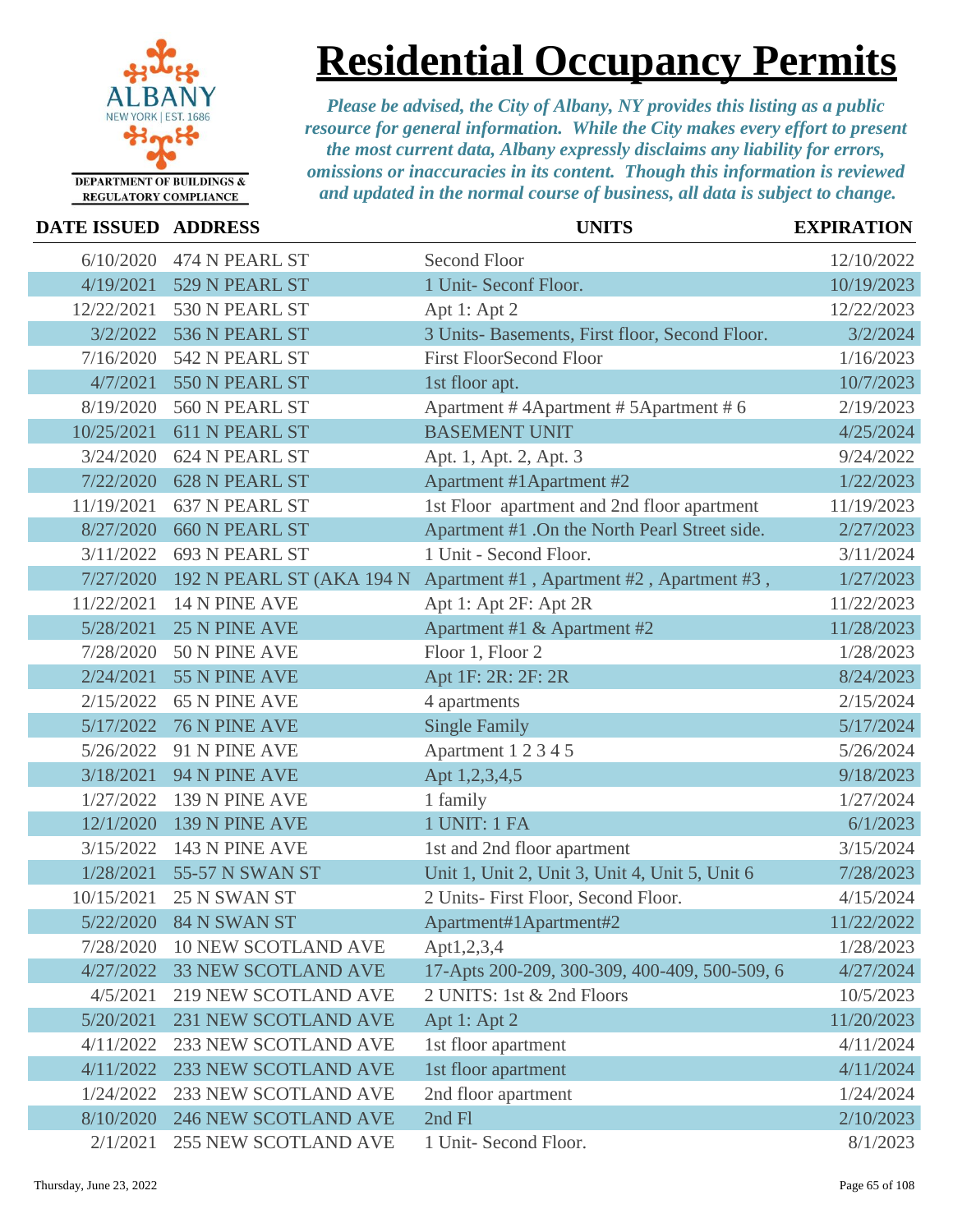# Residential Occupancy Permits

ALBANY
NEW YORK | EST. 1686
DEPARTMENT OF BUILDINGS & REGULATORY COMPLIANCE

*Please be advised, the City of Albany, NY provides this listing as a public resource for general information. While the City makes every effort to present the most current data, Albany expressly disclaims any liability for errors, omissions or inaccuracies in its content. Though this information is reviewed and updated in the normal course of business, all data is subject to change.*

| DATE ISSUED | ADDRESS | UNITS | EXPIRATION |
|---|---|---|---|
| 6/10/2020 | 474 N PEARL ST | Second Floor | 12/10/2022 |
| 4/19/2021 | 529 N PEARL ST | 1 Unit- Seconf Floor. | 10/19/2023 |
| 12/22/2021 | 530 N PEARL ST | Apt 1: Apt 2 | 12/22/2023 |
| 3/2/2022 | 536 N PEARL ST | 3 Units- Basements, First floor, Second Floor. | 3/2/2024 |
| 7/16/2020 | 542 N PEARL ST | First FloorSecond Floor | 1/16/2023 |
| 4/7/2021 | 550 N PEARL ST | 1st floor apt. | 10/7/2023 |
| 8/19/2020 | 560 N PEARL ST | Apartment # 4Apartment # 5Apartment # 6 | 2/19/2023 |
| 10/25/2021 | 611 N PEARL ST | BASEMENT UNIT | 4/25/2024 |
| 3/24/2020 | 624 N PEARL ST | Apt. 1, Apt. 2, Apt. 3 | 9/24/2022 |
| 7/22/2020 | 628 N PEARL ST | Apartment #1Apartment #2 | 1/22/2023 |
| 11/19/2021 | 637 N PEARL ST | 1st Floor apartment and 2nd floor apartment | 11/19/2023 |
| 8/27/2020 | 660 N PEARL ST | Apartment #1 .On the North Pearl Street side. | 2/27/2023 |
| 3/11/2022 | 693 N PEARL ST | 1 Unit - Second Floor. | 3/11/2024 |
| 7/27/2020 | 192 N PEARL ST (AKA 194 N | Apartment #1 , Apartment #2 , Apartment #3 , | 1/27/2023 |
| 11/22/2021 | 14 N PINE AVE | Apt 1: Apt 2F: Apt 2R | 11/22/2023 |
| 5/28/2021 | 25 N PINE AVE | Apartment #1 & Apartment #2 | 11/28/2023 |
| 7/28/2020 | 50 N PINE AVE | Floor 1, Floor 2 | 1/28/2023 |
| 2/24/2021 | 55 N PINE AVE | Apt 1F: 2R: 2F: 2R | 8/24/2023 |
| 2/15/2022 | 65 N PINE AVE | 4 apartments | 2/15/2024 |
| 5/17/2022 | 76 N PINE AVE | Single Family | 5/17/2024 |
| 5/26/2022 | 91 N PINE AVE | Apartment 1 2 3 4 5 | 5/26/2024 |
| 3/18/2021 | 94 N PINE AVE | Apt 1,2,3,4,5 | 9/18/2023 |
| 1/27/2022 | 139 N PINE AVE | 1 family | 1/27/2024 |
| 12/1/2020 | 139 N PINE AVE | 1 UNIT: 1 FA | 6/1/2023 |
| 3/15/2022 | 143 N PINE AVE | 1st and 2nd floor apartment | 3/15/2024 |
| 1/28/2021 | 55-57 N SWAN ST | Unit 1, Unit 2, Unit 3, Unit 4, Unit 5, Unit 6 | 7/28/2023 |
| 10/15/2021 | 25 N SWAN ST | 2 Units- First Floor, Second Floor. | 4/15/2024 |
| 5/22/2020 | 84 N SWAN ST | Apartment#1Apartment#2 | 11/22/2022 |
| 7/28/2020 | 10 NEW SCOTLAND AVE | Apt1,2,3,4 | 1/28/2023 |
| 4/27/2022 | 33 NEW SCOTLAND AVE | 17-Apts 200-209, 300-309, 400-409, 500-509, 6 | 4/27/2024 |
| 4/5/2021 | 219 NEW SCOTLAND AVE | 2 UNITS: 1st & 2nd Floors | 10/5/2023 |
| 5/20/2021 | 231 NEW SCOTLAND AVE | Apt 1: Apt 2 | 11/20/2023 |
| 4/11/2022 | 233 NEW SCOTLAND AVE | 1st floor apartment | 4/11/2024 |
| 4/11/2022 | 233 NEW SCOTLAND AVE | 1st floor apartment | 4/11/2024 |
| 1/24/2022 | 233 NEW SCOTLAND AVE | 2nd floor apartment | 1/24/2024 |
| 8/10/2020 | 246 NEW SCOTLAND AVE | 2nd Fl | 2/10/2023 |
| 2/1/2021 | 255 NEW SCOTLAND AVE | 1 Unit- Second Floor. | 8/1/2023 |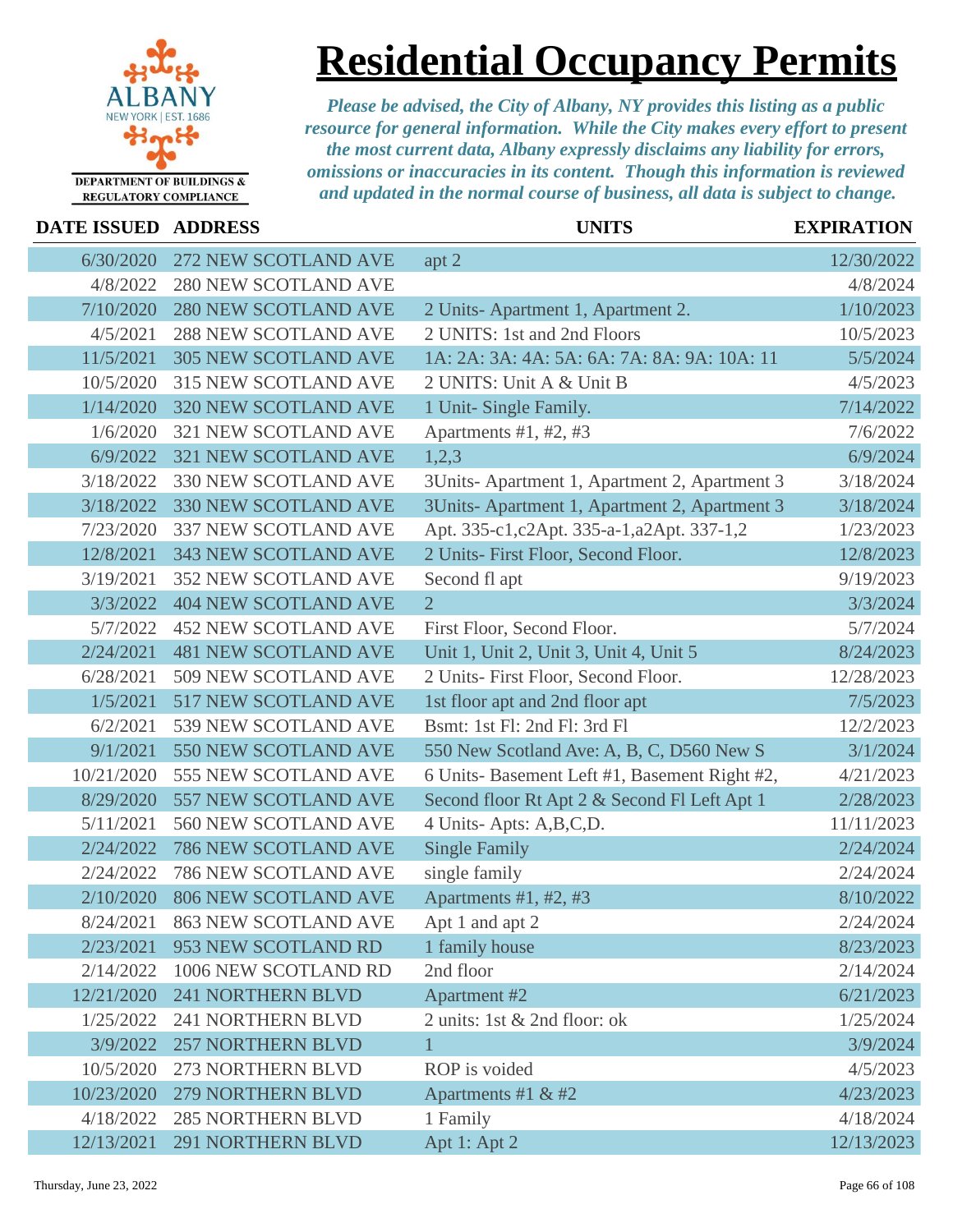# Residential Occupancy Permits

ALBANY NEW YORK | EST. 1686

DEPARTMENT OF BUILDINGS & REGULATORY COMPLIANCE

*Please be advised, the City of Albany, NY provides this listing as a public resource for general information. While the City makes every effort to present the most current data, Albany expressly disclaims any liability for errors, omissions or inaccuracies in its content. Though this information is reviewed and updated in the normal course of business, all data is subject to change.*

| DATE ISSUED | ADDRESS | UNITS | EXPIRATION |
|---|---|---|---|
| 6/30/2020 | 272 NEW SCOTLAND AVE | apt 2 | 12/30/2022 |
| 4/8/2022 | 280 NEW SCOTLAND AVE | | 4/8/2024 |
| 7/10/2020 | 280 NEW SCOTLAND AVE | 2 Units- Apartment 1, Apartment 2. | 1/10/2023 |
| 4/5/2021 | 288 NEW SCOTLAND AVE | 2 UNITS: 1st and 2nd Floors | 10/5/2023 |
| 11/5/2021 | 305 NEW SCOTLAND AVE | 1A: 2A: 3A: 4A: 5A: 6A: 7A: 8A: 9A: 10A: 11 | 5/5/2024 |
| 10/5/2020 | 315 NEW SCOTLAND AVE | 2 UNITS: Unit A & Unit B | 4/5/2023 |
| 1/14/2020 | 320 NEW SCOTLAND AVE | 1 Unit- Single Family. | 7/14/2022 |
| 1/6/2020 | 321 NEW SCOTLAND AVE | Apartments #1, #2, #3 | 7/6/2022 |
| 6/9/2022 | 321 NEW SCOTLAND AVE | 1,2,3 | 6/9/2024 |
| 3/18/2022 | 330 NEW SCOTLAND AVE | 3Units- Apartment 1, Apartment 2, Apartment 3 | 3/18/2024 |
| 3/18/2022 | 330 NEW SCOTLAND AVE | 3Units- Apartment 1, Apartment 2, Apartment 3 | 3/18/2024 |
| 7/23/2020 | 337 NEW SCOTLAND AVE | Apt. 335-c1,c2Apt. 335-a-1,a2Apt. 337-1,2 | 1/23/2023 |
| 12/8/2021 | 343 NEW SCOTLAND AVE | 2 Units- First Floor, Second Floor. | 12/8/2023 |
| 3/19/2021 | 352 NEW SCOTLAND AVE | Second fl apt | 9/19/2023 |
| 3/3/2022 | 404 NEW SCOTLAND AVE | 2 | 3/3/2024 |
| 5/7/2022 | 452 NEW SCOTLAND AVE | First Floor, Second Floor. | 5/7/2024 |
| 2/24/2021 | 481 NEW SCOTLAND AVE | Unit 1, Unit 2, Unit 3, Unit 4, Unit 5 | 8/24/2023 |
| 6/28/2021 | 509 NEW SCOTLAND AVE | 2 Units- First Floor, Second Floor. | 12/28/2023 |
| 1/5/2021 | 517 NEW SCOTLAND AVE | 1st floor apt and 2nd floor apt | 7/5/2023 |
| 6/2/2021 | 539 NEW SCOTLAND AVE | Bsmt: 1st Fl: 2nd Fl: 3rd Fl | 12/2/2023 |
| 9/1/2021 | 550 NEW SCOTLAND AVE | 550 New Scotland Ave: A, B, C, D560 New S | 3/1/2024 |
| 10/21/2020 | 555 NEW SCOTLAND AVE | 6 Units- Basement Left #1, Basement Right #2, | 4/21/2023 |
| 8/29/2020 | 557 NEW SCOTLAND AVE | Second floor Rt Apt 2 & Second Fl Left Apt 1 | 2/28/2023 |
| 5/11/2021 | 560 NEW SCOTLAND AVE | 4 Units- Apts: A,B,C,D. | 11/11/2023 |
| 2/24/2022 | 786 NEW SCOTLAND AVE | Single Family | 2/24/2024 |
| 2/24/2022 | 786 NEW SCOTLAND AVE | single family | 2/24/2024 |
| 2/10/2020 | 806 NEW SCOTLAND AVE | Apartments #1, #2, #3 | 8/10/2022 |
| 8/24/2021 | 863 NEW SCOTLAND AVE | Apt 1 and apt 2 | 2/24/2024 |
| 2/23/2021 | 953 NEW SCOTLAND RD | 1 family house | 8/23/2023 |
| 2/14/2022 | 1006 NEW SCOTLAND RD | 2nd floor | 2/14/2024 |
| 12/21/2020 | 241 NORTHERN BLVD | Apartment #2 | 6/21/2023 |
| 1/25/2022 | 241 NORTHERN BLVD | 2 units: 1st & 2nd floor: ok | 1/25/2024 |
| 3/9/2022 | 257 NORTHERN BLVD | 1 | 3/9/2024 |
| 10/5/2020 | 273 NORTHERN BLVD | ROP is voided | 4/5/2023 |
| 10/23/2020 | 279 NORTHERN BLVD | Apartments #1 & #2 | 4/23/2023 |
| 4/18/2022 | 285 NORTHERN BLVD | 1 Family | 4/18/2024 |
| 12/13/2021 | 291 NORTHERN BLVD | Apt 1: Apt 2 | 12/13/2023 |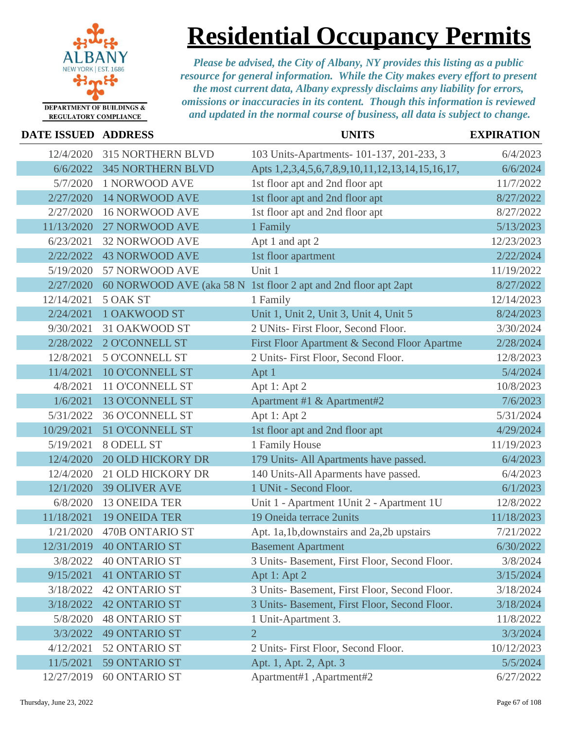# Residential Occupancy Permits

ALBANY
NEW YORK | EST. 1686
DEPARTMENT OF BUILDINGS & REGULATORY COMPLIANCE

*Please be advised, the City of Albany, NY provides this listing as a public resource for general information. While the City makes every effort to present the most current data, Albany expressly disclaims any liability for errors, omissions or inaccuracies in its content. Though this information is reviewed and updated in the normal course of business, all data is subject to change.*

| DATE ISSUED | ADDRESS | UNITS | EXPIRATION |
|---|---|---|---|
| 12/4/2020 | 315 NORTHERN BLVD | 103 Units-Apartments- 101-137, 201-233, 3 | 6/4/2023 |
| 6/6/2022 | 345 NORTHERN BLVD | Apts 1,2,3,4,5,6,7,8,9,10,11,12,13,14,15,16,17, | 6/6/2024 |
| 5/7/2020 | 1 NORWOOD AVE | 1st floor apt and 2nd floor apt | 11/7/2022 |
| 2/27/2020 | 14 NORWOOD AVE | 1st floor apt and 2nd floor apt | 8/27/2022 |
| 2/27/2020 | 16 NORWOOD AVE | 1st floor apt and 2nd floor apt | 8/27/2022 |
| 11/13/2020 | 27 NORWOOD AVE | 1 Family | 5/13/2023 |
| 6/23/2021 | 32 NORWOOD AVE | Apt 1 and apt 2 | 12/23/2023 |
| 2/22/2022 | 43 NORWOOD AVE | 1st floor apartment | 2/22/2024 |
| 5/19/2020 | 57 NORWOOD AVE | Unit 1 | 11/19/2022 |
| 2/27/2020 | 60 NORWOOD AVE (aka 58 N | 1st floor 2 apt and 2nd floor apt 2apt | 8/27/2022 |
| 12/14/2021 | 5 OAK ST | 1 Family | 12/14/2023 |
| 2/24/2021 | 1 OAKWOOD ST | Unit 1, Unit 2, Unit 3, Unit 4, Unit 5 | 8/24/2023 |
| 9/30/2021 | 31 OAKWOOD ST | 2 UNits- First Floor, Second Floor. | 3/30/2024 |
| 2/28/2022 | 2 O'CONNELL ST | First Floor Apartment & Second Floor Apartme | 2/28/2024 |
| 12/8/2021 | 5 O'CONNELL ST | 2 Units- First Floor, Second Floor. | 12/8/2023 |
| 11/4/2021 | 10 O'CONNELL ST | Apt 1 | 5/4/2024 |
| 4/8/2021 | 11 O'CONNELL ST | Apt 1: Apt 2 | 10/8/2023 |
| 1/6/2021 | 13 O'CONNELL ST | Apartment #1 & Apartment#2 | 7/6/2023 |
| 5/31/2022 | 36 O'CONNELL ST | Apt 1: Apt 2 | 5/31/2024 |
| 10/29/2021 | 51 O'CONNELL ST | 1st floor apt and 2nd floor apt | 4/29/2024 |
| 5/19/2021 | 8 ODELL ST | 1 Family House | 11/19/2023 |
| 12/4/2020 | 20 OLD HICKORY DR | 179 Units- All Apartments have passed. | 6/4/2023 |
| 12/4/2020 | 21 OLD HICKORY DR | 140 Units-All Aparments have passed. | 6/4/2023 |
| 12/1/2020 | 39 OLIVER AVE | 1 UNit - Second Floor. | 6/1/2023 |
| 6/8/2020 | 13 ONEIDA TER | Unit 1 - Apartment 1Unit 2 - Apartment 1U | 12/8/2022 |
| 11/18/2021 | 19 ONEIDA TER | 19 Oneida terrace 2units | 11/18/2023 |
| 1/21/2020 | 470B ONTARIO ST | Apt. 1a,1b,downstairs and 2a,2b upstairs | 7/21/2022 |
| 12/31/2019 | 40 ONTARIO ST | Basement Apartment | 6/30/2022 |
| 3/8/2022 | 40 ONTARIO ST | 3 Units- Basement, First Floor, Second Floor. | 3/8/2024 |
| 9/15/2021 | 41 ONTARIO ST | Apt 1: Apt 2 | 3/15/2024 |
| 3/18/2022 | 42 ONTARIO ST | 3 Units- Basement, First Floor, Second Floor. | 3/18/2024 |
| 3/18/2022 | 42 ONTARIO ST | 3 Units- Basement, First Floor, Second Floor. | 3/18/2024 |
| 5/8/2020 | 48 ONTARIO ST | 1 Unit-Apartment 3. | 11/8/2022 |
| 3/3/2022 | 49 ONTARIO ST | 2 | 3/3/2024 |
| 4/12/2021 | 52 ONTARIO ST | 2 Units- First Floor, Second Floor. | 10/12/2023 |
| 11/5/2021 | 59 ONTARIO ST | Apt. 1, Apt. 2, Apt. 3 | 5/5/2024 |
| 12/27/2019 | 60 ONTARIO ST | Apartment#1 ,Apartment#2 | 6/27/2022 |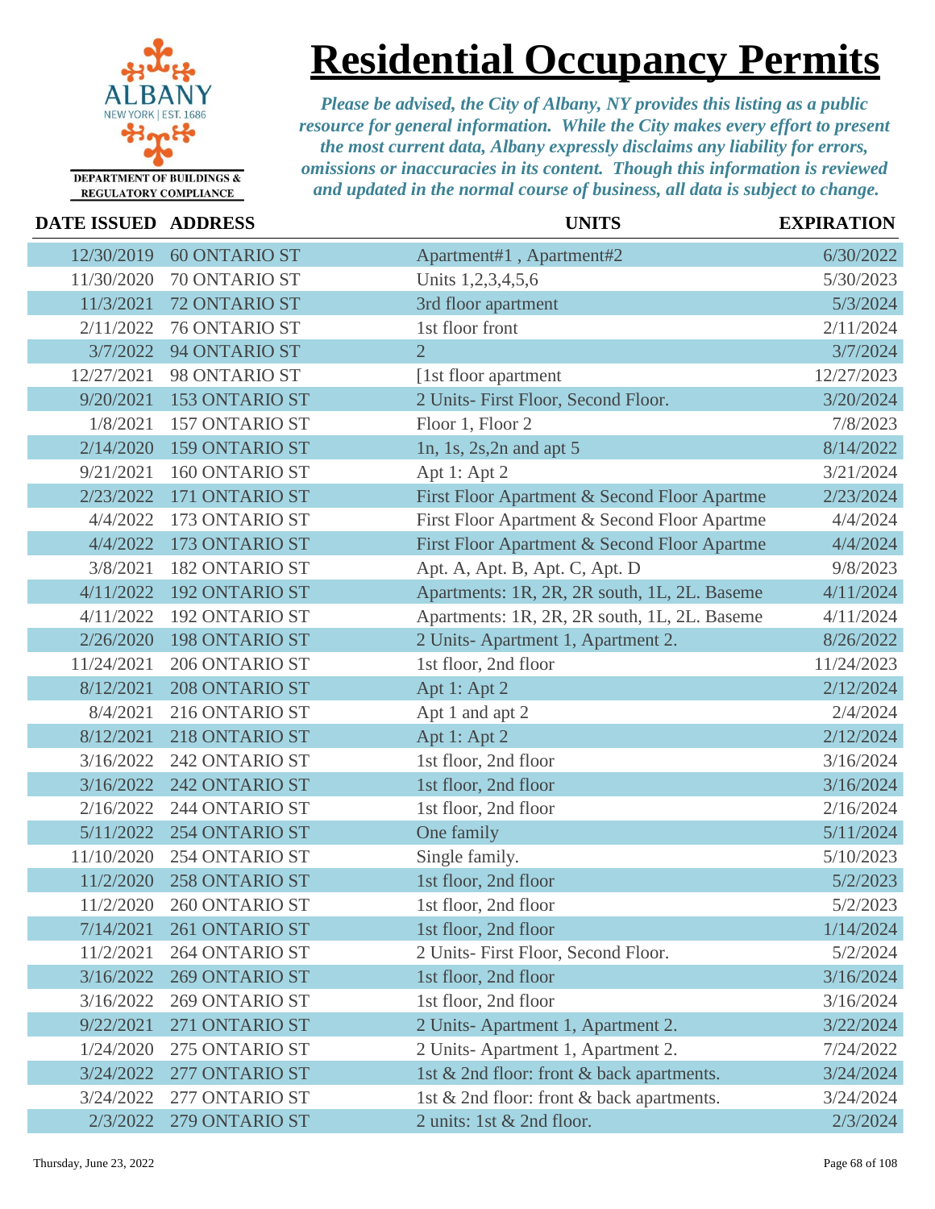# Residential Occupancy Permits

ALBANY NEW YORK | EST. 1686

DEPARTMENT OF BUILDINGS & REGULATORY COMPLIANCE

*Please be advised, the City of Albany, NY provides this listing as a public resource for general information. While the City makes every effort to present the most current data, Albany expressly disclaims any liability for errors, omissions or inaccuracies in its content. Though this information is reviewed and updated in the normal course of business, all data is subject to change.*

| DATE ISSUED | ADDRESS | UNITS | EXPIRATION |
|---|---|---|---|
| 12/30/2019 | 60 ONTARIO ST | Apartment#1 , Apartment#2 | 6/30/2022 |
| 11/30/2020 | 70 ONTARIO ST | Units 1,2,3,4,5,6 | 5/30/2023 |
| 11/3/2021 | 72 ONTARIO ST | 3rd floor apartment | 5/3/2024 |
| 2/11/2022 | 76 ONTARIO ST | 1st floor front | 2/11/2024 |
| 3/7/2022 | 94 ONTARIO ST | 2 | 3/7/2024 |
| 12/27/2021 | 98 ONTARIO ST | [1st floor apartment | 12/27/2023 |
| 9/20/2021 | 153 ONTARIO ST | 2 Units- First Floor, Second Floor. | 3/20/2024 |
| 1/8/2021 | 157 ONTARIO ST | Floor 1, Floor 2 | 7/8/2023 |
| 2/14/2020 | 159 ONTARIO ST | 1n, 1s, 2s,2n and apt 5 | 8/14/2022 |
| 9/21/2021 | 160 ONTARIO ST | Apt 1: Apt 2 | 3/21/2024 |
| 2/23/2022 | 171 ONTARIO ST | First Floor Apartment & Second Floor Apartme | 2/23/2024 |
| 4/4/2022 | 173 ONTARIO ST | First Floor Apartment & Second Floor Apartme | 4/4/2024 |
| 4/4/2022 | 173 ONTARIO ST | First Floor Apartment & Second Floor Apartme | 4/4/2024 |
| 3/8/2021 | 182 ONTARIO ST | Apt. A, Apt. B, Apt. C, Apt. D | 9/8/2023 |
| 4/11/2022 | 192 ONTARIO ST | Apartments: 1R, 2R, 2R south, 1L, 2L. Baseme | 4/11/2024 |
| 4/11/2022 | 192 ONTARIO ST | Apartments: 1R, 2R, 2R south, 1L, 2L. Baseme | 4/11/2024 |
| 2/26/2020 | 198 ONTARIO ST | 2 Units- Apartment 1, Apartment 2. | 8/26/2022 |
| 11/24/2021 | 206 ONTARIO ST | 1st floor, 2nd floor | 11/24/2023 |
| 8/12/2021 | 208 ONTARIO ST | Apt 1: Apt 2 | 2/12/2024 |
| 8/4/2021 | 216 ONTARIO ST | Apt 1 and apt 2 | 2/4/2024 |
| 8/12/2021 | 218 ONTARIO ST | Apt 1: Apt 2 | 2/12/2024 |
| 3/16/2022 | 242 ONTARIO ST | 1st floor, 2nd floor | 3/16/2024 |
| 3/16/2022 | 242 ONTARIO ST | 1st floor, 2nd floor | 3/16/2024 |
| 2/16/2022 | 244 ONTARIO ST | 1st floor, 2nd floor | 2/16/2024 |
| 5/11/2022 | 254 ONTARIO ST | One family | 5/11/2024 |
| 11/10/2020 | 254 ONTARIO ST | Single family. | 5/10/2023 |
| 11/2/2020 | 258 ONTARIO ST | 1st floor, 2nd floor | 5/2/2023 |
| 11/2/2020 | 260 ONTARIO ST | 1st floor, 2nd floor | 5/2/2023 |
| 7/14/2021 | 261 ONTARIO ST | 1st floor, 2nd floor | 1/14/2024 |
| 11/2/2021 | 264 ONTARIO ST | 2 Units- First Floor, Second Floor. | 5/2/2024 |
| 3/16/2022 | 269 ONTARIO ST | 1st floor, 2nd floor | 3/16/2024 |
| 3/16/2022 | 269 ONTARIO ST | 1st floor, 2nd floor | 3/16/2024 |
| 9/22/2021 | 271 ONTARIO ST | 2 Units- Apartment 1, Apartment 2. | 3/22/2024 |
| 1/24/2020 | 275 ONTARIO ST | 2 Units- Apartment 1, Apartment 2. | 7/24/2022 |
| 3/24/2022 | 277 ONTARIO ST | 1st & 2nd floor: front & back apartments. | 3/24/2024 |
| 3/24/2022 | 277 ONTARIO ST | 1st & 2nd floor: front & back apartments. | 3/24/2024 |
| 2/3/2022 | 279 ONTARIO ST | 2 units: 1st & 2nd floor. | 2/3/2024 |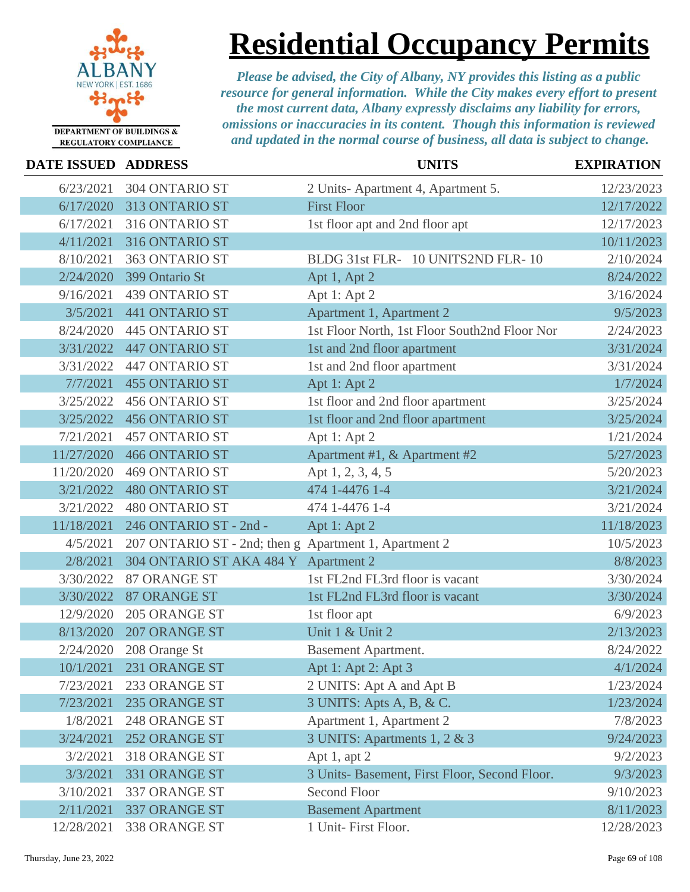# Residential Occupancy Permits

DEPARTMENT OF BUILDINGS & REGULATORY COMPLIANCE

*Please be advised, the City of Albany, NY provides this listing as a public resource for general information. While the City makes every effort to present the most current data, Albany expressly disclaims any liability for errors, omissions or inaccuracies in its content. Though this information is reviewed and updated in the normal course of business, all data is subject to change.*

| DATE ISSUED | ADDRESS | UNITS | EXPIRATION |
|---|---|---|---|
| 6/23/2021 | 304 ONTARIO ST | 2 Units- Apartment 4, Apartment 5. | 12/23/2023 |
| 6/17/2020 | 313 ONTARIO ST | First Floor | 12/17/2022 |
| 6/17/2021 | 316 ONTARIO ST | 1st floor apt and 2nd floor apt | 12/17/2023 |
| 4/11/2021 | 316 ONTARIO ST | | 10/11/2023 |
| 8/10/2021 | 363 ONTARIO ST | BLDG 31st FLR- 10 UNITS2ND FLR- 10 | 2/10/2024 |
| 2/24/2020 | 399 Ontario St | Apt 1, Apt 2 | 8/24/2022 |
| 9/16/2021 | 439 ONTARIO ST | Apt 1: Apt 2 | 3/16/2024 |
| 3/5/2021 | 441 ONTARIO ST | Apartment 1, Apartment 2 | 9/5/2023 |
| 8/24/2020 | 445 ONTARIO ST | 1st Floor North, 1st Floor South2nd Floor Nor | 2/24/2023 |
| 3/31/2022 | 447 ONTARIO ST | 1st and 2nd floor apartment | 3/31/2024 |
| 3/31/2022 | 447 ONTARIO ST | 1st and 2nd floor apartment | 3/31/2024 |
| 7/7/2021 | 455 ONTARIO ST | Apt 1: Apt 2 | 1/7/2024 |
| 3/25/2022 | 456 ONTARIO ST | 1st floor and 2nd floor apartment | 3/25/2024 |
| 3/25/2022 | 456 ONTARIO ST | 1st floor and 2nd floor apartment | 3/25/2024 |
| 7/21/2021 | 457 ONTARIO ST | Apt 1: Apt 2 | 1/21/2024 |
| 11/27/2020 | 466 ONTARIO ST | Apartment #1, & Apartment #2 | 5/27/2023 |
| 11/20/2020 | 469 ONTARIO ST | Apt 1, 2, 3, 4, 5 | 5/20/2023 |
| 3/21/2022 | 480 ONTARIO ST | 474 1-4476 1-4 | 3/21/2024 |
| 3/21/2022 | 480 ONTARIO ST | 474 1-4476 1-4 | 3/21/2024 |
| 11/18/2021 | 246 ONTARIO ST - 2nd - | Apt 1: Apt 2 | 11/18/2023 |
| 4/5/2021 | 207 ONTARIO ST - 2nd; then g | Apartment 1, Apartment 2 | 10/5/2023 |
| 2/8/2021 | 304 ONTARIO ST AKA 484 Y | Apartment 2 | 8/8/2023 |
| 3/30/2022 | 87 ORANGE ST | 1st FL2nd FL3rd floor is vacant | 3/30/2024 |
| 3/30/2022 | 87 ORANGE ST | 1st FL2nd FL3rd floor is vacant | 3/30/2024 |
| 12/9/2020 | 205 ORANGE ST | 1st floor apt | 6/9/2023 |
| 8/13/2020 | 207 ORANGE ST | Unit 1 & Unit 2 | 2/13/2023 |
| 2/24/2020 | 208 Orange St | Basement Apartment. | 8/24/2022 |
| 10/1/2021 | 231 ORANGE ST | Apt 1: Apt 2: Apt 3 | 4/1/2024 |
| 7/23/2021 | 233 ORANGE ST | 2 UNITS: Apt A and Apt B | 1/23/2024 |
| 7/23/2021 | 235 ORANGE ST | 3 UNITS: Apts A, B, & C. | 1/23/2024 |
| 1/8/2021 | 248 ORANGE ST | Apartment 1, Apartment 2 | 7/8/2023 |
| 3/24/2021 | 252 ORANGE ST | 3 UNITS: Apartments 1, 2 & 3 | 9/24/2023 |
| 3/2/2021 | 318 ORANGE ST | Apt 1, apt 2 | 9/2/2023 |
| 3/3/2021 | 331 ORANGE ST | 3 Units- Basement, First Floor, Second Floor. | 9/3/2023 |
| 3/10/2021 | 337 ORANGE ST | Second Floor | 9/10/2023 |
| 2/11/2021 | 337 ORANGE ST | Basement Apartment | 8/11/2023 |
| 12/28/2021 | 338 ORANGE ST | 1 Unit- First Floor. | 12/28/2023 |

Thursday, June 23, 2022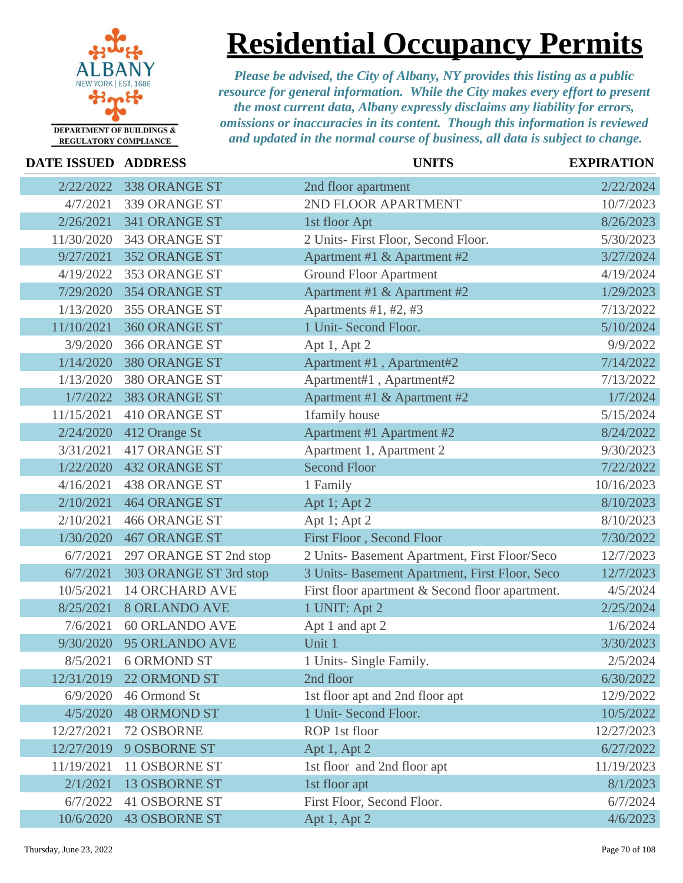# Residential Occupancy Permits

DEPARTMENT OF BUILDINGS & REGULATORY COMPLIANCE

*Please be advised, the City of Albany, NY provides this listing as a public resource for general information. While the City makes every effort to present the most current data, Albany expressly disclaims any liability for errors, omissions or inaccuracies in its content. Though this information is reviewed and updated in the normal course of business, all data is subject to change.*

| DATE ISSUED | ADDRESS | UNITS | EXPIRATION |
|---|---|---|---|
| 2/22/2022 | 338 ORANGE ST | 2nd floor apartment | 2/22/2024 |
| 4/7/2021 | 339 ORANGE ST | 2ND FLOOR APARTMENT | 10/7/2023 |
| 2/26/2021 | 341 ORANGE ST | 1st floor Apt | 8/26/2023 |
| 11/30/2020 | 343 ORANGE ST | 2 Units- First Floor, Second Floor. | 5/30/2023 |
| 9/27/2021 | 352 ORANGE ST | Apartment #1 & Apartment #2 | 3/27/2024 |
| 4/19/2022 | 353 ORANGE ST | Ground Floor Apartment | 4/19/2024 |
| 7/29/2020 | 354 ORANGE ST | Apartment #1 & Apartment #2 | 1/29/2023 |
| 1/13/2020 | 355 ORANGE ST | Apartments #1, #2, #3 | 7/13/2022 |
| 11/10/2021 | 360 ORANGE ST | 1 Unit- Second Floor. | 5/10/2024 |
| 3/9/2020 | 366 ORANGE ST | Apt 1, Apt 2 | 9/9/2022 |
| 1/14/2020 | 380 ORANGE ST | Apartment #1 , Apartment#2 | 7/14/2022 |
| 1/13/2020 | 380 ORANGE ST | Apartment#1 , Apartment#2 | 7/13/2022 |
| 1/7/2022 | 383 ORANGE ST | Apartment #1 & Apartment #2 | 1/7/2024 |
| 11/15/2021 | 410 ORANGE ST | 1family house | 5/15/2024 |
| 2/24/2020 | 412 Orange St | Apartment #1 Apartment #2 | 8/24/2022 |
| 3/31/2021 | 417 ORANGE ST | Apartment 1, Apartment 2 | 9/30/2023 |
| 1/22/2020 | 432 ORANGE ST | Second Floor | 7/22/2022 |
| 4/16/2021 | 438 ORANGE ST | 1 Family | 10/16/2023 |
| 2/10/2021 | 464 ORANGE ST | Apt 1; Apt 2 | 8/10/2023 |
| 2/10/2021 | 466 ORANGE ST | Apt 1; Apt 2 | 8/10/2023 |
| 1/30/2020 | 467 ORANGE ST | First Floor , Second Floor | 7/30/2022 |
| 6/7/2021 | 297 ORANGE ST 2nd stop | 2 Units- Basement Apartment, First Floor/Seco | 12/7/2023 |
| 6/7/2021 | 303 ORANGE ST 3rd stop | 3 Units- Basement Apartment, First Floor, Seco | 12/7/2023 |
| 10/5/2021 | 14 ORCHARD AVE | First floor apartment & Second floor apartment. | 4/5/2024 |
| 8/25/2021 | 8 ORLANDO AVE | 1 UNIT: Apt 2 | 2/25/2024 |
| 7/6/2021 | 60 ORLANDO AVE | Apt 1 and apt 2 | 1/6/2024 |
| 9/30/2020 | 95 ORLANDO AVE | Unit 1 | 3/30/2023 |
| 8/5/2021 | 6 ORMOND ST | 1 Units- Single Family. | 2/5/2024 |
| 12/31/2019 | 22 ORMOND ST | 2nd floor | 6/30/2022 |
| 6/9/2020 | 46 Ormond St | 1st floor apt and 2nd floor apt | 12/9/2022 |
| 4/5/2020 | 48 ORMOND ST | 1 Unit- Second Floor. | 10/5/2022 |
| 12/27/2021 | 72 OSBORNE | ROP 1st floor | 12/27/2023 |
| 12/27/2019 | 9 OSBORNE ST | Apt 1, Apt 2 | 6/27/2022 |
| 11/19/2021 | 11 OSBORNE ST | 1st floor and 2nd floor apt | 11/19/2023 |
| 2/1/2021 | 13 OSBORNE ST | 1st floor apt | 8/1/2023 |
| 6/7/2022 | 41 OSBORNE ST | First Floor, Second Floor. | 6/7/2024 |
| 10/6/2020 | 43 OSBORNE ST | Apt 1, Apt 2 | 4/6/2023 |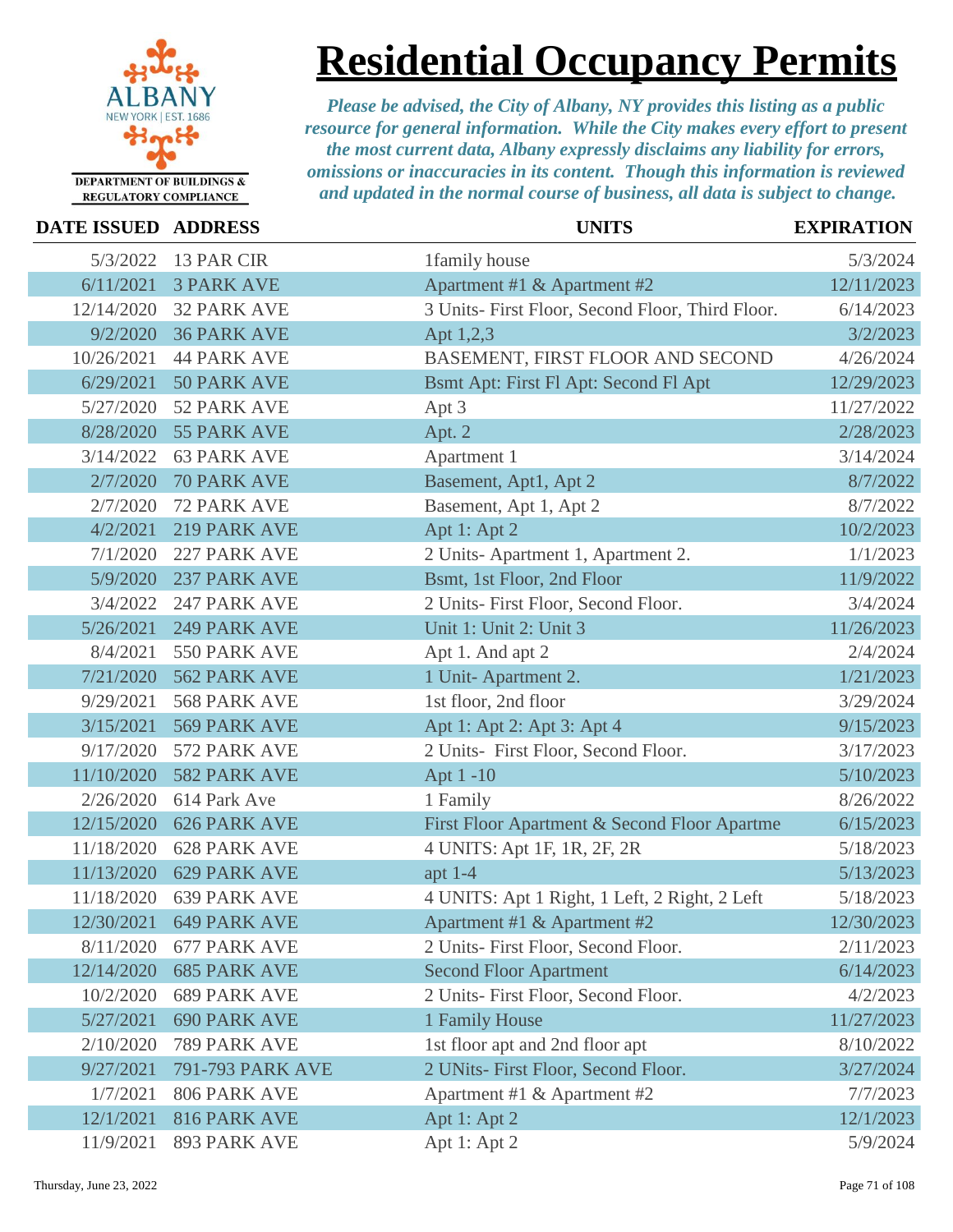# Residential Occupancy Permits

DEPARTMENT OF BUILDINGS & REGULATORY COMPLIANCE

***Please be advised, the City of Albany, NY provides this listing as a public resource for general information. While the City makes every effort to present the most current data, Albany expressly disclaims any liability for errors, omissions or inaccuracies in its content. Though this information is reviewed and updated in the normal course of business, all data is subject to change.***

| DATE ISSUED | ADDRESS | UNITS | EXPIRATION |
|---|---|---|---|
| 5/3/2022 | 13 PAR CIR | 1family house | 5/3/2024 |
| 6/11/2021 | 3 PARK AVE | Apartment #1 & Apartment #2 | 12/11/2023 |
| 12/14/2020 | 32 PARK AVE | 3 Units- First Floor, Second Floor, Third Floor. | 6/14/2023 |
| 9/2/2020 | 36 PARK AVE | Apt 1,2,3 | 3/2/2023 |
| 10/26/2021 | 44 PARK AVE | BASEMENT, FIRST FLOOR AND SECOND | 4/26/2024 |
| 6/29/2021 | 50 PARK AVE | Bsmt Apt: First Fl Apt: Second Fl Apt | 12/29/2023 |
| 5/27/2020 | 52 PARK AVE | Apt 3 | 11/27/2022 |
| 8/28/2020 | 55 PARK AVE | Apt. 2 | 2/28/2023 |
| 3/14/2022 | 63 PARK AVE | Apartment 1 | 3/14/2024 |
| 2/7/2020 | 70 PARK AVE | Basement, Apt1, Apt 2 | 8/7/2022 |
| 2/7/2020 | 72 PARK AVE | Basement, Apt 1, Apt 2 | 8/7/2022 |
| 4/2/2021 | 219 PARK AVE | Apt 1: Apt 2 | 10/2/2023 |
| 7/1/2020 | 227 PARK AVE | 2 Units- Apartment 1, Apartment 2. | 1/1/2023 |
| 5/9/2020 | 237 PARK AVE | Bsmt, 1st Floor, 2nd Floor | 11/9/2022 |
| 3/4/2022 | 247 PARK AVE | 2 Units- First Floor, Second Floor. | 3/4/2024 |
| 5/26/2021 | 249 PARK AVE | Unit 1: Unit 2: Unit 3 | 11/26/2023 |
| 8/4/2021 | 550 PARK AVE | Apt 1. And apt 2 | 2/4/2024 |
| 7/21/2020 | 562 PARK AVE | 1 Unit- Apartment 2. | 1/21/2023 |
| 9/29/2021 | 568 PARK AVE | 1st floor, 2nd floor | 3/29/2024 |
| 3/15/2021 | 569 PARK AVE | Apt 1: Apt 2: Apt 3: Apt 4 | 9/15/2023 |
| 9/17/2020 | 572 PARK AVE | 2 Units- First Floor, Second Floor. | 3/17/2023 |
| 11/10/2020 | 582 PARK AVE | Apt 1 -10 | 5/10/2023 |
| 2/26/2020 | 614 Park Ave | 1 Family | 8/26/2022 |
| 12/15/2020 | 626 PARK AVE | First Floor Apartment & Second Floor Apartme | 6/15/2023 |
| 11/18/2020 | 628 PARK AVE | 4 UNITS: Apt 1F, 1R, 2F, 2R | 5/18/2023 |
| 11/13/2020 | 629 PARK AVE | apt 1-4 | 5/13/2023 |
| 11/18/2020 | 639 PARK AVE | 4 UNITS: Apt 1 Right, 1 Left, 2 Right, 2 Left | 5/18/2023 |
| 12/30/2021 | 649 PARK AVE | Apartment #1 & Apartment #2 | 12/30/2023 |
| 8/11/2020 | 677 PARK AVE | 2 Units- First Floor, Second Floor. | 2/11/2023 |
| 12/14/2020 | 685 PARK AVE | Second Floor Apartment | 6/14/2023 |
| 10/2/2020 | 689 PARK AVE | 2 Units- First Floor, Second Floor. | 4/2/2023 |
| 5/27/2021 | 690 PARK AVE | 1 Family House | 11/27/2023 |
| 2/10/2020 | 789 PARK AVE | 1st floor apt and 2nd floor apt | 8/10/2022 |
| 9/27/2021 | 791-793 PARK AVE | 2 UNits- First Floor, Second Floor. | 3/27/2024 |
| 1/7/2021 | 806 PARK AVE | Apartment #1 & Apartment #2 | 7/7/2023 |
| 12/1/2021 | 816 PARK AVE | Apt 1: Apt 2 | 12/1/2023 |
| 11/9/2021 | 893 PARK AVE | Apt 1: Apt 2 | 5/9/2024 |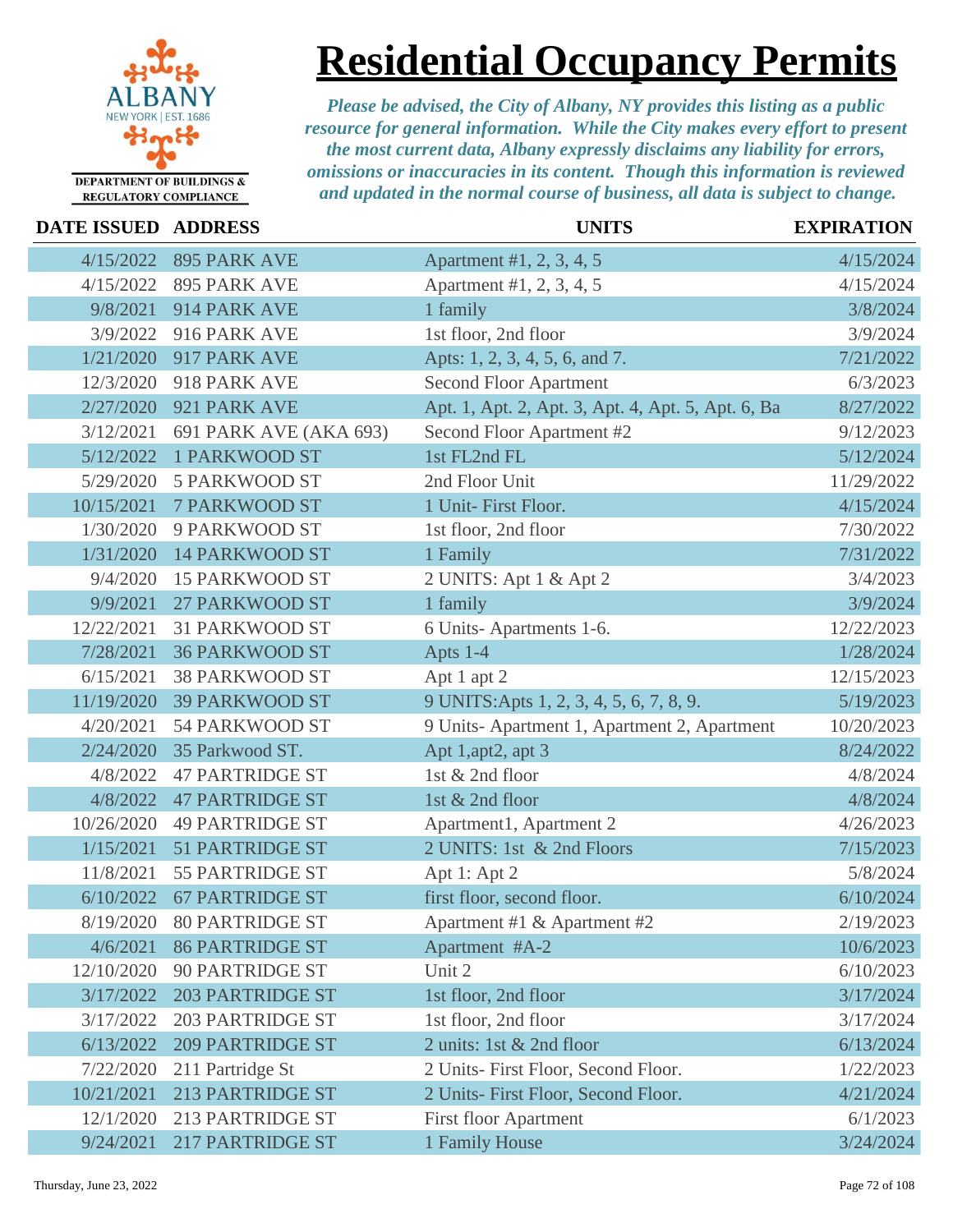# Residential Occupancy Permits

DEPARTMENT OF BUILDINGS & REGULATORY COMPLIANCE

*Please be advised, the City of Albany, NY provides this listing as a public resource for general information. While the City makes every effort to present the most current data, Albany expressly disclaims any liability for errors, omissions or inaccuracies in its content. Though this information is reviewed and updated in the normal course of business, all data is subject to change.*

| DATE ISSUED | ADDRESS | UNITS | EXPIRATION |
|---|---|---|---|
| 4/15/2022 | 895 PARK AVE | Apartment #1, 2, 3, 4, 5 | 4/15/2024 |
| 4/15/2022 | 895 PARK AVE | Apartment #1, 2, 3, 4, 5 | 4/15/2024 |
| 9/8/2021 | 914 PARK AVE | 1 family | 3/8/2024 |
| 3/9/2022 | 916 PARK AVE | 1st floor, 2nd floor | 3/9/2024 |
| 1/21/2020 | 917 PARK AVE | Apts: 1, 2, 3, 4, 5, 6, and 7. | 7/21/2022 |
| 12/3/2020 | 918 PARK AVE | Second Floor Apartment | 6/3/2023 |
| 2/27/2020 | 921 PARK AVE | Apt. 1, Apt. 2, Apt. 3, Apt. 4, Apt. 5, Apt. 6, Ba | 8/27/2022 |
| 3/12/2021 | 691 PARK AVE (AKA 693) | Second Floor Apartment #2 | 9/12/2023 |
| 5/12/2022 | 1 PARKWOOD ST | 1st FL2nd FL | 5/12/2024 |
| 5/29/2020 | 5 PARKWOOD ST | 2nd Floor Unit | 11/29/2022 |
| 10/15/2021 | 7 PARKWOOD ST | 1 Unit- First Floor. | 4/15/2024 |
| 1/30/2020 | 9 PARKWOOD ST | 1st floor, 2nd floor | 7/30/2022 |
| 1/31/2020 | 14 PARKWOOD ST | 1 Family | 7/31/2022 |
| 9/4/2020 | 15 PARKWOOD ST | 2 UNITS: Apt 1 & Apt 2 | 3/4/2023 |
| 9/9/2021 | 27 PARKWOOD ST | 1 family | 3/9/2024 |
| 12/22/2021 | 31 PARKWOOD ST | 6 Units- Apartments 1-6. | 12/22/2023 |
| 7/28/2021 | 36 PARKWOOD ST | Apts 1-4 | 1/28/2024 |
| 6/15/2021 | 38 PARKWOOD ST | Apt 1 apt 2 | 12/15/2023 |
| 11/19/2020 | 39 PARKWOOD ST | 9 UNITS:Apts 1, 2, 3, 4, 5, 6, 7, 8, 9. | 5/19/2023 |
| 4/20/2021 | 54 PARKWOOD ST | 9 Units- Apartment 1, Apartment 2, Apartment | 10/20/2023 |
| 2/24/2020 | 35 Parkwood ST. | Apt 1,apt2, apt 3 | 8/24/2022 |
| 4/8/2022 | 47 PARTRIDGE ST | 1st & 2nd floor | 4/8/2024 |
| 4/8/2022 | 47 PARTRIDGE ST | 1st & 2nd floor | 4/8/2024 |
| 10/26/2020 | 49 PARTRIDGE ST | Apartment1, Apartment 2 | 4/26/2023 |
| 1/15/2021 | 51 PARTRIDGE ST | 2 UNITS: 1st & 2nd Floors | 7/15/2023 |
| 11/8/2021 | 55 PARTRIDGE ST | Apt 1: Apt 2 | 5/8/2024 |
| 6/10/2022 | 67 PARTRIDGE ST | first floor, second floor. | 6/10/2024 |
| 8/19/2020 | 80 PARTRIDGE ST | Apartment #1 & Apartment #2 | 2/19/2023 |
| 4/6/2021 | 86 PARTRIDGE ST | Apartment #A-2 | 10/6/2023 |
| 12/10/2020 | 90 PARTRIDGE ST | Unit 2 | 6/10/2023 |
| 3/17/2022 | 203 PARTRIDGE ST | 1st floor, 2nd floor | 3/17/2024 |
| 3/17/2022 | 203 PARTRIDGE ST | 1st floor, 2nd floor | 3/17/2024 |
| 6/13/2022 | 209 PARTRIDGE ST | 2 units: 1st & 2nd floor | 6/13/2024 |
| 7/22/2020 | 211 Partridge St | 2 Units- First Floor, Second Floor. | 1/22/2023 |
| 10/21/2021 | 213 PARTRIDGE ST | 2 Units- First Floor, Second Floor. | 4/21/2024 |
| 12/1/2020 | 213 PARTRIDGE ST | First floor Apartment | 6/1/2023 |
| 9/24/2021 | 217 PARTRIDGE ST | 1 Family House | 3/24/2024 |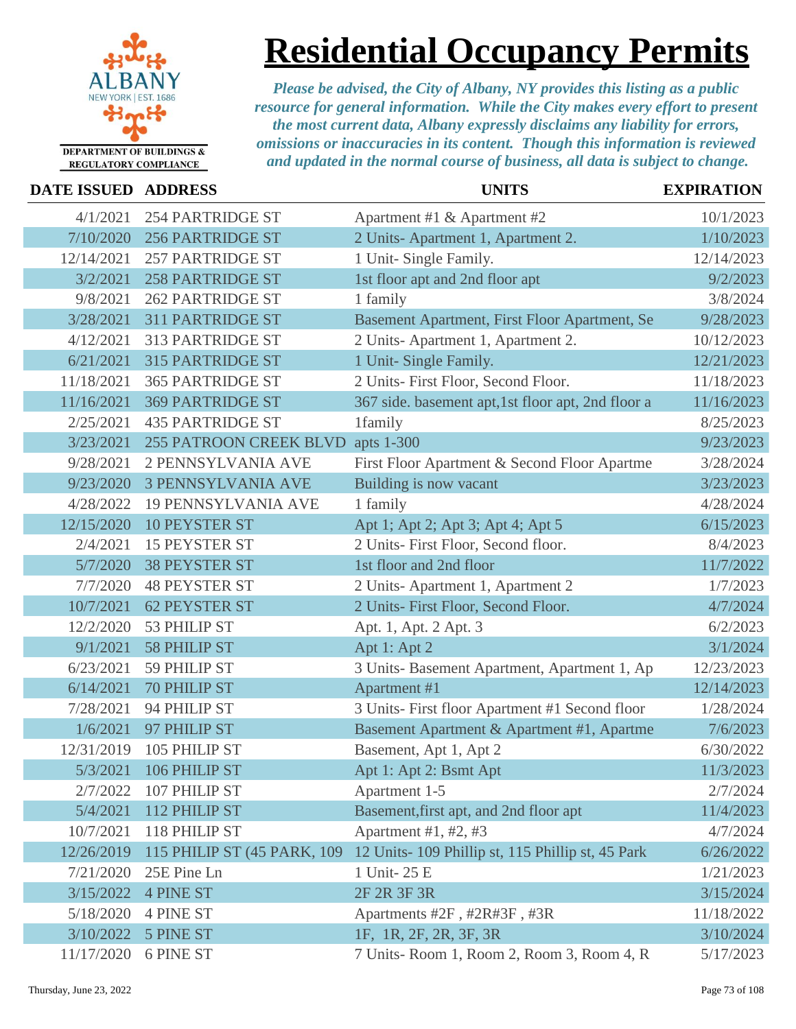# Residential Occupancy Permits

*Please be advised, the City of Albany, NY provides this listing as a public resource for general information. While the City makes every effort to present the most current data, Albany expressly disclaims any liability for errors, omissions or inaccuracies in its content. Though this information is reviewed and updated in the normal course of business, all data is subject to change.*

ALBANY NEW YORK | EST. 1686

DEPARTMENT OF BUILDINGS & REGULATORY COMPLIANCE

| DATE ISSUED | ADDRESS | UNITS | EXPIRATION |
|---|---|---|---|
| 4/1/2021 | 254 PARTRIDGE ST | Apartment #1 & Apartment #2 | 10/1/2023 |
| 7/10/2020 | 256 PARTRIDGE ST | 2 Units- Apartment 1, Apartment 2. | 1/10/2023 |
| 12/14/2021 | 257 PARTRIDGE ST | 1 Unit- Single Family. | 12/14/2023 |
| 3/2/2021 | 258 PARTRIDGE ST | 1st floor apt and 2nd floor apt | 9/2/2023 |
| 9/8/2021 | 262 PARTRIDGE ST | 1 family | 3/8/2024 |
| 3/28/2021 | 311 PARTRIDGE ST | Basement Apartment, First Floor Apartment, Se | 9/28/2023 |
| 4/12/2021 | 313 PARTRIDGE ST | 2 Units- Apartment 1, Apartment 2. | 10/12/2023 |
| 6/21/2021 | 315 PARTRIDGE ST | 1 Unit- Single Family. | 12/21/2023 |
| 11/18/2021 | 365 PARTRIDGE ST | 2 Units- First Floor, Second Floor. | 11/18/2023 |
| 11/16/2021 | 369 PARTRIDGE ST | 367 side. basement apt,1st floor apt, 2nd floor a | 11/16/2023 |
| 2/25/2021 | 435 PARTRIDGE ST | 1family | 8/25/2023 |
| 3/23/2021 | 255 PATROON CREEK BLVD | apts 1-300 | 9/23/2023 |
| 9/28/2021 | 2 PENNSYLVANIA AVE | First Floor Apartment & Second Floor Apartme | 3/28/2024 |
| 9/23/2020 | 3 PENNSYLVANIA AVE | Building is now vacant | 3/23/2023 |
| 4/28/2022 | 19 PENNSYLVANIA AVE | 1 family | 4/28/2024 |
| 12/15/2020 | 10 PEYSTER ST | Apt 1; Apt 2; Apt 3; Apt 4; Apt 5 | 6/15/2023 |
| 2/4/2021 | 15 PEYSTER ST | 2 Units- First Floor, Second floor. | 8/4/2023 |
| 5/7/2020 | 38 PEYSTER ST | 1st floor and 2nd floor | 11/7/2022 |
| 7/7/2020 | 48 PEYSTER ST | 2 Units- Apartment 1, Apartment 2 | 1/7/2023 |
| 10/7/2021 | 62 PEYSTER ST | 2 Units- First Floor, Second Floor. | 4/7/2024 |
| 12/2/2020 | 53 PHILIP ST | Apt. 1, Apt. 2 Apt. 3 | 6/2/2023 |
| 9/1/2021 | 58 PHILIP ST | Apt 1: Apt 2 | 3/1/2024 |
| 6/23/2021 | 59 PHILIP ST | 3 Units- Basement Apartment, Apartment 1, Ap | 12/23/2023 |
| 6/14/2021 | 70 PHILIP ST | Apartment #1 | 12/14/2023 |
| 7/28/2021 | 94 PHILIP ST | 3 Units- First floor Apartment #1 Second floor | 1/28/2024 |
| 1/6/2021 | 97 PHILIP ST | Basement Apartment & Apartment #1, Apartme | 7/6/2023 |
| 12/31/2019 | 105 PHILIP ST | Basement, Apt 1, Apt 2 | 6/30/2022 |
| 5/3/2021 | 106 PHILIP ST | Apt 1: Apt 2: Bsmt Apt | 11/3/2023 |
| 2/7/2022 | 107 PHILIP ST | Apartment 1-5 | 2/7/2024 |
| 5/4/2021 | 112 PHILIP ST | Basement,first apt, and 2nd floor apt | 11/4/2023 |
| 10/7/2021 | 118 PHILIP ST | Apartment #1, #2, #3 | 4/7/2024 |
| 12/26/2019 | 115 PHILIP ST (45 PARK, 109 | 12 Units- 109 Phillip st, 115 Phillip st, 45 Park | 6/26/2022 |
| 7/21/2020 | 25E Pine Ln | 1 Unit- 25 E | 1/21/2023 |
| 3/15/2022 | 4 PINE ST | 2F 2R 3F 3R | 3/15/2024 |
| 5/18/2020 | 4 PINE ST | Apartments #2F , #2R#3F , #3R | 11/18/2022 |
| 3/10/2022 | 5 PINE ST | 1F, 1R, 2F, 2R, 3F, 3R | 3/10/2024 |
| 11/17/2020 | 6 PINE ST | 7 Units- Room 1, Room 2, Room 3, Room 4, R | 5/17/2023 |

Thursday, June 23, 2022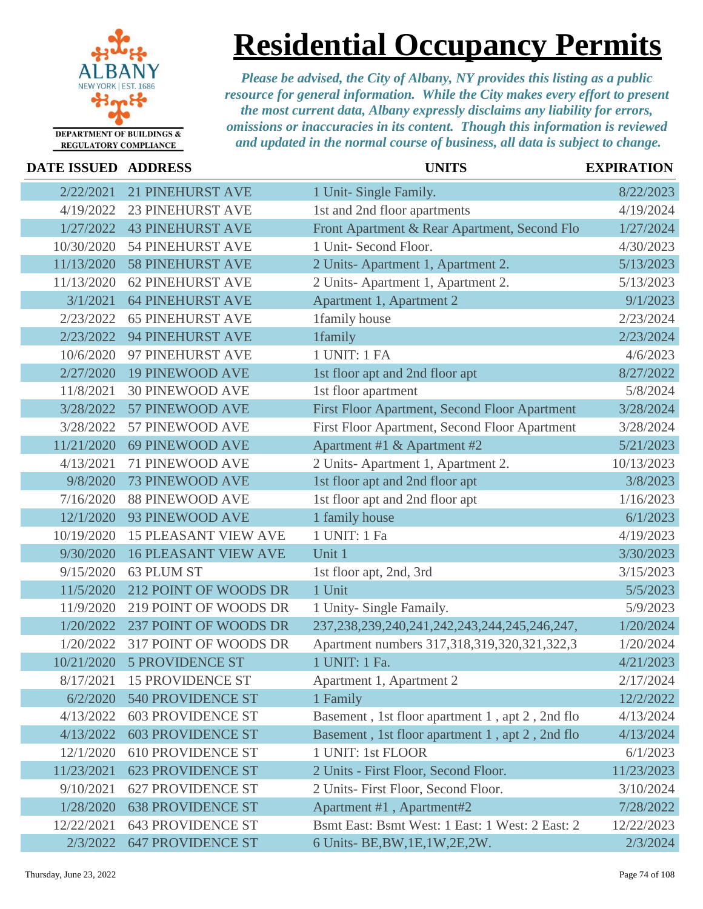# Residential Occupancy Permits

DEPARTMENT OF BUILDINGS & REGULATORY COMPLIANCE

*Please be advised, the City of Albany, NY provides this listing as a public resource for general information. While the City makes every effort to present the most current data, Albany expressly disclaims any liability for errors, omissions or inaccuracies in its content. Though this information is reviewed and updated in the normal course of business, all data is subject to change.*

| DATE ISSUED | ADDRESS | UNITS | EXPIRATION |
|---|---|---|---|
| 2/22/2021 | 21 PINEHURST AVE | 1 Unit- Single Family. | 8/22/2023 |
| 4/19/2022 | 23 PINEHURST AVE | 1st and 2nd floor apartments | 4/19/2024 |
| 1/27/2022 | 43 PINEHURST AVE | Front Apartment & Rear Apartment, Second Flo | 1/27/2024 |
| 10/30/2020 | 54 PINEHURST AVE | 1 Unit- Second Floor. | 4/30/2023 |
| 11/13/2020 | 58 PINEHURST AVE | 2 Units- Apartment 1, Apartment 2. | 5/13/2023 |
| 11/13/2020 | 62 PINEHURST AVE | 2 Units- Apartment 1, Apartment 2. | 5/13/2023 |
| 3/1/2021 | 64 PINEHURST AVE | Apartment 1, Apartment 2 | 9/1/2023 |
| 2/23/2022 | 65 PINEHURST AVE | 1family house | 2/23/2024 |
| 2/23/2022 | 94 PINEHURST AVE | 1family | 2/23/2024 |
| 10/6/2020 | 97 PINEHURST AVE | 1 UNIT: 1 FA | 4/6/2023 |
| 2/27/2020 | 19 PINEWOOD AVE | 1st floor apt and 2nd floor apt | 8/27/2022 |
| 11/8/2021 | 30 PINEWOOD AVE | 1st floor apartment | 5/8/2024 |
| 3/28/2022 | 57 PINEWOOD AVE | First Floor Apartment, Second Floor Apartment | 3/28/2024 |
| 3/28/2022 | 57 PINEWOOD AVE | First Floor Apartment, Second Floor Apartment | 3/28/2024 |
| 11/21/2020 | 69 PINEWOOD AVE | Apartment #1 & Apartment #2 | 5/21/2023 |
| 4/13/2021 | 71 PINEWOOD AVE | 2 Units- Apartment 1, Apartment 2. | 10/13/2023 |
| 9/8/2020 | 73 PINEWOOD AVE | 1st floor apt and 2nd floor apt | 3/8/2023 |
| 7/16/2020 | 88 PINEWOOD AVE | 1st floor apt and 2nd floor apt | 1/16/2023 |
| 12/1/2020 | 93 PINEWOOD AVE | 1 family house | 6/1/2023 |
| 10/19/2020 | 15 PLEASANT VIEW AVE | 1 UNIT: 1 Fa | 4/19/2023 |
| 9/30/2020 | 16 PLEASANT VIEW AVE | Unit 1 | 3/30/2023 |
| 9/15/2020 | 63 PLUM ST | 1st floor apt, 2nd, 3rd | 3/15/2023 |
| 11/5/2020 | 212 POINT OF WOODS DR | 1 Unit | 5/5/2023 |
| 11/9/2020 | 219 POINT OF WOODS DR | 1 Unity- Single Famaily. | 5/9/2023 |
| 1/20/2022 | 237 POINT OF WOODS DR | 237,238,239,240,241,242,243,244,245,246,247, | 1/20/2024 |
| 1/20/2022 | 317 POINT OF WOODS DR | Apartment numbers 317,318,319,320,321,322,3 | 1/20/2024 |
| 10/21/2020 | 5 PROVIDENCE ST | 1 UNIT: 1 Fa. | 4/21/2023 |
| 8/17/2021 | 15 PROVIDENCE ST | Apartment 1, Apartment 2 | 2/17/2024 |
| 6/2/2020 | 540 PROVIDENCE ST | 1 Family | 12/2/2022 |
| 4/13/2022 | 603 PROVIDENCE ST | Basement , 1st floor apartment 1 , apt 2 , 2nd flo | 4/13/2024 |
| 4/13/2022 | 603 PROVIDENCE ST | Basement , 1st floor apartment 1 , apt 2 , 2nd flo | 4/13/2024 |
| 12/1/2020 | 610 PROVIDENCE ST | 1 UNIT: 1st FLOOR | 6/1/2023 |
| 11/23/2021 | 623 PROVIDENCE ST | 2 Units - First Floor, Second Floor. | 11/23/2023 |
| 9/10/2021 | 627 PROVIDENCE ST | 2 Units- First Floor, Second Floor. | 3/10/2024 |
| 1/28/2020 | 638 PROVIDENCE ST | Apartment #1 , Apartment#2 | 7/28/2022 |
| 12/22/2021 | 643 PROVIDENCE ST | Bsmt East: Bsmt West: 1 East: 1 West: 2 East: 2 | 12/22/2023 |
| 2/3/2022 | 647 PROVIDENCE ST | 6 Units- BE,BW,1E,1W,2E,2W. | 2/3/2024 |

Thursday, June 23, 2022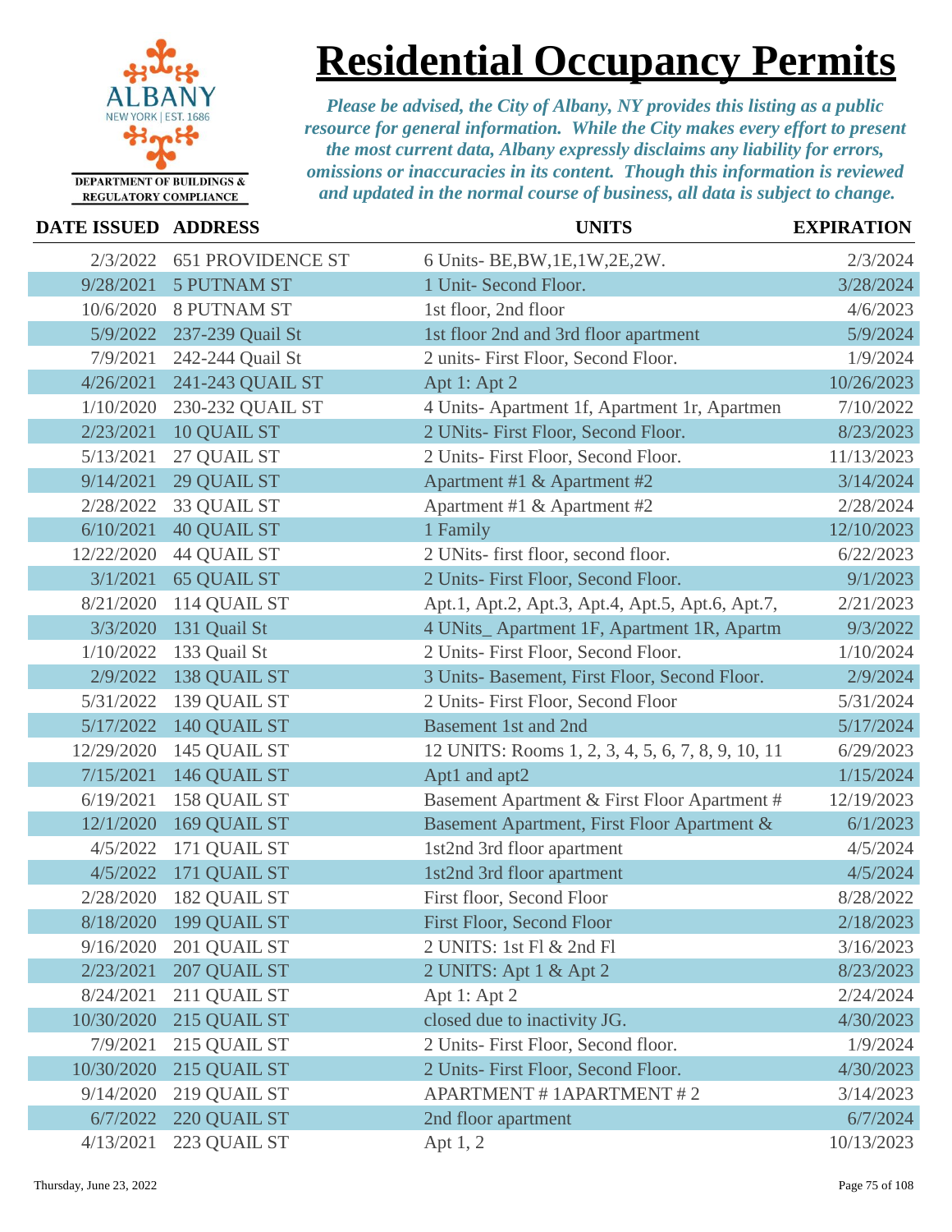# Residential Occupancy Permits

DEPARTMENT OF BUILDINGS & REGULATORY COMPLIANCE

*Please be advised, the City of Albany, NY provides this listing as a public resource for general information. While the City makes every effort to present the most current data, Albany expressly disclaims any liability for errors, omissions or inaccuracies in its content. Though this information is reviewed and updated in the normal course of business, all data is subject to change.*

| DATE ISSUED | ADDRESS | UNITS | EXPIRATION |
|---|---|---|---|
| 2/3/2022 | 651 PROVIDENCE ST | 6 Units- BE,BW,1E,1W,2E,2W. | 2/3/2024 |
| 9/28/2021 | 5 PUTNAM ST | 1 Unit- Second Floor. | 3/28/2024 |
| 10/6/2020 | 8 PUTNAM ST | 1st floor, 2nd floor | 4/6/2023 |
| 5/9/2022 | 237-239 Quail St | 1st floor 2nd and 3rd floor apartment | 5/9/2024 |
| 7/9/2021 | 242-244 Quail St | 2 units- First Floor, Second Floor. | 1/9/2024 |
| 4/26/2021 | 241-243 QUAIL ST | Apt 1: Apt 2 | 10/26/2023 |
| 1/10/2020 | 230-232 QUAIL ST | 4 Units- Apartment 1f, Apartment 1r, Apartmen | 7/10/2022 |
| 2/23/2021 | 10 QUAIL ST | 2 UNits- First Floor, Second Floor. | 8/23/2023 |
| 5/13/2021 | 27 QUAIL ST | 2 Units- First Floor, Second Floor. | 11/13/2023 |
| 9/14/2021 | 29 QUAIL ST | Apartment #1 & Apartment #2 | 3/14/2024 |
| 2/28/2022 | 33 QUAIL ST | Apartment #1 & Apartment #2 | 2/28/2024 |
| 6/10/2021 | 40 QUAIL ST | 1 Family | 12/10/2023 |
| 12/22/2020 | 44 QUAIL ST | 2 UNits- first floor, second floor. | 6/22/2023 |
| 3/1/2021 | 65 QUAIL ST | 2 Units- First Floor, Second Floor. | 9/1/2023 |
| 8/21/2020 | 114 QUAIL ST | Apt.1, Apt.2, Apt.3, Apt.4, Apt.5, Apt.6, Apt.7, | 2/21/2023 |
| 3/3/2020 | 131 Quail St | 4 UNits_ Apartment 1F, Apartment 1R, Apartm | 9/3/2022 |
| 1/10/2022 | 133 Quail St | 2 Units- First Floor, Second Floor. | 1/10/2024 |
| 2/9/2022 | 138 QUAIL ST | 3 Units- Basement, First Floor, Second Floor. | 2/9/2024 |
| 5/31/2022 | 139 QUAIL ST | 2 Units- First Floor, Second Floor | 5/31/2024 |
| 5/17/2022 | 140 QUAIL ST | Basement 1st and 2nd | 5/17/2024 |
| 12/29/2020 | 145 QUAIL ST | 12 UNITS: Rooms 1, 2, 3, 4, 5, 6, 7, 8, 9, 10, 11 | 6/29/2023 |
| 7/15/2021 | 146 QUAIL ST | Apt1 and apt2 | 1/15/2024 |
| 6/19/2021 | 158 QUAIL ST | Basement Apartment & First Floor Apartment # | 12/19/2023 |
| 12/1/2020 | 169 QUAIL ST | Basement Apartment, First Floor Apartment & | 6/1/2023 |
| 4/5/2022 | 171 QUAIL ST | 1st2nd 3rd floor apartment | 4/5/2024 |
| 4/5/2022 | 171 QUAIL ST | 1st2nd 3rd floor apartment | 4/5/2024 |
| 2/28/2020 | 182 QUAIL ST | First floor, Second Floor | 8/28/2022 |
| 8/18/2020 | 199 QUAIL ST | First Floor, Second Floor | 2/18/2023 |
| 9/16/2020 | 201 QUAIL ST | 2 UNITS: 1st Fl & 2nd Fl | 3/16/2023 |
| 2/23/2021 | 207 QUAIL ST | 2 UNITS: Apt 1 & Apt 2 | 8/23/2023 |
| 8/24/2021 | 211 QUAIL ST | Apt 1: Apt 2 | 2/24/2024 |
| 10/30/2020 | 215 QUAIL ST | closed due to inactivity JG. | 4/30/2023 |
| 7/9/2021 | 215 QUAIL ST | 2 Units- First Floor, Second floor. | 1/9/2024 |
| 10/30/2020 | 215 QUAIL ST | 2 Units- First Floor, Second Floor. | 4/30/2023 |
| 9/14/2020 | 219 QUAIL ST | APARTMENT # 1APARTMENT # 2 | 3/14/2023 |
| 6/7/2022 | 220 QUAIL ST | 2nd floor apartment | 6/7/2024 |
| 4/13/2021 | 223 QUAIL ST | Apt 1, 2 | 10/13/2023 |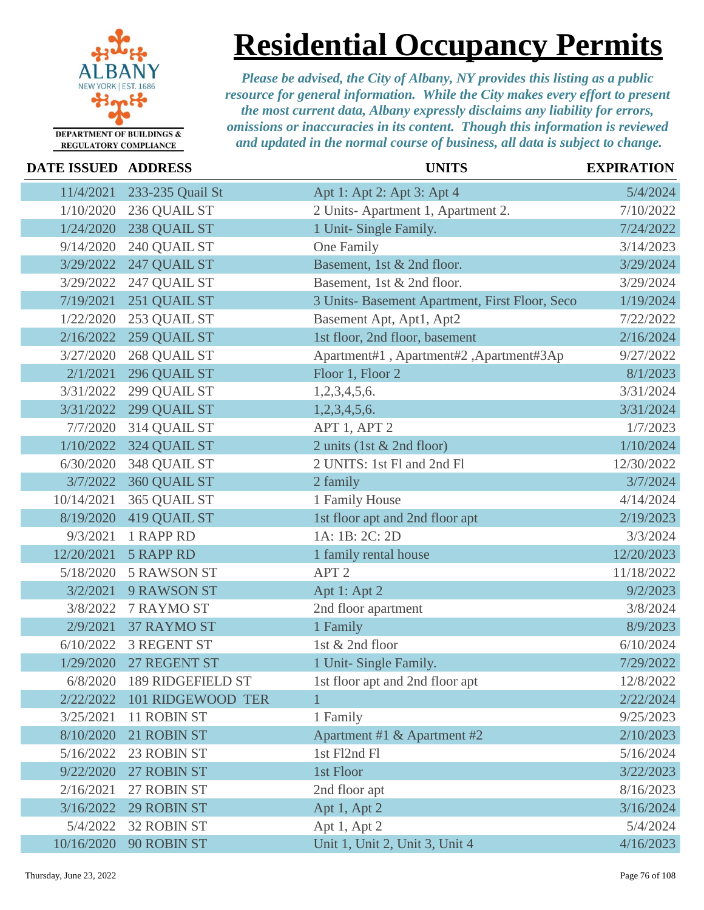# Residential Occupancy Permits

DEPARTMENT OF BUILDINGS & REGULATORY COMPLIANCE

*Please be advised, the City of Albany, NY provides this listing as a public resource for general information. While the City makes every effort to present the most current data, Albany expressly disclaims any liability for errors, omissions or inaccuracies in its content. Though this information is reviewed and updated in the normal course of business, all data is subject to change.*

| DATE ISSUED | ADDRESS | UNITS | EXPIRATION |
|---|---|---|---|
| 11/4/2021 | 233-235 Quail St | Apt 1: Apt 2: Apt 3: Apt 4 | 5/4/2024 |
| 1/10/2020 | 236 QUAIL ST | 2 Units- Apartment 1, Apartment 2. | 7/10/2022 |
| 1/24/2020 | 238 QUAIL ST | 1 Unit- Single Family. | 7/24/2022 |
| 9/14/2020 | 240 QUAIL ST | One Family | 3/14/2023 |
| 3/29/2022 | 247 QUAIL ST | Basement, 1st & 2nd floor. | 3/29/2024 |
| 3/29/2022 | 247 QUAIL ST | Basement, 1st & 2nd floor. | 3/29/2024 |
| 7/19/2021 | 251 QUAIL ST | 3 Units- Basement Apartment, First Floor, Seco | 1/19/2024 |
| 1/22/2020 | 253 QUAIL ST | Basement Apt, Apt1, Apt2 | 7/22/2022 |
| 2/16/2022 | 259 QUAIL ST | 1st floor, 2nd floor, basement | 2/16/2024 |
| 3/27/2020 | 268 QUAIL ST | Apartment#1 , Apartment#2 ,Apartment#3Ap | 9/27/2022 |
| 2/1/2021 | 296 QUAIL ST | Floor 1, Floor 2 | 8/1/2023 |
| 3/31/2022 | 299 QUAIL ST | 1,2,3,4,5,6. | 3/31/2024 |
| 3/31/2022 | 299 QUAIL ST | 1,2,3,4,5,6. | 3/31/2024 |
| 7/7/2020 | 314 QUAIL ST | APT 1, APT 2 | 1/7/2023 |
| 1/10/2022 | 324 QUAIL ST | 2 units (1st & 2nd floor) | 1/10/2024 |
| 6/30/2020 | 348 QUAIL ST | 2 UNITS: 1st Fl and 2nd Fl | 12/30/2022 |
| 3/7/2022 | 360 QUAIL ST | 2 family | 3/7/2024 |
| 10/14/2021 | 365 QUAIL ST | 1 Family House | 4/14/2024 |
| 8/19/2020 | 419 QUAIL ST | 1st floor apt and 2nd floor apt | 2/19/2023 |
| 9/3/2021 | 1 RAPP RD | 1A: 1B: 2C: 2D | 3/3/2024 |
| 12/20/2021 | 5 RAPP RD | 1 family rental house | 12/20/2023 |
| 5/18/2020 | 5 RAWSON ST | APT 2 | 11/18/2022 |
| 3/2/2021 | 9 RAWSON ST | Apt 1: Apt 2 | 9/2/2023 |
| 3/8/2022 | 7 RAYMO ST | 2nd floor apartment | 3/8/2024 |
| 2/9/2021 | 37 RAYMO ST | 1 Family | 8/9/2023 |
| 6/10/2022 | 3 REGENT ST | 1st & 2nd floor | 6/10/2024 |
| 1/29/2020 | 27 REGENT ST | 1 Unit- Single Family. | 7/29/2022 |
| 6/8/2020 | 189 RIDGEFIELD ST | 1st floor apt and 2nd floor apt | 12/8/2022 |
| 2/22/2022 | 101 RIDGEWOOD TER | 1 | 2/22/2024 |
| 3/25/2021 | 11 ROBIN ST | 1 Family | 9/25/2023 |
| 8/10/2020 | 21 ROBIN ST | Apartment #1 & Apartment #2 | 2/10/2023 |
| 5/16/2022 | 23 ROBIN ST | 1st Fl2nd Fl | 5/16/2024 |
| 9/22/2020 | 27 ROBIN ST | 1st Floor | 3/22/2023 |
| 2/16/2021 | 27 ROBIN ST | 2nd floor apt | 8/16/2023 |
| 3/16/2022 | 29 ROBIN ST | Apt 1, Apt 2 | 3/16/2024 |
| 5/4/2022 | 32 ROBIN ST | Apt 1, Apt 2 | 5/4/2024 |
| 10/16/2020 | 90 ROBIN ST | Unit 1, Unit 2, Unit 3, Unit 4 | 4/16/2023 |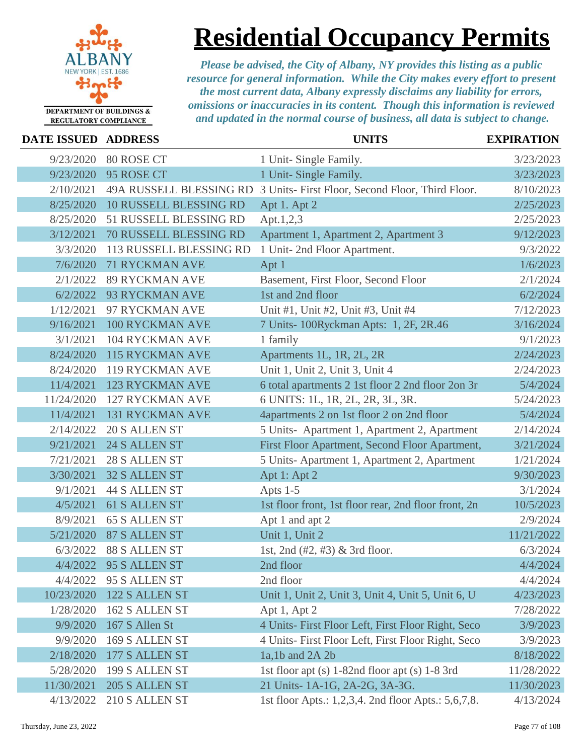# Residential Occupancy Permits

DEPARTMENT OF BUILDINGS & REGULATORY COMPLIANCE

*Please be advised, the City of Albany, NY provides this listing as a public resource for general information. While the City makes every effort to present the most current data, Albany expressly disclaims any liability for errors, omissions or inaccuracies in its content. Though this information is reviewed and updated in the normal course of business, all data is subject to change.*

| DATE ISSUED | ADDRESS | UNITS | EXPIRATION |
|---|---|---|---|
| 9/23/2020 | 80 ROSE CT | 1 Unit- Single Family. | 3/23/2023 |
| 9/23/2020 | 95 ROSE CT | 1 Unit- Single Family. | 3/23/2023 |
| 2/10/2021 | 49A RUSSELL BLESSING RD | 3 Units- First Floor, Second Floor, Third Floor. | 8/10/2023 |
| 8/25/2020 | 10 RUSSELL BLESSING RD | Apt 1. Apt 2 | 2/25/2023 |
| 8/25/2020 | 51 RUSSELL BLESSING RD | Apt.1,2,3 | 2/25/2023 |
| 3/12/2021 | 70 RUSSELL BLESSING RD | Apartment 1, Apartment 2, Apartment 3 | 9/12/2023 |
| 3/3/2020 | 113 RUSSELL BLESSING RD | 1 Unit- 2nd Floor Apartment. | 9/3/2022 |
| 7/6/2020 | 71 RYCKMAN AVE | Apt 1 | 1/6/2023 |
| 2/1/2022 | 89 RYCKMAN AVE | Basement, First Floor, Second Floor | 2/1/2024 |
| 6/2/2022 | 93 RYCKMAN AVE | 1st and 2nd floor | 6/2/2024 |
| 1/12/2021 | 97 RYCKMAN AVE | Unit #1, Unit #2, Unit #3, Unit #4 | 7/12/2023 |
| 9/16/2021 | 100 RYCKMAN AVE | 7 Units- 100Ryckman Apts: 1, 2F, 2R.46 | 3/16/2024 |
| 3/1/2021 | 104 RYCKMAN AVE | 1 family | 9/1/2023 |
| 8/24/2020 | 115 RYCKMAN AVE | Apartments 1L, 1R, 2L, 2R | 2/24/2023 |
| 8/24/2020 | 119 RYCKMAN AVE | Unit 1, Unit 2, Unit 3, Unit 4 | 2/24/2023 |
| 11/4/2021 | 123 RYCKMAN AVE | 6 total apartments 2 1st floor 2 2nd floor 2on 3r | 5/4/2024 |
| 11/24/2020 | 127 RYCKMAN AVE | 6 UNITS: 1L, 1R, 2L, 2R, 3L, 3R. | 5/24/2023 |
| 11/4/2021 | 131 RYCKMAN AVE | 4apartments 2 on 1st floor 2 on 2nd floor | 5/4/2024 |
| 2/14/2022 | 20 S ALLEN ST | 5 Units- Apartment 1, Apartment 2, Apartment | 2/14/2024 |
| 9/21/2021 | 24 S ALLEN ST | First Floor Apartment, Second Floor Apartment, | 3/21/2024 |
| 7/21/2021 | 28 S ALLEN ST | 5 Units- Apartment 1, Apartment 2, Apartment | 1/21/2024 |
| 3/30/2021 | 32 S ALLEN ST | Apt 1: Apt 2 | 9/30/2023 |
| 9/1/2021 | 44 S ALLEN ST | Apts 1-5 | 3/1/2024 |
| 4/5/2021 | 61 S ALLEN ST | 1st floor front, 1st floor rear, 2nd floor front, 2n | 10/5/2023 |
| 8/9/2021 | 65 S ALLEN ST | Apt 1 and apt 2 | 2/9/2024 |
| 5/21/2020 | 87 S ALLEN ST | Unit 1, Unit 2 | 11/21/2022 |
| 6/3/2022 | 88 S ALLEN ST | 1st, 2nd (#2, #3) & 3rd floor. | 6/3/2024 |
| 4/4/2022 | 95 S ALLEN ST | 2nd floor | 4/4/2024 |
| 4/4/2022 | 95 S ALLEN ST | 2nd floor | 4/4/2024 |
| 10/23/2020 | 122 S ALLEN ST | Unit 1, Unit 2, Unit 3, Unit 4, Unit 5, Unit 6, U | 4/23/2023 |
| 1/28/2020 | 162 S ALLEN ST | Apt 1, Apt 2 | 7/28/2022 |
| 9/9/2020 | 167 S Allen St | 4 Units- First Floor Left, First Floor Right, Seco | 3/9/2023 |
| 9/9/2020 | 169 S ALLEN ST | 4 Units- First Floor Left, First Floor Right, Seco | 3/9/2023 |
| 2/18/2020 | 177 S ALLEN ST | 1a,1b and 2A 2b | 8/18/2022 |
| 5/28/2020 | 199 S ALLEN ST | 1st floor apt (s) 1-82nd floor apt (s) 1-8 3rd | 11/28/2022 |
| 11/30/2021 | 205 S ALLEN ST | 21 Units- 1A-1G, 2A-2G, 3A-3G. | 11/30/2023 |
| 4/13/2022 | 210 S ALLEN ST | 1st floor Apts.: 1,2,3,4. 2nd floor Apts.: 5,6,7,8. | 4/13/2024 |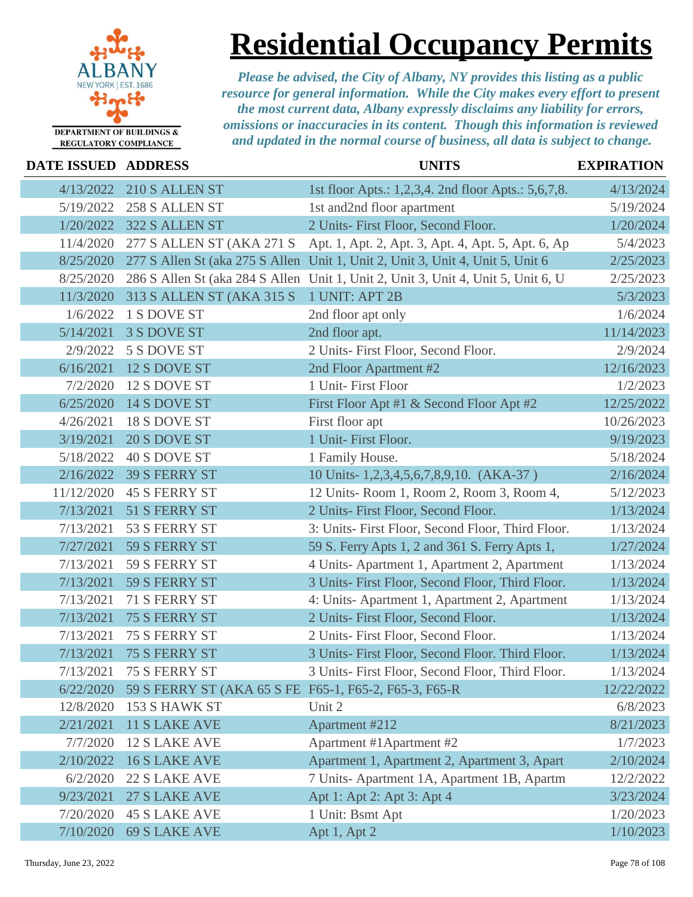# Residential Occupancy Permits

DEPARTMENT OF BUILDINGS & REGULATORY COMPLIANCE

*Please be advised, the City of Albany, NY provides this listing as a public resource for general information. While the City makes every effort to present the most current data, Albany expressly disclaims any liability for errors, omissions or inaccuracies in its content. Though this information is reviewed and updated in the normal course of business, all data is subject to change.*

| DATE ISSUED | ADDRESS | UNITS | EXPIRATION |
|---|---|---|---|
| 4/13/2022 | 210 S ALLEN ST | 1st floor Apts.: 1,2,3,4. 2nd floor Apts.: 5,6,7,8. | 4/13/2024 |
| 5/19/2022 | 258 S ALLEN ST | 1st and2nd floor apartment | 5/19/2024 |
| 1/20/2022 | 322 S ALLEN ST | 2 Units- First Floor, Second Floor. | 1/20/2024 |
| 11/4/2020 | 277 S ALLEN ST (AKA 271 S | Apt. 1, Apt. 2, Apt. 3, Apt. 4, Apt. 5, Apt. 6, Ap | 5/4/2023 |
| 8/25/2020 | 277 S Allen St (aka 275 S Allen | Unit 1, Unit 2, Unit 3, Unit 4, Unit 5, Unit 6 | 2/25/2023 |
| 8/25/2020 | 286 S Allen St (aka 284 S Allen | Unit 1, Unit 2, Unit 3, Unit 4, Unit 5, Unit 6, U | 2/25/2023 |
| 11/3/2020 | 313 S ALLEN ST (AKA 315 S | 1 UNIT: APT 2B | 5/3/2023 |
| 1/6/2022 | 1 S DOVE ST | 2nd floor apt only | 1/6/2024 |
| 5/14/2021 | 3 S DOVE ST | 2nd floor apt. | 11/14/2023 |
| 2/9/2022 | 5 S DOVE ST | 2 Units- First Floor, Second Floor. | 2/9/2024 |
| 6/16/2021 | 12 S DOVE ST | 2nd Floor Apartment #2 | 12/16/2023 |
| 7/2/2020 | 12 S DOVE ST | 1 Unit- First Floor | 1/2/2023 |
| 6/25/2020 | 14 S DOVE ST | First Floor Apt #1 & Second Floor Apt #2 | 12/25/2022 |
| 4/26/2021 | 18 S DOVE ST | First floor apt | 10/26/2023 |
| 3/19/2021 | 20 S DOVE ST | 1 Unit- First Floor. | 9/19/2023 |
| 5/18/2022 | 40 S DOVE ST | 1 Family House. | 5/18/2024 |
| 2/16/2022 | 39 S FERRY ST | 10 Units- 1,2,3,4,5,6,7,8,9,10. (AKA-37 ) | 2/16/2024 |
| 11/12/2020 | 45 S FERRY ST | 12 Units- Room 1, Room 2, Room 3, Room 4, | 5/12/2023 |
| 7/13/2021 | 51 S FERRY ST | 2 Units- First Floor, Second Floor. | 1/13/2024 |
| 7/13/2021 | 53 S FERRY ST | 3: Units- First Floor, Second Floor, Third Floor. | 1/13/2024 |
| 7/27/2021 | 59 S FERRY ST | 59 S. Ferry Apts 1, 2 and 361 S. Ferry Apts 1, | 1/27/2024 |
| 7/13/2021 | 59 S FERRY ST | 4 Units- Apartment 1, Apartment 2, Apartment | 1/13/2024 |
| 7/13/2021 | 59 S FERRY ST | 3 Units- First Floor, Second Floor, Third Floor. | 1/13/2024 |
| 7/13/2021 | 71 S FERRY ST | 4: Units- Apartment 1, Apartment 2, Apartment | 1/13/2024 |
| 7/13/2021 | 75 S FERRY ST | 2 Units- First Floor, Second Floor. | 1/13/2024 |
| 7/13/2021 | 75 S FERRY ST | 2 Units- First Floor, Second Floor. | 1/13/2024 |
| 7/13/2021 | 75 S FERRY ST | 3 Units- First Floor, Second Floor. Third Floor. | 1/13/2024 |
| 7/13/2021 | 75 S FERRY ST | 3 Units- First Floor, Second Floor, Third Floor. | 1/13/2024 |
| 6/22/2020 | 59 S FERRY ST (AKA 65 S FE | F65-1, F65-2, F65-3, F65-R | 12/22/2022 |
| 12/8/2020 | 153 S HAWK ST | Unit 2 | 6/8/2023 |
| 2/21/2021 | 11 S LAKE AVE | Apartment #212 | 8/21/2023 |
| 7/7/2020 | 12 S LAKE AVE | Apartment #1Apartment #2 | 1/7/2023 |
| 2/10/2022 | 16 S LAKE AVE | Apartment 1, Apartment 2, Apartment 3, Apart | 2/10/2024 |
| 6/2/2020 | 22 S LAKE AVE | 7 Units- Apartment 1A, Apartment 1B, Apartm | 12/2/2022 |
| 9/23/2021 | 27 S LAKE AVE | Apt 1: Apt 2: Apt 3: Apt 4 | 3/23/2024 |
| 7/20/2020 | 45 S LAKE AVE | 1 Unit: Bsmt Apt | 1/20/2023 |
| 7/10/2020 | 69 S LAKE AVE | Apt 1, Apt 2 | 1/10/2023 |

Thursday, June 23, 2022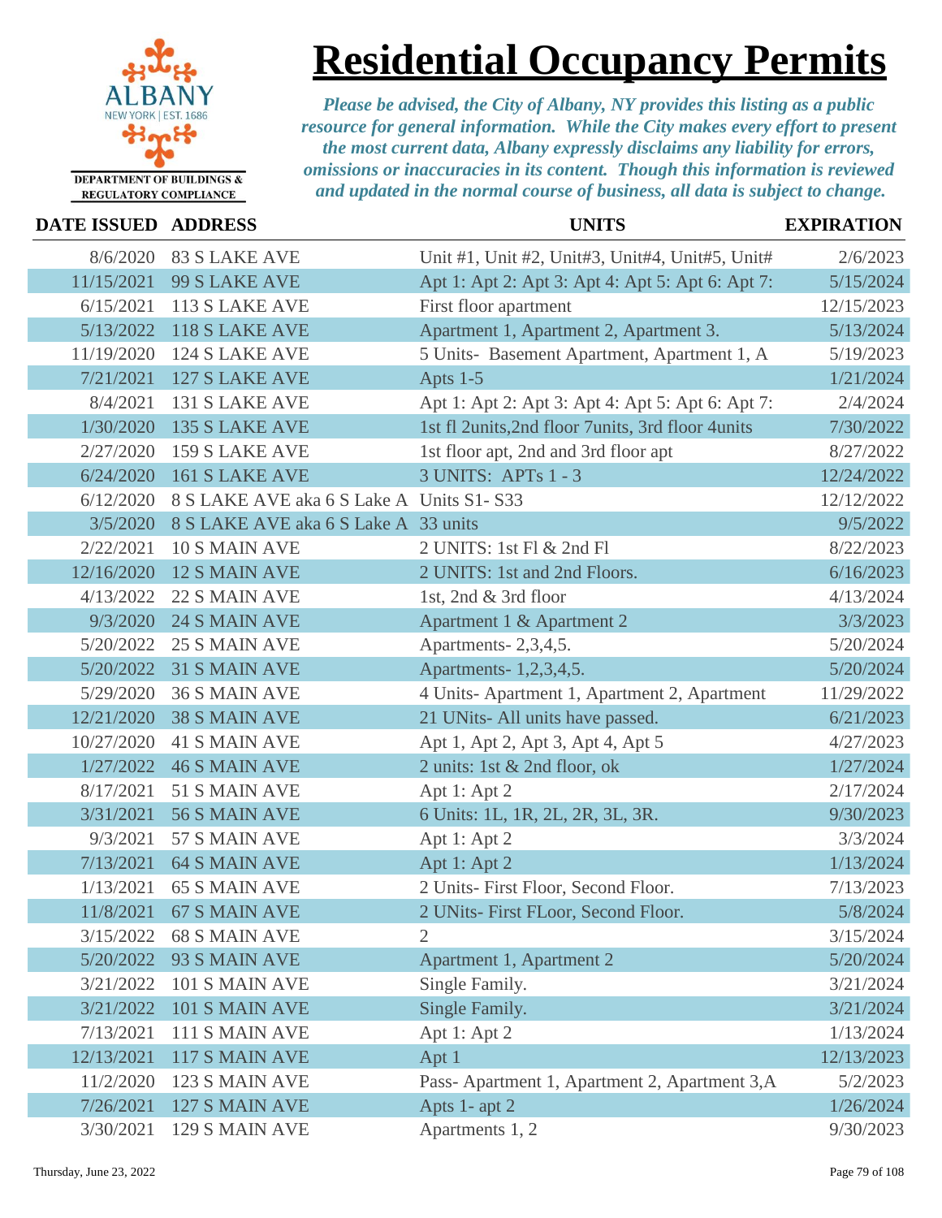# Residential Occupancy Permits

DEPARTMENT OF BUILDINGS & REGULATORY COMPLIANCE

*Please be advised, the City of Albany, NY provides this listing as a public resource for general information. While the City makes every effort to present the most current data, Albany expressly disclaims any liability for errors, omissions or inaccuracies in its content. Though this information is reviewed and updated in the normal course of business, all data is subject to change.*

| DATE ISSUED | ADDRESS | UNITS | EXPIRATION |
|---|---|---|---|
| 8/6/2020 | 83 S LAKE AVE | Unit #1, Unit #2, Unit#3, Unit#4, Unit#5, Unit# | 2/6/2023 |
| 11/15/2021 | 99 S LAKE AVE | Apt 1: Apt 2: Apt 3: Apt 4: Apt 5: Apt 6: Apt 7: | 5/15/2024 |
| 6/15/2021 | 113 S LAKE AVE | First floor apartment | 12/15/2023 |
| 5/13/2022 | 118 S LAKE AVE | Apartment 1, Apartment 2, Apartment 3. | 5/13/2024 |
| 11/19/2020 | 124 S LAKE AVE | 5 Units- Basement Apartment, Apartment 1, A | 5/19/2023 |
| 7/21/2021 | 127 S LAKE AVE | Apts 1-5 | 1/21/2024 |
| 8/4/2021 | 131 S LAKE AVE | Apt 1: Apt 2: Apt 3: Apt 4: Apt 5: Apt 6: Apt 7: | 2/4/2024 |
| 1/30/2020 | 135 S LAKE AVE | 1st fl 2units,2nd floor 7units, 3rd floor 4units | 7/30/2022 |
| 2/27/2020 | 159 S LAKE AVE | 1st floor apt, 2nd and 3rd floor apt | 8/27/2022 |
| 6/24/2020 | 161 S LAKE AVE | 3 UNITS: APTs 1 - 3 | 12/24/2022 |
| 6/12/2020 | 8 S LAKE AVE aka 6 S Lake A | Units S1- S33 | 12/12/2022 |
| 3/5/2020 | 8 S LAKE AVE aka 6 S Lake A | 33 units | 9/5/2022 |
| 2/22/2021 | 10 S MAIN AVE | 2 UNITS: 1st Fl & 2nd Fl | 8/22/2023 |
| 12/16/2020 | 12 S MAIN AVE | 2 UNITS: 1st and 2nd Floors. | 6/16/2023 |
| 4/13/2022 | 22 S MAIN AVE | 1st, 2nd & 3rd floor | 4/13/2024 |
| 9/3/2020 | 24 S MAIN AVE | Apartment 1 & Apartment 2 | 3/3/2023 |
| 5/20/2022 | 25 S MAIN AVE | Apartments- 2,3,4,5. | 5/20/2024 |
| 5/20/2022 | 31 S MAIN AVE | Apartments- 1,2,3,4,5. | 5/20/2024 |
| 5/29/2020 | 36 S MAIN AVE | 4 Units- Apartment 1, Apartment 2, Apartment | 11/29/2022 |
| 12/21/2020 | 38 S MAIN AVE | 21 UNits- All units have passed. | 6/21/2023 |
| 10/27/2020 | 41 S MAIN AVE | Apt 1, Apt 2, Apt 3, Apt 4, Apt 5 | 4/27/2023 |
| 1/27/2022 | 46 S MAIN AVE | 2 units: 1st & 2nd floor, ok | 1/27/2024 |
| 8/17/2021 | 51 S MAIN AVE | Apt 1: Apt 2 | 2/17/2024 |
| 3/31/2021 | 56 S MAIN AVE | 6 Units: 1L, 1R, 2L, 2R, 3L, 3R. | 9/30/2023 |
| 9/3/2021 | 57 S MAIN AVE | Apt 1: Apt 2 | 3/3/2024 |
| 7/13/2021 | 64 S MAIN AVE | Apt 1: Apt 2 | 1/13/2024 |
| 1/13/2021 | 65 S MAIN AVE | 2 Units- First Floor, Second Floor. | 7/13/2023 |
| 11/8/2021 | 67 S MAIN AVE | 2 UNits- First FLoor, Second Floor. | 5/8/2024 |
| 3/15/2022 | 68 S MAIN AVE | 2 | 3/15/2024 |
| 5/20/2022 | 93 S MAIN AVE | Apartment 1, Apartment 2 | 5/20/2024 |
| 3/21/2022 | 101 S MAIN AVE | Single Family. | 3/21/2024 |
| 3/21/2022 | 101 S MAIN AVE | Single Family. | 3/21/2024 |
| 7/13/2021 | 111 S MAIN AVE | Apt 1: Apt 2 | 1/13/2024 |
| 12/13/2021 | 117 S MAIN AVE | Apt 1 | 12/13/2023 |
| 11/2/2020 | 123 S MAIN AVE | Pass- Apartment 1, Apartment 2, Apartment 3,A | 5/2/2023 |
| 7/26/2021 | 127 S MAIN AVE | Apts 1- apt 2 | 1/26/2024 |
| 3/30/2021 | 129 S MAIN AVE | Apartments 1, 2 | 9/30/2023 |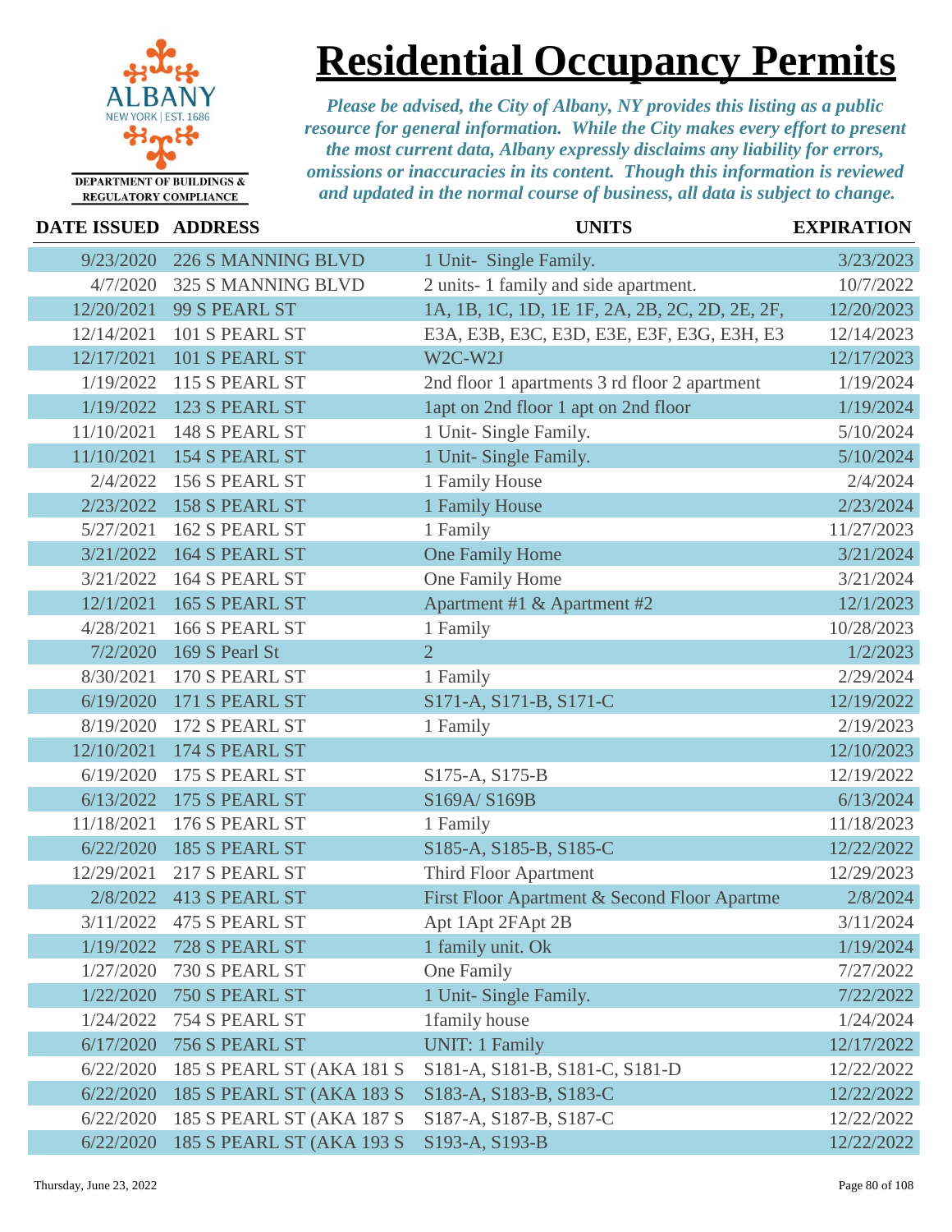# Residential Occupancy Permits

ALBANY NEW YORK | EST. 1686

DEPARTMENT OF BUILDINGS & REGULATORY COMPLIANCE

*Please be advised, the City of Albany, NY provides this listing as a public resource for general information. While the City makes every effort to present the most current data, Albany expressly disclaims any liability for errors, omissions or inaccuracies in its content. Though this information is reviewed and updated in the normal course of business, all data is subject to change.*

| DATE ISSUED | ADDRESS | UNITS | EXPIRATION |
|---|---|---|---|
| 9/23/2020 | 226 S MANNING BLVD | 1 Unit- Single Family. | 3/23/2023 |
| 4/7/2020 | 325 S MANNING BLVD | 2 units- 1 family and side apartment. | 10/7/2022 |
| 12/20/2021 | 99 S PEARL ST | 1A, 1B, 1C, 1D, 1E 1F, 2A, 2B, 2C, 2D, 2E, 2F, | 12/20/2023 |
| 12/14/2021 | 101 S PEARL ST | E3A, E3B, E3C, E3D, E3E, E3F, E3G, E3H, E3 | 12/14/2023 |
| 12/17/2021 | 101 S PEARL ST | W2C-W2J | 12/17/2023 |
| 1/19/2022 | 115 S PEARL ST | 2nd floor 1 apartments 3 rd floor 2 apartment | 1/19/2024 |
| 1/19/2022 | 123 S PEARL ST | 1apt on 2nd floor 1 apt on 2nd floor | 1/19/2024 |
| 11/10/2021 | 148 S PEARL ST | 1 Unit- Single Family. | 5/10/2024 |
| 11/10/2021 | 154 S PEARL ST | 1 Unit- Single Family. | 5/10/2024 |
| 2/4/2022 | 156 S PEARL ST | 1 Family House | 2/4/2024 |
| 2/23/2022 | 158 S PEARL ST | 1 Family House | 2/23/2024 |
| 5/27/2021 | 162 S PEARL ST | 1 Family | 11/27/2023 |
| 3/21/2022 | 164 S PEARL ST | One Family Home | 3/21/2024 |
| 3/21/2022 | 164 S PEARL ST | One Family Home | 3/21/2024 |
| 12/1/2021 | 165 S PEARL ST | Apartment #1 & Apartment #2 | 12/1/2023 |
| 4/28/2021 | 166 S PEARL ST | 1 Family | 10/28/2023 |
| 7/2/2020 | 169 S Pearl St | 2 | 1/2/2023 |
| 8/30/2021 | 170 S PEARL ST | 1 Family | 2/29/2024 |
| 6/19/2020 | 171 S PEARL ST | S171-A, S171-B, S171-C | 12/19/2022 |
| 8/19/2020 | 172 S PEARL ST | 1 Family | 2/19/2023 |
| 12/10/2021 | 174 S PEARL ST | | 12/10/2023 |
| 6/19/2020 | 175 S PEARL ST | S175-A, S175-B | 12/19/2022 |
| 6/13/2022 | 175 S PEARL ST | S169A/ S169B | 6/13/2024 |
| 11/18/2021 | 176 S PEARL ST | 1 Family | 11/18/2023 |
| 6/22/2020 | 185 S PEARL ST | S185-A, S185-B, S185-C | 12/22/2022 |
| 12/29/2021 | 217 S PEARL ST | Third Floor Apartment | 12/29/2023 |
| 2/8/2022 | 413 S PEARL ST | First Floor Apartment & Second Floor Apartme | 2/8/2024 |
| 3/11/2022 | 475 S PEARL ST | Apt 1Apt 2FApt 2B | 3/11/2024 |
| 1/19/2022 | 728 S PEARL ST | 1 family unit. Ok | 1/19/2024 |
| 1/27/2020 | 730 S PEARL ST | One Family | 7/27/2022 |
| 1/22/2020 | 750 S PEARL ST | 1 Unit- Single Family. | 7/22/2022 |
| 1/24/2022 | 754 S PEARL ST | 1family house | 1/24/2024 |
| 6/17/2020 | 756 S PEARL ST | UNIT: 1 Family | 12/17/2022 |
| 6/22/2020 | 185 S PEARL ST (AKA 181 S | S181-A, S181-B, S181-C, S181-D | 12/22/2022 |
| 6/22/2020 | 185 S PEARL ST (AKA 183 S | S183-A, S183-B, S183-C | 12/22/2022 |
| 6/22/2020 | 185 S PEARL ST (AKA 187 S | S187-A, S187-B, S187-C | 12/22/2022 |
| 6/22/2020 | 185 S PEARL ST (AKA 193 S | S193-A, S193-B | 12/22/2022 |

Thursday, June 23, 2022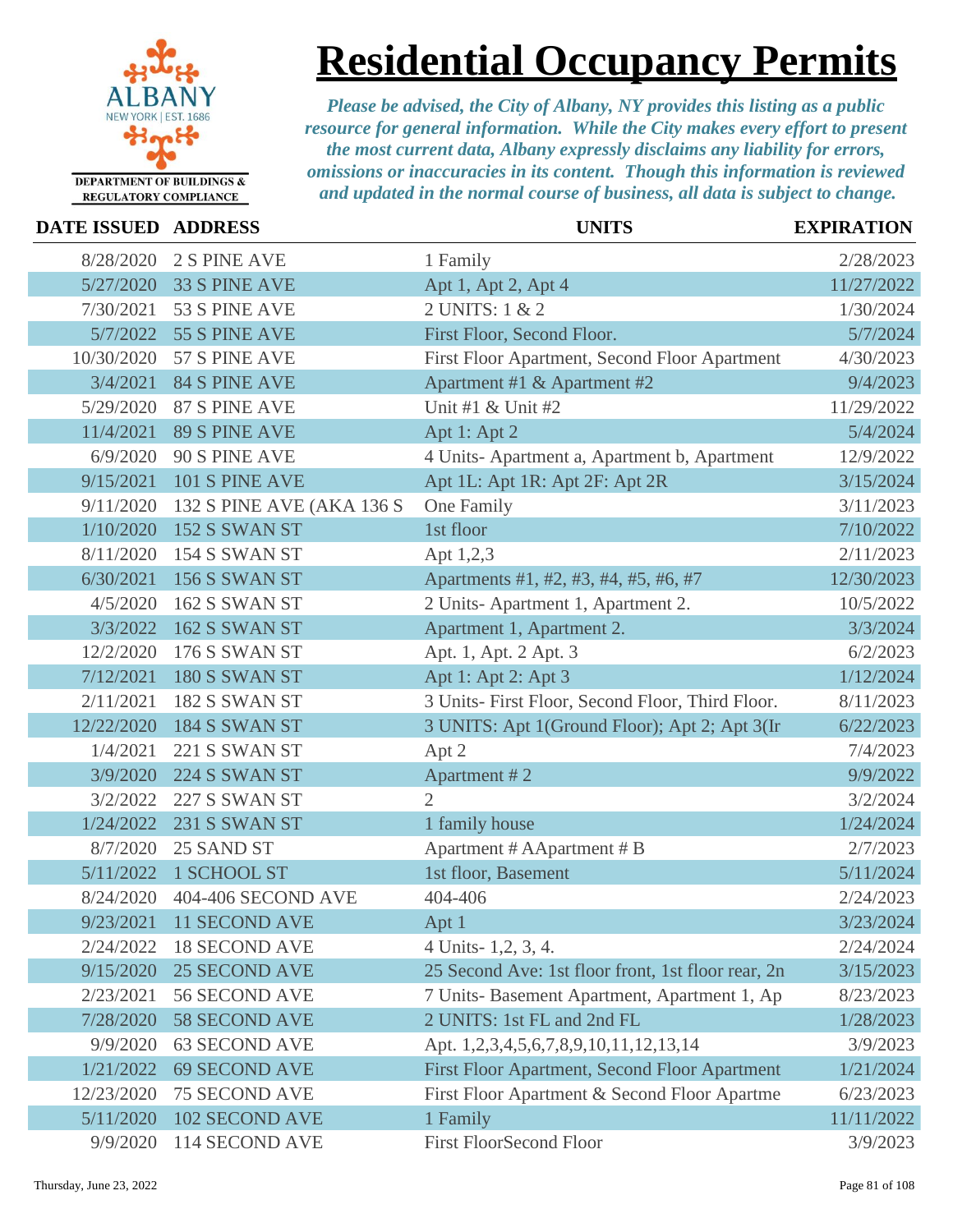# Residential Occupancy Permits

*Please be advised, the City of Albany, NY provides this listing as a public resource for general information. While the City makes every effort to present the most current data, Albany expressly disclaims any liability for errors, omissions or inaccuracies in its content. Though this information is reviewed and updated in the normal course of business, all data is subject to change.*

DEPARTMENT OF BUILDINGS & REGULATORY COMPLIANCE

| DATE ISSUED | ADDRESS | UNITS | EXPIRATION |
|---|---|---|---|
| 8/28/2020 | 2 S PINE AVE | 1 Family | 2/28/2023 |
| 5/27/2020 | 33 S PINE AVE | Apt 1, Apt 2, Apt 4 | 11/27/2022 |
| 7/30/2021 | 53 S PINE AVE | 2 UNITS: 1 & 2 | 1/30/2024 |
| 5/7/2022 | 55 S PINE AVE | First Floor, Second Floor. | 5/7/2024 |
| 10/30/2020 | 57 S PINE AVE | First Floor Apartment, Second Floor Apartment | 4/30/2023 |
| 3/4/2021 | 84 S PINE AVE | Apartment #1 & Apartment #2 | 9/4/2023 |
| 5/29/2020 | 87 S PINE AVE | Unit #1 & Unit #2 | 11/29/2022 |
| 11/4/2021 | 89 S PINE AVE | Apt 1: Apt 2 | 5/4/2024 |
| 6/9/2020 | 90 S PINE AVE | 4 Units- Apartment a, Apartment b, Apartment | 12/9/2022 |
| 9/15/2021 | 101 S PINE AVE | Apt 1L: Apt 1R: Apt 2F: Apt 2R | 3/15/2024 |
| 9/11/2020 | 132 S PINE AVE (AKA 136 S | One Family | 3/11/2023 |
| 1/10/2020 | 152 S SWAN ST | 1st floor | 7/10/2022 |
| 8/11/2020 | 154 S SWAN ST | Apt 1,2,3 | 2/11/2023 |
| 6/30/2021 | 156 S SWAN ST | Apartments #1, #2, #3, #4, #5, #6, #7 | 12/30/2023 |
| 4/5/2020 | 162 S SWAN ST | 2 Units- Apartment 1, Apartment 2. | 10/5/2022 |
| 3/3/2022 | 162 S SWAN ST | Apartment 1, Apartment 2. | 3/3/2024 |
| 12/2/2020 | 176 S SWAN ST | Apt. 1, Apt. 2 Apt. 3 | 6/2/2023 |
| 7/12/2021 | 180 S SWAN ST | Apt 1: Apt 2: Apt 3 | 1/12/2024 |
| 2/11/2021 | 182 S SWAN ST | 3 Units- First Floor, Second Floor, Third Floor. | 8/11/2023 |
| 12/22/2020 | 184 S SWAN ST | 3 UNITS: Apt 1(Ground Floor); Apt 2; Apt 3(Ir | 6/22/2023 |
| 1/4/2021 | 221 S SWAN ST | Apt 2 | 7/4/2023 |
| 3/9/2020 | 224 S SWAN ST | Apartment # 2 | 9/9/2022 |
| 3/2/2022 | 227 S SWAN ST | 2 | 3/2/2024 |
| 1/24/2022 | 231 S SWAN ST | 1 family house | 1/24/2024 |
| 8/7/2020 | 25 SAND ST | Apartment # AApartment # B | 2/7/2023 |
| 5/11/2022 | 1 SCHOOL ST | 1st floor, Basement | 5/11/2024 |
| 8/24/2020 | 404-406 SECOND AVE | 404-406 | 2/24/2023 |
| 9/23/2021 | 11 SECOND AVE | Apt 1 | 3/23/2024 |
| 2/24/2022 | 18 SECOND AVE | 4 Units- 1,2, 3, 4. | 2/24/2024 |
| 9/15/2020 | 25 SECOND AVE | 25 Second Ave: 1st floor front, 1st floor rear, 2n | 3/15/2023 |
| 2/23/2021 | 56 SECOND AVE | 7 Units- Basement Apartment, Apartment 1, Ap | 8/23/2023 |
| 7/28/2020 | 58 SECOND AVE | 2 UNITS: 1st FL and 2nd FL | 1/28/2023 |
| 9/9/2020 | 63 SECOND AVE | Apt. 1,2,3,4,5,6,7,8,9,10,11,12,13,14 | 3/9/2023 |
| 1/21/2022 | 69 SECOND AVE | First Floor Apartment, Second Floor Apartment | 1/21/2024 |
| 12/23/2020 | 75 SECOND AVE | First Floor Apartment & Second Floor Apartme | 6/23/2023 |
| 5/11/2020 | 102 SECOND AVE | 1 Family | 11/11/2022 |
| 9/9/2020 | 114 SECOND AVE | First FloorSecond Floor | 3/9/2023 |

Thursday, June 23, 2022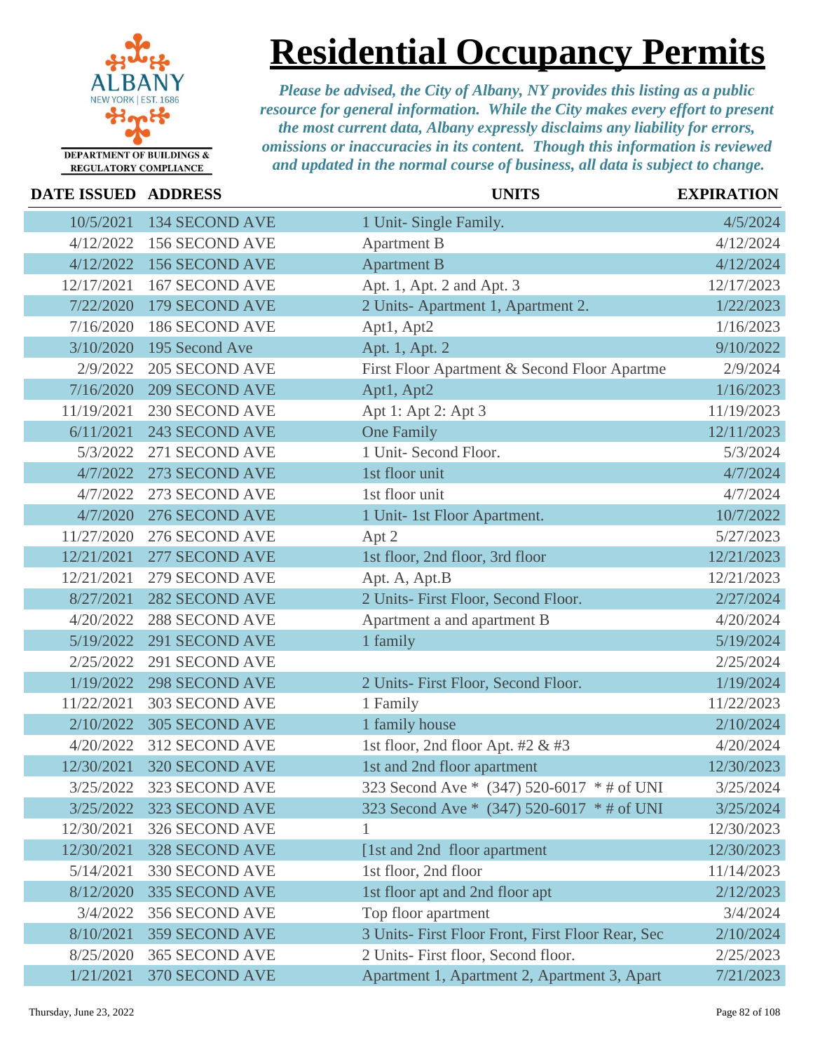# Residential Occupancy Permits

DEPARTMENT OF BUILDINGS & REGULATORY COMPLIANCE

*Please be advised, the City of Albany, NY provides this listing as a public resource for general information. While the City makes every effort to present the most current data, Albany expressly disclaims any liability for errors, omissions or inaccuracies in its content. Though this information is reviewed and updated in the normal course of business, all data is subject to change.*

| DATE ISSUED | ADDRESS | UNITS | EXPIRATION |
|---|---|---|---|
| 10/5/2021 | 134 SECOND AVE | 1 Unit- Single Family. | 4/5/2024 |
| 4/12/2022 | 156 SECOND AVE | Apartment B | 4/12/2024 |
| 4/12/2022 | 156 SECOND AVE | Apartment B | 4/12/2024 |
| 12/17/2021 | 167 SECOND AVE | Apt. 1, Apt. 2 and Apt. 3 | 12/17/2023 |
| 7/22/2020 | 179 SECOND AVE | 2 Units- Apartment 1, Apartment 2. | 1/22/2023 |
| 7/16/2020 | 186 SECOND AVE | Apt1, Apt2 | 1/16/2023 |
| 3/10/2020 | 195 Second Ave | Apt. 1, Apt. 2 | 9/10/2022 |
| 2/9/2022 | 205 SECOND AVE | First Floor Apartment & Second Floor Apartme | 2/9/2024 |
| 7/16/2020 | 209 SECOND AVE | Apt1, Apt2 | 1/16/2023 |
| 11/19/2021 | 230 SECOND AVE | Apt 1: Apt 2: Apt 3 | 11/19/2023 |
| 6/11/2021 | 243 SECOND AVE | One Family | 12/11/2023 |
| 5/3/2022 | 271 SECOND AVE | 1 Unit- Second Floor. | 5/3/2024 |
| 4/7/2022 | 273 SECOND AVE | 1st floor unit | 4/7/2024 |
| 4/7/2022 | 273 SECOND AVE | 1st floor unit | 4/7/2024 |
| 4/7/2020 | 276 SECOND AVE | 1 Unit- 1st Floor Apartment. | 10/7/2022 |
| 11/27/2020 | 276 SECOND AVE | Apt 2 | 5/27/2023 |
| 12/21/2021 | 277 SECOND AVE | 1st floor, 2nd floor, 3rd floor | 12/21/2023 |
| 12/21/2021 | 279 SECOND AVE | Apt. A, Apt.B | 12/21/2023 |
| 8/27/2021 | 282 SECOND AVE | 2 Units- First Floor, Second Floor. | 2/27/2024 |
| 4/20/2022 | 288 SECOND AVE | Apartment a and apartment B | 4/20/2024 |
| 5/19/2022 | 291 SECOND AVE | 1 family | 5/19/2024 |
| 2/25/2022 | 291 SECOND AVE | | 2/25/2024 |
| 1/19/2022 | 298 SECOND AVE | 2 Units- First Floor, Second Floor. | 1/19/2024 |
| 11/22/2021 | 303 SECOND AVE | 1 Family | 11/22/2023 |
| 2/10/2022 | 305 SECOND AVE | 1 family house | 2/10/2024 |
| 4/20/2022 | 312 SECOND AVE | 1st floor, 2nd floor Apt. #2 & #3 | 4/20/2024 |
| 12/30/2021 | 320 SECOND AVE | 1st and 2nd floor apartment | 12/30/2023 |
| 3/25/2022 | 323 SECOND AVE | 323 Second Ave * (347) 520-6017 * # of UNI | 3/25/2024 |
| 3/25/2022 | 323 SECOND AVE | 323 Second Ave * (347) 520-6017 * # of UNI | 3/25/2024 |
| 12/30/2021 | 326 SECOND AVE | 1 | 12/30/2023 |
| 12/30/2021 | 328 SECOND AVE | [1st and 2nd floor apartment | 12/30/2023 |
| 5/14/2021 | 330 SECOND AVE | 1st floor, 2nd floor | 11/14/2023 |
| 8/12/2020 | 335 SECOND AVE | 1st floor apt and 2nd floor apt | 2/12/2023 |
| 3/4/2022 | 356 SECOND AVE | Top floor apartment | 3/4/2024 |
| 8/10/2021 | 359 SECOND AVE | 3 Units- First Floor Front, First Floor Rear, Sec | 2/10/2024 |
| 8/25/2020 | 365 SECOND AVE | 2 Units- First floor, Second floor. | 2/25/2023 |
| 1/21/2021 | 370 SECOND AVE | Apartment 1, Apartment 2, Apartment 3, Apart | 7/21/2023 |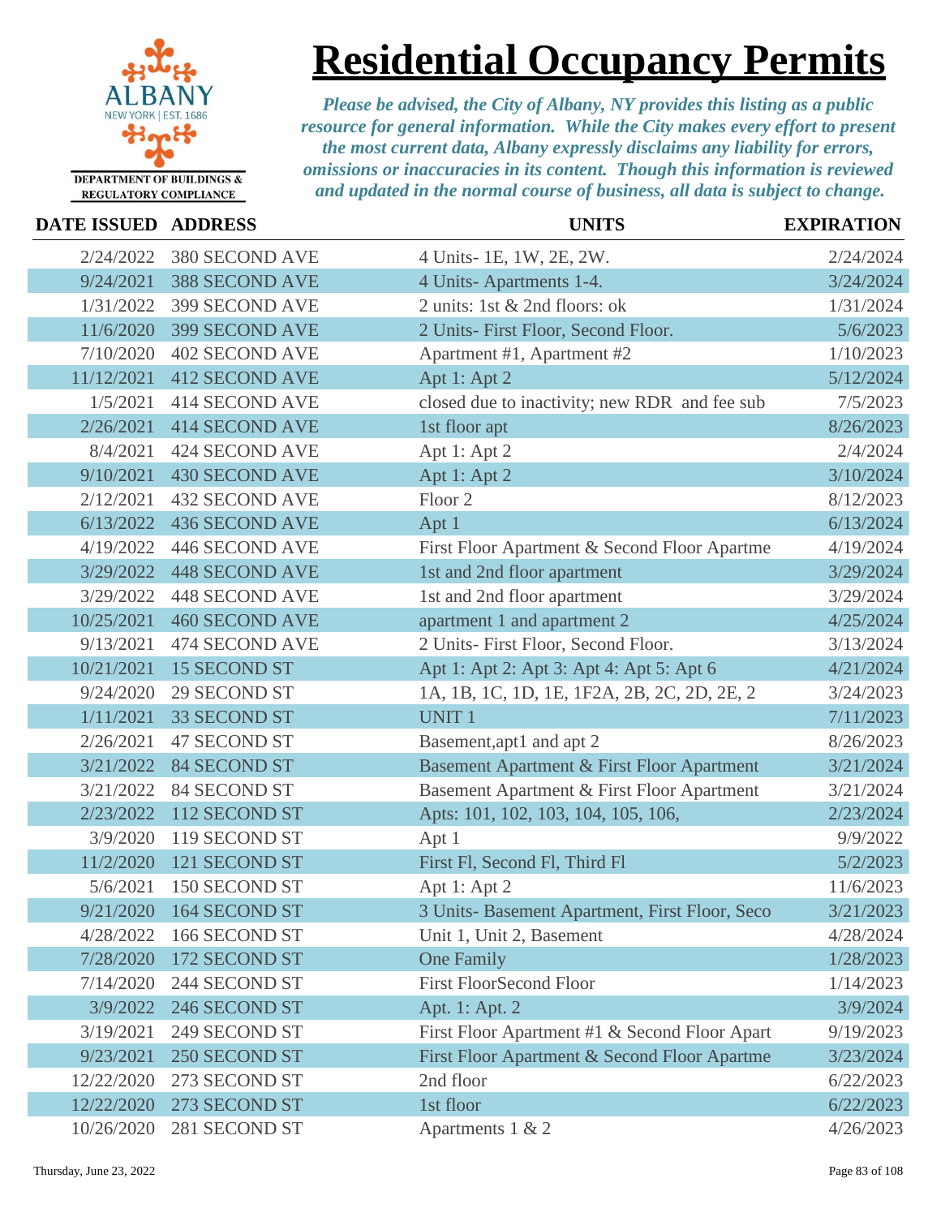# Residential Occupancy Permits

DEPARTMENT OF BUILDINGS & REGULATORY COMPLIANCE

*Please be advised, the City of Albany, NY provides this listing as a public resource for general information. While the City makes every effort to present the most current data, Albany expressly disclaims any liability for errors, omissions or inaccuracies in its content. Though this information is reviewed and updated in the normal course of business, all data is subject to change.*

| DATE ISSUED | ADDRESS | UNITS | EXPIRATION |
|---|---|---|---|
| 2/24/2022 | 380 SECOND AVE | 4 Units- 1E, 1W, 2E, 2W. | 2/24/2024 |
| 9/24/2021 | 388 SECOND AVE | 4 Units- Apartments 1-4. | 3/24/2024 |
| 1/31/2022 | 399 SECOND AVE | 2 units: 1st & 2nd floors: ok | 1/31/2024 |
| 11/6/2020 | 399 SECOND AVE | 2 Units- First Floor, Second Floor. | 5/6/2023 |
| 7/10/2020 | 402 SECOND AVE | Apartment #1, Apartment #2 | 1/10/2023 |
| 11/12/2021 | 412 SECOND AVE | Apt 1: Apt 2 | 5/12/2024 |
| 1/5/2021 | 414 SECOND AVE | closed due to inactivity; new RDR and fee sub | 7/5/2023 |
| 2/26/2021 | 414 SECOND AVE | 1st floor apt | 8/26/2023 |
| 8/4/2021 | 424 SECOND AVE | Apt 1: Apt 2 | 2/4/2024 |
| 9/10/2021 | 430 SECOND AVE | Apt 1: Apt 2 | 3/10/2024 |
| 2/12/2021 | 432 SECOND AVE | Floor 2 | 8/12/2023 |
| 6/13/2022 | 436 SECOND AVE | Apt 1 | 6/13/2024 |
| 4/19/2022 | 446 SECOND AVE | First Floor Apartment & Second Floor Apartme | 4/19/2024 |
| 3/29/2022 | 448 SECOND AVE | 1st and 2nd floor apartment | 3/29/2024 |
| 3/29/2022 | 448 SECOND AVE | 1st and 2nd floor apartment | 3/29/2024 |
| 10/25/2021 | 460 SECOND AVE | apartment 1 and apartment 2 | 4/25/2024 |
| 9/13/2021 | 474 SECOND AVE | 2 Units- First Floor, Second Floor. | 3/13/2024 |
| 10/21/2021 | 15 SECOND ST | Apt 1: Apt 2: Apt 3: Apt 4: Apt 5: Apt 6 | 4/21/2024 |
| 9/24/2020 | 29 SECOND ST | 1A, 1B, 1C, 1D, 1E, 1F2A, 2B, 2C, 2D, 2E, 2 | 3/24/2023 |
| 1/11/2021 | 33 SECOND ST | UNIT 1 | 7/11/2023 |
| 2/26/2021 | 47 SECOND ST | Basement,apt1 and apt 2 | 8/26/2023 |
| 3/21/2022 | 84 SECOND ST | Basement Apartment & First Floor Apartment | 3/21/2024 |
| 3/21/2022 | 84 SECOND ST | Basement Apartment & First Floor Apartment | 3/21/2024 |
| 2/23/2022 | 112 SECOND ST | Apts: 101, 102, 103, 104, 105, 106, | 2/23/2024 |
| 3/9/2020 | 119 SECOND ST | Apt 1 | 9/9/2022 |
| 11/2/2020 | 121 SECOND ST | First Fl, Second Fl, Third Fl | 5/2/2023 |
| 5/6/2021 | 150 SECOND ST | Apt 1: Apt 2 | 11/6/2023 |
| 9/21/2020 | 164 SECOND ST | 3 Units- Basement Apartment, First Floor, Seco | 3/21/2023 |
| 4/28/2022 | 166 SECOND ST | Unit 1, Unit 2, Basement | 4/28/2024 |
| 7/28/2020 | 172 SECOND ST | One Family | 1/28/2023 |
| 7/14/2020 | 244 SECOND ST | First FloorSecond Floor | 1/14/2023 |
| 3/9/2022 | 246 SECOND ST | Apt. 1: Apt. 2 | 3/9/2024 |
| 3/19/2021 | 249 SECOND ST | First Floor Apartment #1 & Second Floor Apart | 9/19/2023 |
| 9/23/2021 | 250 SECOND ST | First Floor Apartment & Second Floor Apartme | 3/23/2024 |
| 12/22/2020 | 273 SECOND ST | 2nd floor | 6/22/2023 |
| 12/22/2020 | 273 SECOND ST | 1st floor | 6/22/2023 |
| 10/26/2020 | 281 SECOND ST | Apartments 1 & 2 | 4/26/2023 |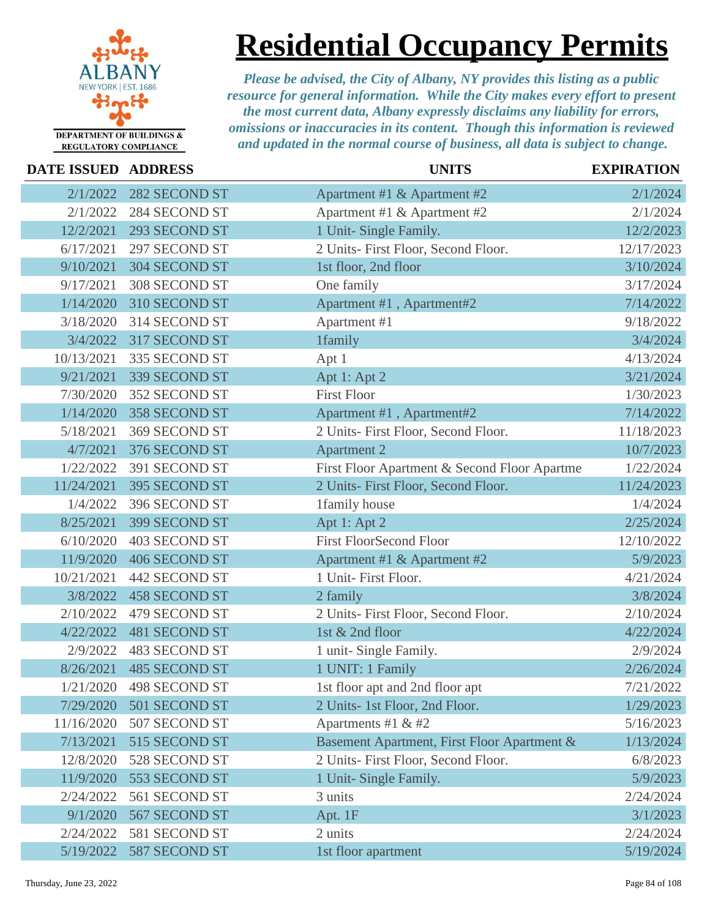# Residential Occupancy Permits

DEPARTMENT OF BUILDINGS & REGULATORY COMPLIANCE

*Please be advised, the City of Albany, NY provides this listing as a public resource for general information. While the City makes every effort to present the most current data, Albany expressly disclaims any liability for errors, omissions or inaccuracies in its content. Though this information is reviewed and updated in the normal course of business, all data is subject to change.*

| DATE ISSUED | ADDRESS | UNITS | EXPIRATION |
|---|---|---|---|
| 2/1/2022 | 282 SECOND ST | Apartment #1 & Apartment #2 | 2/1/2024 |
| 2/1/2022 | 284 SECOND ST | Apartment #1 & Apartment #2 | 2/1/2024 |
| 12/2/2021 | 293 SECOND ST | 1 Unit- Single Family. | 12/2/2023 |
| 6/17/2021 | 297 SECOND ST | 2 Units- First Floor, Second Floor. | 12/17/2023 |
| 9/10/2021 | 304 SECOND ST | 1st floor, 2nd floor | 3/10/2024 |
| 9/17/2021 | 308 SECOND ST | One family | 3/17/2024 |
| 1/14/2020 | 310 SECOND ST | Apartment #1 , Apartment#2 | 7/14/2022 |
| 3/18/2020 | 314 SECOND ST | Apartment #1 | 9/18/2022 |
| 3/4/2022 | 317 SECOND ST | 1family | 3/4/2024 |
| 10/13/2021 | 335 SECOND ST | Apt 1 | 4/13/2024 |
| 9/21/2021 | 339 SECOND ST | Apt 1: Apt 2 | 3/21/2024 |
| 7/30/2020 | 352 SECOND ST | First Floor | 1/30/2023 |
| 1/14/2020 | 358 SECOND ST | Apartment #1 , Apartment#2 | 7/14/2022 |
| 5/18/2021 | 369 SECOND ST | 2 Units- First Floor, Second Floor. | 11/18/2023 |
| 4/7/2021 | 376 SECOND ST | Apartment 2 | 10/7/2023 |
| 1/22/2022 | 391 SECOND ST | First Floor Apartment & Second Floor Apartme | 1/22/2024 |
| 11/24/2021 | 395 SECOND ST | 2 Units- First Floor, Second Floor. | 11/24/2023 |
| 1/4/2022 | 396 SECOND ST | 1family house | 1/4/2024 |
| 8/25/2021 | 399 SECOND ST | Apt 1: Apt 2 | 2/25/2024 |
| 6/10/2020 | 403 SECOND ST | First FloorSecond Floor | 12/10/2022 |
| 11/9/2020 | 406 SECOND ST | Apartment #1 & Apartment #2 | 5/9/2023 |
| 10/21/2021 | 442 SECOND ST | 1 Unit- First Floor. | 4/21/2024 |
| 3/8/2022 | 458 SECOND ST | 2 family | 3/8/2024 |
| 2/10/2022 | 479 SECOND ST | 2 Units- First Floor, Second Floor. | 2/10/2024 |
| 4/22/2022 | 481 SECOND ST | 1st & 2nd floor | 4/22/2024 |
| 2/9/2022 | 483 SECOND ST | 1 unit- Single Family. | 2/9/2024 |
| 8/26/2021 | 485 SECOND ST | 1 UNIT: 1 Family | 2/26/2024 |
| 1/21/2020 | 498 SECOND ST | 1st floor apt and 2nd floor apt | 7/21/2022 |
| 7/29/2020 | 501 SECOND ST | 2 Units- 1st Floor, 2nd Floor. | 1/29/2023 |
| 11/16/2020 | 507 SECOND ST | Apartments #1 & #2 | 5/16/2023 |
| 7/13/2021 | 515 SECOND ST | Basement Apartment, First Floor Apartment & | 1/13/2024 |
| 12/8/2020 | 528 SECOND ST | 2 Units- First Floor, Second Floor. | 6/8/2023 |
| 11/9/2020 | 553 SECOND ST | 1 Unit- Single Family. | 5/9/2023 |
| 2/24/2022 | 561 SECOND ST | 3 units | 2/24/2024 |
| 9/1/2020 | 567 SECOND ST | Apt. 1F | 3/1/2023 |
| 2/24/2022 | 581 SECOND ST | 2 units | 2/24/2024 |
| 5/19/2022 | 587 SECOND ST | 1st floor apartment | 5/19/2024 |

Thursday, June 23, 2022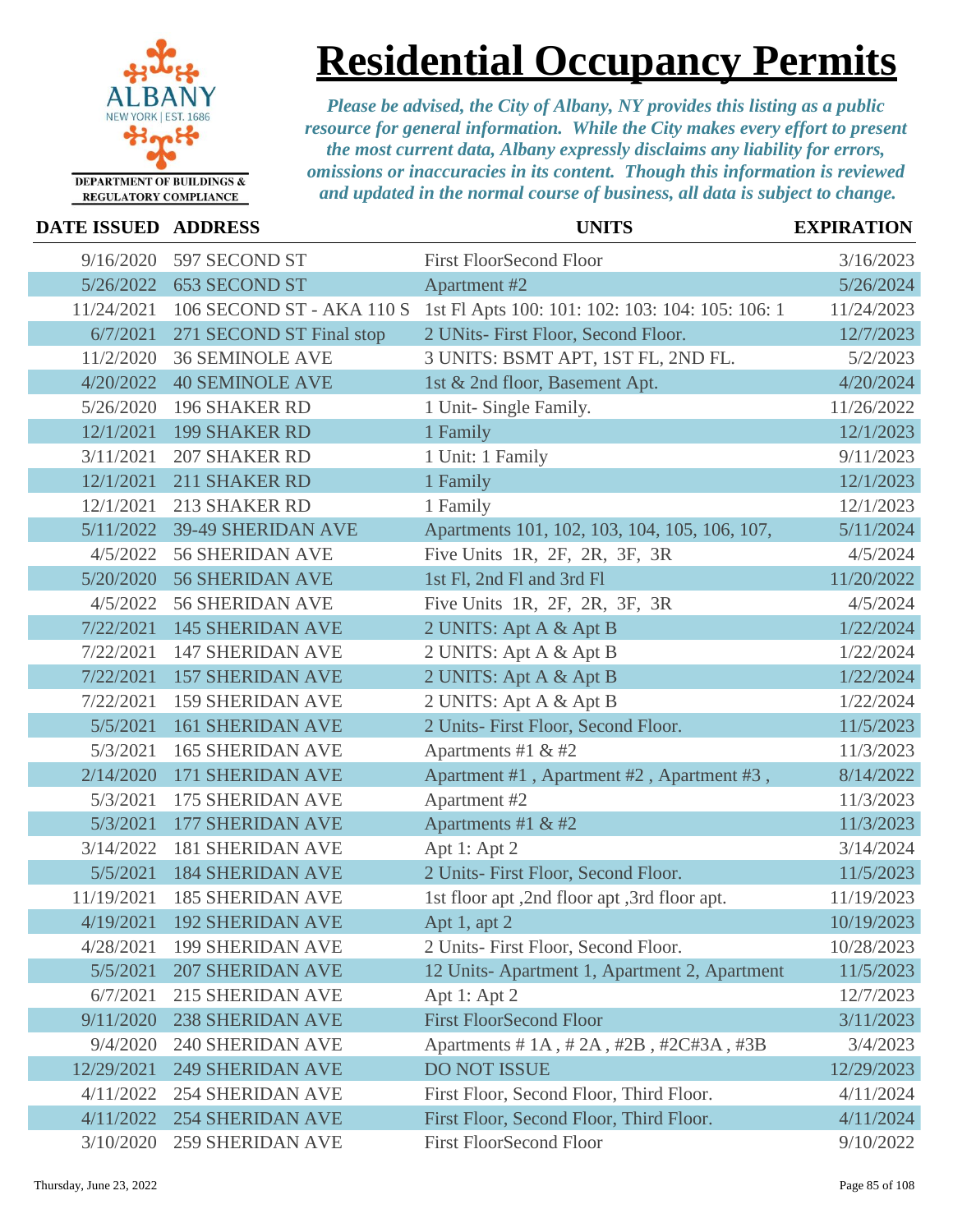# Residential Occupancy Permits

DEPARTMENT OF BUILDINGS & REGULATORY COMPLIANCE

*Please be advised, the City of Albany, NY provides this listing as a public resource for general information. While the City makes every effort to present the most current data, Albany expressly disclaims any liability for errors, omissions or inaccuracies in its content. Though this information is reviewed and updated in the normal course of business, all data is subject to change.*

| DATE ISSUED | ADDRESS | UNITS | EXPIRATION |
|---|---|---|---|
| 9/16/2020 | 597 SECOND ST | First FloorSecond Floor | 3/16/2023 |
| 5/26/2022 | 653 SECOND ST | Apartment #2 | 5/26/2024 |
| 11/24/2021 | 106 SECOND ST - AKA 110 S | 1st Fl Apts 100: 101: 102: 103: 104: 105: 106: 1 | 11/24/2023 |
| 6/7/2021 | 271 SECOND ST Final stop | 2 UNits- First Floor, Second Floor. | 12/7/2023 |
| 11/2/2020 | 36 SEMINOLE AVE | 3 UNITS: BSMT APT, 1ST FL, 2ND FL. | 5/2/2023 |
| 4/20/2022 | 40 SEMINOLE AVE | 1st & 2nd floor, Basement Apt. | 4/20/2024 |
| 5/26/2020 | 196 SHAKER RD | 1 Unit- Single Family. | 11/26/2022 |
| 12/1/2021 | 199 SHAKER RD | 1 Family | 12/1/2023 |
| 3/11/2021 | 207 SHAKER RD | 1 Unit: 1 Family | 9/11/2023 |
| 12/1/2021 | 211 SHAKER RD | 1 Family | 12/1/2023 |
| 12/1/2021 | 213 SHAKER RD | 1 Family | 12/1/2023 |
| 5/11/2022 | 39-49 SHERIDAN AVE | Apartments 101, 102, 103, 104, 105, 106, 107, | 5/11/2024 |
| 4/5/2022 | 56 SHERIDAN AVE | Five Units 1R, 2F, 2R, 3F, 3R | 4/5/2024 |
| 5/20/2020 | 56 SHERIDAN AVE | 1st Fl, 2nd Fl and 3rd Fl | 11/20/2022 |
| 4/5/2022 | 56 SHERIDAN AVE | Five Units 1R, 2F, 2R, 3F, 3R | 4/5/2024 |
| 7/22/2021 | 145 SHERIDAN AVE | 2 UNITS: Apt A & Apt B | 1/22/2024 |
| 7/22/2021 | 147 SHERIDAN AVE | 2 UNITS: Apt A & Apt B | 1/22/2024 |
| 7/22/2021 | 157 SHERIDAN AVE | 2 UNITS: Apt A & Apt B | 1/22/2024 |
| 7/22/2021 | 159 SHERIDAN AVE | 2 UNITS: Apt A & Apt B | 1/22/2024 |
| 5/5/2021 | 161 SHERIDAN AVE | 2 Units- First Floor, Second Floor. | 11/5/2023 |
| 5/3/2021 | 165 SHERIDAN AVE | Apartments #1 & #2 | 11/3/2023 |
| 2/14/2020 | 171 SHERIDAN AVE | Apartment #1 , Apartment #2 , Apartment #3 , | 8/14/2022 |
| 5/3/2021 | 175 SHERIDAN AVE | Apartment #2 | 11/3/2023 |
| 5/3/2021 | 177 SHERIDAN AVE | Apartments #1 & #2 | 11/3/2023 |
| 3/14/2022 | 181 SHERIDAN AVE | Apt 1: Apt 2 | 3/14/2024 |
| 5/5/2021 | 184 SHERIDAN AVE | 2 Units- First Floor, Second Floor. | 11/5/2023 |
| 11/19/2021 | 185 SHERIDAN AVE | 1st floor apt ,2nd floor apt ,3rd floor apt. | 11/19/2023 |
| 4/19/2021 | 192 SHERIDAN AVE | Apt 1, apt 2 | 10/19/2023 |
| 4/28/2021 | 199 SHERIDAN AVE | 2 Units- First Floor, Second Floor. | 10/28/2023 |
| 5/5/2021 | 207 SHERIDAN AVE | 12 Units- Apartment 1, Apartment 2, Apartment | 11/5/2023 |
| 6/7/2021 | 215 SHERIDAN AVE | Apt 1: Apt 2 | 12/7/2023 |
| 9/11/2020 | 238 SHERIDAN AVE | First FloorSecond Floor | 3/11/2023 |
| 9/4/2020 | 240 SHERIDAN AVE | Apartments # 1A , # 2A , #2B , #2C#3A , #3B | 3/4/2023 |
| 12/29/2021 | 249 SHERIDAN AVE | DO NOT ISSUE | 12/29/2023 |
| 4/11/2022 | 254 SHERIDAN AVE | First Floor, Second Floor, Third Floor. | 4/11/2024 |
| 4/11/2022 | 254 SHERIDAN AVE | First Floor, Second Floor, Third Floor. | 4/11/2024 |
| 3/10/2020 | 259 SHERIDAN AVE | First FloorSecond Floor | 9/10/2022 |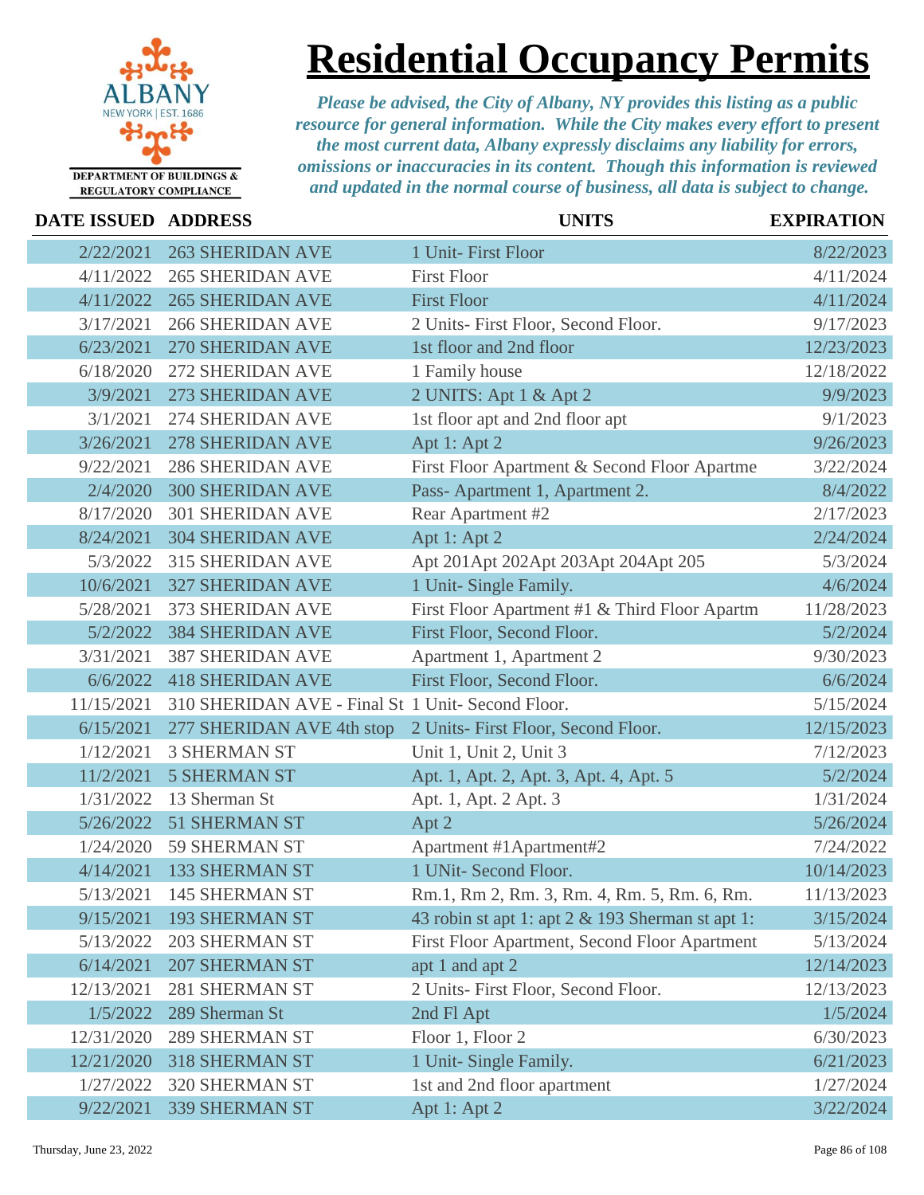# Residential Occupancy Permits

DEPARTMENT OF BUILDINGS & REGULATORY COMPLIANCE

*Please be advised, the City of Albany, NY provides this listing as a public resource for general information. While the City makes every effort to present the most current data, Albany expressly disclaims any liability for errors, omissions or inaccuracies in its content. Though this information is reviewed and updated in the normal course of business, all data is subject to change.*

| DATE ISSUED | ADDRESS | UNITS | EXPIRATION |
|---|---|---|---|
| 2/22/2021 | 263 SHERIDAN AVE | 1 Unit- First Floor | 8/22/2023 |
| 4/11/2022 | 265 SHERIDAN AVE | First Floor | 4/11/2024 |
| 4/11/2022 | 265 SHERIDAN AVE | First Floor | 4/11/2024 |
| 3/17/2021 | 266 SHERIDAN AVE | 2 Units- First Floor, Second Floor. | 9/17/2023 |
| 6/23/2021 | 270 SHERIDAN AVE | 1st floor and 2nd floor | 12/23/2023 |
| 6/18/2020 | 272 SHERIDAN AVE | 1 Family house | 12/18/2022 |
| 3/9/2021 | 273 SHERIDAN AVE | 2 UNITS: Apt 1 & Apt 2 | 9/9/2023 |
| 3/1/2021 | 274 SHERIDAN AVE | 1st floor apt and 2nd floor apt | 9/1/2023 |
| 3/26/2021 | 278 SHERIDAN AVE | Apt 1: Apt 2 | 9/26/2023 |
| 9/22/2021 | 286 SHERIDAN AVE | First Floor Apartment & Second Floor Apartme | 3/22/2024 |
| 2/4/2020 | 300 SHERIDAN AVE | Pass- Apartment 1, Apartment 2. | 8/4/2022 |
| 8/17/2020 | 301 SHERIDAN AVE | Rear Apartment #2 | 2/17/2023 |
| 8/24/2021 | 304 SHERIDAN AVE | Apt 1: Apt 2 | 2/24/2024 |
| 5/3/2022 | 315 SHERIDAN AVE | Apt 201Apt 202Apt 203Apt 204Apt 205 | 5/3/2024 |
| 10/6/2021 | 327 SHERIDAN AVE | 1 Unit- Single Family. | 4/6/2024 |
| 5/28/2021 | 373 SHERIDAN AVE | First Floor Apartment #1 & Third Floor Apartm | 11/28/2023 |
| 5/2/2022 | 384 SHERIDAN AVE | First Floor, Second Floor. | 5/2/2024 |
| 3/31/2021 | 387 SHERIDAN AVE | Apartment 1, Apartment 2 | 9/30/2023 |
| 6/6/2022 | 418 SHERIDAN AVE | First Floor, Second Floor. | 6/6/2024 |
| 11/15/2021 | 310 SHERIDAN AVE - Final St | 1 Unit- Second Floor. | 5/15/2024 |
| 6/15/2021 | 277 SHERIDAN AVE 4th stop | 2 Units- First Floor, Second Floor. | 12/15/2023 |
| 1/12/2021 | 3 SHERMAN ST | Unit 1, Unit 2, Unit 3 | 7/12/2023 |
| 11/2/2021 | 5 SHERMAN ST | Apt. 1, Apt. 2, Apt. 3, Apt. 4, Apt. 5 | 5/2/2024 |
| 1/31/2022 | 13 Sherman St | Apt. 1, Apt. 2 Apt. 3 | 1/31/2024 |
| 5/26/2022 | 51 SHERMAN ST | Apt 2 | 5/26/2024 |
| 1/24/2020 | 59 SHERMAN ST | Apartment #1Apartment#2 | 7/24/2022 |
| 4/14/2021 | 133 SHERMAN ST | 1 UNit- Second Floor. | 10/14/2023 |
| 5/13/2021 | 145 SHERMAN ST | Rm.1, Rm 2, Rm. 3, Rm. 4, Rm. 5, Rm. 6, Rm. | 11/13/2023 |
| 9/15/2021 | 193 SHERMAN ST | 43 robin st apt 1: apt 2 & 193 Sherman st apt 1: | 3/15/2024 |
| 5/13/2022 | 203 SHERMAN ST | First Floor Apartment, Second Floor Apartment | 5/13/2024 |
| 6/14/2021 | 207 SHERMAN ST | apt 1 and apt 2 | 12/14/2023 |
| 12/13/2021 | 281 SHERMAN ST | 2 Units- First Floor, Second Floor. | 12/13/2023 |
| 1/5/2022 | 289 Sherman St | 2nd Fl Apt | 1/5/2024 |
| 12/31/2020 | 289 SHERMAN ST | Floor 1, Floor 2 | 6/30/2023 |
| 12/21/2020 | 318 SHERMAN ST | 1 Unit- Single Family. | 6/21/2023 |
| 1/27/2022 | 320 SHERMAN ST | 1st and 2nd floor apartment | 1/27/2024 |
| 9/22/2021 | 339 SHERMAN ST | Apt 1: Apt 2 | 3/22/2024 |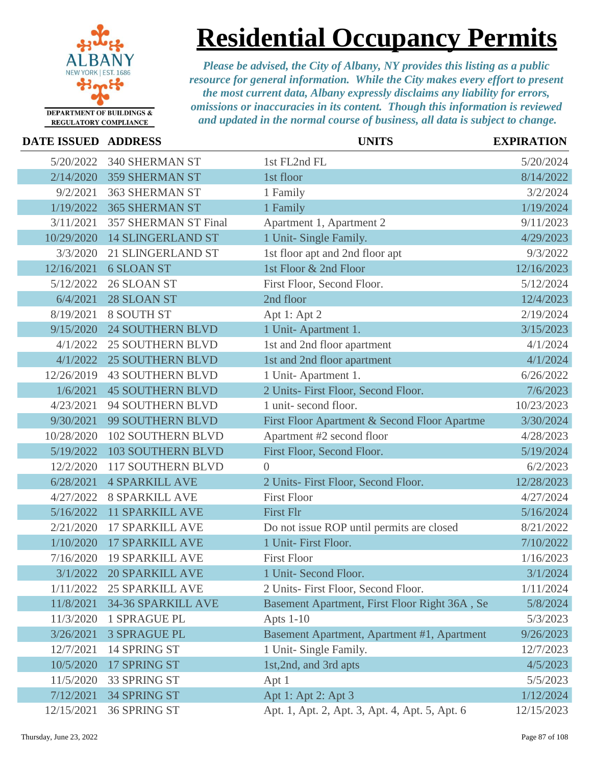# Residential Occupancy Permits

DEPARTMENT OF BUILDINGS & REGULATORY COMPLIANCE

*Please be advised, the City of Albany, NY provides this listing as a public resource for general information. While the City makes every effort to present the most current data, Albany expressly disclaims any liability for errors, omissions or inaccuracies in its content. Though this information is reviewed and updated in the normal course of business, all data is subject to change.*

| DATE ISSUED | ADDRESS | UNITS | EXPIRATION |
|---|---|---|---|
| 5/20/2022 | 340 SHERMAN ST | 1st FL2nd FL | 5/20/2024 |
| 2/14/2020 | 359 SHERMAN ST | 1st floor | 8/14/2022 |
| 9/2/2021 | 363 SHERMAN ST | 1 Family | 3/2/2024 |
| 1/19/2022 | 365 SHERMAN ST | 1 Family | 1/19/2024 |
| 3/11/2021 | 357 SHERMAN ST Final | Apartment 1, Apartment 2 | 9/11/2023 |
| 10/29/2020 | 14 SLINGERLAND ST | 1 Unit- Single Family. | 4/29/2023 |
| 3/3/2020 | 21 SLINGERLAND ST | 1st floor apt and 2nd floor apt | 9/3/2022 |
| 12/16/2021 | 6 SLOAN ST | 1st Floor & 2nd Floor | 12/16/2023 |
| 5/12/2022 | 26 SLOAN ST | First Floor, Second Floor. | 5/12/2024 |
| 6/4/2021 | 28 SLOAN ST | 2nd floor | 12/4/2023 |
| 8/19/2021 | 8 SOUTH ST | Apt 1: Apt 2 | 2/19/2024 |
| 9/15/2020 | 24 SOUTHERN BLVD | 1 Unit- Apartment 1. | 3/15/2023 |
| 4/1/2022 | 25 SOUTHERN BLVD | 1st and 2nd floor apartment | 4/1/2024 |
| 4/1/2022 | 25 SOUTHERN BLVD | 1st and 2nd floor apartment | 4/1/2024 |
| 12/26/2019 | 43 SOUTHERN BLVD | 1 Unit- Apartment 1. | 6/26/2022 |
| 1/6/2021 | 45 SOUTHERN BLVD | 2 Units- First Floor, Second Floor. | 7/6/2023 |
| 4/23/2021 | 94 SOUTHERN BLVD | 1 unit- second floor. | 10/23/2023 |
| 9/30/2021 | 99 SOUTHERN BLVD | First Floor Apartment & Second Floor Apartme | 3/30/2024 |
| 10/28/2020 | 102 SOUTHERN BLVD | Apartment #2 second floor | 4/28/2023 |
| 5/19/2022 | 103 SOUTHERN BLVD | First Floor, Second Floor. | 5/19/2024 |
| 12/2/2020 | 117 SOUTHERN BLVD | 0 | 6/2/2023 |
| 6/28/2021 | 4 SPARKILL AVE | 2 Units- First Floor, Second Floor. | 12/28/2023 |
| 4/27/2022 | 8 SPARKILL AVE | First Floor | 4/27/2024 |
| 5/16/2022 | 11 SPARKILL AVE | First Flr | 5/16/2024 |
| 2/21/2020 | 17 SPARKILL AVE | Do not issue ROP until permits are closed | 8/21/2022 |
| 1/10/2020 | 17 SPARKILL AVE | 1 Unit- First Floor. | 7/10/2022 |
| 7/16/2020 | 19 SPARKILL AVE | First Floor | 1/16/2023 |
| 3/1/2022 | 20 SPARKILL AVE | 1 Unit- Second Floor. | 3/1/2024 |
| 1/11/2022 | 25 SPARKILL AVE | 2 Units- First Floor, Second Floor. | 1/11/2024 |
| 11/8/2021 | 34-36 SPARKILL AVE | Basement Apartment, First Floor Right 36A , Se | 5/8/2024 |
| 11/3/2020 | 1 SPRAGUE PL | Apts 1-10 | 5/3/2023 |
| 3/26/2021 | 3 SPRAGUE PL | Basement Apartment, Apartment #1, Apartment | 9/26/2023 |
| 12/7/2021 | 14 SPRING ST | 1 Unit- Single Family. | 12/7/2023 |
| 10/5/2020 | 17 SPRING ST | 1st,2nd, and 3rd apts | 4/5/2023 |
| 11/5/2020 | 33 SPRING ST | Apt 1 | 5/5/2023 |
| 7/12/2021 | 34 SPRING ST | Apt 1: Apt 2: Apt 3 | 1/12/2024 |
| 12/15/2021 | 36 SPRING ST | Apt. 1, Apt. 2, Apt. 3, Apt. 4, Apt. 5, Apt. 6 | 12/15/2023 |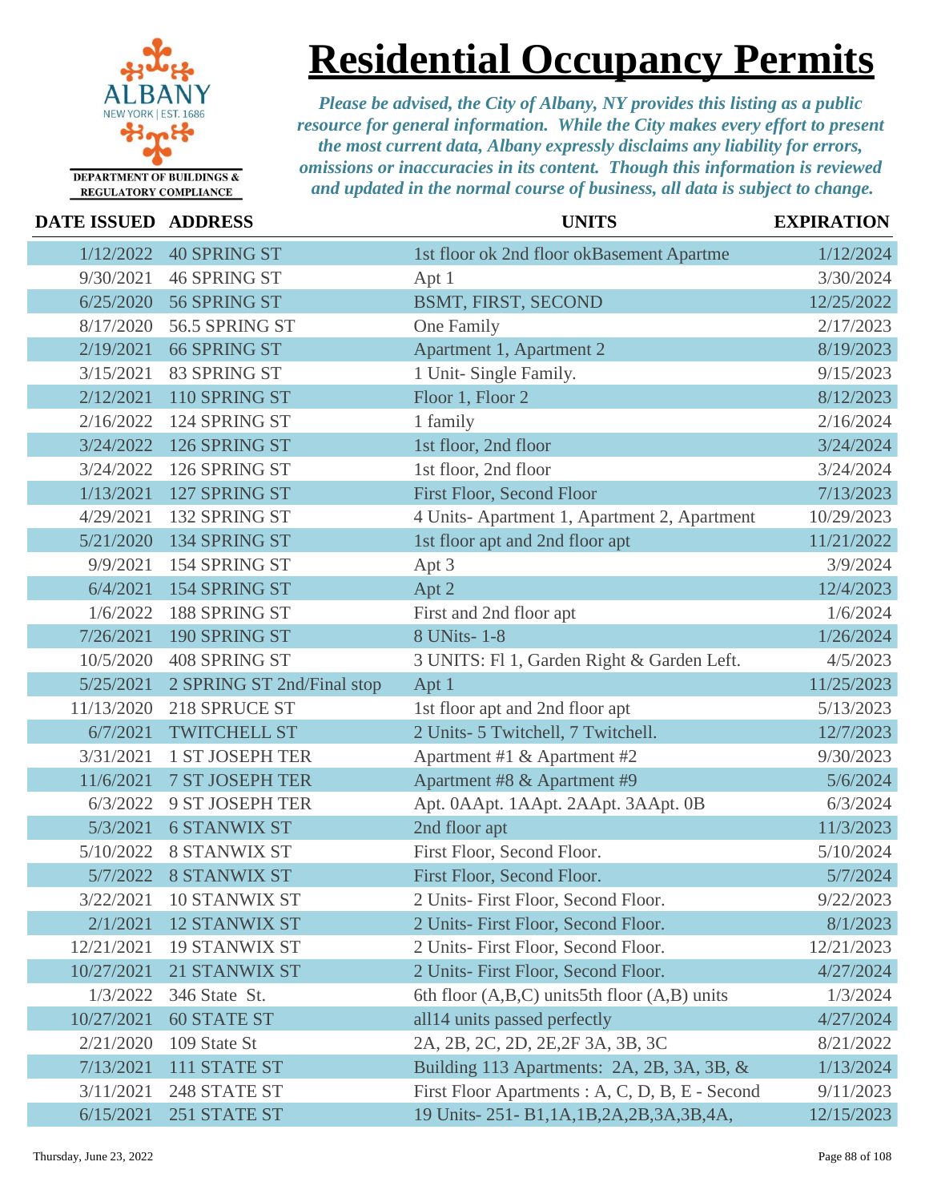# Residential Occupancy Permits

ALBANY
NEW YORK | EST. 1686
DEPARTMENT OF BUILDINGS & REGULATORY COMPLIANCE

*Please be advised, the City of Albany, NY provides this listing as a public resource for general information. While the City makes every effort to present the most current data, Albany expressly disclaims any liability for errors, omissions or inaccuracies in its content. Though this information is reviewed and updated in the normal course of business, all data is subject to change.*

| DATE ISSUED | ADDRESS | UNITS | EXPIRATION |
|---|---|---|---|
| 1/12/2022 | 40 SPRING ST | 1st floor ok 2nd floor okBasement Apartme | 1/12/2024 |
| 9/30/2021 | 46 SPRING ST | Apt 1 | 3/30/2024 |
| 6/25/2020 | 56 SPRING ST | BSMT, FIRST, SECOND | 12/25/2022 |
| 8/17/2020 | 56.5 SPRING ST | One Family | 2/17/2023 |
| 2/19/2021 | 66 SPRING ST | Apartment 1, Apartment 2 | 8/19/2023 |
| 3/15/2021 | 83 SPRING ST | 1 Unit- Single Family. | 9/15/2023 |
| 2/12/2021 | 110 SPRING ST | Floor 1, Floor 2 | 8/12/2023 |
| 2/16/2022 | 124 SPRING ST | 1 family | 2/16/2024 |
| 3/24/2022 | 126 SPRING ST | 1st floor, 2nd floor | 3/24/2024 |
| 3/24/2022 | 126 SPRING ST | 1st floor, 2nd floor | 3/24/2024 |
| 1/13/2021 | 127 SPRING ST | First Floor, Second Floor | 7/13/2023 |
| 4/29/2021 | 132 SPRING ST | 4 Units- Apartment 1, Apartment 2, Apartment | 10/29/2023 |
| 5/21/2020 | 134 SPRING ST | 1st floor apt and 2nd floor apt | 11/21/2022 |
| 9/9/2021 | 154 SPRING ST | Apt 3 | 3/9/2024 |
| 6/4/2021 | 154 SPRING ST | Apt 2 | 12/4/2023 |
| 1/6/2022 | 188 SPRING ST | First and 2nd floor apt | 1/6/2024 |
| 7/26/2021 | 190 SPRING ST | 8 UNits- 1-8 | 1/26/2024 |
| 10/5/2020 | 408 SPRING ST | 3 UNITS: Fl 1, Garden Right & Garden Left. | 4/5/2023 |
| 5/25/2021 | 2 SPRING ST 2nd/Final stop | Apt 1 | 11/25/2023 |
| 11/13/2020 | 218 SPRUCE ST | 1st floor apt and 2nd floor apt | 5/13/2023 |
| 6/7/2021 | TWITCHELL ST | 2 Units- 5 Twitchell, 7 Twitchell. | 12/7/2023 |
| 3/31/2021 | 1 ST JOSEPH TER | Apartment #1 & Apartment #2 | 9/30/2023 |
| 11/6/2021 | 7 ST JOSEPH TER | Apartment #8 & Apartment #9 | 5/6/2024 |
| 6/3/2022 | 9 ST JOSEPH TER | Apt. 0AApt. 1AApt. 2AApt. 3AApt. 0B | 6/3/2024 |
| 5/3/2021 | 6 STANWIX ST | 2nd floor apt | 11/3/2023 |
| 5/10/2022 | 8 STANWIX ST | First Floor, Second Floor. | 5/10/2024 |
| 5/7/2022 | 8 STANWIX ST | First Floor, Second Floor. | 5/7/2024 |
| 3/22/2021 | 10 STANWIX ST | 2 Units- First Floor, Second Floor. | 9/22/2023 |
| 2/1/2021 | 12 STANWIX ST | 2 Units- First Floor, Second Floor. | 8/1/2023 |
| 12/21/2021 | 19 STANWIX ST | 2 Units- First Floor, Second Floor. | 12/21/2023 |
| 10/27/2021 | 21 STANWIX ST | 2 Units- First Floor, Second Floor. | 4/27/2024 |
| 1/3/2022 | 346 State St. | 6th floor (A,B,C) units5th floor (A,B) units | 1/3/2024 |
| 10/27/2021 | 60 STATE ST | all14 units passed perfectly | 4/27/2024 |
| 2/21/2020 | 109 State St | 2A, 2B, 2C, 2D, 2E,2F 3A, 3B, 3C | 8/21/2022 |
| 7/13/2021 | 111 STATE ST | Building 113 Apartments: 2A, 2B, 3A, 3B, & | 1/13/2024 |
| 3/11/2021 | 248 STATE ST | First Floor Apartments : A, C, D, B, E - Second | 9/11/2023 |
| 6/15/2021 | 251 STATE ST | 19 Units- 251- B1,1A,1B,2A,2B,3A,3B,4A, | 12/15/2023 |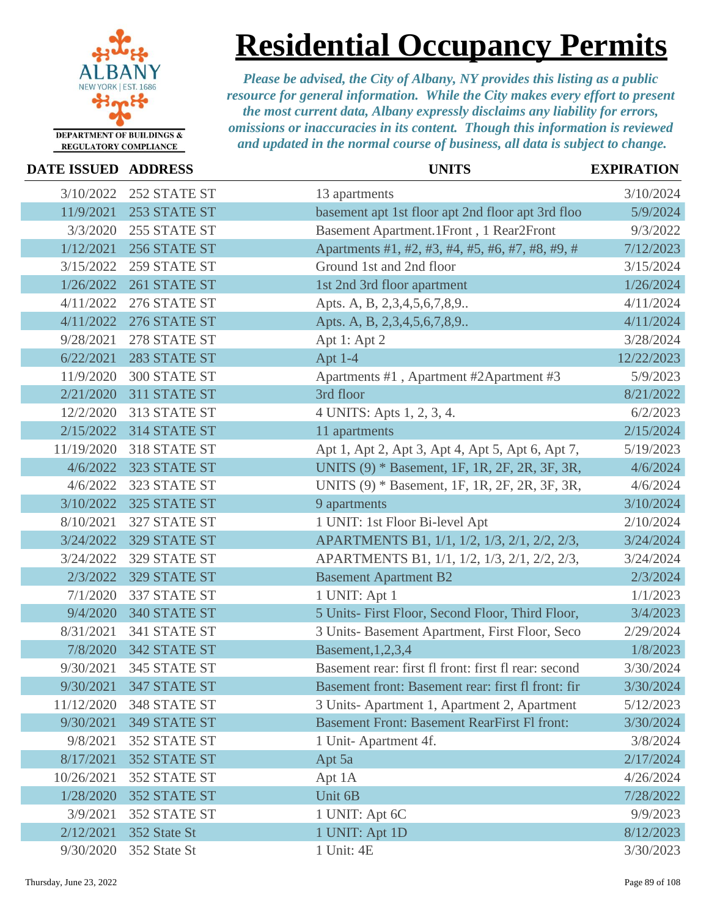ALBANY
NEW YORK | EST. 1686
DEPARTMENT OF BUILDINGS & REGULATORY COMPLIANCE

# Residential Occupancy Permits

*Please be advised, the City of Albany, NY provides this listing as a public resource for general information. While the City makes every effort to present the most current data, Albany expressly disclaims any liability for errors, omissions or inaccuracies in its content. Though this information is reviewed and updated in the normal course of business, all data is subject to change.*

| DATE ISSUED | ADDRESS | UNITS | EXPIRATION |
|---|---|---|---|
| 3/10/2022 | 252 STATE ST | 13 apartments | 3/10/2024 |
| 11/9/2021 | 253 STATE ST | basement apt 1st floor apt 2nd floor apt 3rd floo | 5/9/2024 |
| 3/3/2020 | 255 STATE ST | Basement Apartment.1Front , 1 Rear2Front | 9/3/2022 |
| 1/12/2021 | 256 STATE ST | Apartments #1, #2, #3, #4, #5, #6, #7, #8, #9, # | 7/12/2023 |
| 3/15/2022 | 259 STATE ST | Ground 1st and 2nd floor | 3/15/2024 |
| 1/26/2022 | 261 STATE ST | 1st 2nd 3rd floor apartment | 1/26/2024 |
| 4/11/2022 | 276 STATE ST | Apts. A, B, 2,3,4,5,6,7,8,9.. | 4/11/2024 |
| 4/11/2022 | 276 STATE ST | Apts. A, B, 2,3,4,5,6,7,8,9.. | 4/11/2024 |
| 9/28/2021 | 278 STATE ST | Apt 1: Apt 2 | 3/28/2024 |
| 6/22/2021 | 283 STATE ST | Apt 1-4 | 12/22/2023 |
| 11/9/2020 | 300 STATE ST | Apartments #1 , Apartment #2Apartment #3 | 5/9/2023 |
| 2/21/2020 | 311 STATE ST | 3rd floor | 8/21/2022 |
| 12/2/2020 | 313 STATE ST | 4 UNITS: Apts 1, 2, 3, 4. | 6/2/2023 |
| 2/15/2022 | 314 STATE ST | 11 apartments | 2/15/2024 |
| 11/19/2020 | 318 STATE ST | Apt 1, Apt 2, Apt 3, Apt 4, Apt 5, Apt 6, Apt 7, | 5/19/2023 |
| 4/6/2022 | 323 STATE ST | UNITS (9) * Basement, 1F, 1R, 2F, 2R, 3F, 3R, | 4/6/2024 |
| 4/6/2022 | 323 STATE ST | UNITS (9) * Basement, 1F, 1R, 2F, 2R, 3F, 3R, | 4/6/2024 |
| 3/10/2022 | 325 STATE ST | 9 apartments | 3/10/2024 |
| 8/10/2021 | 327 STATE ST | 1 UNIT: 1st Floor Bi-level Apt | 2/10/2024 |
| 3/24/2022 | 329 STATE ST | APARTMENTS B1, 1/1, 1/2, 1/3, 2/1, 2/2, 2/3, | 3/24/2024 |
| 3/24/2022 | 329 STATE ST | APARTMENTS B1, 1/1, 1/2, 1/3, 2/1, 2/2, 2/3, | 3/24/2024 |
| 2/3/2022 | 329 STATE ST | Basement Apartment B2 | 2/3/2024 |
| 7/1/2020 | 337 STATE ST | 1 UNIT: Apt 1 | 1/1/2023 |
| 9/4/2020 | 340 STATE ST | 5 Units- First Floor, Second Floor, Third Floor, | 3/4/2023 |
| 8/31/2021 | 341 STATE ST | 3 Units- Basement Apartment, First Floor, Seco | 2/29/2024 |
| 7/8/2020 | 342 STATE ST | Basement,1,2,3,4 | 1/8/2023 |
| 9/30/2021 | 345 STATE ST | Basement rear: first fl front: first fl rear: second | 3/30/2024 |
| 9/30/2021 | 347 STATE ST | Basement front: Basement rear: first fl front: fir | 3/30/2024 |
| 11/12/2020 | 348 STATE ST | 3 Units- Apartment 1, Apartment 2, Apartment | 5/12/2023 |
| 9/30/2021 | 349 STATE ST | Basement Front: Basement RearFirst Fl front: | 3/30/2024 |
| 9/8/2021 | 352 STATE ST | 1 Unit- Apartment 4f. | 3/8/2024 |
| 8/17/2021 | 352 STATE ST | Apt 5a | 2/17/2024 |
| 10/26/2021 | 352 STATE ST | Apt 1A | 4/26/2024 |
| 1/28/2020 | 352 STATE ST | Unit 6B | 7/28/2022 |
| 3/9/2021 | 352 STATE ST | 1 UNIT: Apt 6C | 9/9/2023 |
| 2/12/2021 | 352 State St | 1 UNIT: Apt 1D | 8/12/2023 |
| 9/30/2020 | 352 State St | 1 Unit: 4E | 3/30/2023 |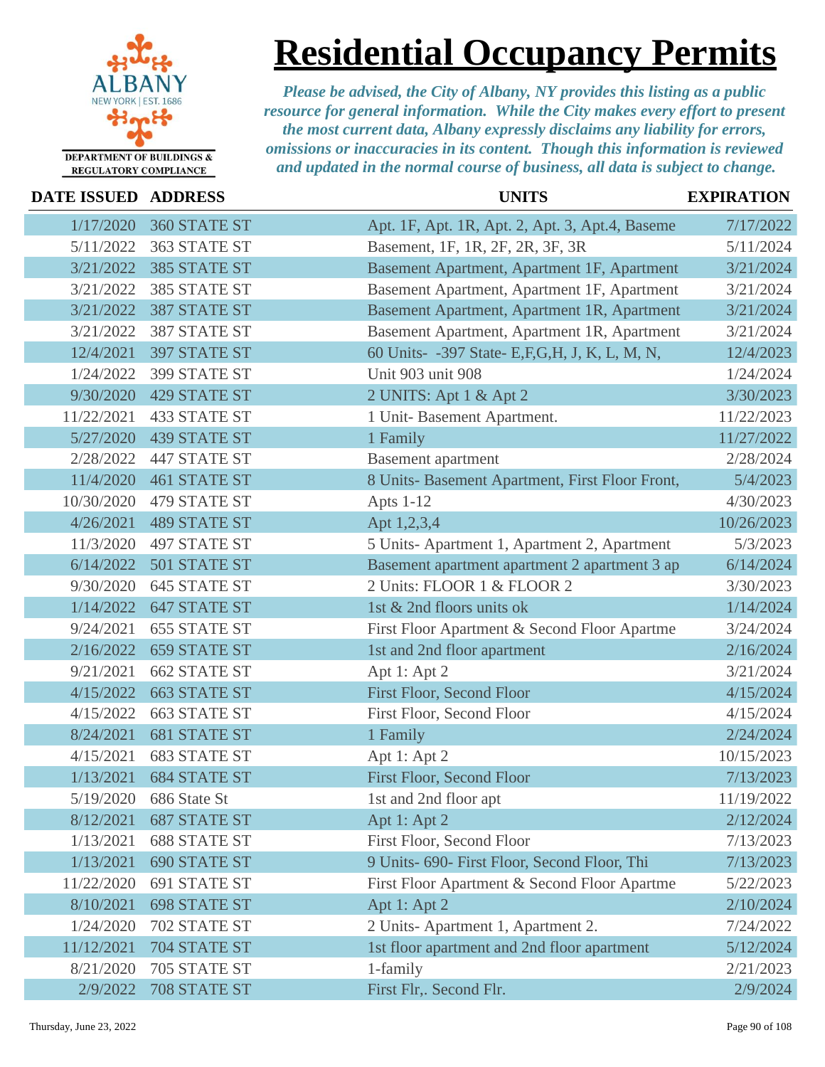ALBANY NEW YORK | EST. 1686

DEPARTMENT OF BUILDINGS & REGULATORY COMPLIANCE

# Residential Occupancy Permits

*Please be advised, the City of Albany, NY provides this listing as a public resource for general information. While the City makes every effort to present the most current data, Albany expressly disclaims any liability for errors, omissions or inaccuracies in its content. Though this information is reviewed and updated in the normal course of business, all data is subject to change.*

| DATE ISSUED | ADDRESS | UNITS | EXPIRATION |
|---|---|---|---|
| 1/17/2020 | 360 STATE ST | Apt. 1F, Apt. 1R, Apt. 2, Apt. 3, Apt.4, Baseme | 7/17/2022 |
| 5/11/2022 | 363 STATE ST | Basement, 1F, 1R, 2F, 2R, 3F, 3R | 5/11/2024 |
| 3/21/2022 | 385 STATE ST | Basement Apartment, Apartment 1F, Apartment | 3/21/2024 |
| 3/21/2022 | 385 STATE ST | Basement Apartment, Apartment 1F, Apartment | 3/21/2024 |
| 3/21/2022 | 387 STATE ST | Basement Apartment, Apartment 1R, Apartment | 3/21/2024 |
| 3/21/2022 | 387 STATE ST | Basement Apartment, Apartment 1R, Apartment | 3/21/2024 |
| 12/4/2021 | 397 STATE ST | 60 Units- -397 State- E,F,G,H, J, K, L, M, N, | 12/4/2023 |
| 1/24/2022 | 399 STATE ST | Unit 903 unit 908 | 1/24/2024 |
| 9/30/2020 | 429 STATE ST | 2 UNITS: Apt 1 & Apt 2 | 3/30/2023 |
| 11/22/2021 | 433 STATE ST | 1 Unit- Basement Apartment. | 11/22/2023 |
| 5/27/2020 | 439 STATE ST | 1 Family | 11/27/2022 |
| 2/28/2022 | 447 STATE ST | Basement apartment | 2/28/2024 |
| 11/4/2020 | 461 STATE ST | 8 Units- Basement Apartment, First Floor Front, | 5/4/2023 |
| 10/30/2020 | 479 STATE ST | Apts 1-12 | 4/30/2023 |
| 4/26/2021 | 489 STATE ST | Apt 1,2,3,4 | 10/26/2023 |
| 11/3/2020 | 497 STATE ST | 5 Units- Apartment 1, Apartment 2, Apartment | 5/3/2023 |
| 6/14/2022 | 501 STATE ST | Basement apartment apartment 2 apartment 3 ap | 6/14/2024 |
| 9/30/2020 | 645 STATE ST | 2 Units: FLOOR 1 & FLOOR 2 | 3/30/2023 |
| 1/14/2022 | 647 STATE ST | 1st & 2nd floors units ok | 1/14/2024 |
| 9/24/2021 | 655 STATE ST | First Floor Apartment & Second Floor Apartme | 3/24/2024 |
| 2/16/2022 | 659 STATE ST | 1st and 2nd floor apartment | 2/16/2024 |
| 9/21/2021 | 662 STATE ST | Apt 1: Apt 2 | 3/21/2024 |
| 4/15/2022 | 663 STATE ST | First Floor, Second Floor | 4/15/2024 |
| 4/15/2022 | 663 STATE ST | First Floor, Second Floor | 4/15/2024 |
| 8/24/2021 | 681 STATE ST | 1 Family | 2/24/2024 |
| 4/15/2021 | 683 STATE ST | Apt 1: Apt 2 | 10/15/2023 |
| 1/13/2021 | 684 STATE ST | First Floor, Second Floor | 7/13/2023 |
| 5/19/2020 | 686 State St | 1st and 2nd floor apt | 11/19/2022 |
| 8/12/2021 | 687 STATE ST | Apt 1: Apt 2 | 2/12/2024 |
| 1/13/2021 | 688 STATE ST | First Floor, Second Floor | 7/13/2023 |
| 1/13/2021 | 690 STATE ST | 9 Units- 690- First Floor, Second Floor, Thi | 7/13/2023 |
| 11/22/2020 | 691 STATE ST | First Floor Apartment & Second Floor Apartme | 5/22/2023 |
| 8/10/2021 | 698 STATE ST | Apt 1: Apt 2 | 2/10/2024 |
| 1/24/2020 | 702 STATE ST | 2 Units- Apartment 1, Apartment 2. | 7/24/2022 |
| 11/12/2021 | 704 STATE ST | 1st floor apartment and 2nd floor apartment | 5/12/2024 |
| 8/21/2020 | 705 STATE ST | 1-family | 2/21/2023 |
| 2/9/2022 | 708 STATE ST | First Flr,. Second Flr. | 2/9/2024 |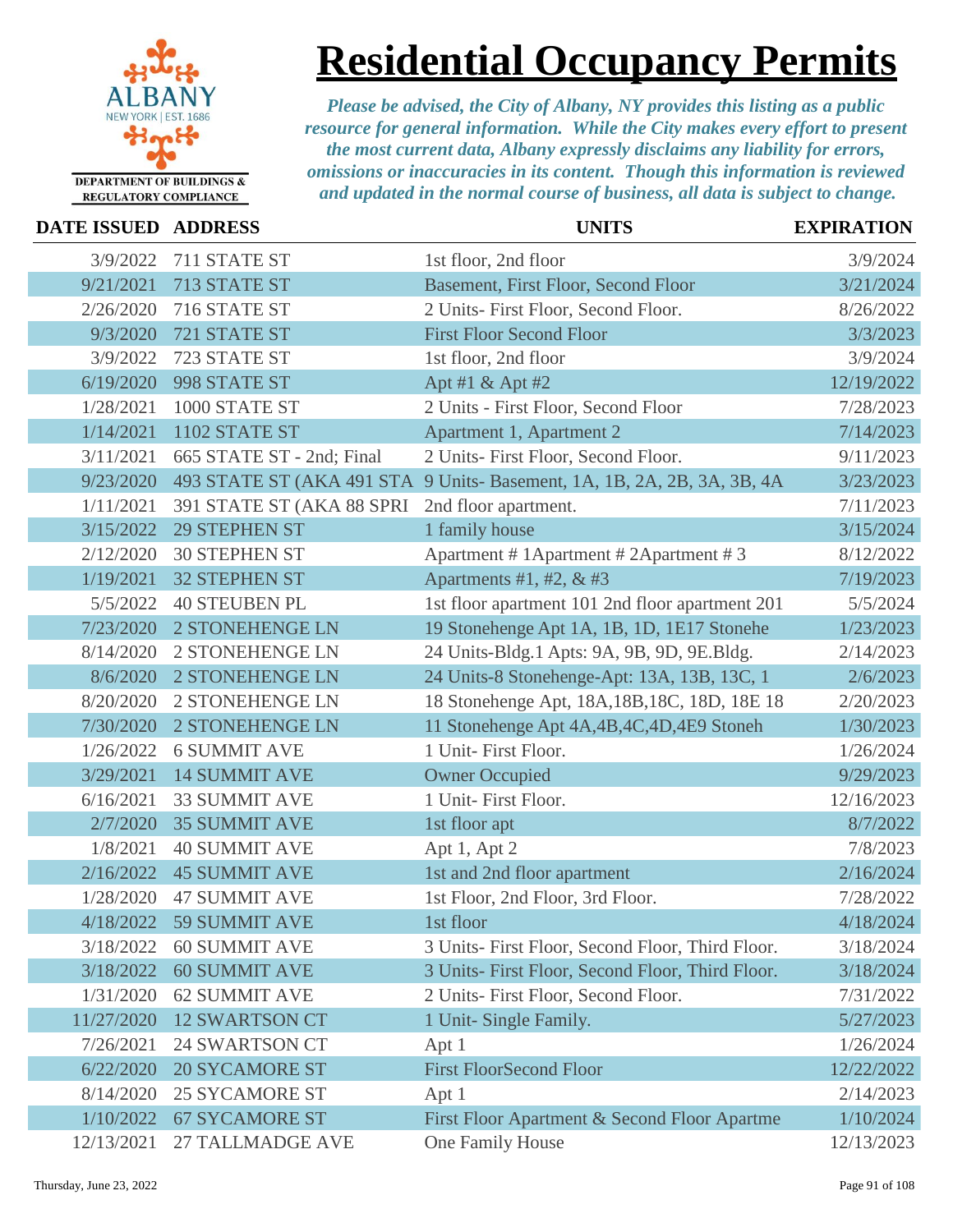# Residential Occupancy Permits

DEPARTMENT OF BUILDINGS & REGULATORY COMPLIANCE

*Please be advised, the City of Albany, NY provides this listing as a public resource for general information. While the City makes every effort to present the most current data, Albany expressly disclaims any liability for errors, omissions or inaccuracies in its content. Though this information is reviewed and updated in the normal course of business, all data is subject to change.*

| DATE ISSUED | ADDRESS | UNITS | EXPIRATION |
|---|---|---|---|
| 3/9/2022 | 711 STATE ST | 1st floor, 2nd floor | 3/9/2024 |
| 9/21/2021 | 713 STATE ST | Basement, First Floor, Second Floor | 3/21/2024 |
| 2/26/2020 | 716 STATE ST | 2 Units- First Floor, Second Floor. | 8/26/2022 |
| 9/3/2020 | 721 STATE ST | First Floor Second Floor | 3/3/2023 |
| 3/9/2022 | 723 STATE ST | 1st floor, 2nd floor | 3/9/2024 |
| 6/19/2020 | 998 STATE ST | Apt #1 & Apt #2 | 12/19/2022 |
| 1/28/2021 | 1000 STATE ST | 2 Units - First Floor, Second Floor | 7/28/2023 |
| 1/14/2021 | 1102 STATE ST | Apartment 1, Apartment 2 | 7/14/2023 |
| 3/11/2021 | 665 STATE ST - 2nd; Final | 2 Units- First Floor, Second Floor. | 9/11/2023 |
| 9/23/2020 | 493 STATE ST (AKA 491 STA | 9 Units- Basement, 1A, 1B, 2A, 2B, 3A, 3B, 4A | 3/23/2023 |
| 1/11/2021 | 391 STATE ST (AKA 88 SPRI | 2nd floor apartment. | 7/11/2023 |
| 3/15/2022 | 29 STEPHEN ST | 1 family house | 3/15/2024 |
| 2/12/2020 | 30 STEPHEN ST | Apartment # 1Apartment # 2Apartment # 3 | 8/12/2022 |
| 1/19/2021 | 32 STEPHEN ST | Apartments #1, #2, & #3 | 7/19/2023 |
| 5/5/2022 | 40 STEUBEN PL | 1st floor apartment 101 2nd floor apartment 201 | 5/5/2024 |
| 7/23/2020 | 2 STONEHENGE LN | 19 Stonehenge Apt 1A, 1B, 1D, 1E17 Stonehe | 1/23/2023 |
| 8/14/2020 | 2 STONEHENGE LN | 24 Units-Bldg.1 Apts: 9A, 9B, 9D, 9E.Bldg. | 2/14/2023 |
| 8/6/2020 | 2 STONEHENGE LN | 24 Units-8 Stonehenge-Apt: 13A, 13B, 13C, 1 | 2/6/2023 |
| 8/20/2020 | 2 STONEHENGE LN | 18 Stonehenge Apt, 18A,18B,18C, 18D, 18E 18 | 2/20/2023 |
| 7/30/2020 | 2 STONEHENGE LN | 11 Stonehenge Apt 4A,4B,4C,4D,4E9 Stoneh | 1/30/2023 |
| 1/26/2022 | 6 SUMMIT AVE | 1 Unit- First Floor. | 1/26/2024 |
| 3/29/2021 | 14 SUMMIT AVE | Owner Occupied | 9/29/2023 |
| 6/16/2021 | 33 SUMMIT AVE | 1 Unit- First Floor. | 12/16/2023 |
| 2/7/2020 | 35 SUMMIT AVE | 1st floor apt | 8/7/2022 |
| 1/8/2021 | 40 SUMMIT AVE | Apt 1, Apt 2 | 7/8/2023 |
| 2/16/2022 | 45 SUMMIT AVE | 1st and 2nd floor apartment | 2/16/2024 |
| 1/28/2020 | 47 SUMMIT AVE | 1st Floor, 2nd Floor, 3rd Floor. | 7/28/2022 |
| 4/18/2022 | 59 SUMMIT AVE | 1st floor | 4/18/2024 |
| 3/18/2022 | 60 SUMMIT AVE | 3 Units- First Floor, Second Floor, Third Floor. | 3/18/2024 |
| 3/18/2022 | 60 SUMMIT AVE | 3 Units- First Floor, Second Floor, Third Floor. | 3/18/2024 |
| 1/31/2020 | 62 SUMMIT AVE | 2 Units- First Floor, Second Floor. | 7/31/2022 |
| 11/27/2020 | 12 SWARTSON CT | 1 Unit- Single Family. | 5/27/2023 |
| 7/26/2021 | 24 SWARTSON CT | Apt 1 | 1/26/2024 |
| 6/22/2020 | 20 SYCAMORE ST | First FloorSecond Floor | 12/22/2022 |
| 8/14/2020 | 25 SYCAMORE ST | Apt 1 | 2/14/2023 |
| 1/10/2022 | 67 SYCAMORE ST | First Floor Apartment & Second Floor Apartme | 1/10/2024 |
| 12/13/2021 | 27 TALLMADGE AVE | One Family House | 12/13/2023 |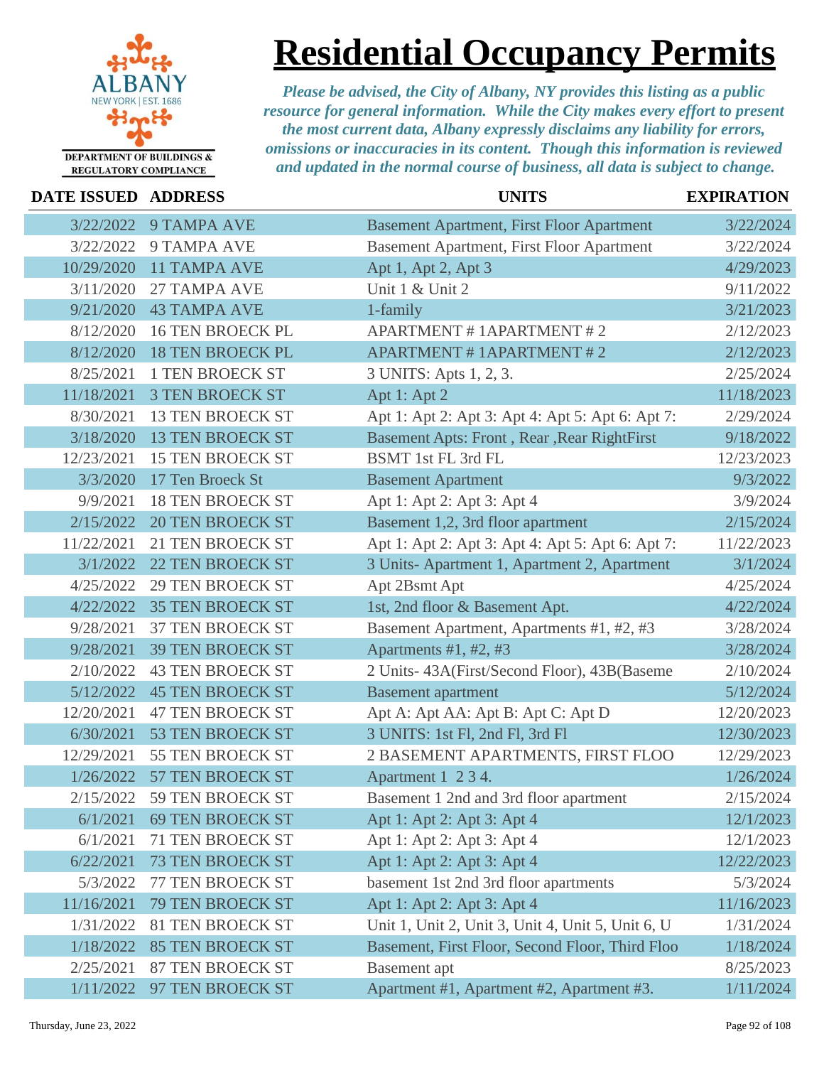# Residential Occupancy Permits

ALBANY
NEW YORK | EST. 1686
DEPARTMENT OF BUILDINGS & REGULATORY COMPLIANCE

*Please be advised, the City of Albany, NY provides this listing as a public resource for general information. While the City makes every effort to present the most current data, Albany expressly disclaims any liability for errors, omissions or inaccuracies in its content. Though this information is reviewed and updated in the normal course of business, all data is subject to change.*

| DATE ISSUED | ADDRESS | UNITS | EXPIRATION |
|---|---|---|---|
| 3/22/2022 | 9 TAMPA AVE | Basement Apartment, First Floor Apartment | 3/22/2024 |
| 3/22/2022 | 9 TAMPA AVE | Basement Apartment, First Floor Apartment | 3/22/2024 |
| 10/29/2020 | 11 TAMPA AVE | Apt 1, Apt 2, Apt 3 | 4/29/2023 |
| 3/11/2020 | 27 TAMPA AVE | Unit 1 & Unit 2 | 9/11/2022 |
| 9/21/2020 | 43 TAMPA AVE | 1-family | 3/21/2023 |
| 8/12/2020 | 16 TEN BROECK PL | APARTMENT # 1APARTMENT # 2 | 2/12/2023 |
| 8/12/2020 | 18 TEN BROECK PL | APARTMENT # 1APARTMENT # 2 | 2/12/2023 |
| 8/25/2021 | 1 TEN BROECK ST | 3 UNITS: Apts 1, 2, 3. | 2/25/2024 |
| 11/18/2021 | 3 TEN BROECK ST | Apt 1: Apt 2 | 11/18/2023 |
| 8/30/2021 | 13 TEN BROECK ST | Apt 1: Apt 2: Apt 3: Apt 4: Apt 5: Apt 6: Apt 7: | 2/29/2024 |
| 3/18/2020 | 13 TEN BROECK ST | Basement Apts: Front , Rear ,Rear RightFirst | 9/18/2022 |
| 12/23/2021 | 15 TEN BROECK ST | BSMT 1st FL 3rd FL | 12/23/2023 |
| 3/3/2020 | 17 Ten Broeck St | Basement Apartment | 9/3/2022 |
| 9/9/2021 | 18 TEN BROECK ST | Apt 1: Apt 2: Apt 3: Apt 4 | 3/9/2024 |
| 2/15/2022 | 20 TEN BROECK ST | Basement 1,2, 3rd floor apartment | 2/15/2024 |
| 11/22/2021 | 21 TEN BROECK ST | Apt 1: Apt 2: Apt 3: Apt 4: Apt 5: Apt 6: Apt 7: | 11/22/2023 |
| 3/1/2022 | 22 TEN BROECK ST | 3 Units- Apartment 1, Apartment 2, Apartment | 3/1/2024 |
| 4/25/2022 | 29 TEN BROECK ST | Apt 2Bsmt Apt | 4/25/2024 |
| 4/22/2022 | 35 TEN BROECK ST | 1st, 2nd floor & Basement Apt. | 4/22/2024 |
| 9/28/2021 | 37 TEN BROECK ST | Basement Apartment, Apartments #1, #2, #3 | 3/28/2024 |
| 9/28/2021 | 39 TEN BROECK ST | Apartments #1, #2, #3 | 3/28/2024 |
| 2/10/2022 | 43 TEN BROECK ST | 2 Units- 43A(First/Second Floor), 43B(Baseme | 2/10/2024 |
| 5/12/2022 | 45 TEN BROECK ST | Basement apartment | 5/12/2024 |
| 12/20/2021 | 47 TEN BROECK ST | Apt A: Apt AA: Apt B: Apt C: Apt D | 12/20/2023 |
| 6/30/2021 | 53 TEN BROECK ST | 3 UNITS: 1st Fl, 2nd Fl, 3rd Fl | 12/30/2023 |
| 12/29/2021 | 55 TEN BROECK ST | 2 BASEMENT APARTMENTS, FIRST FLOO | 12/29/2023 |
| 1/26/2022 | 57 TEN BROECK ST | Apartment 1 2 3 4. | 1/26/2024 |
| 2/15/2022 | 59 TEN BROECK ST | Basement 1 2nd and 3rd floor apartment | 2/15/2024 |
| 6/1/2021 | 69 TEN BROECK ST | Apt 1: Apt 2: Apt 3: Apt 4 | 12/1/2023 |
| 6/1/2021 | 71 TEN BROECK ST | Apt 1: Apt 2: Apt 3: Apt 4 | 12/1/2023 |
| 6/22/2021 | 73 TEN BROECK ST | Apt 1: Apt 2: Apt 3: Apt 4 | 12/22/2023 |
| 5/3/2022 | 77 TEN BROECK ST | basement 1st 2nd 3rd floor apartments | 5/3/2024 |
| 11/16/2021 | 79 TEN BROECK ST | Apt 1: Apt 2: Apt 3: Apt 4 | 11/16/2023 |
| 1/31/2022 | 81 TEN BROECK ST | Unit 1, Unit 2, Unit 3, Unit 4, Unit 5, Unit 6, U | 1/31/2024 |
| 1/18/2022 | 85 TEN BROECK ST | Basement, First Floor, Second Floor, Third Floo | 1/18/2024 |
| 2/25/2021 | 87 TEN BROECK ST | Basement apt | 8/25/2023 |
| 1/11/2022 | 97 TEN BROECK ST | Apartment #1, Apartment #2, Apartment #3. | 1/11/2024 |

Thursday, June 23, 2022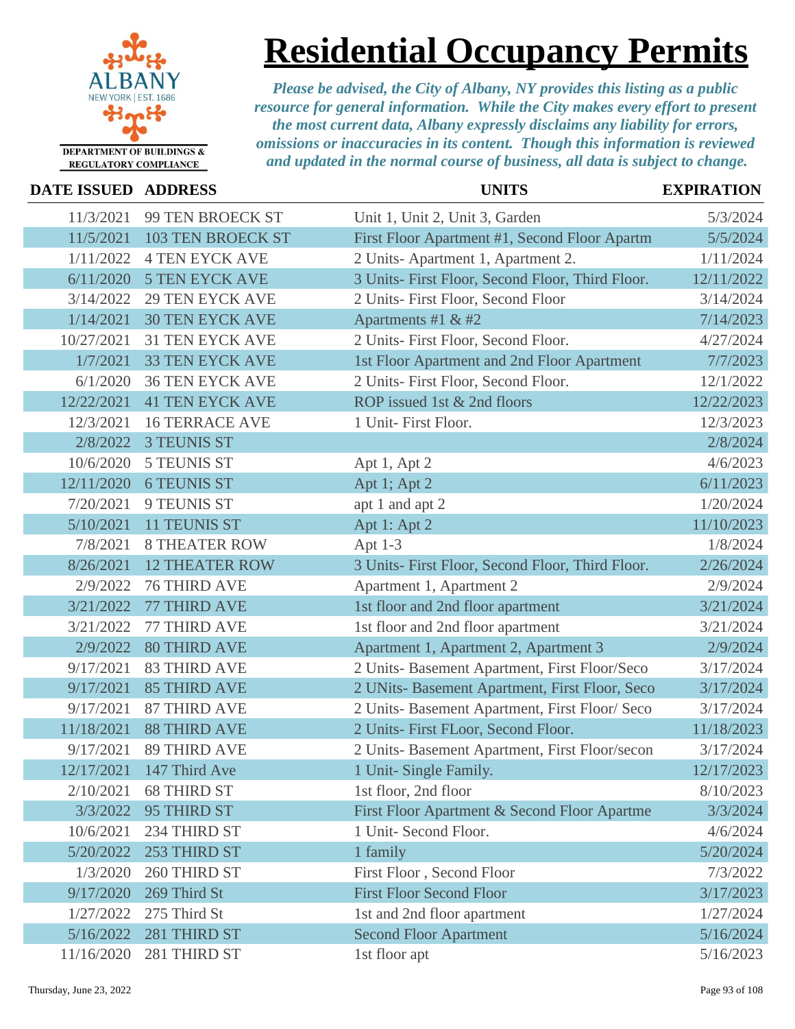DEPARTMENT OF BUILDINGS & REGULATORY COMPLIANCE

# Residential Occupancy Permits

*Please be advised, the City of Albany, NY provides this listing as a public resource for general information. While the City makes every effort to present the most current data, Albany expressly disclaims any liability for errors, omissions or inaccuracies in its content. Though this information is reviewed and updated in the normal course of business, all data is subject to change.*

| DATE ISSUED | ADDRESS | UNITS | EXPIRATION |
|---|---|---|---|
| 11/3/2021 | 99 TEN BROECK ST | Unit 1, Unit 2, Unit 3, Garden | 5/3/2024 |
| 11/5/2021 | 103 TEN BROECK ST | First Floor Apartment #1, Second Floor Apartm | 5/5/2024 |
| 1/11/2022 | 4 TEN EYCK AVE | 2 Units- Apartment 1, Apartment 2. | 1/11/2024 |
| 6/11/2020 | 5 TEN EYCK AVE | 3 Units- First Floor, Second Floor, Third Floor. | 12/11/2022 |
| 3/14/2022 | 29 TEN EYCK AVE | 2 Units- First Floor, Second Floor | 3/14/2024 |
| 1/14/2021 | 30 TEN EYCK AVE | Apartments #1 & #2 | 7/14/2023 |
| 10/27/2021 | 31 TEN EYCK AVE | 2 Units- First Floor, Second Floor. | 4/27/2024 |
| 1/7/2021 | 33 TEN EYCK AVE | 1st Floor Apartment and 2nd Floor Apartment | 7/7/2023 |
| 6/1/2020 | 36 TEN EYCK AVE | 2 Units- First Floor, Second Floor. | 12/1/2022 |
| 12/22/2021 | 41 TEN EYCK AVE | ROP issued 1st & 2nd floors | 12/22/2023 |
| 12/3/2021 | 16 TERRACE AVE | 1 Unit- First Floor. | 12/3/2023 |
| 2/8/2022 | 3 TEUNIS ST | | 2/8/2024 |
| 10/6/2020 | 5 TEUNIS ST | Apt 1, Apt 2 | 4/6/2023 |
| 12/11/2020 | 6 TEUNIS ST | Apt 1; Apt 2 | 6/11/2023 |
| 7/20/2021 | 9 TEUNIS ST | apt 1 and apt 2 | 1/20/2024 |
| 5/10/2021 | 11 TEUNIS ST | Apt 1: Apt 2 | 11/10/2023 |
| 7/8/2021 | 8 THEATER ROW | Apt 1-3 | 1/8/2024 |
| 8/26/2021 | 12 THEATER ROW | 3 Units- First Floor, Second Floor, Third Floor. | 2/26/2024 |
| 2/9/2022 | 76 THIRD AVE | Apartment 1, Apartment 2 | 2/9/2024 |
| 3/21/2022 | 77 THIRD AVE | 1st floor and 2nd floor apartment | 3/21/2024 |
| 3/21/2022 | 77 THIRD AVE | 1st floor and 2nd floor apartment | 3/21/2024 |
| 2/9/2022 | 80 THIRD AVE | Apartment 1, Apartment 2, Apartment 3 | 2/9/2024 |
| 9/17/2021 | 83 THIRD AVE | 2 Units- Basement Apartment, First Floor/Seco | 3/17/2024 |
| 9/17/2021 | 85 THIRD AVE | 2 UNits- Basement Apartment, First Floor, Seco | 3/17/2024 |
| 9/17/2021 | 87 THIRD AVE | 2 Units- Basement Apartment, First Floor/ Seco | 3/17/2024 |
| 11/18/2021 | 88 THIRD AVE | 2 Units- First FLoor, Second Floor. | 11/18/2023 |
| 9/17/2021 | 89 THIRD AVE | 2 Units- Basement Apartment, First Floor/secon | 3/17/2024 |
| 12/17/2021 | 147 Third Ave | 1 Unit- Single Family. | 12/17/2023 |
| 2/10/2021 | 68 THIRD ST | 1st floor, 2nd floor | 8/10/2023 |
| 3/3/2022 | 95 THIRD ST | First Floor Apartment & Second Floor Apartme | 3/3/2024 |
| 10/6/2021 | 234 THIRD ST | 1 Unit- Second Floor. | 4/6/2024 |
| 5/20/2022 | 253 THIRD ST | 1 family | 5/20/2024 |
| 1/3/2020 | 260 THIRD ST | First Floor , Second Floor | 7/3/2022 |
| 9/17/2020 | 269 Third St | First Floor Second Floor | 3/17/2023 |
| 1/27/2022 | 275 Third St | 1st and 2nd floor apartment | 1/27/2024 |
| 5/16/2022 | 281 THIRD ST | Second Floor Apartment | 5/16/2024 |
| 11/16/2020 | 281 THIRD ST | 1st floor apt | 5/16/2023 |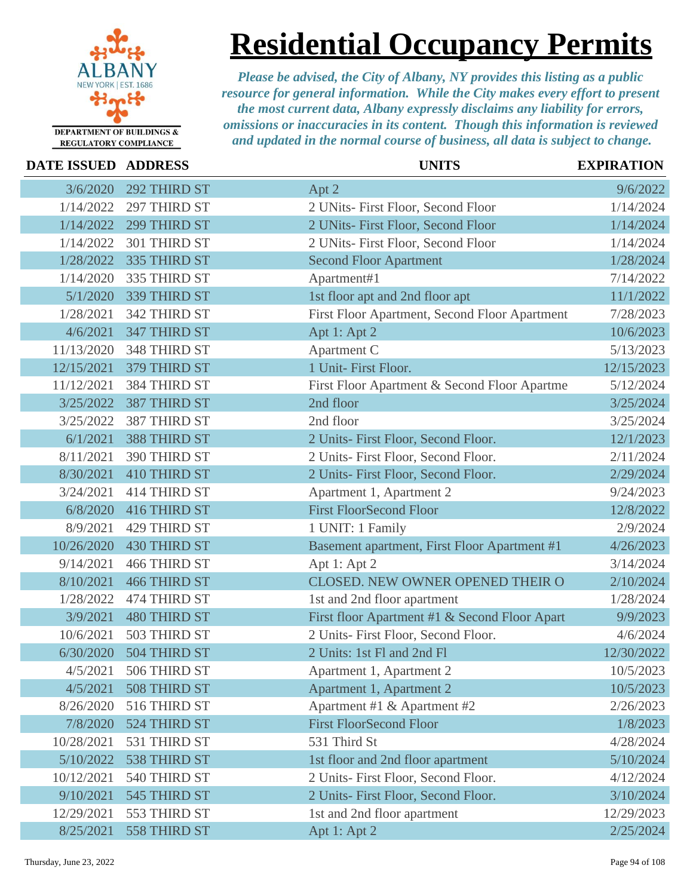# Residential Occupancy Permits

DEPARTMENT OF BUILDINGS & REGULATORY COMPLIANCE

*Please be advised, the City of Albany, NY provides this listing as a public resource for general information. While the City makes every effort to present the most current data, Albany expressly disclaims any liability for errors, omissions or inaccuracies in its content. Though this information is reviewed and updated in the normal course of business, all data is subject to change.*

| DATE ISSUED | ADDRESS | UNITS | EXPIRATION |
|---|---|---|---|
| 3/6/2020 | 292 THIRD ST | Apt 2 | 9/6/2022 |
| 1/14/2022 | 297 THIRD ST | 2 UNits- First Floor, Second Floor | 1/14/2024 |
| 1/14/2022 | 299 THIRD ST | 2 UNits- First Floor, Second Floor | 1/14/2024 |
| 1/14/2022 | 301 THIRD ST | 2 UNits- First Floor, Second Floor | 1/14/2024 |
| 1/28/2022 | 335 THIRD ST | Second Floor Apartment | 1/28/2024 |
| 1/14/2020 | 335 THIRD ST | Apartment#1 | 7/14/2022 |
| 5/1/2020 | 339 THIRD ST | 1st floor apt and 2nd floor apt | 11/1/2022 |
| 1/28/2021 | 342 THIRD ST | First Floor Apartment, Second Floor Apartment | 7/28/2023 |
| 4/6/2021 | 347 THIRD ST | Apt 1: Apt 2 | 10/6/2023 |
| 11/13/2020 | 348 THIRD ST | Apartment C | 5/13/2023 |
| 12/15/2021 | 379 THIRD ST | 1 Unit- First Floor. | 12/15/2023 |
| 11/12/2021 | 384 THIRD ST | First Floor Apartment & Second Floor Apartme | 5/12/2024 |
| 3/25/2022 | 387 THIRD ST | 2nd floor | 3/25/2024 |
| 3/25/2022 | 387 THIRD ST | 2nd floor | 3/25/2024 |
| 6/1/2021 | 388 THIRD ST | 2 Units- First Floor, Second Floor. | 12/1/2023 |
| 8/11/2021 | 390 THIRD ST | 2 Units- First Floor, Second Floor. | 2/11/2024 |
| 8/30/2021 | 410 THIRD ST | 2 Units- First Floor, Second Floor. | 2/29/2024 |
| 3/24/2021 | 414 THIRD ST | Apartment 1, Apartment 2 | 9/24/2023 |
| 6/8/2020 | 416 THIRD ST | First FloorSecond Floor | 12/8/2022 |
| 8/9/2021 | 429 THIRD ST | 1 UNIT: 1 Family | 2/9/2024 |
| 10/26/2020 | 430 THIRD ST | Basement apartment, First Floor Apartment #1 | 4/26/2023 |
| 9/14/2021 | 466 THIRD ST | Apt 1: Apt 2 | 3/14/2024 |
| 8/10/2021 | 466 THIRD ST | CLOSED. NEW OWNER OPENED THEIR O | 2/10/2024 |
| 1/28/2022 | 474 THIRD ST | 1st and 2nd floor apartment | 1/28/2024 |
| 3/9/2021 | 480 THIRD ST | First floor Apartment #1 & Second Floor Apart | 9/9/2023 |
| 10/6/2021 | 503 THIRD ST | 2 Units- First Floor, Second Floor. | 4/6/2024 |
| 6/30/2020 | 504 THIRD ST | 2 Units: 1st Fl and 2nd Fl | 12/30/2022 |
| 4/5/2021 | 506 THIRD ST | Apartment 1, Apartment 2 | 10/5/2023 |
| 4/5/2021 | 508 THIRD ST | Apartment 1, Apartment 2 | 10/5/2023 |
| 8/26/2020 | 516 THIRD ST | Apartment #1 & Apartment #2 | 2/26/2023 |
| 7/8/2020 | 524 THIRD ST | First FloorSecond Floor | 1/8/2023 |
| 10/28/2021 | 531 THIRD ST | 531 Third St | 4/28/2024 |
| 5/10/2022 | 538 THIRD ST | 1st floor and 2nd floor apartment | 5/10/2024 |
| 10/12/2021 | 540 THIRD ST | 2 Units- First Floor, Second Floor. | 4/12/2024 |
| 9/10/2021 | 545 THIRD ST | 2 Units- First Floor, Second Floor. | 3/10/2024 |
| 12/29/2021 | 553 THIRD ST | 1st and 2nd floor apartment | 12/29/2023 |
| 8/25/2021 | 558 THIRD ST | Apt 1: Apt 2 | 2/25/2024 |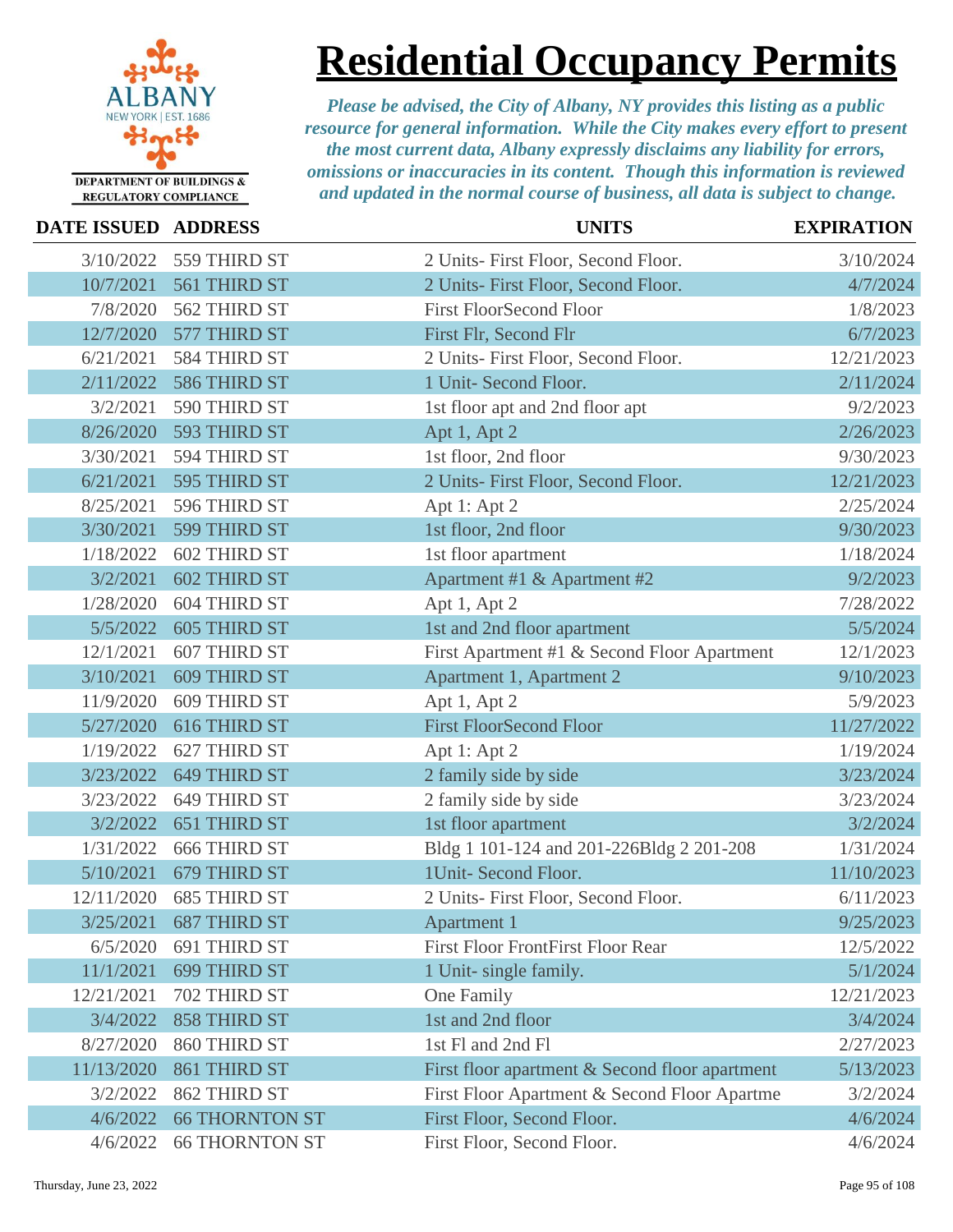DEPARTMENT OF BUILDINGS & REGULATORY COMPLIANCE

# Residential Occupancy Permits

*Please be advised, the City of Albany, NY provides this listing as a public resource for general information. While the City makes every effort to present the most current data, Albany expressly disclaims any liability for errors, omissions or inaccuracies in its content. Though this information is reviewed and updated in the normal course of business, all data is subject to change.*

| DATE ISSUED | ADDRESS | UNITS | EXPIRATION |
|---|---|---|---|
| 3/10/2022 | 559 THIRD ST | 2 Units- First Floor, Second Floor. | 3/10/2024 |
| 10/7/2021 | 561 THIRD ST | 2 Units- First Floor, Second Floor. | 4/7/2024 |
| 7/8/2020 | 562 THIRD ST | First FloorSecond Floor | 1/8/2023 |
| 12/7/2020 | 577 THIRD ST | First Flr, Second Flr | 6/7/2023 |
| 6/21/2021 | 584 THIRD ST | 2 Units- First Floor, Second Floor. | 12/21/2023 |
| 2/11/2022 | 586 THIRD ST | 1 Unit- Second Floor. | 2/11/2024 |
| 3/2/2021 | 590 THIRD ST | 1st floor apt and 2nd floor apt | 9/2/2023 |
| 8/26/2020 | 593 THIRD ST | Apt 1, Apt 2 | 2/26/2023 |
| 3/30/2021 | 594 THIRD ST | 1st floor, 2nd floor | 9/30/2023 |
| 6/21/2021 | 595 THIRD ST | 2 Units- First Floor, Second Floor. | 12/21/2023 |
| 8/25/2021 | 596 THIRD ST | Apt 1: Apt 2 | 2/25/2024 |
| 3/30/2021 | 599 THIRD ST | 1st floor, 2nd floor | 9/30/2023 |
| 1/18/2022 | 602 THIRD ST | 1st floor apartment | 1/18/2024 |
| 3/2/2021 | 602 THIRD ST | Apartment #1 & Apartment #2 | 9/2/2023 |
| 1/28/2020 | 604 THIRD ST | Apt 1, Apt 2 | 7/28/2022 |
| 5/5/2022 | 605 THIRD ST | 1st and 2nd floor apartment | 5/5/2024 |
| 12/1/2021 | 607 THIRD ST | First Apartment #1 & Second Floor Apartment | 12/1/2023 |
| 3/10/2021 | 609 THIRD ST | Apartment 1, Apartment 2 | 9/10/2023 |
| 11/9/2020 | 609 THIRD ST | Apt 1, Apt 2 | 5/9/2023 |
| 5/27/2020 | 616 THIRD ST | First FloorSecond Floor | 11/27/2022 |
| 1/19/2022 | 627 THIRD ST | Apt 1: Apt 2 | 1/19/2024 |
| 3/23/2022 | 649 THIRD ST | 2 family side by side | 3/23/2024 |
| 3/23/2022 | 649 THIRD ST | 2 family side by side | 3/23/2024 |
| 3/2/2022 | 651 THIRD ST | 1st floor apartment | 3/2/2024 |
| 1/31/2022 | 666 THIRD ST | Bldg 1 101-124 and 201-226Bldg 2 201-208 | 1/31/2024 |
| 5/10/2021 | 679 THIRD ST | 1Unit- Second Floor. | 11/10/2023 |
| 12/11/2020 | 685 THIRD ST | 2 Units- First Floor, Second Floor. | 6/11/2023 |
| 3/25/2021 | 687 THIRD ST | Apartment 1 | 9/25/2023 |
| 6/5/2020 | 691 THIRD ST | First Floor FrontFirst Floor Rear | 12/5/2022 |
| 11/1/2021 | 699 THIRD ST | 1 Unit- single family. | 5/1/2024 |
| 12/21/2021 | 702 THIRD ST | One Family | 12/21/2023 |
| 3/4/2022 | 858 THIRD ST | 1st and 2nd floor | 3/4/2024 |
| 8/27/2020 | 860 THIRD ST | 1st Fl and 2nd Fl | 2/27/2023 |
| 11/13/2020 | 861 THIRD ST | First floor apartment & Second floor apartment | 5/13/2023 |
| 3/2/2022 | 862 THIRD ST | First Floor Apartment & Second Floor Apartme | 3/2/2024 |
| 4/6/2022 | 66 THORNTON ST | First Floor, Second Floor. | 4/6/2024 |
| 4/6/2022 | 66 THORNTON ST | First Floor, Second Floor. | 4/6/2024 |

Thursday, June 23, 2022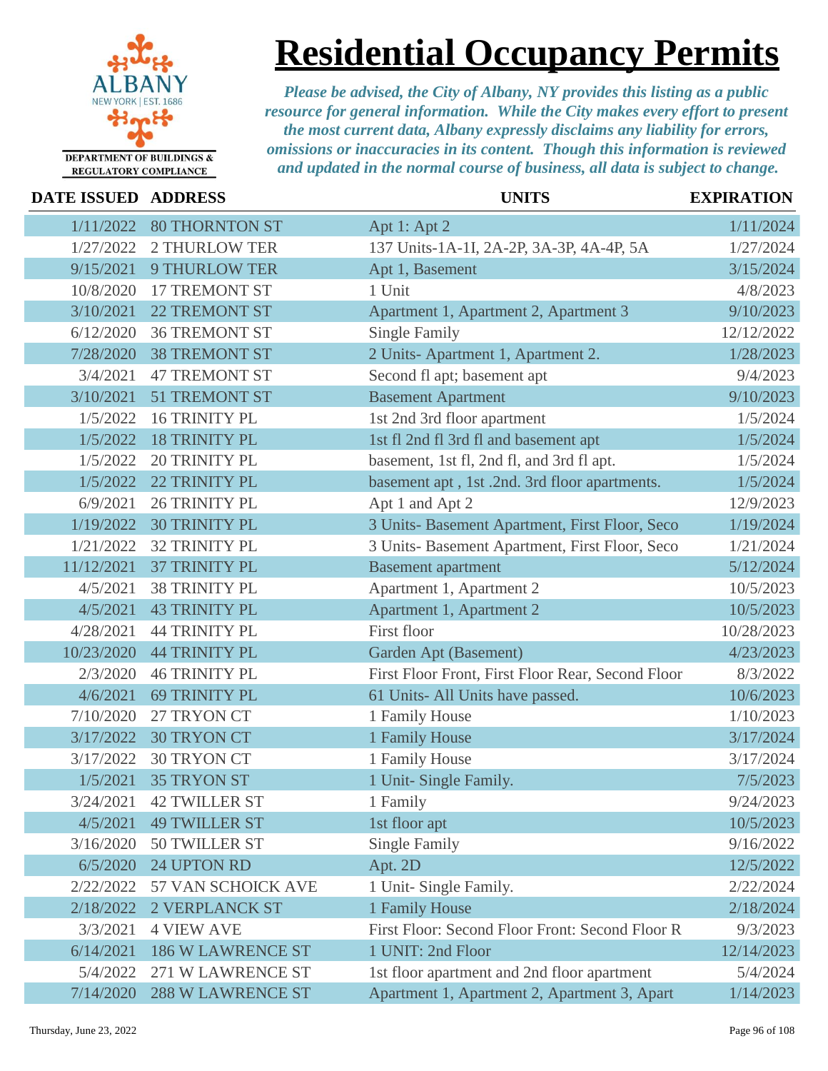DEPARTMENT OF BUILDINGS & REGULATORY COMPLIANCE

# Residential Occupancy Permits

*Please be advised, the City of Albany, NY provides this listing as a public resource for general information. While the City makes every effort to present the most current data, Albany expressly disclaims any liability for errors, omissions or inaccuracies in its content. Though this information is reviewed and updated in the normal course of business, all data is subject to change.*

| DATE ISSUED | ADDRESS | UNITS | EXPIRATION |
|---|---|---|---|
| 1/11/2022 | 80 THORNTON ST | Apt 1: Apt 2 | 1/11/2024 |
| 1/27/2022 | 2 THURLOW TER | 137 Units-1A-1I, 2A-2P, 3A-3P, 4A-4P, 5A | 1/27/2024 |
| 9/15/2021 | 9 THURLOW TER | Apt 1, Basement | 3/15/2024 |
| 10/8/2020 | 17 TREMONT ST | 1 Unit | 4/8/2023 |
| 3/10/2021 | 22 TREMONT ST | Apartment 1, Apartment 2, Apartment 3 | 9/10/2023 |
| 6/12/2020 | 36 TREMONT ST | Single Family | 12/12/2022 |
| 7/28/2020 | 38 TREMONT ST | 2 Units- Apartment 1, Apartment 2. | 1/28/2023 |
| 3/4/2021 | 47 TREMONT ST | Second fl apt; basement apt | 9/4/2023 |
| 3/10/2021 | 51 TREMONT ST | Basement Apartment | 9/10/2023 |
| 1/5/2022 | 16 TRINITY PL | 1st 2nd 3rd floor apartment | 1/5/2024 |
| 1/5/2022 | 18 TRINITY PL | 1st fl 2nd fl 3rd fl and basement apt | 1/5/2024 |
| 1/5/2022 | 20 TRINITY PL | basement, 1st fl, 2nd fl, and 3rd fl apt. | 1/5/2024 |
| 1/5/2022 | 22 TRINITY PL | basement apt , 1st .2nd. 3rd floor apartments. | 1/5/2024 |
| 6/9/2021 | 26 TRINITY PL | Apt 1 and Apt 2 | 12/9/2023 |
| 1/19/2022 | 30 TRINITY PL | 3 Units- Basement Apartment, First Floor, Seco | 1/19/2024 |
| 1/21/2022 | 32 TRINITY PL | 3 Units- Basement Apartment, First Floor, Seco | 1/21/2024 |
| 11/12/2021 | 37 TRINITY PL | Basement apartment | 5/12/2024 |
| 4/5/2021 | 38 TRINITY PL | Apartment 1, Apartment 2 | 10/5/2023 |
| 4/5/2021 | 43 TRINITY PL | Apartment 1, Apartment 2 | 10/5/2023 |
| 4/28/2021 | 44 TRINITY PL | First floor | 10/28/2023 |
| 10/23/2020 | 44 TRINITY PL | Garden Apt (Basement) | 4/23/2023 |
| 2/3/2020 | 46 TRINITY PL | First Floor Front, First Floor Rear, Second Floor | 8/3/2022 |
| 4/6/2021 | 69 TRINITY PL | 61 Units- All Units have passed. | 10/6/2023 |
| 7/10/2020 | 27 TRYON CT | 1 Family House | 1/10/2023 |
| 3/17/2022 | 30 TRYON CT | 1 Family House | 3/17/2024 |
| 3/17/2022 | 30 TRYON CT | 1 Family House | 3/17/2024 |
| 1/5/2021 | 35 TRYON ST | 1 Unit- Single Family. | 7/5/2023 |
| 3/24/2021 | 42 TWILLER ST | 1 Family | 9/24/2023 |
| 4/5/2021 | 49 TWILLER ST | 1st floor apt | 10/5/2023 |
| 3/16/2020 | 50 TWILLER ST | Single Family | 9/16/2022 |
| 6/5/2020 | 24 UPTON RD | Apt. 2D | 12/5/2022 |
| 2/22/2022 | 57 VAN SCHOICK AVE | 1 Unit- Single Family. | 2/22/2024 |
| 2/18/2022 | 2 VERPLANCK ST | 1 Family House | 2/18/2024 |
| 3/3/2021 | 4 VIEW AVE | First Floor: Second Floor Front: Second Floor R | 9/3/2023 |
| 6/14/2021 | 186 W LAWRENCE ST | 1 UNIT: 2nd Floor | 12/14/2023 |
| 5/4/2022 | 271 W LAWRENCE ST | 1st floor apartment and 2nd floor apartment | 5/4/2024 |
| 7/14/2020 | 288 W LAWRENCE ST | Apartment 1, Apartment 2, Apartment 3, Apart | 1/14/2023 |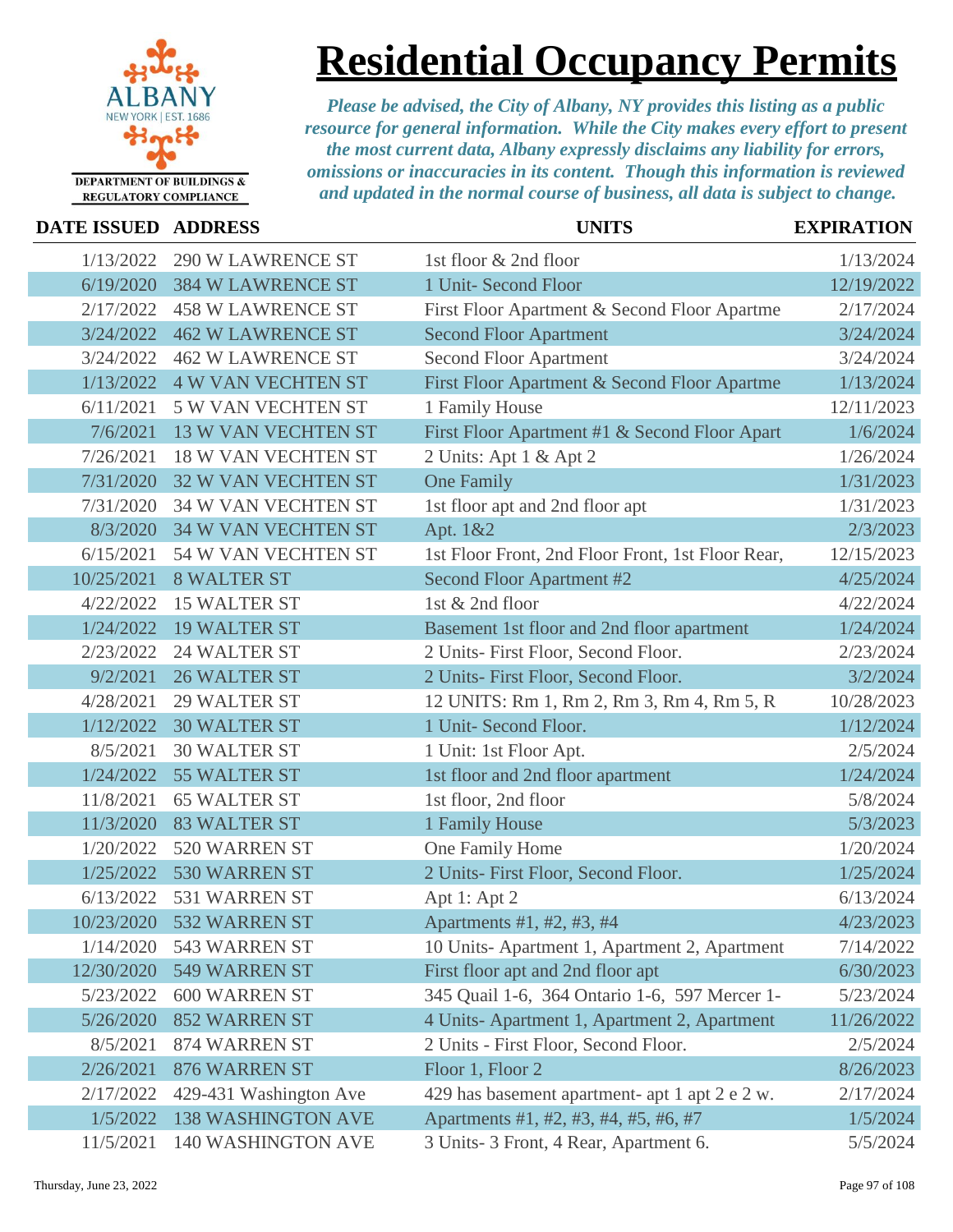# Residential Occupancy Permits

ALBANY
NEW YORK | EST. 1686

DEPARTMENT OF BUILDINGS & REGULATORY COMPLIANCE

*Please be advised, the City of Albany, NY provides this listing as a public resource for general information. While the City makes every effort to present the most current data, Albany expressly disclaims any liability for errors, omissions or inaccuracies in its content. Though this information is reviewed and updated in the normal course of business, all data is subject to change.*

| DATE ISSUED | ADDRESS | UNITS | EXPIRATION |
|---|---|---|---|
| 1/13/2022 | 290 W LAWRENCE ST | 1st floor & 2nd floor | 1/13/2024 |
| 6/19/2020 | 384 W LAWRENCE ST | 1 Unit- Second Floor | 12/19/2022 |
| 2/17/2022 | 458 W LAWRENCE ST | First Floor Apartment & Second Floor Apartme | 2/17/2024 |
| 3/24/2022 | 462 W LAWRENCE ST | Second Floor Apartment | 3/24/2024 |
| 3/24/2022 | 462 W LAWRENCE ST | Second Floor Apartment | 3/24/2024 |
| 1/13/2022 | 4 W VAN VECHTEN ST | First Floor Apartment & Second Floor Apartme | 1/13/2024 |
| 6/11/2021 | 5 W VAN VECHTEN ST | 1 Family House | 12/11/2023 |
| 7/6/2021 | 13 W VAN VECHTEN ST | First Floor Apartment #1 & Second Floor Apart | 1/6/2024 |
| 7/26/2021 | 18 W VAN VECHTEN ST | 2 Units: Apt 1 & Apt 2 | 1/26/2024 |
| 7/31/2020 | 32 W VAN VECHTEN ST | One Family | 1/31/2023 |
| 7/31/2020 | 34 W VAN VECHTEN ST | 1st floor apt and 2nd floor apt | 1/31/2023 |
| 8/3/2020 | 34 W VAN VECHTEN ST | Apt. 1&2 | 2/3/2023 |
| 6/15/2021 | 54 W VAN VECHTEN ST | 1st Floor Front, 2nd Floor Front, 1st Floor Rear, | 12/15/2023 |
| 10/25/2021 | 8 WALTER ST | Second Floor Apartment #2 | 4/25/2024 |
| 4/22/2022 | 15 WALTER ST | 1st & 2nd floor | 4/22/2024 |
| 1/24/2022 | 19 WALTER ST | Basement 1st floor and 2nd floor apartment | 1/24/2024 |
| 2/23/2022 | 24 WALTER ST | 2 Units- First Floor, Second Floor. | 2/23/2024 |
| 9/2/2021 | 26 WALTER ST | 2 Units- First Floor, Second Floor. | 3/2/2024 |
| 4/28/2021 | 29 WALTER ST | 12 UNITS: Rm 1, Rm 2, Rm 3, Rm 4, Rm 5, R | 10/28/2023 |
| 1/12/2022 | 30 WALTER ST | 1 Unit- Second Floor. | 1/12/2024 |
| 8/5/2021 | 30 WALTER ST | 1 Unit: 1st Floor Apt. | 2/5/2024 |
| 1/24/2022 | 55 WALTER ST | 1st floor and 2nd floor apartment | 1/24/2024 |
| 11/8/2021 | 65 WALTER ST | 1st floor, 2nd floor | 5/8/2024 |
| 11/3/2020 | 83 WALTER ST | 1 Family House | 5/3/2023 |
| 1/20/2022 | 520 WARREN ST | One Family Home | 1/20/2024 |
| 1/25/2022 | 530 WARREN ST | 2 Units- First Floor, Second Floor. | 1/25/2024 |
| 6/13/2022 | 531 WARREN ST | Apt 1: Apt 2 | 6/13/2024 |
| 10/23/2020 | 532 WARREN ST | Apartments #1, #2, #3, #4 | 4/23/2023 |
| 1/14/2020 | 543 WARREN ST | 10 Units- Apartment 1, Apartment 2, Apartment | 7/14/2022 |
| 12/30/2020 | 549 WARREN ST | First floor apt and 2nd floor apt | 6/30/2023 |
| 5/23/2022 | 600 WARREN ST | 345 Quail 1-6, 364 Ontario 1-6, 597 Mercer 1- | 5/23/2024 |
| 5/26/2020 | 852 WARREN ST | 4 Units- Apartment 1, Apartment 2, Apartment | 11/26/2022 |
| 8/5/2021 | 874 WARREN ST | 2 Units - First Floor, Second Floor. | 2/5/2024 |
| 2/26/2021 | 876 WARREN ST | Floor 1, Floor 2 | 8/26/2023 |
| 2/17/2022 | 429-431 Washington Ave | 429 has basement apartment- apt 1 apt 2 e 2 w. | 2/17/2024 |
| 1/5/2022 | 138 WASHINGTON AVE | Apartments #1, #2, #3, #4, #5, #6, #7 | 1/5/2024 |
| 11/5/2021 | 140 WASHINGTON AVE | 3 Units- 3 Front, 4 Rear, Apartment 6. | 5/5/2024 |

Thursday, June 23, 2022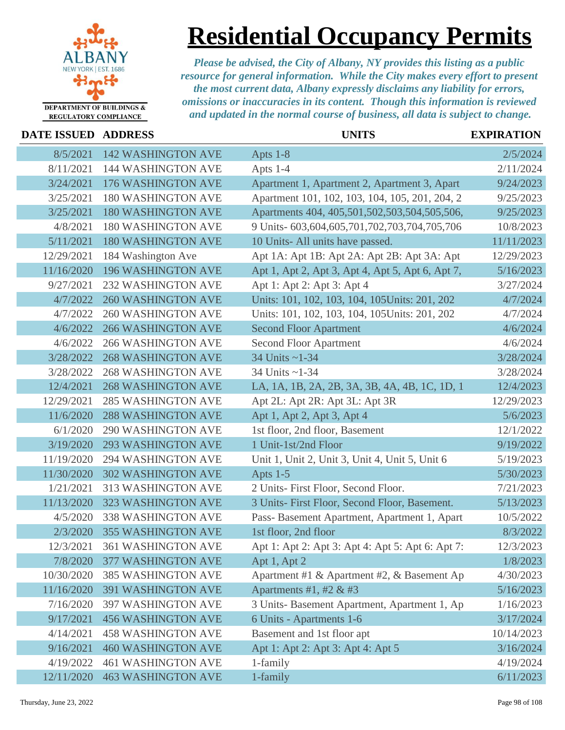# Residential Occupancy Permits

*Please be advised, the City of Albany, NY provides this listing as a public resource for general information. While the City makes every effort to present the most current data, Albany expressly disclaims any liability for errors, omissions or inaccuracies in its content. Though this information is reviewed and updated in the normal course of business, all data is subject to change.*

DEPARTMENT OF BUILDINGS & REGULATORY COMPLIANCE

| DATE ISSUED | ADDRESS | UNITS | EXPIRATION |
|---|---|---|---|
| 8/5/2021 | 142 WASHINGTON AVE | Apts 1-8 | 2/5/2024 |
| 8/11/2021 | 144 WASHINGTON AVE | Apts 1-4 | 2/11/2024 |
| 3/24/2021 | 176 WASHINGTON AVE | Apartment 1, Apartment 2, Apartment 3, Apart | 9/24/2023 |
| 3/25/2021 | 180 WASHINGTON AVE | Apartment 101, 102, 103, 104, 105, 201, 204, 2 | 9/25/2023 |
| 3/25/2021 | 180 WASHINGTON AVE | Apartments 404, 405,501,502,503,504,505,506, | 9/25/2023 |
| 4/8/2021 | 180 WASHINGTON AVE | 9 Units- 603,604,605,701,702,703,704,705,706 | 10/8/2023 |
| 5/11/2021 | 180 WASHINGTON AVE | 10 Units- All units have passed. | 11/11/2023 |
| 12/29/2021 | 184 Washington Ave | Apt 1A: Apt 1B: Apt 2A: Apt 2B: Apt 3A: Apt | 12/29/2023 |
| 11/16/2020 | 196 WASHINGTON AVE | Apt 1, Apt 2, Apt 3, Apt 4, Apt 5, Apt 6, Apt 7, | 5/16/2023 |
| 9/27/2021 | 232 WASHINGTON AVE | Apt 1: Apt 2: Apt 3: Apt 4 | 3/27/2024 |
| 4/7/2022 | 260 WASHINGTON AVE | Units: 101, 102, 103, 104, 105Units: 201, 202 | 4/7/2024 |
| 4/7/2022 | 260 WASHINGTON AVE | Units: 101, 102, 103, 104, 105Units: 201, 202 | 4/7/2024 |
| 4/6/2022 | 266 WASHINGTON AVE | Second Floor Apartment | 4/6/2024 |
| 4/6/2022 | 266 WASHINGTON AVE | Second Floor Apartment | 4/6/2024 |
| 3/28/2022 | 268 WASHINGTON AVE | 34 Units ~1-34 | 3/28/2024 |
| 3/28/2022 | 268 WASHINGTON AVE | 34 Units ~1-34 | 3/28/2024 |
| 12/4/2021 | 268 WASHINGTON AVE | LA, 1A, 1B, 2A, 2B, 3A, 3B, 4A, 4B, 1C, 1D, 1 | 12/4/2023 |
| 12/29/2021 | 285 WASHINGTON AVE | Apt 2L: Apt 2R: Apt 3L: Apt 3R | 12/29/2023 |
| 11/6/2020 | 288 WASHINGTON AVE | Apt 1, Apt 2, Apt 3, Apt 4 | 5/6/2023 |
| 6/1/2020 | 290 WASHINGTON AVE | 1st floor, 2nd floor, Basement | 12/1/2022 |
| 3/19/2020 | 293 WASHINGTON AVE | 1 Unit-1st/2nd Floor | 9/19/2022 |
| 11/19/2020 | 294 WASHINGTON AVE | Unit 1, Unit 2, Unit 3, Unit 4, Unit 5, Unit 6 | 5/19/2023 |
| 11/30/2020 | 302 WASHINGTON AVE | Apts 1-5 | 5/30/2023 |
| 1/21/2021 | 313 WASHINGTON AVE | 2 Units- First Floor, Second Floor. | 7/21/2023 |
| 11/13/2020 | 323 WASHINGTON AVE | 3 Units- First Floor, Second Floor, Basement. | 5/13/2023 |
| 4/5/2020 | 338 WASHINGTON AVE | Pass- Basement Apartment, Apartment 1, Apart | 10/5/2022 |
| 2/3/2020 | 355 WASHINGTON AVE | 1st floor, 2nd floor | 8/3/2022 |
| 12/3/2021 | 361 WASHINGTON AVE | Apt 1: Apt 2: Apt 3: Apt 4: Apt 5: Apt 6: Apt 7: | 12/3/2023 |
| 7/8/2020 | 377 WASHINGTON AVE | Apt 1, Apt 2 | 1/8/2023 |
| 10/30/2020 | 385 WASHINGTON AVE | Apartment #1 & Apartment #2, & Basement Ap | 4/30/2023 |
| 11/16/2020 | 391 WASHINGTON AVE | Apartments #1, #2 & #3 | 5/16/2023 |
| 7/16/2020 | 397 WASHINGTON AVE | 3 Units- Basement Apartment, Apartment 1, Ap | 1/16/2023 |
| 9/17/2021 | 456 WASHINGTON AVE | 6 Units - Apartments 1-6 | 3/17/2024 |
| 4/14/2021 | 458 WASHINGTON AVE | Basement and 1st floor apt | 10/14/2023 |
| 9/16/2021 | 460 WASHINGTON AVE | Apt 1: Apt 2: Apt 3: Apt 4: Apt 5 | 3/16/2024 |
| 4/19/2022 | 461 WASHINGTON AVE | 1-family | 4/19/2024 |
| 12/11/2020 | 463 WASHINGTON AVE | 1-family | 6/11/2023 |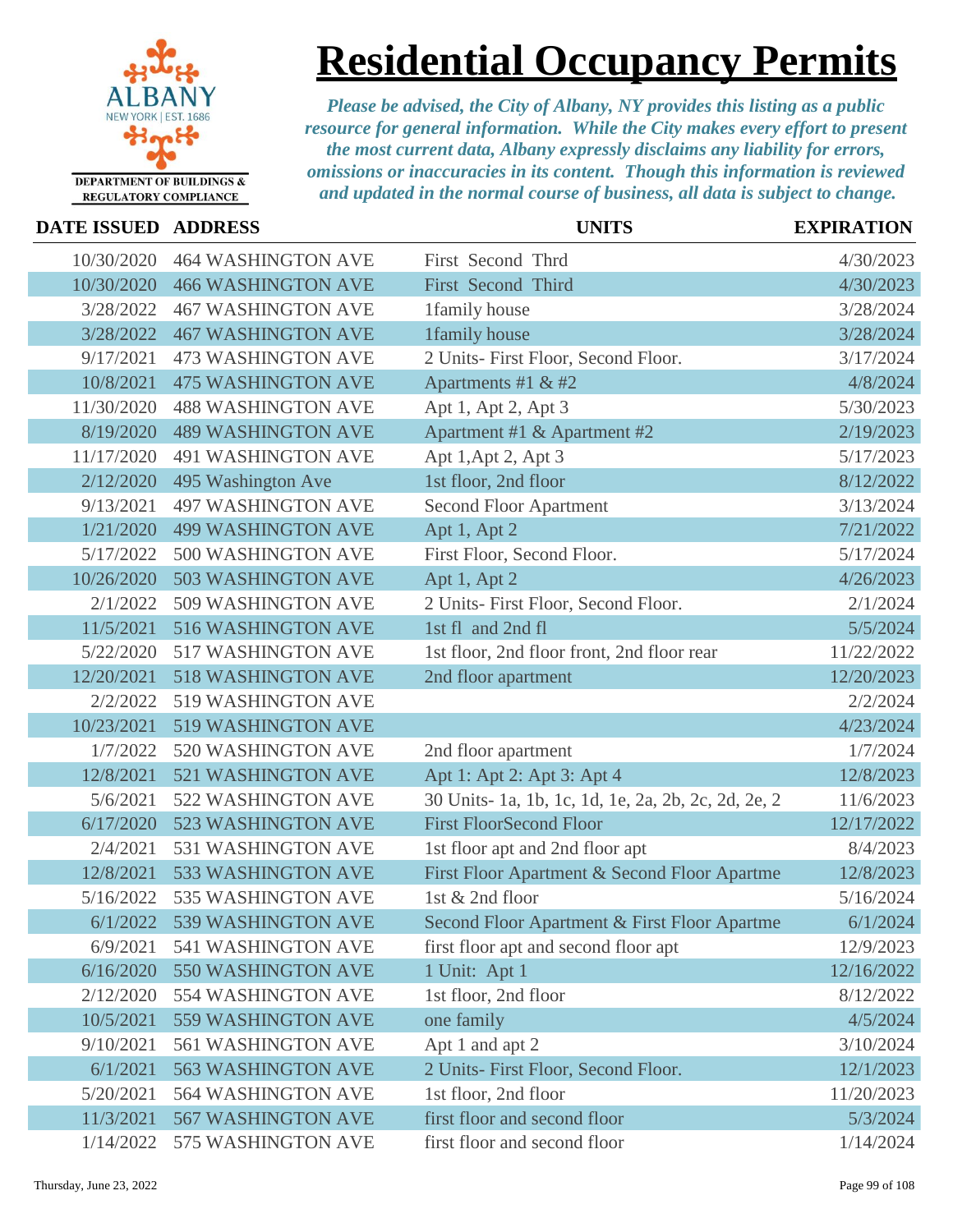# Residential Occupancy Permits

ALBANY NEW YORK | EST. 1686

DEPARTMENT OF BUILDINGS & REGULATORY COMPLIANCE

*Please be advised, the City of Albany, NY provides this listing as a public resource for general information. While the City makes every effort to present the most current data, Albany expressly disclaims any liability for errors, omissions or inaccuracies in its content. Though this information is reviewed and updated in the normal course of business, all data is subject to change.*

| DATE ISSUED | ADDRESS | UNITS | EXPIRATION |
|---|---|---|---|
| 10/30/2020 | 464 WASHINGTON AVE | First Second Thrd | 4/30/2023 |
| 10/30/2020 | 466 WASHINGTON AVE | First Second Third | 4/30/2023 |
| 3/28/2022 | 467 WASHINGTON AVE | 1family house | 3/28/2024 |
| 3/28/2022 | 467 WASHINGTON AVE | 1family house | 3/28/2024 |
| 9/17/2021 | 473 WASHINGTON AVE | 2 Units- First Floor, Second Floor. | 3/17/2024 |
| 10/8/2021 | 475 WASHINGTON AVE | Apartments #1 & #2 | 4/8/2024 |
| 11/30/2020 | 488 WASHINGTON AVE | Apt 1, Apt 2, Apt 3 | 5/30/2023 |
| 8/19/2020 | 489 WASHINGTON AVE | Apartment #1 & Apartment #2 | 2/19/2023 |
| 11/17/2020 | 491 WASHINGTON AVE | Apt 1,Apt 2, Apt 3 | 5/17/2023 |
| 2/12/2020 | 495 Washington Ave | 1st floor, 2nd floor | 8/12/2022 |
| 9/13/2021 | 497 WASHINGTON AVE | Second Floor Apartment | 3/13/2024 |
| 1/21/2020 | 499 WASHINGTON AVE | Apt 1, Apt 2 | 7/21/2022 |
| 5/17/2022 | 500 WASHINGTON AVE | First Floor, Second Floor. | 5/17/2024 |
| 10/26/2020 | 503 WASHINGTON AVE | Apt 1, Apt 2 | 4/26/2023 |
| 2/1/2022 | 509 WASHINGTON AVE | 2 Units- First Floor, Second Floor. | 2/1/2024 |
| 11/5/2021 | 516 WASHINGTON AVE | 1st fl and 2nd fl | 5/5/2024 |
| 5/22/2020 | 517 WASHINGTON AVE | 1st floor, 2nd floor front, 2nd floor rear | 11/22/2022 |
| 12/20/2021 | 518 WASHINGTON AVE | 2nd floor apartment | 12/20/2023 |
| 2/2/2022 | 519 WASHINGTON AVE | | 2/2/2024 |
| 10/23/2021 | 519 WASHINGTON AVE | | 4/23/2024 |
| 1/7/2022 | 520 WASHINGTON AVE | 2nd floor apartment | 1/7/2024 |
| 12/8/2021 | 521 WASHINGTON AVE | Apt 1: Apt 2: Apt 3: Apt 4 | 12/8/2023 |
| 5/6/2021 | 522 WASHINGTON AVE | 30 Units- 1a, 1b, 1c, 1d, 1e, 2a, 2b, 2c, 2d, 2e, 2 | 11/6/2023 |
| 6/17/2020 | 523 WASHINGTON AVE | First FloorSecond Floor | 12/17/2022 |
| 2/4/2021 | 531 WASHINGTON AVE | 1st floor apt and 2nd floor apt | 8/4/2023 |
| 12/8/2021 | 533 WASHINGTON AVE | First Floor Apartment & Second Floor Apartme | 12/8/2023 |
| 5/16/2022 | 535 WASHINGTON AVE | 1st & 2nd floor | 5/16/2024 |
| 6/1/2022 | 539 WASHINGTON AVE | Second Floor Apartment & First Floor Apartme | 6/1/2024 |
| 6/9/2021 | 541 WASHINGTON AVE | first floor apt and second floor apt | 12/9/2023 |
| 6/16/2020 | 550 WASHINGTON AVE | 1 Unit: Apt 1 | 12/16/2022 |
| 2/12/2020 | 554 WASHINGTON AVE | 1st floor, 2nd floor | 8/12/2022 |
| 10/5/2021 | 559 WASHINGTON AVE | one family | 4/5/2024 |
| 9/10/2021 | 561 WASHINGTON AVE | Apt 1 and apt 2 | 3/10/2024 |
| 6/1/2021 | 563 WASHINGTON AVE | 2 Units- First Floor, Second Floor. | 12/1/2023 |
| 5/20/2021 | 564 WASHINGTON AVE | 1st floor, 2nd floor | 11/20/2023 |
| 11/3/2021 | 567 WASHINGTON AVE | first floor and second floor | 5/3/2024 |
| 1/14/2022 | 575 WASHINGTON AVE | first floor and second floor | 1/14/2024 |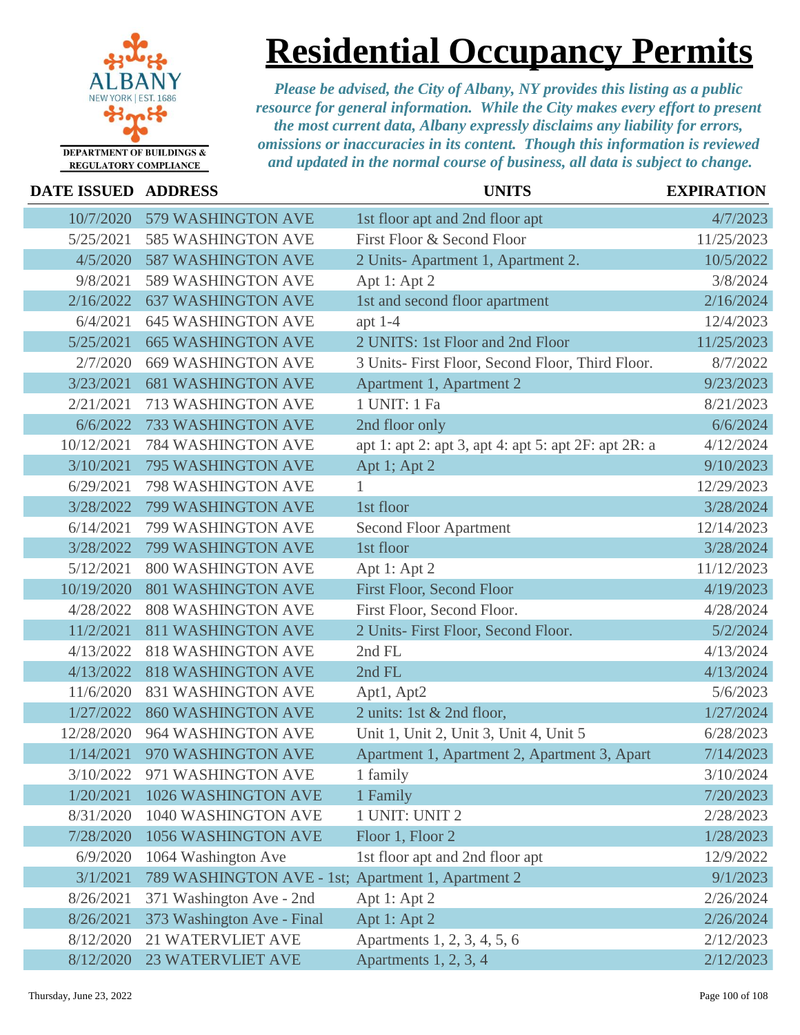ALBANY
NEW YORK | EST. 1686

DEPARTMENT OF BUILDINGS & REGULATORY COMPLIANCE

# Residential Occupancy Permits

*Please be advised, the City of Albany, NY provides this listing as a public resource for general information. While the City makes every effort to present the most current data, Albany expressly disclaims any liability for errors, omissions or inaccuracies in its content. Though this information is reviewed and updated in the normal course of business, all data is subject to change.*

| DATE ISSUED | ADDRESS | UNITS | EXPIRATION |
|---|---|---|---|
| 10/7/2020 | 579 WASHINGTON AVE | 1st floor apt and 2nd floor apt | 4/7/2023 |
| 5/25/2021 | 585 WASHINGTON AVE | First Floor & Second Floor | 11/25/2023 |
| 4/5/2020 | 587 WASHINGTON AVE | 2 Units- Apartment 1, Apartment 2. | 10/5/2022 |
| 9/8/2021 | 589 WASHINGTON AVE | Apt 1: Apt 2 | 3/8/2024 |
| 2/16/2022 | 637 WASHINGTON AVE | 1st and second floor apartment | 2/16/2024 |
| 6/4/2021 | 645 WASHINGTON AVE | apt 1-4 | 12/4/2023 |
| 5/25/2021 | 665 WASHINGTON AVE | 2 UNITS: 1st Floor and 2nd Floor | 11/25/2023 |
| 2/7/2020 | 669 WASHINGTON AVE | 3 Units- First Floor, Second Floor, Third Floor. | 8/7/2022 |
| 3/23/2021 | 681 WASHINGTON AVE | Apartment 1, Apartment 2 | 9/23/2023 |
| 2/21/2021 | 713 WASHINGTON AVE | 1 UNIT: 1 Fa | 8/21/2023 |
| 6/6/2022 | 733 WASHINGTON AVE | 2nd floor only | 6/6/2024 |
| 10/12/2021 | 784 WASHINGTON AVE | apt 1: apt 2: apt 3, apt 4: apt 5: apt 2F: apt 2R: a | 4/12/2024 |
| 3/10/2021 | 795 WASHINGTON AVE | Apt 1; Apt 2 | 9/10/2023 |
| 6/29/2021 | 798 WASHINGTON AVE | 1 | 12/29/2023 |
| 3/28/2022 | 799 WASHINGTON AVE | 1st floor | 3/28/2024 |
| 6/14/2021 | 799 WASHINGTON AVE | Second Floor Apartment | 12/14/2023 |
| 3/28/2022 | 799 WASHINGTON AVE | 1st floor | 3/28/2024 |
| 5/12/2021 | 800 WASHINGTON AVE | Apt 1: Apt 2 | 11/12/2023 |
| 10/19/2020 | 801 WASHINGTON AVE | First Floor, Second Floor | 4/19/2023 |
| 4/28/2022 | 808 WASHINGTON AVE | First Floor, Second Floor. | 4/28/2024 |
| 11/2/2021 | 811 WASHINGTON AVE | 2 Units- First Floor, Second Floor. | 5/2/2024 |
| 4/13/2022 | 818 WASHINGTON AVE | 2nd FL | 4/13/2024 |
| 4/13/2022 | 818 WASHINGTON AVE | 2nd FL | 4/13/2024 |
| 11/6/2020 | 831 WASHINGTON AVE | Apt1, Apt2 | 5/6/2023 |
| 1/27/2022 | 860 WASHINGTON AVE | 2 units: 1st & 2nd floor, | 1/27/2024 |
| 12/28/2020 | 964 WASHINGTON AVE | Unit 1, Unit 2, Unit 3, Unit 4, Unit 5 | 6/28/2023 |
| 1/14/2021 | 970 WASHINGTON AVE | Apartment 1, Apartment 2, Apartment 3, Apart | 7/14/2023 |
| 3/10/2022 | 971 WASHINGTON AVE | 1 family | 3/10/2024 |
| 1/20/2021 | 1026 WASHINGTON AVE | 1 Family | 7/20/2023 |
| 8/31/2020 | 1040 WASHINGTON AVE | 1 UNIT: UNIT 2 | 2/28/2023 |
| 7/28/2020 | 1056 WASHINGTON AVE | Floor 1, Floor 2 | 1/28/2023 |
| 6/9/2020 | 1064 Washington Ave | 1st floor apt and 2nd floor apt | 12/9/2022 |
| 3/1/2021 | 789 WASHINGTON AVE - 1st; | Apartment 1, Apartment 2 | 9/1/2023 |
| 8/26/2021 | 371 Washington Ave - 2nd | Apt 1: Apt 2 | 2/26/2024 |
| 8/26/2021 | 373 Washington Ave - Final | Apt 1: Apt 2 | 2/26/2024 |
| 8/12/2020 | 21 WATERVLIET AVE | Apartments 1, 2, 3, 4, 5, 6 | 2/12/2023 |
| 8/12/2020 | 23 WATERVLIET AVE | Apartments 1, 2, 3, 4 | 2/12/2023 |

Thursday, June 23, 2022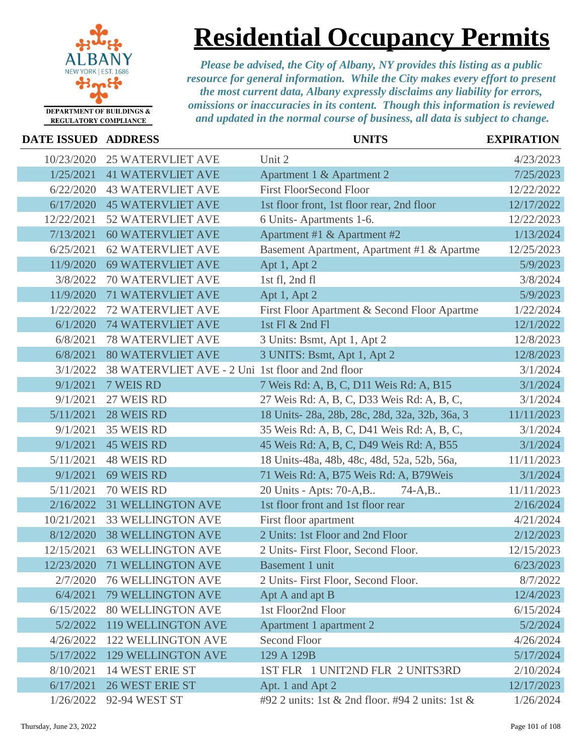# Residential Occupancy Permits

ALBANY NEW YORK | EST. 1686

DEPARTMENT OF BUILDINGS & REGULATORY COMPLIANCE

*Please be advised, the City of Albany, NY provides this listing as a public resource for general information. While the City makes every effort to present the most current data, Albany expressly disclaims any liability for errors, omissions or inaccuracies in its content. Though this information is reviewed and updated in the normal course of business, all data is subject to change.*

| DATE ISSUED | ADDRESS | UNITS | EXPIRATION |
|---|---|---|---|
| 10/23/2020 | 25 WATERVLIET AVE | Unit 2 | 4/23/2023 |
| 1/25/2021 | 41 WATERVLIET AVE | Apartment 1 & Apartment 2 | 7/25/2023 |
| 6/22/2020 | 43 WATERVLIET AVE | First FloorSecond Floor | 12/22/2022 |
| 6/17/2020 | 45 WATERVLIET AVE | 1st floor front, 1st floor rear, 2nd floor | 12/17/2022 |
| 12/22/2021 | 52 WATERVLIET AVE | 6 Units- Apartments 1-6. | 12/22/2023 |
| 7/13/2021 | 60 WATERVLIET AVE | Apartment #1 & Apartment #2 | 1/13/2024 |
| 6/25/2021 | 62 WATERVLIET AVE | Basement Apartment, Apartment #1 & Apartme | 12/25/2023 |
| 11/9/2020 | 69 WATERVLIET AVE | Apt 1, Apt 2 | 5/9/2023 |
| 3/8/2022 | 70 WATERVLIET AVE | 1st fl, 2nd fl | 3/8/2024 |
| 11/9/2020 | 71 WATERVLIET AVE | Apt 1, Apt 2 | 5/9/2023 |
| 1/22/2022 | 72 WATERVLIET AVE | First Floor Apartment & Second Floor Apartme | 1/22/2024 |
| 6/1/2020 | 74 WATERVLIET AVE | 1st Fl & 2nd Fl | 12/1/2022 |
| 6/8/2021 | 78 WATERVLIET AVE | 3 Units: Bsmt, Apt 1, Apt 2 | 12/8/2023 |
| 6/8/2021 | 80 WATERVLIET AVE | 3 UNITS: Bsmt, Apt 1, Apt 2 | 12/8/2023 |
| 3/1/2022 | 38 WATERVLIET AVE - 2 Uni | 1st floor and 2nd floor | 3/1/2024 |
| 9/1/2021 | 7 WEIS RD | 7 Weis Rd: A, B, C, D11 Weis Rd: A, B15 | 3/1/2024 |
| 9/1/2021 | 27 WEIS RD | 27 Weis Rd: A, B, C, D33 Weis Rd: A, B, C, | 3/1/2024 |
| 5/11/2021 | 28 WEIS RD | 18 Units- 28a, 28b, 28c, 28d, 32a, 32b, 36a, 3 | 11/11/2023 |
| 9/1/2021 | 35 WEIS RD | 35 Weis Rd: A, B, C, D41 Weis Rd: A, B, C, | 3/1/2024 |
| 9/1/2021 | 45 WEIS RD | 45 Weis Rd: A, B, C, D49 Weis Rd: A, B55 | 3/1/2024 |
| 5/11/2021 | 48 WEIS RD | 18 Units-48a, 48b, 48c, 48d, 52a, 52b, 56a, | 11/11/2023 |
| 9/1/2021 | 69 WEIS RD | 71 Weis Rd: A, B75 Weis Rd: A, B79Weis | 3/1/2024 |
| 5/11/2021 | 70 WEIS RD | 20 Units - Apts: 70-A,B.. 74-A,B.. | 11/11/2023 |
| 2/16/2022 | 31 WELLINGTON AVE | 1st floor front and 1st floor rear | 2/16/2024 |
| 10/21/2021 | 33 WELLINGTON AVE | First floor apartment | 4/21/2024 |
| 8/12/2020 | 38 WELLINGTON AVE | 2 Units: 1st Floor and 2nd Floor | 2/12/2023 |
| 12/15/2021 | 63 WELLINGTON AVE | 2 Units- First Floor, Second Floor. | 12/15/2023 |
| 12/23/2020 | 71 WELLINGTON AVE | Basement 1 unit | 6/23/2023 |
| 2/7/2020 | 76 WELLINGTON AVE | 2 Units- First Floor, Second Floor. | 8/7/2022 |
| 6/4/2021 | 79 WELLINGTON AVE | Apt A and apt B | 12/4/2023 |
| 6/15/2022 | 80 WELLINGTON AVE | 1st Floor2nd Floor | 6/15/2024 |
| 5/2/2022 | 119 WELLINGTON AVE | Apartment 1 apartment 2 | 5/2/2024 |
| 4/26/2022 | 122 WELLINGTON AVE | Second Floor | 4/26/2024 |
| 5/17/2022 | 129 WELLINGTON AVE | 129 A 129B | 5/17/2024 |
| 8/10/2021 | 14 WEST ERIE ST | 1ST FLR 1 UNIT2ND FLR 2 UNITS3RD | 2/10/2024 |
| 6/17/2021 | 26 WEST ERIE ST | Apt. 1 and Apt 2 | 12/17/2023 |
| 1/26/2022 | 92-94 WEST ST | #92 2 units: 1st & 2nd floor. #94 2 units: 1st & | 1/26/2024 |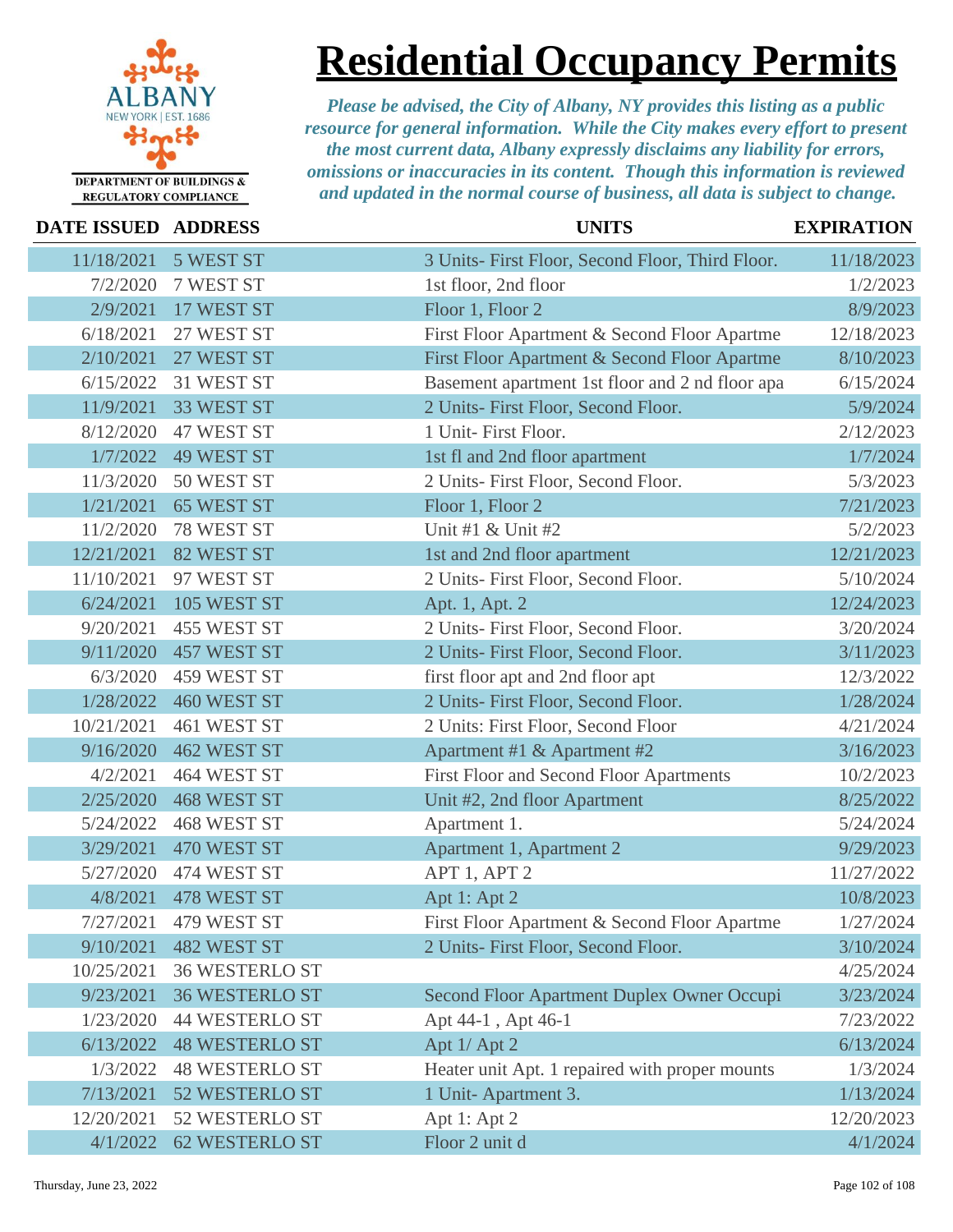# Residential Occupancy Permits

DEPARTMENT OF BUILDINGS & REGULATORY COMPLIANCE

*Please be advised, the City of Albany, NY provides this listing as a public resource for general information. While the City makes every effort to present the most current data, Albany expressly disclaims any liability for errors, omissions or inaccuracies in its content. Though this information is reviewed and updated in the normal course of business, all data is subject to change.*

| DATE ISSUED | ADDRESS | UNITS | EXPIRATION |
|---|---|---|---|
| 11/18/2021 | 5 WEST ST | 3 Units- First Floor, Second Floor, Third Floor. | 11/18/2023 |
| 7/2/2020 | 7 WEST ST | 1st floor, 2nd floor | 1/2/2023 |
| 2/9/2021 | 17 WEST ST | Floor 1, Floor 2 | 8/9/2023 |
| 6/18/2021 | 27 WEST ST | First Floor Apartment & Second Floor Apartme | 12/18/2023 |
| 2/10/2021 | 27 WEST ST | First Floor Apartment & Second Floor Apartme | 8/10/2023 |
| 6/15/2022 | 31 WEST ST | Basement apartment 1st floor and 2 nd floor apa | 6/15/2024 |
| 11/9/2021 | 33 WEST ST | 2 Units- First Floor, Second Floor. | 5/9/2024 |
| 8/12/2020 | 47 WEST ST | 1 Unit- First Floor. | 2/12/2023 |
| 1/7/2022 | 49 WEST ST | 1st fl and 2nd floor apartment | 1/7/2024 |
| 11/3/2020 | 50 WEST ST | 2 Units- First Floor, Second Floor. | 5/3/2023 |
| 1/21/2021 | 65 WEST ST | Floor 1, Floor 2 | 7/21/2023 |
| 11/2/2020 | 78 WEST ST | Unit #1 & Unit #2 | 5/2/2023 |
| 12/21/2021 | 82 WEST ST | 1st and 2nd floor apartment | 12/21/2023 |
| 11/10/2021 | 97 WEST ST | 2 Units- First Floor, Second Floor. | 5/10/2024 |
| 6/24/2021 | 105 WEST ST | Apt. 1, Apt. 2 | 12/24/2023 |
| 9/20/2021 | 455 WEST ST | 2 Units- First Floor, Second Floor. | 3/20/2024 |
| 9/11/2020 | 457 WEST ST | 2 Units- First Floor, Second Floor. | 3/11/2023 |
| 6/3/2020 | 459 WEST ST | first floor apt and 2nd floor apt | 12/3/2022 |
| 1/28/2022 | 460 WEST ST | 2 Units- First Floor, Second Floor. | 1/28/2024 |
| 10/21/2021 | 461 WEST ST | 2 Units: First Floor, Second Floor | 4/21/2024 |
| 9/16/2020 | 462 WEST ST | Apartment #1 & Apartment #2 | 3/16/2023 |
| 4/2/2021 | 464 WEST ST | First Floor and Second Floor Apartments | 10/2/2023 |
| 2/25/2020 | 468 WEST ST | Unit #2, 2nd floor Apartment | 8/25/2022 |
| 5/24/2022 | 468 WEST ST | Apartment 1. | 5/24/2024 |
| 3/29/2021 | 470 WEST ST | Apartment 1, Apartment 2 | 9/29/2023 |
| 5/27/2020 | 474 WEST ST | APT 1, APT 2 | 11/27/2022 |
| 4/8/2021 | 478 WEST ST | Apt 1: Apt 2 | 10/8/2023 |
| 7/27/2021 | 479 WEST ST | First Floor Apartment & Second Floor Apartme | 1/27/2024 |
| 9/10/2021 | 482 WEST ST | 2 Units- First Floor, Second Floor. | 3/10/2024 |
| 10/25/2021 | 36 WESTERLO ST | | 4/25/2024 |
| 9/23/2021 | 36 WESTERLO ST | Second Floor Apartment Duplex Owner Occupi | 3/23/2024 |
| 1/23/2020 | 44 WESTERLO ST | Apt 44-1 , Apt 46-1 | 7/23/2022 |
| 6/13/2022 | 48 WESTERLO ST | Apt 1/ Apt 2 | 6/13/2024 |
| 1/3/2022 | 48 WESTERLO ST | Heater unit Apt. 1 repaired with proper mounts | 1/3/2024 |
| 7/13/2021 | 52 WESTERLO ST | 1 Unit- Apartment 3. | 1/13/2024 |
| 12/20/2021 | 52 WESTERLO ST | Apt 1: Apt 2 | 12/20/2023 |
| 4/1/2022 | 62 WESTERLO ST | Floor 2 unit d | 4/1/2024 |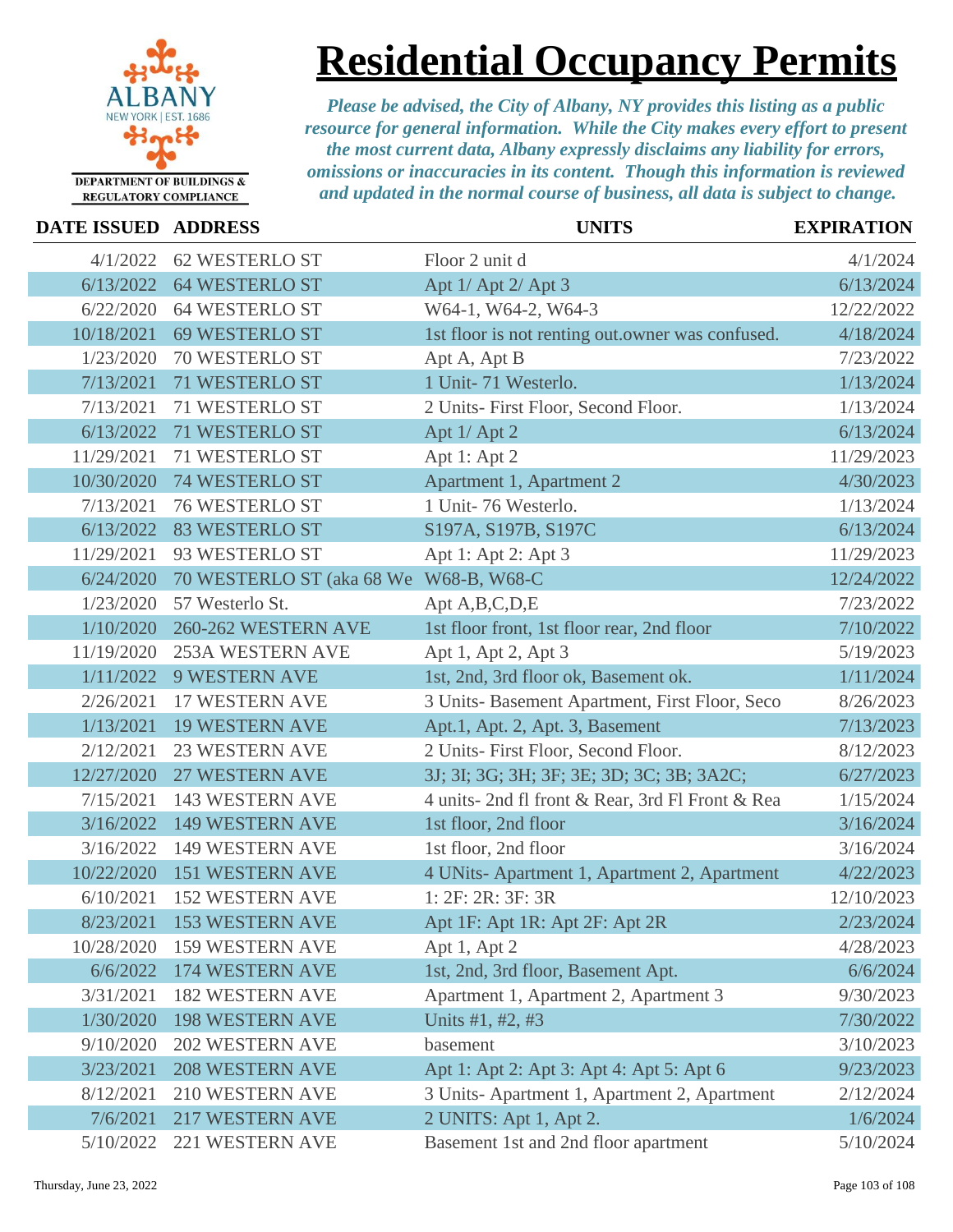# Residential Occupancy Permits

ALBANY NEW YORK | EST. 1686

DEPARTMENT OF BUILDINGS & REGULATORY COMPLIANCE

*Please be advised, the City of Albany, NY provides this listing as a public resource for general information. While the City makes every effort to present the most current data, Albany expressly disclaims any liability for errors, omissions or inaccuracies in its content. Though this information is reviewed and updated in the normal course of business, all data is subject to change.*

| DATE ISSUED | ADDRESS | UNITS | EXPIRATION |
|---|---|---|---|
| 4/1/2022 | 62 WESTERLO ST | Floor 2 unit d | 4/1/2024 |
| 6/13/2022 | 64 WESTERLO ST | Apt 1/ Apt 2/ Apt 3 | 6/13/2024 |
| 6/22/2020 | 64 WESTERLO ST | W64-1, W64-2, W64-3 | 12/22/2022 |
| 10/18/2021 | 69 WESTERLO ST | 1st floor is not renting out.owner was confused. | 4/18/2024 |
| 1/23/2020 | 70 WESTERLO ST | Apt A, Apt B | 7/23/2022 |
| 7/13/2021 | 71 WESTERLO ST | 1 Unit- 71 Westerlo. | 1/13/2024 |
| 7/13/2021 | 71 WESTERLO ST | 2 Units- First Floor, Second Floor. | 1/13/2024 |
| 6/13/2022 | 71 WESTERLO ST | Apt 1/ Apt 2 | 6/13/2024 |
| 11/29/2021 | 71 WESTERLO ST | Apt 1: Apt 2 | 11/29/2023 |
| 10/30/2020 | 74 WESTERLO ST | Apartment 1, Apartment 2 | 4/30/2023 |
| 7/13/2021 | 76 WESTERLO ST | 1 Unit- 76 Westerlo. | 1/13/2024 |
| 6/13/2022 | 83 WESTERLO ST | S197A, S197B, S197C | 6/13/2024 |
| 11/29/2021 | 93 WESTERLO ST | Apt 1: Apt 2: Apt 3 | 11/29/2023 |
| 6/24/2020 | 70 WESTERLO ST (aka 68 We | W68-B, W68-C | 12/24/2022 |
| 1/23/2020 | 57 Westerlo St. | Apt A,B,C,D,E | 7/23/2022 |
| 1/10/2020 | 260-262 WESTERN AVE | 1st floor front, 1st floor rear, 2nd floor | 7/10/2022 |
| 11/19/2020 | 253A WESTERN AVE | Apt 1, Apt 2, Apt 3 | 5/19/2023 |
| 1/11/2022 | 9 WESTERN AVE | 1st, 2nd, 3rd floor ok, Basement ok. | 1/11/2024 |
| 2/26/2021 | 17 WESTERN AVE | 3 Units- Basement Apartment, First Floor, Seco | 8/26/2023 |
| 1/13/2021 | 19 WESTERN AVE | Apt.1, Apt. 2, Apt. 3, Basement | 7/13/2023 |
| 2/12/2021 | 23 WESTERN AVE | 2 Units- First Floor, Second Floor. | 8/12/2023 |
| 12/27/2020 | 27 WESTERN AVE | 3J; 3I; 3G; 3H; 3F; 3E; 3D; 3C; 3B; 3A2C; | 6/27/2023 |
| 7/15/2021 | 143 WESTERN AVE | 4 units- 2nd fl front & Rear, 3rd Fl Front & Rea | 1/15/2024 |
| 3/16/2022 | 149 WESTERN AVE | 1st floor, 2nd floor | 3/16/2024 |
| 3/16/2022 | 149 WESTERN AVE | 1st floor, 2nd floor | 3/16/2024 |
| 10/22/2020 | 151 WESTERN AVE | 4 UNits- Apartment 1, Apartment 2, Apartment | 4/22/2023 |
| 6/10/2021 | 152 WESTERN AVE | 1: 2F: 2R: 3F: 3R | 12/10/2023 |
| 8/23/2021 | 153 WESTERN AVE | Apt 1F: Apt 1R: Apt 2F: Apt 2R | 2/23/2024 |
| 10/28/2020 | 159 WESTERN AVE | Apt 1, Apt 2 | 4/28/2023 |
| 6/6/2022 | 174 WESTERN AVE | 1st, 2nd, 3rd floor, Basement Apt. | 6/6/2024 |
| 3/31/2021 | 182 WESTERN AVE | Apartment 1, Apartment 2, Apartment 3 | 9/30/2023 |
| 1/30/2020 | 198 WESTERN AVE | Units #1, #2, #3 | 7/30/2022 |
| 9/10/2020 | 202 WESTERN AVE | basement | 3/10/2023 |
| 3/23/2021 | 208 WESTERN AVE | Apt 1: Apt 2: Apt 3: Apt 4: Apt 5: Apt 6 | 9/23/2023 |
| 8/12/2021 | 210 WESTERN AVE | 3 Units- Apartment 1, Apartment 2, Apartment | 2/12/2024 |
| 7/6/2021 | 217 WESTERN AVE | 2 UNITS: Apt 1, Apt 2. | 1/6/2024 |
| 5/10/2022 | 221 WESTERN AVE | Basement 1st and 2nd floor apartment | 5/10/2024 |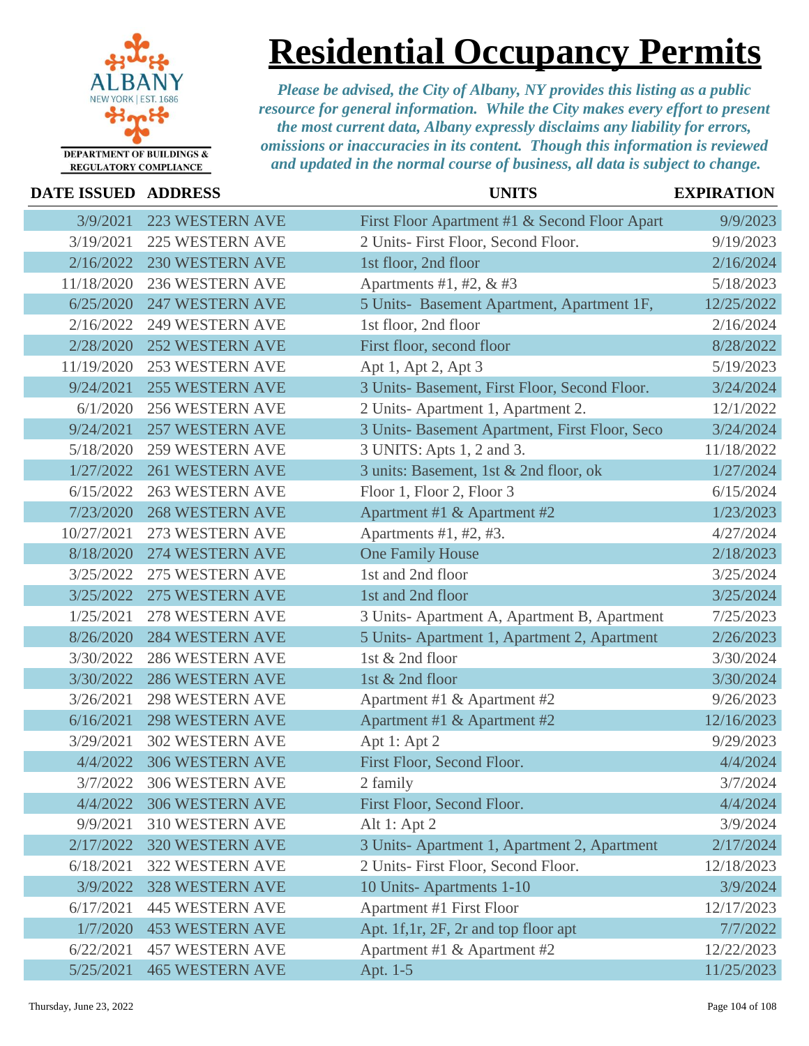# Residential Occupancy Permits

DEPARTMENT OF BUILDINGS & REGULATORY COMPLIANCE

*Please be advised, the City of Albany, NY provides this listing as a public resource for general information. While the City makes every effort to present the most current data, Albany expressly disclaims any liability for errors, omissions or inaccuracies in its content. Though this information is reviewed and updated in the normal course of business, all data is subject to change.*

| DATE ISSUED | ADDRESS | UNITS | EXPIRATION |
|---|---|---|---|
| 3/9/2021 | 223 WESTERN AVE | First Floor Apartment #1 & Second Floor Apart | 9/9/2023 |
| 3/19/2021 | 225 WESTERN AVE | 2 Units- First Floor, Second Floor. | 9/19/2023 |
| 2/16/2022 | 230 WESTERN AVE | 1st floor, 2nd floor | 2/16/2024 |
| 11/18/2020 | 236 WESTERN AVE | Apartments #1, #2, & #3 | 5/18/2023 |
| 6/25/2020 | 247 WESTERN AVE | 5 Units- Basement Apartment, Apartment 1F, | 12/25/2022 |
| 2/16/2022 | 249 WESTERN AVE | 1st floor, 2nd floor | 2/16/2024 |
| 2/28/2020 | 252 WESTERN AVE | First floor, second floor | 8/28/2022 |
| 11/19/2020 | 253 WESTERN AVE | Apt 1, Apt 2, Apt 3 | 5/19/2023 |
| 9/24/2021 | 255 WESTERN AVE | 3 Units- Basement, First Floor, Second Floor. | 3/24/2024 |
| 6/1/2020 | 256 WESTERN AVE | 2 Units- Apartment 1, Apartment 2. | 12/1/2022 |
| 9/24/2021 | 257 WESTERN AVE | 3 Units- Basement Apartment, First Floor, Seco | 3/24/2024 |
| 5/18/2020 | 259 WESTERN AVE | 3 UNITS: Apts 1, 2 and 3. | 11/18/2022 |
| 1/27/2022 | 261 WESTERN AVE | 3 units: Basement, 1st & 2nd floor, ok | 1/27/2024 |
| 6/15/2022 | 263 WESTERN AVE | Floor 1, Floor 2, Floor 3 | 6/15/2024 |
| 7/23/2020 | 268 WESTERN AVE | Apartment #1 & Apartment #2 | 1/23/2023 |
| 10/27/2021 | 273 WESTERN AVE | Apartments #1, #2, #3. | 4/27/2024 |
| 8/18/2020 | 274 WESTERN AVE | One Family House | 2/18/2023 |
| 3/25/2022 | 275 WESTERN AVE | 1st and 2nd floor | 3/25/2024 |
| 3/25/2022 | 275 WESTERN AVE | 1st and 2nd floor | 3/25/2024 |
| 1/25/2021 | 278 WESTERN AVE | 3 Units- Apartment A, Apartment B, Apartment | 7/25/2023 |
| 8/26/2020 | 284 WESTERN AVE | 5 Units- Apartment 1, Apartment 2, Apartment | 2/26/2023 |
| 3/30/2022 | 286 WESTERN AVE | 1st & 2nd floor | 3/30/2024 |
| 3/30/2022 | 286 WESTERN AVE | 1st & 2nd floor | 3/30/2024 |
| 3/26/2021 | 298 WESTERN AVE | Apartment #1 & Apartment #2 | 9/26/2023 |
| 6/16/2021 | 298 WESTERN AVE | Apartment #1 & Apartment #2 | 12/16/2023 |
| 3/29/2021 | 302 WESTERN AVE | Apt 1: Apt 2 | 9/29/2023 |
| 4/4/2022 | 306 WESTERN AVE | First Floor, Second Floor. | 4/4/2024 |
| 3/7/2022 | 306 WESTERN AVE | 2 family | 3/7/2024 |
| 4/4/2022 | 306 WESTERN AVE | First Floor, Second Floor. | 4/4/2024 |
| 9/9/2021 | 310 WESTERN AVE | Alt 1: Apt 2 | 3/9/2024 |
| 2/17/2022 | 320 WESTERN AVE | 3 Units- Apartment 1, Apartment 2, Apartment | 2/17/2024 |
| 6/18/2021 | 322 WESTERN AVE | 2 Units- First Floor, Second Floor. | 12/18/2023 |
| 3/9/2022 | 328 WESTERN AVE | 10 Units- Apartments 1-10 | 3/9/2024 |
| 6/17/2021 | 445 WESTERN AVE | Apartment #1 First Floor | 12/17/2023 |
| 1/7/2020 | 453 WESTERN AVE | Apt. 1f,1r, 2F, 2r and top floor apt | 7/7/2022 |
| 6/22/2021 | 457 WESTERN AVE | Apartment #1 & Apartment #2 | 12/22/2023 |
| 5/25/2021 | 465 WESTERN AVE | Apt. 1-5 | 11/25/2023 |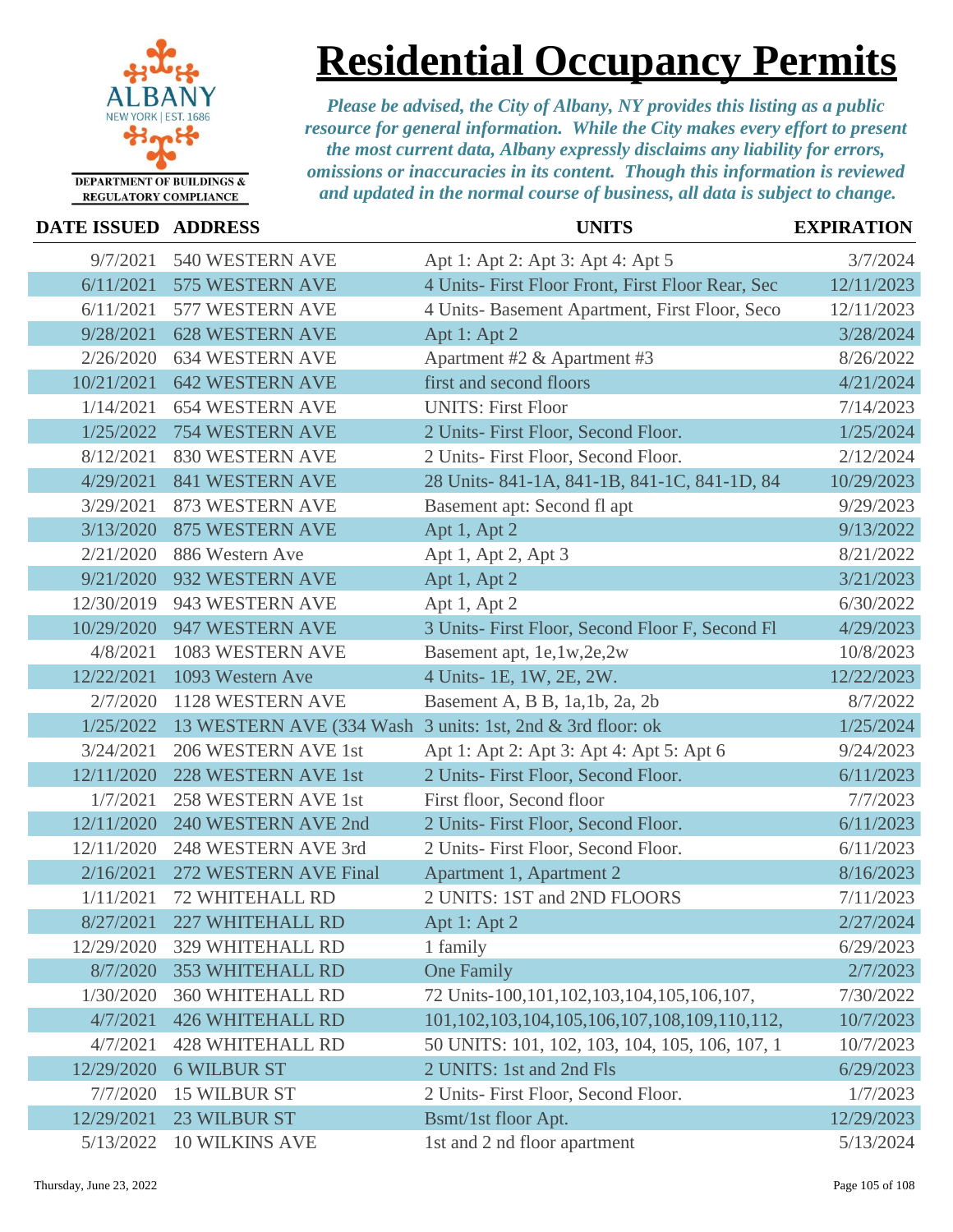# Residential Occupancy Permits

ALBANY
NEW YORK | EST. 1686
DEPARTMENT OF BUILDINGS & REGULATORY COMPLIANCE

*Please be advised, the City of Albany, NY provides this listing as a public resource for general information. While the City makes every effort to present the most current data, Albany expressly disclaims any liability for errors, omissions or inaccuracies in its content. Though this information is reviewed and updated in the normal course of business, all data is subject to change.*

| DATE ISSUED | ADDRESS | UNITS | EXPIRATION |
|---|---|---|---|
| 9/7/2021 | 540 WESTERN AVE | Apt 1: Apt 2: Apt 3: Apt 4: Apt 5 | 3/7/2024 |
| 6/11/2021 | 575 WESTERN AVE | 4 Units- First Floor Front, First Floor Rear, Sec | 12/11/2023 |
| 6/11/2021 | 577 WESTERN AVE | 4 Units- Basement Apartment, First Floor, Seco | 12/11/2023 |
| 9/28/2021 | 628 WESTERN AVE | Apt 1: Apt 2 | 3/28/2024 |
| 2/26/2020 | 634 WESTERN AVE | Apartment #2 & Apartment #3 | 8/26/2022 |
| 10/21/2021 | 642 WESTERN AVE | first and second floors | 4/21/2024 |
| 1/14/2021 | 654 WESTERN AVE | UNITS: First Floor | 7/14/2023 |
| 1/25/2022 | 754 WESTERN AVE | 2 Units- First Floor, Second Floor. | 1/25/2024 |
| 8/12/2021 | 830 WESTERN AVE | 2 Units- First Floor, Second Floor. | 2/12/2024 |
| 4/29/2021 | 841 WESTERN AVE | 28 Units- 841-1A, 841-1B, 841-1C, 841-1D, 84 | 10/29/2023 |
| 3/29/2021 | 873 WESTERN AVE | Basement apt: Second fl apt | 9/29/2023 |
| 3/13/2020 | 875 WESTERN AVE | Apt 1, Apt 2 | 9/13/2022 |
| 2/21/2020 | 886 Western Ave | Apt 1, Apt 2, Apt 3 | 8/21/2022 |
| 9/21/2020 | 932 WESTERN AVE | Apt 1, Apt 2 | 3/21/2023 |
| 12/30/2019 | 943 WESTERN AVE | Apt 1, Apt 2 | 6/30/2022 |
| 10/29/2020 | 947 WESTERN AVE | 3 Units- First Floor, Second Floor F, Second Fl | 4/29/2023 |
| 4/8/2021 | 1083 WESTERN AVE | Basement apt, 1e,1w,2e,2w | 10/8/2023 |
| 12/22/2021 | 1093 Western Ave | 4 Units- 1E, 1W, 2E, 2W. | 12/22/2023 |
| 2/7/2020 | 1128 WESTERN AVE | Basement A, B B, 1a,1b, 2a, 2b | 8/7/2022 |
| 1/25/2022 | 13 WESTERN AVE (334 Wash | 3 units: 1st, 2nd & 3rd floor: ok | 1/25/2024 |
| 3/24/2021 | 206 WESTERN AVE 1st | Apt 1: Apt 2: Apt 3: Apt 4: Apt 5: Apt 6 | 9/24/2023 |
| 12/11/2020 | 228 WESTERN AVE 1st | 2 Units- First Floor, Second Floor. | 6/11/2023 |
| 1/7/2021 | 258 WESTERN AVE 1st | First floor, Second floor | 7/7/2023 |
| 12/11/2020 | 240 WESTERN AVE 2nd | 2 Units- First Floor, Second Floor. | 6/11/2023 |
| 12/11/2020 | 248 WESTERN AVE 3rd | 2 Units- First Floor, Second Floor. | 6/11/2023 |
| 2/16/2021 | 272 WESTERN AVE Final | Apartment 1, Apartment 2 | 8/16/2023 |
| 1/11/2021 | 72 WHITEHALL RD | 2 UNITS: 1ST and 2ND FLOORS | 7/11/2023 |
| 8/27/2021 | 227 WHITEHALL RD | Apt 1: Apt 2 | 2/27/2024 |
| 12/29/2020 | 329 WHITEHALL RD | 1 family | 6/29/2023 |
| 8/7/2020 | 353 WHITEHALL RD | One Family | 2/7/2023 |
| 1/30/2020 | 360 WHITEHALL RD | 72 Units-100,101,102,103,104,105,106,107, | 7/30/2022 |
| 4/7/2021 | 426 WHITEHALL RD | 101,102,103,104,105,106,107,108,109,110,112, | 10/7/2023 |
| 4/7/2021 | 428 WHITEHALL RD | 50 UNITS: 101, 102, 103, 104, 105, 106, 107, 1 | 10/7/2023 |
| 12/29/2020 | 6 WILBUR ST | 2 UNITS: 1st and 2nd Fls | 6/29/2023 |
| 7/7/2020 | 15 WILBUR ST | 2 Units- First Floor, Second Floor. | 1/7/2023 |
| 12/29/2021 | 23 WILBUR ST | Bsmt/1st floor Apt. | 12/29/2023 |
| 5/13/2022 | 10 WILKINS AVE | 1st and 2 nd floor apartment | 5/13/2024 |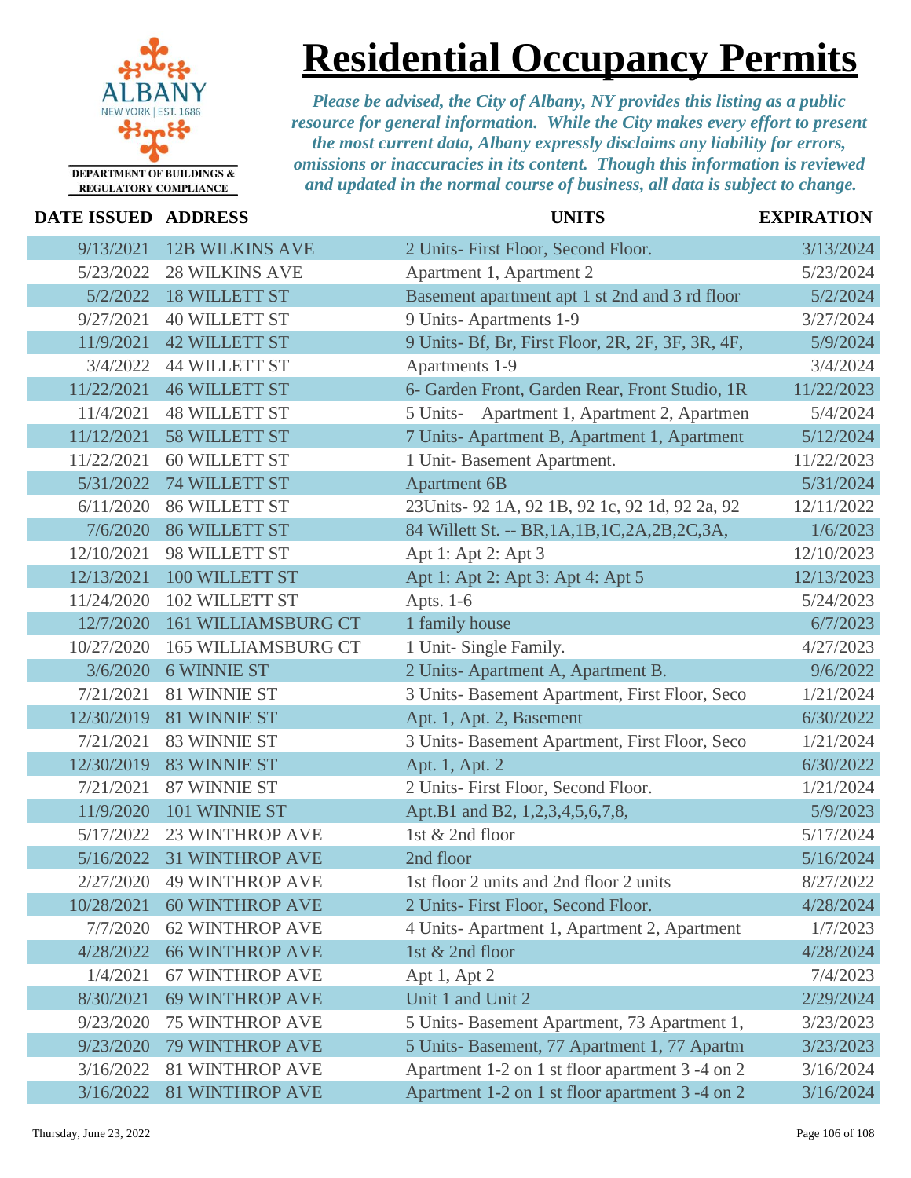# Residential Occupancy Permits

ALBANY NEW YORK | EST. 1686

DEPARTMENT OF BUILDINGS & REGULATORY COMPLIANCE

*Please be advised, the City of Albany, NY provides this listing as a public resource for general information. While the City makes every effort to present the most current data, Albany expressly disclaims any liability for errors, omissions or inaccuracies in its content. Though this information is reviewed and updated in the normal course of business, all data is subject to change.*

| DATE ISSUED | ADDRESS | UNITS | EXPIRATION |
|---|---|---|---|
| 9/13/2021 | 12B WILKINS AVE | 2 Units- First Floor, Second Floor. | 3/13/2024 |
| 5/23/2022 | 28 WILKINS AVE | Apartment 1, Apartment 2 | 5/23/2024 |
| 5/2/2022 | 18 WILLETT ST | Basement apartment apt 1 st 2nd and 3 rd floor | 5/2/2024 |
| 9/27/2021 | 40 WILLETT ST | 9 Units- Apartments 1-9 | 3/27/2024 |
| 11/9/2021 | 42 WILLETT ST | 9 Units- Bf, Br, First Floor, 2R, 2F, 3F, 3R, 4F, | 5/9/2024 |
| 3/4/2022 | 44 WILLETT ST | Apartments 1-9 | 3/4/2024 |
| 11/22/2021 | 46 WILLETT ST | 6- Garden Front, Garden Rear, Front Studio, 1R | 11/22/2023 |
| 11/4/2021 | 48 WILLETT ST | 5 Units- Apartment 1, Apartment 2, Apartmen | 5/4/2024 |
| 11/12/2021 | 58 WILLETT ST | 7 Units- Apartment B, Apartment 1, Apartment | 5/12/2024 |
| 11/22/2021 | 60 WILLETT ST | 1 Unit- Basement Apartment. | 11/22/2023 |
| 5/31/2022 | 74 WILLETT ST | Apartment 6B | 5/31/2024 |
| 6/11/2020 | 86 WILLETT ST | 23Units- 92 1A, 92 1B, 92 1c, 92 1d, 92 2a, 92 | 12/11/2022 |
| 7/6/2020 | 86 WILLETT ST | 84 Willett St. -- BR,1A,1B,1C,2A,2B,2C,3A, | 1/6/2023 |
| 12/10/2021 | 98 WILLETT ST | Apt 1: Apt 2: Apt 3 | 12/10/2023 |
| 12/13/2021 | 100 WILLETT ST | Apt 1: Apt 2: Apt 3: Apt 4: Apt 5 | 12/13/2023 |
| 11/24/2020 | 102 WILLETT ST | Apts. 1-6 | 5/24/2023 |
| 12/7/2020 | 161 WILLIAMSBURG CT | 1 family house | 6/7/2023 |
| 10/27/2020 | 165 WILLIAMSBURG CT | 1 Unit- Single Family. | 4/27/2023 |
| 3/6/2020 | 6 WINNIE ST | 2 Units- Apartment A, Apartment B. | 9/6/2022 |
| 7/21/2021 | 81 WINNIE ST | 3 Units- Basement Apartment, First Floor, Seco | 1/21/2024 |
| 12/30/2019 | 81 WINNIE ST | Apt. 1, Apt. 2, Basement | 6/30/2022 |
| 7/21/2021 | 83 WINNIE ST | 3 Units- Basement Apartment, First Floor, Seco | 1/21/2024 |
| 12/30/2019 | 83 WINNIE ST | Apt. 1, Apt. 2 | 6/30/2022 |
| 7/21/2021 | 87 WINNIE ST | 2 Units- First Floor, Second Floor. | 1/21/2024 |
| 11/9/2020 | 101 WINNIE ST | Apt.B1 and B2, 1,2,3,4,5,6,7,8, | 5/9/2023 |
| 5/17/2022 | 23 WINTHROP AVE | 1st & 2nd floor | 5/17/2024 |
| 5/16/2022 | 31 WINTHROP AVE | 2nd floor | 5/16/2024 |
| 2/27/2020 | 49 WINTHROP AVE | 1st floor 2 units and 2nd floor 2 units | 8/27/2022 |
| 10/28/2021 | 60 WINTHROP AVE | 2 Units- First Floor, Second Floor. | 4/28/2024 |
| 7/7/2020 | 62 WINTHROP AVE | 4 Units- Apartment 1, Apartment 2, Apartment | 1/7/2023 |
| 4/28/2022 | 66 WINTHROP AVE | 1st & 2nd floor | 4/28/2024 |
| 1/4/2021 | 67 WINTHROP AVE | Apt 1, Apt 2 | 7/4/2023 |
| 8/30/2021 | 69 WINTHROP AVE | Unit 1 and Unit 2 | 2/29/2024 |
| 9/23/2020 | 75 WINTHROP AVE | 5 Units- Basement Apartment, 73 Apartment 1, | 3/23/2023 |
| 9/23/2020 | 79 WINTHROP AVE | 5 Units- Basement, 77 Apartment 1, 77 Apartm | 3/23/2023 |
| 3/16/2022 | 81 WINTHROP AVE | Apartment 1-2 on 1 st floor apartment 3 -4 on 2 | 3/16/2024 |
| 3/16/2022 | 81 WINTHROP AVE | Apartment 1-2 on 1 st floor apartment 3 -4 on 2 | 3/16/2024 |

Thursday, June 23, 2022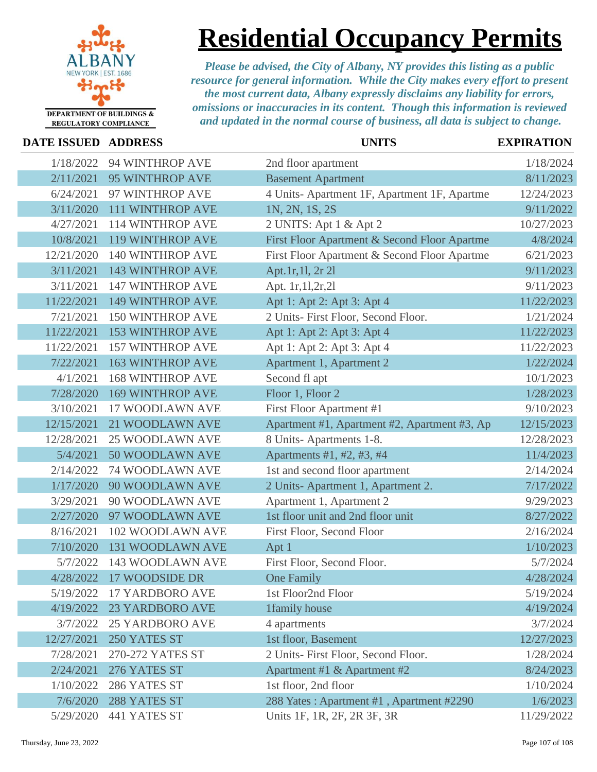# Residential Occupancy Permits

DEPARTMENT OF BUILDINGS & REGULATORY COMPLIANCE

*Please be advised, the City of Albany, NY provides this listing as a public resource for general information. While the City makes every effort to present the most current data, Albany expressly disclaims any liability for errors, omissions or inaccuracies in its content. Though this information is reviewed and updated in the normal course of business, all data is subject to change.*

| DATE ISSUED | ADDRESS | UNITS | EXPIRATION |
|---|---|---|---|
| 1/18/2022 | 94 WINTHROP AVE | 2nd floor apartment | 1/18/2024 |
| 2/11/2021 | 95 WINTHROP AVE | Basement Apartment | 8/11/2023 |
| 6/24/2021 | 97 WINTHROP AVE | 4 Units- Apartment 1F, Apartment 1F, Apartme | 12/24/2023 |
| 3/11/2020 | 111 WINTHROP AVE | 1N, 2N, 1S, 2S | 9/11/2022 |
| 4/27/2021 | 114 WINTHROP AVE | 2 UNITS: Apt 1 & Apt 2 | 10/27/2023 |
| 10/8/2021 | 119 WINTHROP AVE | First Floor Apartment & Second Floor Apartme | 4/8/2024 |
| 12/21/2020 | 140 WINTHROP AVE | First Floor Apartment & Second Floor Apartme | 6/21/2023 |
| 3/11/2021 | 143 WINTHROP AVE | Apt.1r,1l, 2r 2l | 9/11/2023 |
| 3/11/2021 | 147 WINTHROP AVE | Apt. 1r,1l,2r,2l | 9/11/2023 |
| 11/22/2021 | 149 WINTHROP AVE | Apt 1: Apt 2: Apt 3: Apt 4 | 11/22/2023 |
| 7/21/2021 | 150 WINTHROP AVE | 2 Units- First Floor, Second Floor. | 1/21/2024 |
| 11/22/2021 | 153 WINTHROP AVE | Apt 1: Apt 2: Apt 3: Apt 4 | 11/22/2023 |
| 11/22/2021 | 157 WINTHROP AVE | Apt 1: Apt 2: Apt 3: Apt 4 | 11/22/2023 |
| 7/22/2021 | 163 WINTHROP AVE | Apartment 1, Apartment 2 | 1/22/2024 |
| 4/1/2021 | 168 WINTHROP AVE | Second fl apt | 10/1/2023 |
| 7/28/2020 | 169 WINTHROP AVE | Floor 1, Floor 2 | 1/28/2023 |
| 3/10/2021 | 17 WOODLAWN AVE | First Floor Apartment #1 | 9/10/2023 |
| 12/15/2021 | 21 WOODLAWN AVE | Apartment #1, Apartment #2, Apartment #3, Ap | 12/15/2023 |
| 12/28/2021 | 25 WOODLAWN AVE | 8 Units- Apartments 1-8. | 12/28/2023 |
| 5/4/2021 | 50 WOODLAWN AVE | Apartments #1, #2, #3, #4 | 11/4/2023 |
| 2/14/2022 | 74 WOODLAWN AVE | 1st and second floor apartment | 2/14/2024 |
| 1/17/2020 | 90 WOODLAWN AVE | 2 Units- Apartment 1, Apartment 2. | 7/17/2022 |
| 3/29/2021 | 90 WOODLAWN AVE | Apartment 1, Apartment 2 | 9/29/2023 |
| 2/27/2020 | 97 WOODLAWN AVE | 1st floor unit and 2nd floor unit | 8/27/2022 |
| 8/16/2021 | 102 WOODLAWN AVE | First Floor, Second Floor | 2/16/2024 |
| 7/10/2020 | 131 WOODLAWN AVE | Apt 1 | 1/10/2023 |
| 5/7/2022 | 143 WOODLAWN AVE | First Floor, Second Floor. | 5/7/2024 |
| 4/28/2022 | 17 WOODSIDE DR | One Family | 4/28/2024 |
| 5/19/2022 | 17 YARDBORO AVE | 1st Floor2nd Floor | 5/19/2024 |
| 4/19/2022 | 23 YARDBORO AVE | 1family house | 4/19/2024 |
| 3/7/2022 | 25 YARDBORO AVE | 4 apartments | 3/7/2024 |
| 12/27/2021 | 250 YATES ST | 1st floor, Basement | 12/27/2023 |
| 7/28/2021 | 270-272 YATES ST | 2 Units- First Floor, Second Floor. | 1/28/2024 |
| 2/24/2021 | 276 YATES ST | Apartment #1 & Apartment #2 | 8/24/2023 |
| 1/10/2022 | 286 YATES ST | 1st floor, 2nd floor | 1/10/2024 |
| 7/6/2020 | 288 YATES ST | 288 Yates : Apartment #1 , Apartment #2290 | 1/6/2023 |
| 5/29/2020 | 441 YATES ST | Units 1F, 1R, 2F, 2R 3F, 3R | 11/29/2022 |

Thursday, June 23, 2022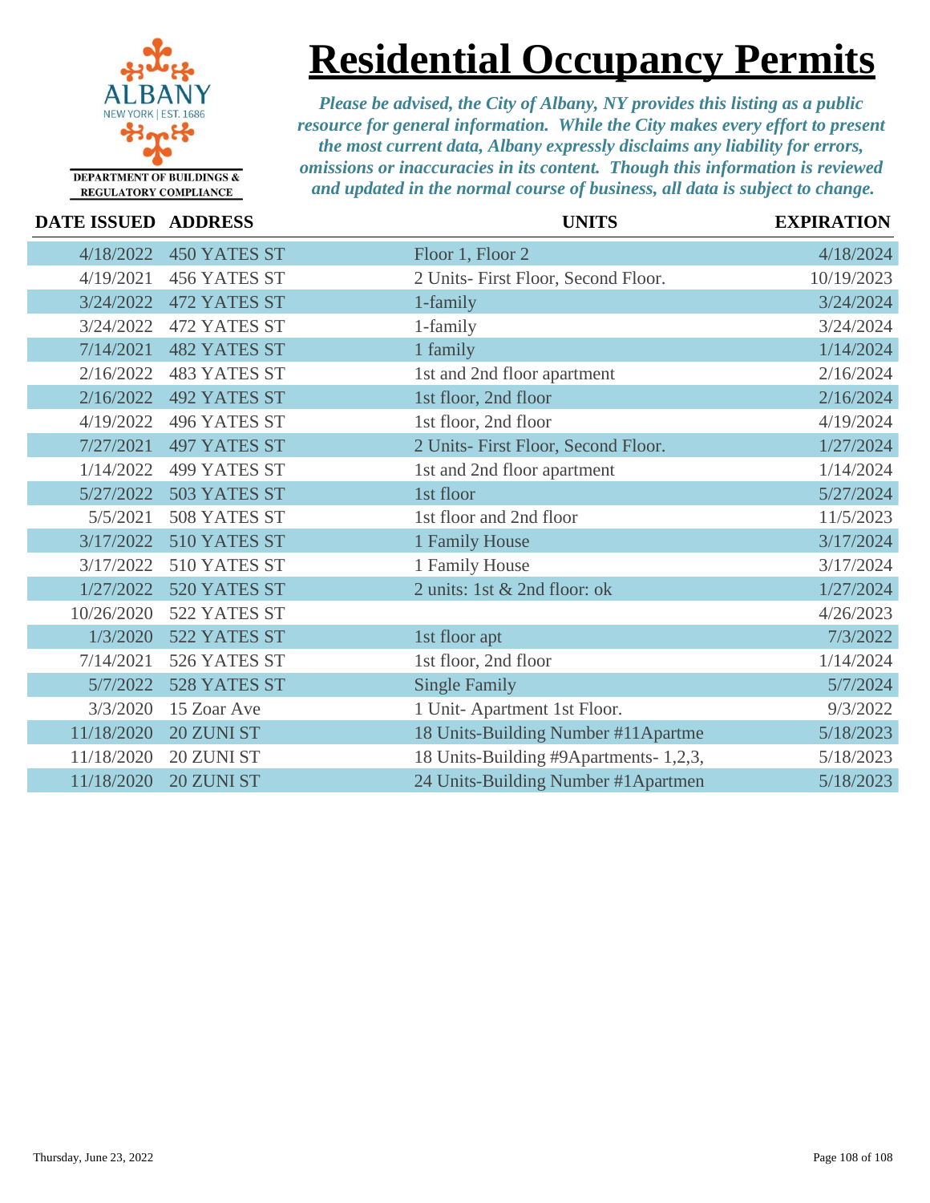ALBANY
NEW YORK | EST. 1686
DEPARTMENT OF BUILDINGS & REGULATORY COMPLIANCE

# Residential Occupancy Permits

*Please be advised, the City of Albany, NY provides this listing as a public resource for general information. While the City makes every effort to present the most current data, Albany expressly disclaims any liability for errors, omissions or inaccuracies in its content. Though this information is reviewed and updated in the normal course of business, all data is subject to change.*

| DATE ISSUED | ADDRESS | UNITS | EXPIRATION |
|---|---|---|---|
| 4/18/2022 | 450 YATES ST | Floor 1, Floor 2 | 4/18/2024 |
| 4/19/2021 | 456 YATES ST | 2 Units- First Floor, Second Floor. | 10/19/2023 |
| 3/24/2022 | 472 YATES ST | 1-family | 3/24/2024 |
| 3/24/2022 | 472 YATES ST | 1-family | 3/24/2024 |
| 7/14/2021 | 482 YATES ST | 1 family | 1/14/2024 |
| 2/16/2022 | 483 YATES ST | 1st and 2nd floor apartment | 2/16/2024 |
| 2/16/2022 | 492 YATES ST | 1st floor, 2nd floor | 2/16/2024 |
| 4/19/2022 | 496 YATES ST | 1st floor, 2nd floor | 4/19/2024 |
| 7/27/2021 | 497 YATES ST | 2 Units- First Floor, Second Floor. | 1/27/2024 |
| 1/14/2022 | 499 YATES ST | 1st and 2nd floor apartment | 1/14/2024 |
| 5/27/2022 | 503 YATES ST | 1st floor | 5/27/2024 |
| 5/5/2021 | 508 YATES ST | 1st floor and 2nd floor | 11/5/2023 |
| 3/17/2022 | 510 YATES ST | 1 Family House | 3/17/2024 |
| 3/17/2022 | 510 YATES ST | 1 Family House | 3/17/2024 |
| 1/27/2022 | 520 YATES ST | 2 units: 1st & 2nd floor: ok | 1/27/2024 |
| 10/26/2020 | 522 YATES ST | | 4/26/2023 |
| 1/3/2020 | 522 YATES ST | 1st floor apt | 7/3/2022 |
| 7/14/2021 | 526 YATES ST | 1st floor, 2nd floor | 1/14/2024 |
| 5/7/2022 | 528 YATES ST | Single Family | 5/7/2024 |
| 3/3/2020 | 15 Zoar Ave | 1 Unit- Apartment 1st Floor. | 9/3/2022 |
| 11/18/2020 | 20 ZUNI ST | 18 Units-Building Number #11Apartme | 5/18/2023 |
| 11/18/2020 | 20 ZUNI ST | 18 Units-Building #9Apartments- 1,2,3, | 5/18/2023 |
| 11/18/2020 | 20 ZUNI ST | 24 Units-Building Number #1Apartmen | 5/18/2023 |

Thursday, June 23, 2022